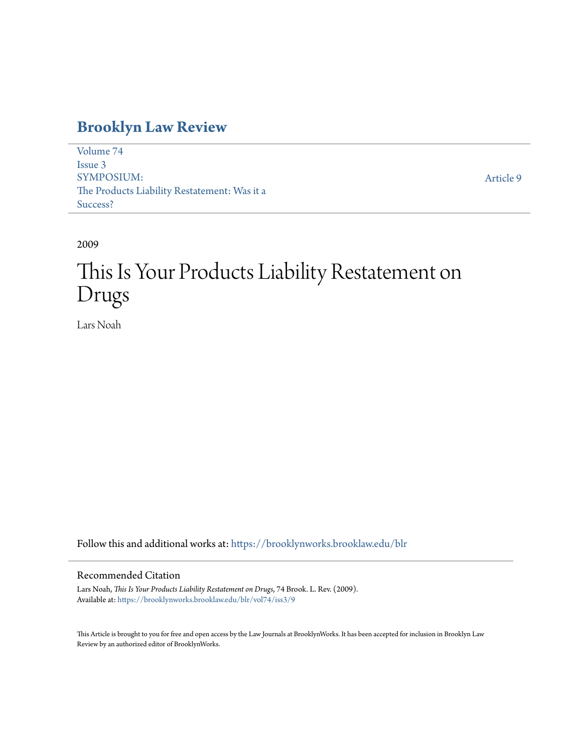# Brooklyn Law Review

Volume 74
Issue 3
SYMPOSIUM:
The Products Liability Restatement: Was it a Success?

Article 9

2009

# This Is Your Products Liability Restatement on Drugs

Lars Noah

Follow this and additional works at: https://brooklynworks.brooklaw.edu/blr

## Recommended Citation

Lars Noah, *This Is Your Products Liability Restatement on Drugs*, 74 Brook. L. Rev. (2009).
Available at: https://brooklynworks.brooklaw.edu/blr/vol74/iss3/9

This Article is brought to you for free and open access by the Law Journals at BrooklynWorks. It has been accepted for inclusion in Brooklyn Law Review by an authorized editor of BrooklynWorks.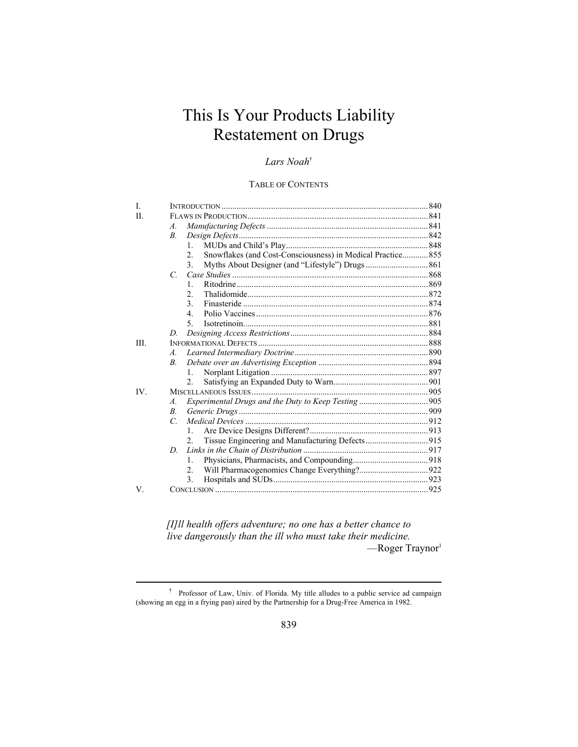# This Is Your Products Liability Restatement on Drugs

*Lars Noah*[†]

TABLE OF CONTENTS

| | | |
|---|---|---|
| I. | INTRODUCTION | 840 |
| II. | FLAWS IN PRODUCTION | 841 |
| | *A. Manufacturing Defects* | 841 |
| | *B. Design Defects* | 842 |
| | 1. MUDs and Child's Play | 848 |
| | 2. Snowflakes (and Cost-Consciousness) in Medical Practice | 855 |
| | 3. Myths About Designer (and "Lifestyle") Drugs | 861 |
| | *C. Case Studies* | 868 |
| | 1. Ritodrine | 869 |
| | 2. Thalidomide | 872 |
| | 3. Finasteride | 874 |
| | 4. Polio Vaccines | 876 |
| | 5. Isotretinoin | 881 |
| | *D. Designing Access Restrictions* | 884 |
| III. | INFORMATIONAL DEFECTS | 888 |
| | *A. Learned Intermediary Doctrine* | 890 |
| | *B. Debate over an Advertising Exception* | 894 |
| | 1. Norplant Litigation | 897 |
| | 2. Satisfying an Expanded Duty to Warn | 901 |
| IV. | MISCELLANEOUS ISSUES | 905 |
| | *A. Experimental Drugs and the Duty to Keep Testing* | 905 |
| | *B. Generic Drugs* | 909 |
| | *C. Medical Devices* | 912 |
| | 1. Are Device Designs Different? | 913 |
| | 2. Tissue Engineering and Manufacturing Defects | 915 |
| | *D. Links in the Chain of Distribution* | 917 |
| | 1. Physicians, Pharmacists, and Compounding | 918 |
| | 2. Will Pharmacogenomics Change Everything? | 922 |
| | 3. Hospitals and SUDs | 923 |
| V. | CONCLUSION | 925 |

> *[I]ll health offers adventure; no one has a better chance to live dangerously than the ill who must take their medicine.*
>
> —Roger Traynor[1]

---

[†] Professor of Law, Univ. of Florida. My title alludes to a public service ad campaign (showing an egg in a frying pan) aired by the Partnership for a Drug-Free America in 1982.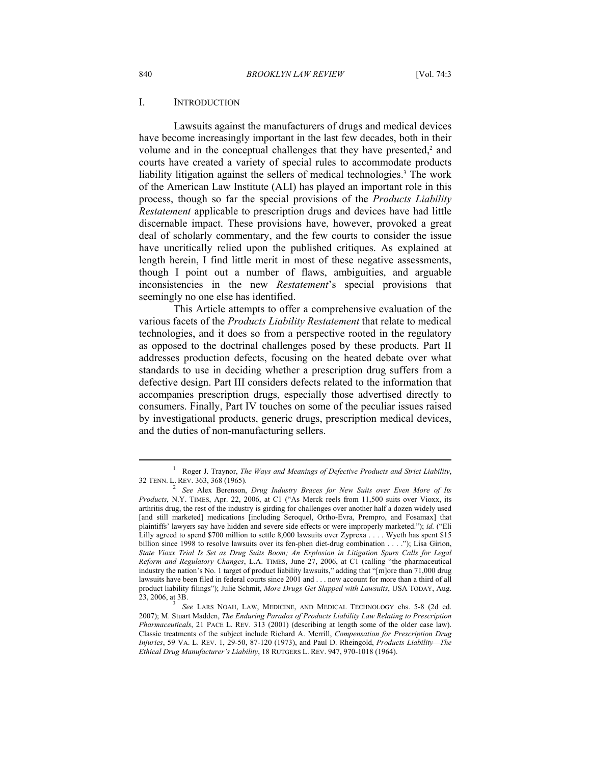## I. INTRODUCTION

Lawsuits against the manufacturers of drugs and medical devices have become increasingly important in the last few decades, both in their volume and in the conceptual challenges that they have presented,[2] and courts have created a variety of special rules to accommodate products liability litigation against the sellers of medical technologies.[3] The work of the American Law Institute (ALI) has played an important role in this process, though so far the special provisions of the *Products Liability Restatement* applicable to prescription drugs and devices have had little discernable impact. These provisions have, however, provoked a great deal of scholarly commentary, and the few courts to consider the issue have uncritically relied upon the published critiques. As explained at length herein, I find little merit in most of these negative assessments, though I point out a number of flaws, ambiguities, and arguable inconsistencies in the new *Restatement*'s special provisions that seemingly no one else has identified.

This Article attempts to offer a comprehensive evaluation of the various facets of the *Products Liability Restatement* that relate to medical technologies, and it does so from a perspective rooted in the regulatory as opposed to the doctrinal challenges posed by these products. Part II addresses production defects, focusing on the heated debate over what standards to use in deciding whether a prescription drug suffers from a defective design. Part III considers defects related to the information that accompanies prescription drugs, especially those advertised directly to consumers. Finally, Part IV touches on some of the peculiar issues raised by investigational products, generic drugs, prescription medical devices, and the duties of non-manufacturing sellers.

---

[1] Roger J. Traynor, *The Ways and Meanings of Defective Products and Strict Liability*, 32 TENN. L. REV. 363, 368 (1965).

[2] *See* Alex Berenson, *Drug Industry Braces for New Suits over Even More of Its Products*, N.Y. TIMES, Apr. 22, 2006, at C1 ("As Merck reels from 11,500 suits over Vioxx, its arthritis drug, the rest of the industry is girding for challenges over another half a dozen widely used [and still marketed] medications [including Seroquel, Ortho-Evra, Prempro, and Fosamax] that plaintiffs' lawyers say have hidden and severe side effects or were improperly marketed."); *id.* ("Eli Lilly agreed to spend $700 million to settle 8,000 lawsuits over Zyprexa . . . . Wyeth has spent $15 billion since 1998 to resolve lawsuits over its fen-phen diet-drug combination . . . ."); Lisa Girion, *State Vioxx Trial Is Set as Drug Suits Boom; An Explosion in Litigation Spurs Calls for Legal Reform and Regulatory Changes*, L.A. TIMES, June 27, 2006, at C1 (calling "the pharmaceutical industry the nation's No. 1 target of product liability lawsuits," adding that "[m]ore than 71,000 drug lawsuits have been filed in federal courts since 2001 and . . . now account for more than a third of all product liability filings"); Julie Schmit, *More Drugs Get Slapped with Lawsuits*, USA TODAY, Aug. 23, 2006, at 3B.

[3] *See* LARS NOAH, LAW, MEDICINE, AND MEDICAL TECHNOLOGY chs. 5-8 (2d ed. 2007); M. Stuart Madden, *The Enduring Paradox of Products Liability Law Relating to Prescription Pharmaceuticals*, 21 PACE L. REV. 313 (2001) (describing at length some of the older case law). Classic treatments of the subject include Richard A. Merrill, *Compensation for Prescription Drug Injuries*, 59 VA. L. REV. 1, 29-50, 87-120 (1973), and Paul D. Rheingold, *Products Liability—The Ethical Drug Manufacturer's Liability*, 18 RUTGERS L. REV. 947, 970-1018 (1964).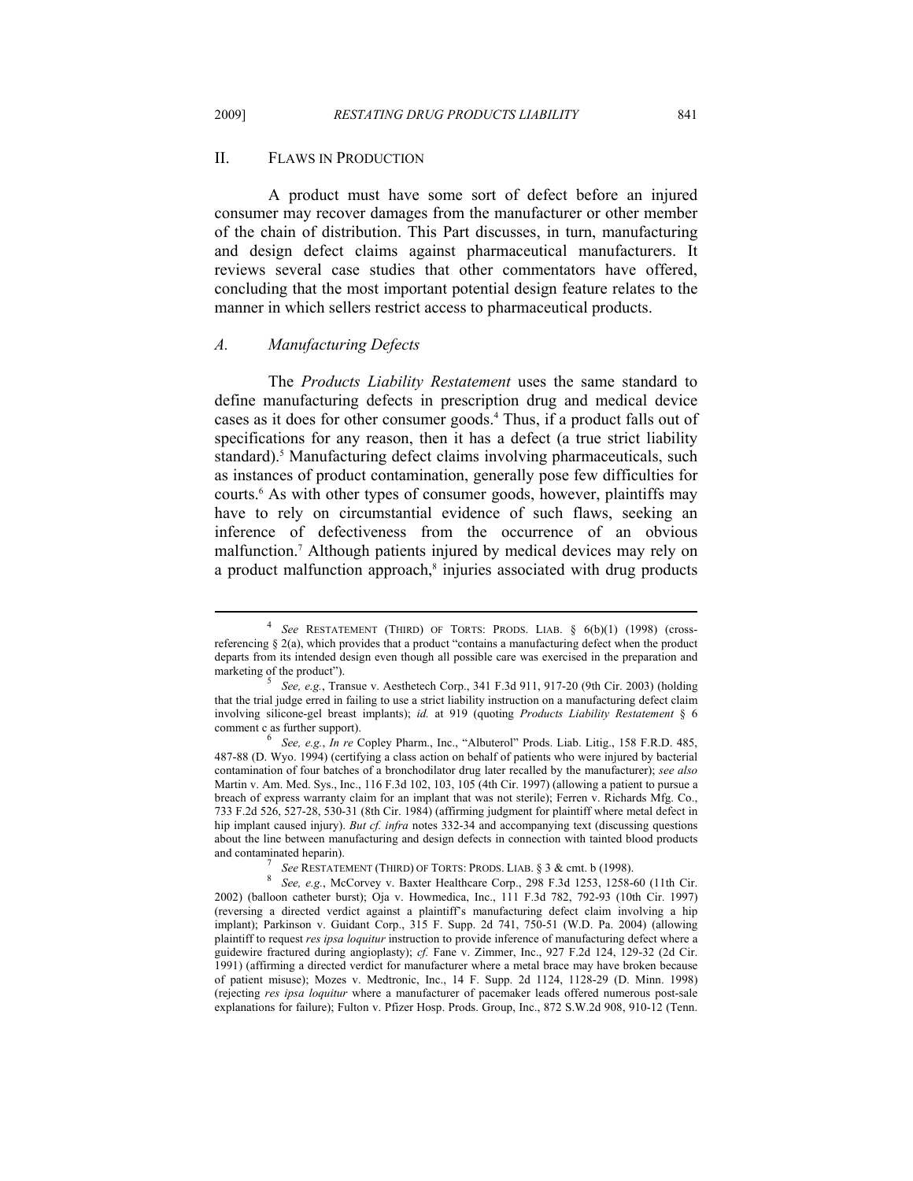## II. FLAWS IN PRODUCTION

A product must have some sort of defect before an injured consumer may recover damages from the manufacturer or other member of the chain of distribution. This Part discusses, in turn, manufacturing and design defect claims against pharmaceutical manufacturers. It reviews several case studies that other commentators have offered, concluding that the most important potential design feature relates to the manner in which sellers restrict access to pharmaceutical products.

### *A. Manufacturing Defects*

The *Products Liability Restatement* uses the same standard to define manufacturing defects in prescription drug and medical device cases as it does for other consumer goods.[4] Thus, if a product falls out of specifications for any reason, then it has a defect (a true strict liability standard).[5] Manufacturing defect claims involving pharmaceuticals, such as instances of product contamination, generally pose few difficulties for courts.[6] As with other types of consumer goods, however, plaintiffs may have to rely on circumstantial evidence of such flaws, seeking an inference of defectiveness from the occurrence of an obvious malfunction.[7] Although patients injured by medical devices may rely on a product malfunction approach,[8] injuries associated with drug products

---

[4] *See* RESTATEMENT (THIRD) OF TORTS: PRODS. LIAB. § 6(b)(1) (1998) (cross-referencing § 2(a), which provides that a product "contains a manufacturing defect when the product departs from its intended design even though all possible care was exercised in the preparation and marketing of the product").

[5] *See, e.g.*, Transue v. Aesthetech Corp., 341 F.3d 911, 917-20 (9th Cir. 2003) (holding that the trial judge erred in failing to use a strict liability instruction on a manufacturing defect claim involving silicone-gel breast implants); *id.* at 919 (quoting *Products Liability Restatement* § 6 comment c as further support).

[6] *See, e.g.*, *In re* Copley Pharm., Inc., "Albuterol" Prods. Liab. Litig., 158 F.R.D. 485, 487-88 (D. Wyo. 1994) (certifying a class action on behalf of patients who were injured by bacterial contamination of four batches of a bronchodilator drug later recalled by the manufacturer); *see also* Martin v. Am. Med. Sys., Inc., 116 F.3d 102, 103, 105 (4th Cir. 1997) (allowing a patient to pursue a breach of express warranty claim for an implant that was not sterile); Ferren v. Richards Mfg. Co., 733 F.2d 526, 527-28, 530-31 (8th Cir. 1984) (affirming judgment for plaintiff where metal defect in hip implant caused injury). *But cf. infra* notes 332-34 and accompanying text (discussing questions about the line between manufacturing and design defects in connection with tainted blood products and contaminated heparin).

[7] *See* RESTATEMENT (THIRD) OF TORTS: PRODS. LIAB. § 3 & cmt. b (1998).

[8] *See, e.g.*, McCorvey v. Baxter Healthcare Corp., 298 F.3d 1253, 1258-60 (11th Cir. 2002) (balloon catheter burst); Oja v. Howmedica, Inc., 111 F.3d 782, 792-93 (10th Cir. 1997) (reversing a directed verdict against a plaintiff's manufacturing defect claim involving a hip implant); Parkinson v. Guidant Corp., 315 F. Supp. 2d 741, 750-51 (W.D. Pa. 2004) (allowing plaintiff to request *res ipsa loquitur* instruction to provide inference of manufacturing defect where a guidewire fractured during angioplasty); *cf.* Fane v. Zimmer, Inc., 927 F.2d 124, 129-32 (2d Cir. 1991) (affirming a directed verdict for manufacturer where a metal brace may have broken because of patient misuse); Mozes v. Medtronic, Inc., 14 F. Supp. 2d 1124, 1128-29 (D. Minn. 1998) (rejecting *res ipsa loquitur* where a manufacturer of pacemaker leads offered numerous post-sale explanations for failure); Fulton v. Pfizer Hosp. Prods. Group, Inc., 872 S.W.2d 908, 910-12 (Tenn.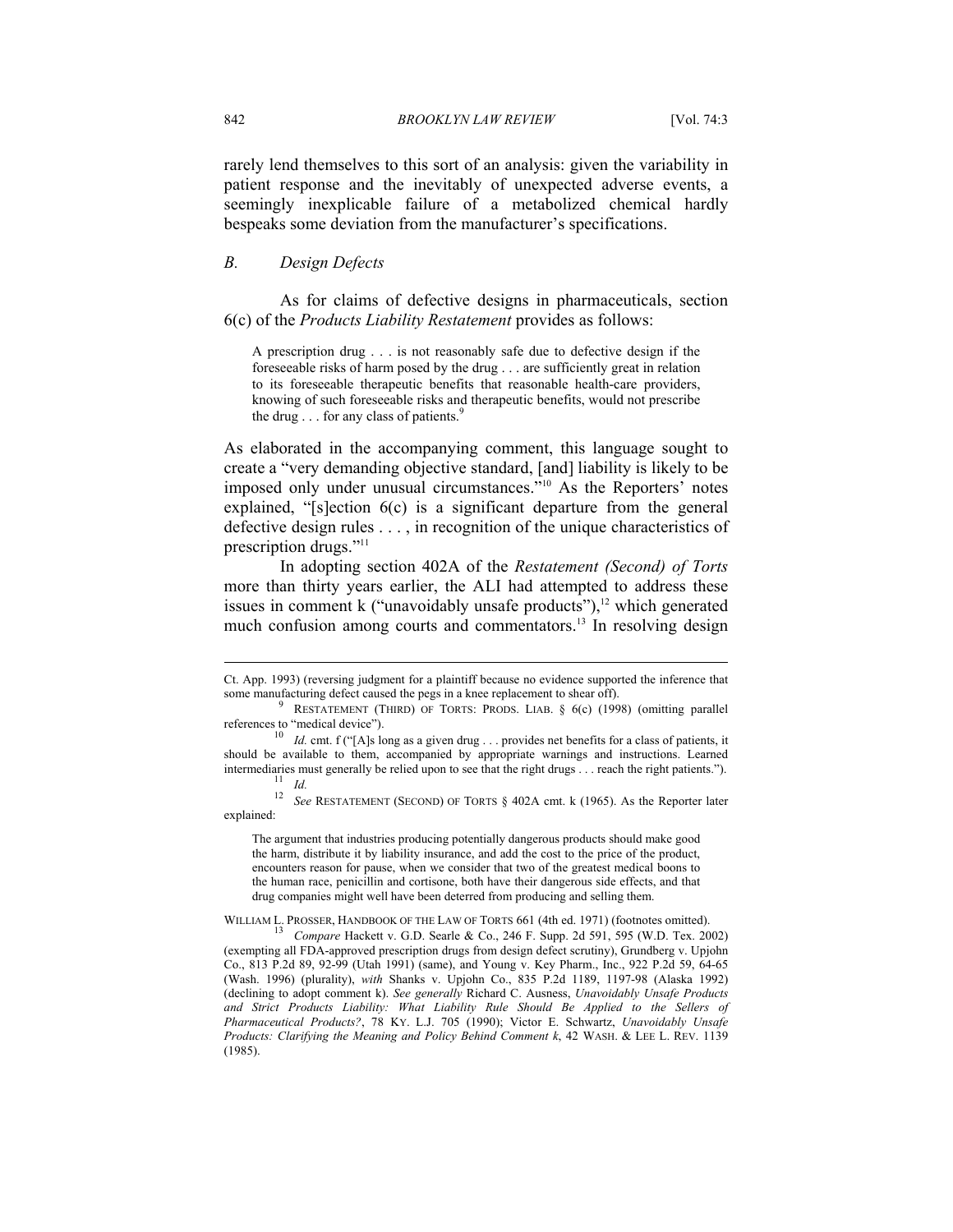rarely lend themselves to this sort of an analysis: given the variability in patient response and the inevitably of unexpected adverse events, a seemingly inexplicable failure of a metabolized chemical hardly bespeaks some deviation from the manufacturer's specifications.

### *B. Design Defects*

As for claims of defective designs in pharmaceuticals, section 6(c) of the *Products Liability Restatement* provides as follows:

> A prescription drug . . . is not reasonably safe due to defective design if the foreseeable risks of harm posed by the drug . . . are sufficiently great in relation to its foreseeable therapeutic benefits that reasonable health-care providers, knowing of such foreseeable risks and therapeutic benefits, would not prescribe the drug . . . for any class of patients.[9]

As elaborated in the accompanying comment, this language sought to create a "very demanding objective standard, [and] liability is likely to be imposed only under unusual circumstances."[10] As the Reporters' notes explained, "[s]ection 6(c) is a significant departure from the general defective design rules . . . , in recognition of the unique characteristics of prescription drugs."[11]

In adopting section 402A of the *Restatement (Second) of Torts* more than thirty years earlier, the ALI had attempted to address these issues in comment k ("unavoidably unsafe products"),[12] which generated much confusion among courts and commentators.[13] In resolving design

---

Ct. App. 1993) (reversing judgment for a plaintiff because no evidence supported the inference that some manufacturing defect caused the pegs in a knee replacement to shear off).

[9] RESTATEMENT (THIRD) OF TORTS: PRODS. LIAB. § 6(c) (1998) (omitting parallel references to "medical device").

[10] *Id.* cmt. f ("[A]s long as a given drug . . . provides net benefits for a class of patients, it should be available to them, accompanied by appropriate warnings and instructions. Learned intermediaries must generally be relied upon to see that the right drugs . . . reach the right patients.").

[11] *Id.*

[12] *See* RESTATEMENT (SECOND) OF TORTS § 402A cmt. k (1965). As the Reporter later explained:

> The argument that industries producing potentially dangerous products should make good the harm, distribute it by liability insurance, and add the cost to the price of the product, encounters reason for pause, when we consider that two of the greatest medical boons to the human race, penicillin and cortisone, both have their dangerous side effects, and that drug companies might well have been deterred from producing and selling them.

WILLIAM L. PROSSER, HANDBOOK OF THE LAW OF TORTS 661 (4th ed. 1971) (footnotes omitted).

[13] *Compare* Hackett v. G.D. Searle & Co., 246 F. Supp. 2d 591, 595 (W.D. Tex. 2002) (exempting all FDA-approved prescription drugs from design defect scrutiny), Grundberg v. Upjohn Co., 813 P.2d 89, 92-99 (Utah 1991) (same), and Young v. Key Pharm., Inc., 922 P.2d 59, 64-65 (Wash. 1996) (plurality), *with* Shanks v. Upjohn Co., 835 P.2d 1189, 1197-98 (Alaska 1992) (declining to adopt comment k). *See generally* Richard C. Ausness, *Unavoidably Unsafe Products and Strict Products Liability: What Liability Rule Should Be Applied to the Sellers of Pharmaceutical Products?*, 78 KY. L.J. 705 (1990); Victor E. Schwartz, *Unavoidably Unsafe Products: Clarifying the Meaning and Policy Behind Comment k*, 42 WASH. & LEE L. REV. 1139 (1985).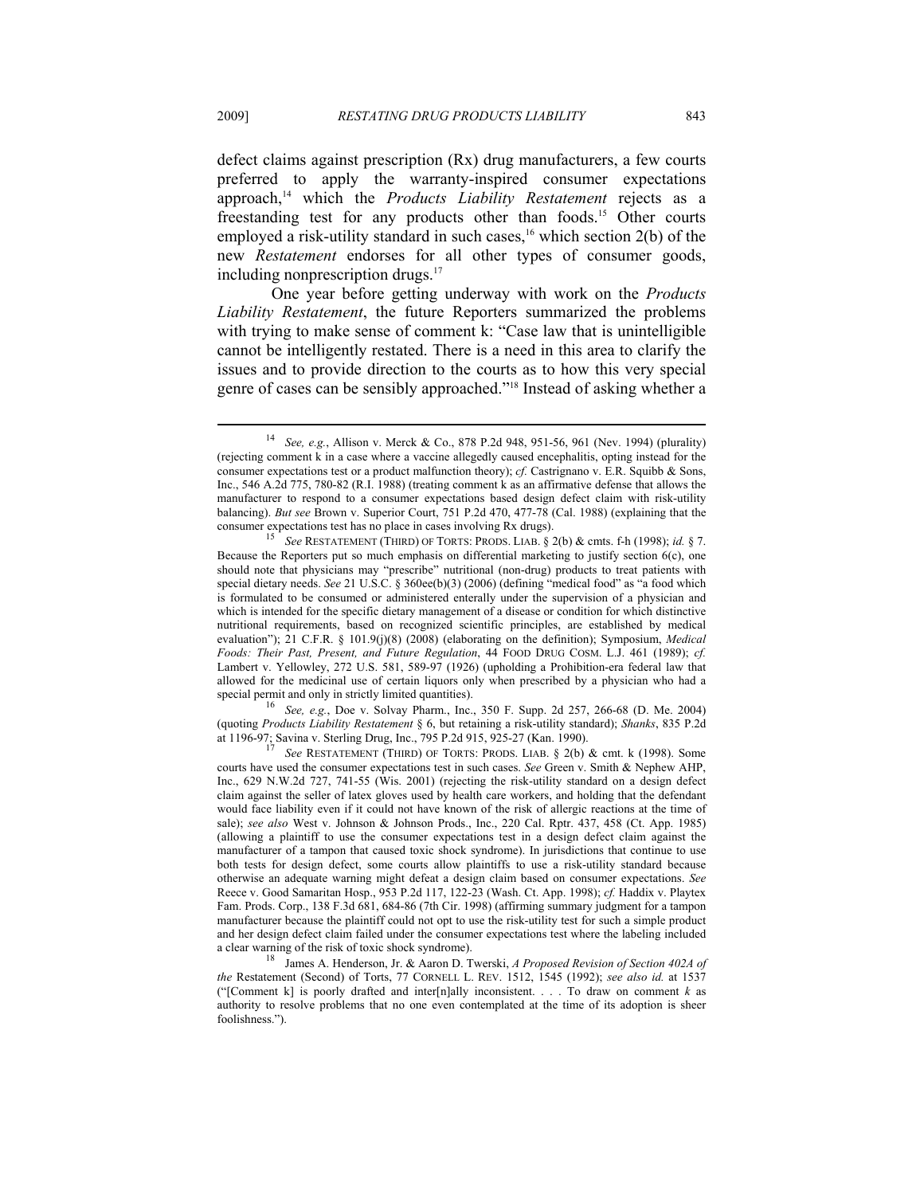defect claims against prescription (Rx) drug manufacturers, a few courts preferred to apply the warranty-inspired consumer expectations approach,[14] which the *Products Liability Restatement* rejects as a freestanding test for any products other than foods.[15] Other courts employed a risk-utility standard in such cases,[16] which section 2(b) of the new *Restatement* endorses for all other types of consumer goods, including nonprescription drugs.[17]

One year before getting underway with work on the *Products Liability Restatement*, the future Reporters summarized the problems with trying to make sense of comment k: "Case law that is unintelligible cannot be intelligently restated. There is a need in this area to clarify the issues and to provide direction to the courts as to how this very special genre of cases can be sensibly approached."[18] Instead of asking whether a

---

[14] *See, e.g.*, Allison v. Merck & Co., 878 P.2d 948, 951-56, 961 (Nev. 1994) (plurality) (rejecting comment k in a case where a vaccine allegedly caused encephalitis, opting instead for the consumer expectations test or a product malfunction theory); *cf.* Castrignano v. E.R. Squibb & Sons, Inc., 546 A.2d 775, 780-82 (R.I. 1988) (treating comment k as an affirmative defense that allows the manufacturer to respond to a consumer expectations based design defect claim with risk-utility balancing). *But see* Brown v. Superior Court, 751 P.2d 470, 477-78 (Cal. 1988) (explaining that the consumer expectations test has no place in cases involving Rx drugs).

[15] *See* RESTATEMENT (THIRD) OF TORTS: PRODS. LIAB. § 2(b) & cmts. f-h (1998); *id.* § 7. Because the Reporters put so much emphasis on differential marketing to justify section 6(c), one should note that physicians may "prescribe" nutritional (non-drug) products to treat patients with special dietary needs. *See* 21 U.S.C. § 360ee(b)(3) (2006) (defining "medical food" as "a food which is formulated to be consumed or administered enterally under the supervision of a physician and which is intended for the specific dietary management of a disease or condition for which distinctive nutritional requirements, based on recognized scientific principles, are established by medical evaluation"); 21 C.F.R. § 101.9(j)(8) (2008) (elaborating on the definition); Symposium, *Medical Foods: Their Past, Present, and Future Regulation*, 44 FOOD DRUG COSM. L.J. 461 (1989); *cf.* Lambert v. Yellowley, 272 U.S. 581, 589-97 (1926) (upholding a Prohibition-era federal law that allowed for the medicinal use of certain liquors only when prescribed by a physician who had a special permit and only in strictly limited quantities).

[16] *See, e.g.*, Doe v. Solvay Pharm., Inc., 350 F. Supp. 2d 257, 266-68 (D. Me. 2004) (quoting *Products Liability Restatement* § 6, but retaining a risk-utility standard); *Shanks*, 835 P.2d at 1196-97; Savina v. Sterling Drug, Inc., 795 P.2d 915, 925-27 (Kan. 1990).

[17] *See* RESTATEMENT (THIRD) OF TORTS: PRODS. LIAB. § 2(b) & cmt. k (1998). Some courts have used the consumer expectations test in such cases. *See* Green v. Smith & Nephew AHP, Inc., 629 N.W.2d 727, 741-55 (Wis. 2001) (rejecting the risk-utility standard on a design defect claim against the seller of latex gloves used by health care workers, and holding that the defendant would face liability even if it could not have known of the risk of allergic reactions at the time of sale); *see also* West v. Johnson & Johnson Prods., Inc., 220 Cal. Rptr. 437, 458 (Ct. App. 1985) (allowing a plaintiff to use the consumer expectations test in a design defect claim against the manufacturer of a tampon that caused toxic shock syndrome). In jurisdictions that continue to use both tests for design defect, some courts allow plaintiffs to use a risk-utility standard because otherwise an adequate warning might defeat a design claim based on consumer expectations. *See* Reece v. Good Samaritan Hosp., 953 P.2d 117, 122-23 (Wash. Ct. App. 1998); *cf.* Haddix v. Playtex Fam. Prods. Corp., 138 F.3d 681, 684-86 (7th Cir. 1998) (affirming summary judgment for a tampon manufacturer because the plaintiff could not opt to use the risk-utility test for such a simple product and her design defect claim failed under the consumer expectations test where the labeling included a clear warning of the risk of toxic shock syndrome).

[18] James A. Henderson, Jr. & Aaron D. Twerski, *A Proposed Revision of Section 402A of the* Restatement (Second) of Torts, 77 CORNELL L. REV. 1512, 1545 (1992); *see also id.* at 1537 ("[Comment k] is poorly drafted and inter[n]ally inconsistent. . . . To draw on comment *k* as authority to resolve problems that no one even contemplated at the time of its adoption is sheer foolishness.").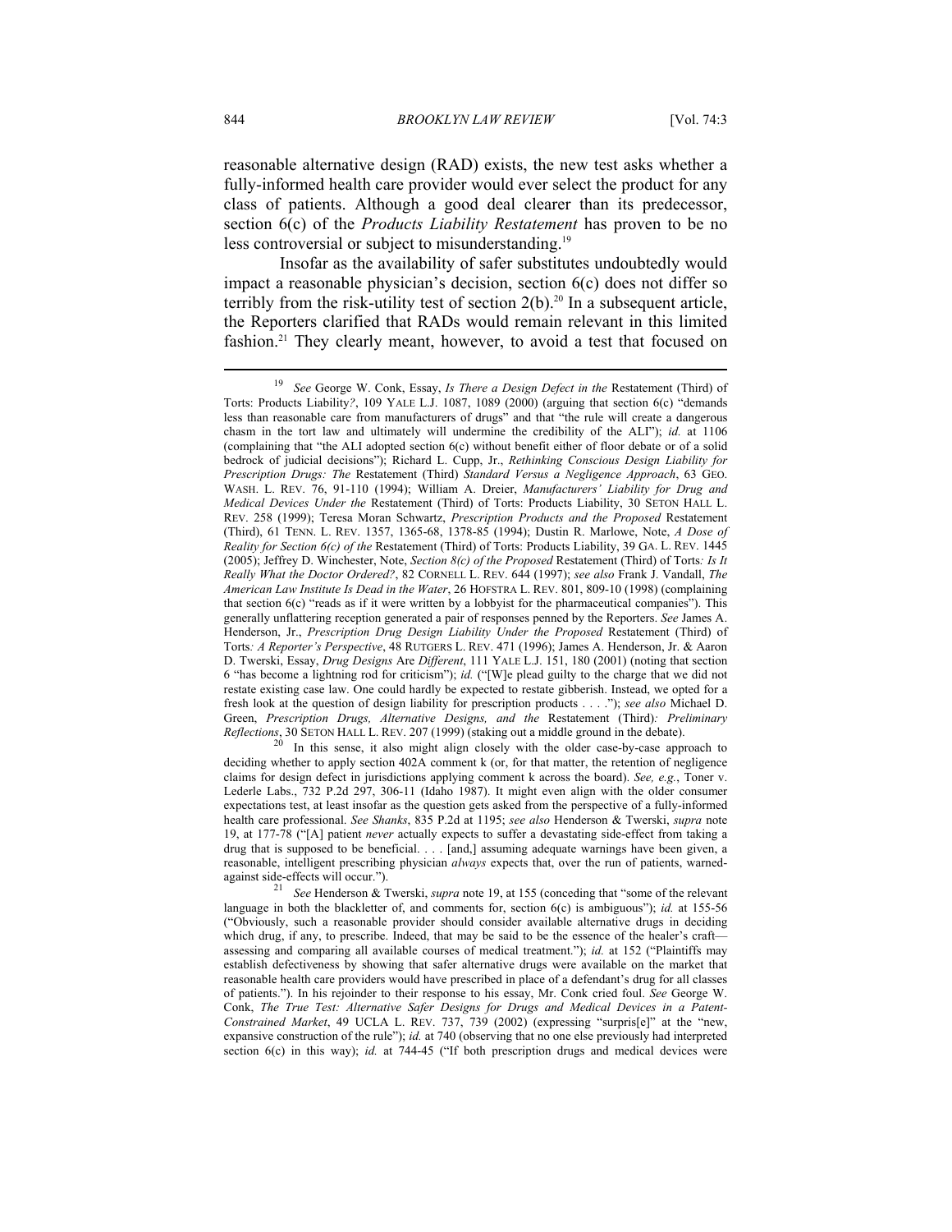reasonable alternative design (RAD) exists, the new test asks whether a fully-informed health care provider would ever select the product for any class of patients. Although a good deal clearer than its predecessor, section 6(c) of the *Products Liability Restatement* has proven to be no less controversial or subject to misunderstanding.[19]

Insofar as the availability of safer substitutes undoubtedly would impact a reasonable physician's decision, section 6(c) does not differ so terribly from the risk-utility test of section 2(b).[20] In a subsequent article, the Reporters clarified that RADs would remain relevant in this limited fashion.[21] They clearly meant, however, to avoid a test that focused on

---

[19] *See* George W. Conk, Essay, *Is There a Design Defect in the* Restatement (Third) of Torts: Products Liability*?*, 109 YALE L.J. 1087, 1089 (2000) (arguing that section 6(c) "demands less than reasonable care from manufacturers of drugs" and that "the rule will create a dangerous chasm in the tort law and ultimately will undermine the credibility of the ALI"); *id.* at 1106 (complaining that "the ALI adopted section 6(c) without benefit either of floor debate or of a solid bedrock of judicial decisions"); Richard L. Cupp, Jr., *Rethinking Conscious Design Liability for Prescription Drugs: The* Restatement (Third) *Standard Versus a Negligence Approach*, 63 GEO. WASH. L. REV. 76, 91-110 (1994); William A. Dreier, *Manufacturers' Liability for Drug and Medical Devices Under the* Restatement (Third) of Torts: Products Liability, 30 SETON HALL L. REV. 258 (1999); Teresa Moran Schwartz, *Prescription Products and the Proposed* Restatement (Third), 61 TENN. L. REV. 1357, 1365-68, 1378-85 (1994); Dustin R. Marlowe, Note, *A Dose of Reality for Section 6(c) of the* Restatement (Third) of Torts: Products Liability, 39 GA. L. REV. 1445 (2005); Jeffrey D. Winchester, Note, *Section 8(c) of the Proposed* Restatement (Third) of Torts*: Is It Really What the Doctor Ordered?*, 82 CORNELL L. REV. 644 (1997); *see also* Frank J. Vandall, *The American Law Institute Is Dead in the Water*, 26 HOFSTRA L. REV. 801, 809-10 (1998) (complaining that section 6(c) "reads as if it were written by a lobbyist for the pharmaceutical companies"). This generally unflattering reception generated a pair of responses penned by the Reporters. *See* James A. Henderson, Jr., *Prescription Drug Design Liability Under the Proposed* Restatement (Third) of Torts*: A Reporter's Perspective*, 48 RUTGERS L. REV. 471 (1996); James A. Henderson, Jr. & Aaron D. Twerski, Essay, *Drug Designs* Are *Different*, 111 YALE L.J. 151, 180 (2001) (noting that section 6 "has become a lightning rod for criticism"); *id.* ("[W]e plead guilty to the charge that we did not restate existing case law. One could hardly be expected to restate gibberish. Instead, we opted for a fresh look at the question of design liability for prescription products . . . ."); *see also* Michael D. Green, *Prescription Drugs, Alternative Designs, and the* Restatement (Third)*: Preliminary Reflections*, 30 SETON HALL L. REV. 207 (1999) (staking out a middle ground in the debate).

[20] In this sense, it also might align closely with the older case-by-case approach to deciding whether to apply section 402A comment k (or, for that matter, the retention of negligence claims for design defect in jurisdictions applying comment k across the board). *See, e.g.*, Toner v. Lederle Labs., 732 P.2d 297, 306-11 (Idaho 1987). It might even align with the older consumer expectations test, at least insofar as the question gets asked from the perspective of a fully-informed health care professional. *See Shanks*, 835 P.2d at 1195; *see also* Henderson & Twerski, *supra* note 19, at 177-78 ("[A] patient *never* actually expects to suffer a devastating side-effect from taking a drug that is supposed to be beneficial. . . . [and,] assuming adequate warnings have been given, a reasonable, intelligent prescribing physician *always* expects that, over the run of patients, warned-against side-effects will occur.").

[21] *See* Henderson & Twerski, *supra* note 19, at 155 (conceding that "some of the relevant language in both the blackletter of, and comments for, section 6(c) is ambiguous"); *id.* at 155-56 ("Obviously, such a reasonable provider should consider available alternative drugs in deciding which drug, if any, to prescribe. Indeed, that may be said to be the essence of the healer's craft—assessing and comparing all available courses of medical treatment."); *id.* at 152 ("Plaintiffs may establish defectiveness by showing that safer alternative drugs were available on the market that reasonable health care providers would have prescribed in place of a defendant's drug for all classes of patients."). In his rejoinder to their response to his essay, Mr. Conk cried foul. *See* George W. Conk, *The True Test: Alternative Safer Designs for Drugs and Medical Devices in a Patent-Constrained Market*, 49 UCLA L. REV. 737, 739 (2002) (expressing "surpris[e]" at the "new, expansive construction of the rule"); *id.* at 740 (observing that no one else previously had interpreted section 6(c) in this way); *id.* at 744-45 ("If both prescription drugs and medical devices were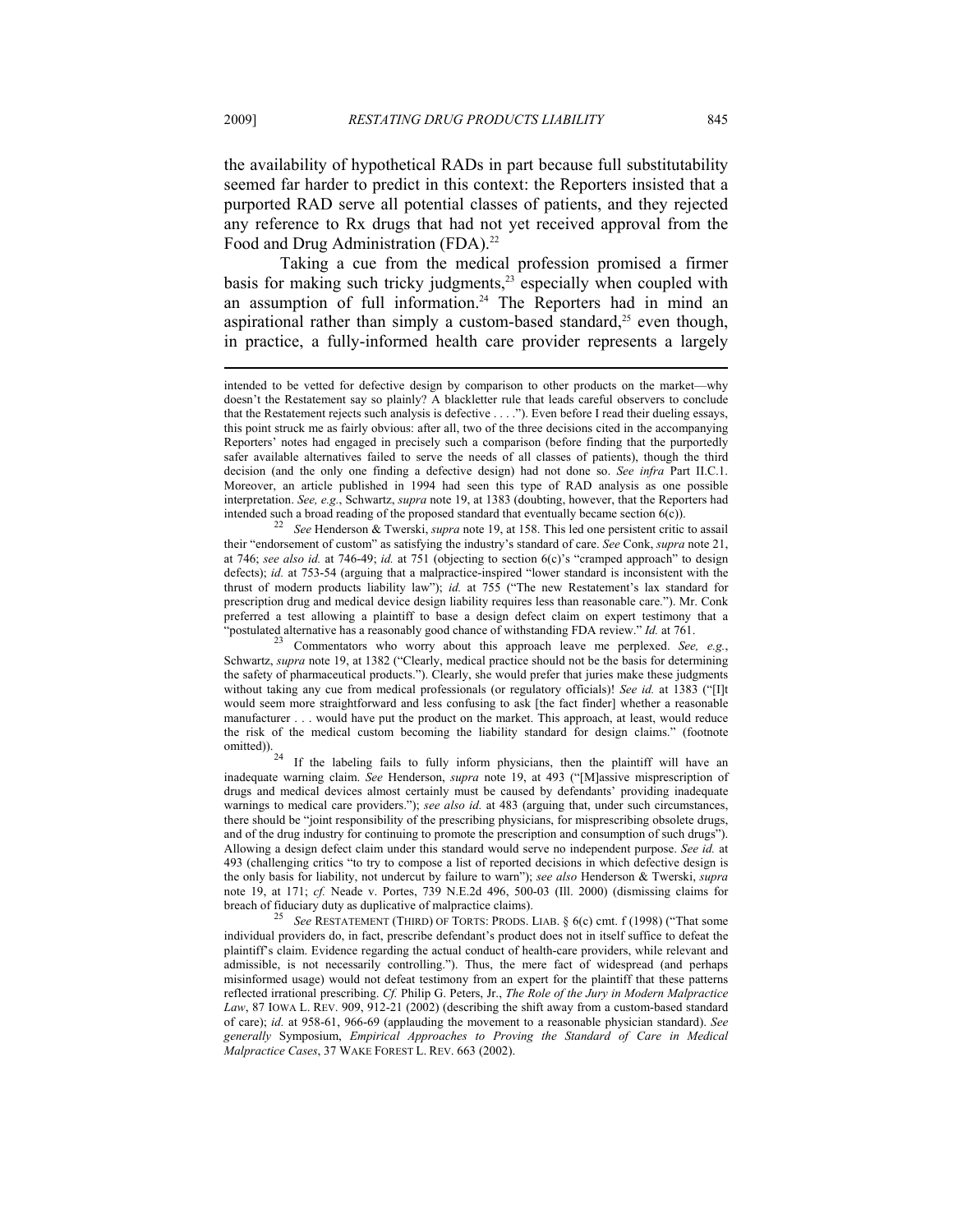the availability of hypothetical RADs in part because full substitutability seemed far harder to predict in this context: the Reporters insisted that a purported RAD serve all potential classes of patients, and they rejected any reference to Rx drugs that had not yet received approval from the Food and Drug Administration (FDA).[22]

Taking a cue from the medical profession promised a firmer basis for making such tricky judgments,[23] especially when coupled with an assumption of full information.[24] The Reporters had in mind an aspirational rather than simply a custom-based standard,[25] even though, in practice, a fully-informed health care provider represents a largely

---

intended to be vetted for defective design by comparison to other products on the market—why doesn't the Restatement say so plainly? A blackletter rule that leads careful observers to conclude that the Restatement rejects such analysis is defective . . . ."). Even before I read their dueling essays, this point struck me as fairly obvious: after all, two of the three decisions cited in the accompanying Reporters' notes had engaged in precisely such a comparison (before finding that the purportedly safer available alternatives failed to serve the needs of all classes of patients), though the third decision (and the only one finding a defective design) had not done so. *See infra* Part II.C.1. Moreover, an article published in 1994 had seen this type of RAD analysis as one possible interpretation. *See, e.g.*, Schwartz, *supra* note 19, at 1383 (doubting, however, that the Reporters had intended such a broad reading of the proposed standard that eventually became section 6(c)).

[22] *See* Henderson & Twerski, *supra* note 19, at 158. This led one persistent critic to assail their "endorsement of custom" as satisfying the industry's standard of care. *See* Conk, *supra* note 21, at 746; *see also id.* at 746-49; *id.* at 751 (objecting to section 6(c)'s "cramped approach" to design defects); *id.* at 753-54 (arguing that a malpractice-inspired "lower standard is inconsistent with the thrust of modern products liability law"); *id.* at 755 ("The new Restatement's lax standard for prescription drug and medical device design liability requires less than reasonable care."). Mr. Conk preferred a test allowing a plaintiff to base a design defect claim on expert testimony that a "postulated alternative has a reasonably good chance of withstanding FDA review." *Id.* at 761.

[23] Commentators who worry about this approach leave me perplexed. *See, e.g.*, Schwartz, *supra* note 19, at 1382 ("Clearly, medical practice should not be the basis for determining the safety of pharmaceutical products."). Clearly, she would prefer that juries make these judgments without taking any cue from medical professionals (or regulatory officials)! *See id.* at 1383 ("[I]t would seem more straightforward and less confusing to ask [the fact finder] whether a reasonable manufacturer . . . would have put the product on the market. This approach, at least, would reduce the risk of the medical custom becoming the liability standard for design claims." (footnote omitted)).

[24] If the labeling fails to fully inform physicians, then the plaintiff will have an inadequate warning claim. *See* Henderson, *supra* note 19, at 493 ("[M]assive misprescription of drugs and medical devices almost certainly must be caused by defendants' providing inadequate warnings to medical care providers."); *see also id.* at 483 (arguing that, under such circumstances, there should be "joint responsibility of the prescribing physicians, for misprescribing obsolete drugs, and of the drug industry for continuing to promote the prescription and consumption of such drugs"). Allowing a design defect claim under this standard would serve no independent purpose. *See id.* at 493 (challenging critics "to try to compose a list of reported decisions in which defective design is the only basis for liability, not undercut by failure to warn"); *see also* Henderson & Twerski, *supra* note 19, at 171; *cf.* Neade v. Portes, 739 N.E.2d 496, 500-03 (Ill. 2000) (dismissing claims for breach of fiduciary duty as duplicative of malpractice claims).

[25] *See* RESTATEMENT (THIRD) OF TORTS: PRODS. LIAB. § 6(c) cmt. f (1998) ("That some individual providers do, in fact, prescribe defendant's product does not in itself suffice to defeat the plaintiff's claim. Evidence regarding the actual conduct of health-care providers, while relevant and admissible, is not necessarily controlling."). Thus, the mere fact of widespread (and perhaps misinformed usage) would not defeat testimony from an expert for the plaintiff that these patterns reflected irrational prescribing. *Cf.* Philip G. Peters, Jr., *The Role of the Jury in Modern Malpractice Law*, 87 IOWA L. REV. 909, 912-21 (2002) (describing the shift away from a custom-based standard of care); *id.* at 958-61, 966-69 (applauding the movement to a reasonable physician standard). *See generally* Symposium, *Empirical Approaches to Proving the Standard of Care in Medical Malpractice Cases*, 37 WAKE FOREST L. REV. 663 (2002).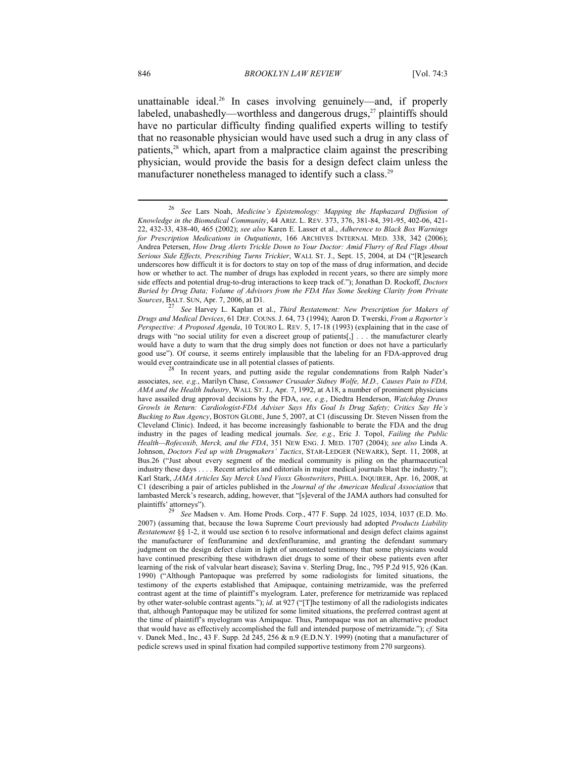unattainable ideal.[26] In cases involving genuinely—and, if properly labeled, unabashedly—worthless and dangerous drugs,[27] plaintiffs should have no particular difficulty finding qualified experts willing to testify that no reasonable physician would have used such a drug in any class of patients,[28] which, apart from a malpractice claim against the prescribing physician, would provide the basis for a design defect claim unless the manufacturer nonetheless managed to identify such a class.[29]

---

[26] *See* Lars Noah, *Medicine's Epistemology: Mapping the Haphazard Diffusion of Knowledge in the Biomedical Community*, 44 ARIZ. L. REV. 373, 376, 381-84, 391-95, 402-06, 421-22, 432-33, 438-40, 465 (2002); *see also* Karen E. Lasser et al., *Adherence to Black Box Warnings for Prescription Medications in Outpatients*, 166 ARCHIVES INTERNAL MED. 338, 342 (2006); Andrea Petersen, *How Drug Alerts Trickle Down to Your Doctor: Amid Flurry of Red Flags About Serious Side Effects, Prescribing Turns Trickier*, WALL ST. J., Sept. 15, 2004, at D4 ("[R]esearch underscores how difficult it is for doctors to stay on top of the mass of drug information, and decide how or whether to act. The number of drugs has exploded in recent years, so there are simply more side effects and potential drug-to-drug interactions to keep track of."); Jonathan D. Rockoff, *Doctors Buried by Drug Data; Volume of Advisors from the FDA Has Some Seeking Clarity from Private Sources*, BALT. SUN, Apr. 7, 2006, at D1.

[27] *See* Harvey L. Kaplan et al., *Third Restatement: New Prescription for Makers of Drugs and Medical Devices*, 61 DEF. COUNS. J. 64, 73 (1994); Aaron D. Twerski, *From a Reporter's Perspective: A Proposed Agenda*, 10 TOURO L. REV. 5, 17-18 (1993) (explaining that in the case of drugs with "no social utility for even a discreet group of patients[,] . . . the manufacturer clearly would have a duty to warn that the drug simply does not function or does not have a particularly good use"). Of course, it seems entirely implausible that the labeling for an FDA-approved drug would ever contraindicate use in all potential classes of patients.

[28] In recent years, and putting aside the regular condemnations from Ralph Nader's associates, *see, e.g.*, Marilyn Chase, *Consumer Crusader Sidney Wolfe, M.D., Causes Pain to FDA, AMA and the Health Industry*, WALL ST. J., Apr. 7, 1992, at A18, a number of prominent physicians have assailed drug approval decisions by the FDA, *see, e.g.*, Diedtra Henderson, *Watchdog Draws Growls in Return: Cardiologist-FDA Adviser Says His Goal Is Drug Safety; Critics Say He's Bucking to Run Agency*, BOSTON GLOBE, June 5, 2007, at C1 (discussing Dr. Steven Nissen from the Cleveland Clinic). Indeed, it has become increasingly fashionable to berate the FDA and the drug industry in the pages of leading medical journals. *See, e.g.*, Eric J. Topol, *Failing the Public Health—Rofecoxib, Merck, and the FDA*, 351 NEW ENG. J. MED. 1707 (2004); *see also* Linda A. Johnson, *Doctors Fed up with Drugmakers' Tactics*, STAR-LEDGER (NEWARK), Sept. 11, 2008, at Bus.26 ("Just about every segment of the medical community is piling on the pharmaceutical industry these days . . . . Recent articles and editorials in major medical journals blast the industry."); Karl Stark, *JAMA Articles Say Merck Used Vioxx Ghostwriters*, PHILA. INQUIRER, Apr. 16, 2008, at C1 (describing a pair of articles published in the *Journal of the American Medical Association* that lambasted Merck's research, adding, however, that "[s]everal of the JAMA authors had consulted for plaintiffs' attorneys").

[29] *See* Madsen v. Am. Home Prods. Corp., 477 F. Supp. 2d 1025, 1034, 1037 (E.D. Mo. 2007) (assuming that, because the Iowa Supreme Court previously had adopted *Products Liability Restatement* §§ 1-2, it would use section 6 to resolve informational and design defect claims against the manufacturer of fenfluramine and dexfenfluramine, and granting the defendant summary judgment on the design defect claim in light of uncontested testimony that some physicians would have continued prescribing these withdrawn diet drugs to some of their obese patients even after learning of the risk of valvular heart disease); Savina v. Sterling Drug, Inc., 795 P.2d 915, 926 (Kan. 1990) ("Although Pantopaque was preferred by some radiologists for limited situations, the testimony of the experts established that Amipaque, containing metrizamide, was the preferred contrast agent at the time of plaintiff's myelogram. Later, preference for metrizamide was replaced by other water-soluble contrast agents."); *id.* at 927 ("[T]he testimony of all the radiologists indicates that, although Pantopaque may be utilized for some limited situations, the preferred contrast agent at the time of plaintiff's myelogram was Amipaque. Thus, Pantopaque was not an alternative product that would have as effectively accomplished the full and intended purpose of metrizamide."); *cf.* Sita v. Danek Med., Inc., 43 F. Supp. 2d 245, 256 & n.9 (E.D.N.Y. 1999) (noting that a manufacturer of pedicle screws used in spinal fixation had compiled supportive testimony from 270 surgeons).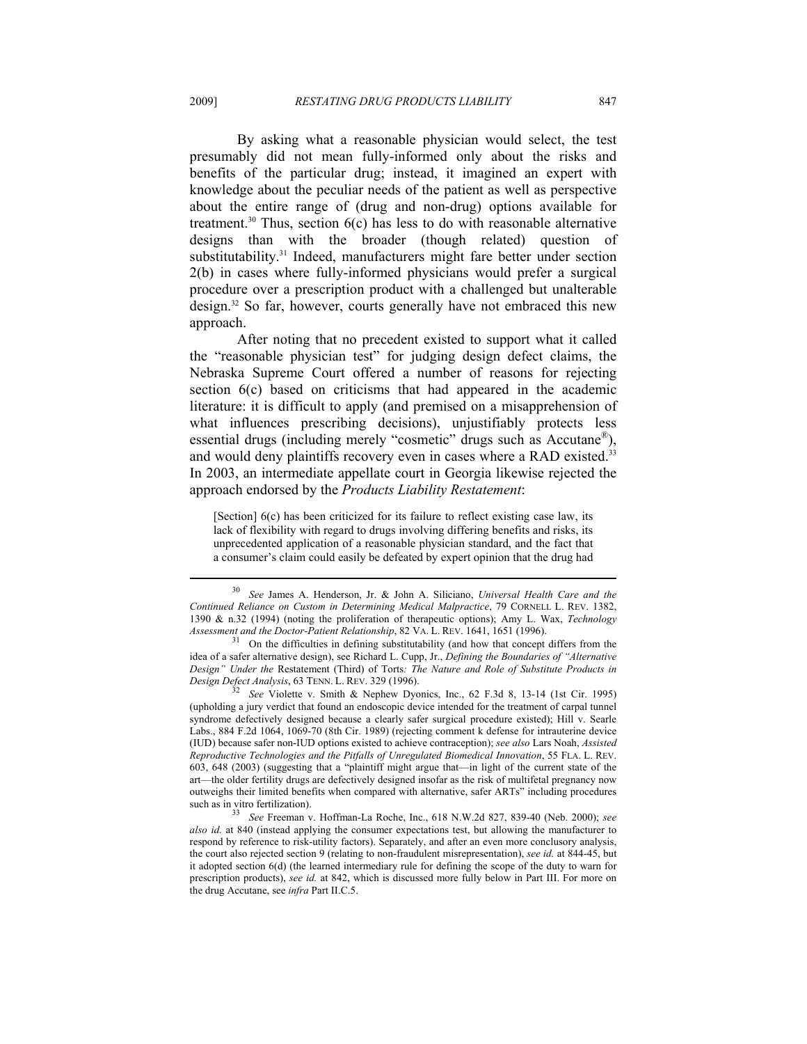By asking what a reasonable physician would select, the test presumably did not mean fully-informed only about the risks and benefits of the particular drug; instead, it imagined an expert with knowledge about the peculiar needs of the patient as well as perspective about the entire range of (drug and non-drug) options available for treatment.[30] Thus, section 6(c) has less to do with reasonable alternative designs than with the broader (though related) question of substitutability.[31] Indeed, manufacturers might fare better under section 2(b) in cases where fully-informed physicians would prefer a surgical procedure over a prescription product with a challenged but unalterable design.[32] So far, however, courts generally have not embraced this new approach.

After noting that no precedent existed to support what it called the "reasonable physician test" for judging design defect claims, the Nebraska Supreme Court offered a number of reasons for rejecting section 6(c) based on criticisms that had appeared in the academic literature: it is difficult to apply (and premised on a misapprehension of what influences prescribing decisions), unjustifiably protects less essential drugs (including merely "cosmetic" drugs such as Accutane®), and would deny plaintiffs recovery even in cases where a RAD existed.[33] In 2003, an intermediate appellate court in Georgia likewise rejected the approach endorsed by the *Products Liability Restatement*:

> [Section] 6(c) has been criticized for its failure to reflect existing case law, its lack of flexibility with regard to drugs involving differing benefits and risks, its unprecedented application of a reasonable physician standard, and the fact that a consumer's claim could easily be defeated by expert opinion that the drug had

---

[30] *See* James A. Henderson, Jr. & John A. Siliciano, *Universal Health Care and the Continued Reliance on Custom in Determining Medical Malpractice*, 79 CORNELL L. REV. 1382, 1390 & n.32 (1994) (noting the proliferation of therapeutic options); Amy L. Wax, *Technology Assessment and the Doctor-Patient Relationship*, 82 VA. L. REV. 1641, 1651 (1996).

[31] On the difficulties in defining substitutability (and how that concept differs from the idea of a safer alternative design), see Richard L. Cupp, Jr., *Defining the Boundaries of "Alternative Design" Under the* Restatement (Third) of Torts*: The Nature and Role of Substitute Products in Design Defect Analysis*, 63 TENN. L. REV. 329 (1996).

[32] *See* Violette v. Smith & Nephew Dyonics, Inc., 62 F.3d 8, 13-14 (1st Cir. 1995) (upholding a jury verdict that found an endoscopic device intended for the treatment of carpal tunnel syndrome defectively designed because a clearly safer surgical procedure existed); Hill v. Searle Labs., 884 F.2d 1064, 1069-70 (8th Cir. 1989) (rejecting comment k defense for intrauterine device (IUD) because safer non-IUD options existed to achieve contraception); *see also* Lars Noah, *Assisted Reproductive Technologies and the Pitfalls of Unregulated Biomedical Innovation*, 55 FLA. L. REV. 603, 648 (2003) (suggesting that a "plaintiff might argue that—in light of the current state of the art—the older fertility drugs are defectively designed insofar as the risk of multifetal pregnancy now outweighs their limited benefits when compared with alternative, safer ARTs" including procedures such as in vitro fertilization).

[33] *See* Freeman v. Hoffman-La Roche, Inc., 618 N.W.2d 827, 839-40 (Neb. 2000); *see also id.* at 840 (instead applying the consumer expectations test, but allowing the manufacturer to respond by reference to risk-utility factors). Separately, and after an even more conclusory analysis, the court also rejected section 9 (relating to non-fraudulent misrepresentation), *see id.* at 844-45, but it adopted section 6(d) (the learned intermediary rule for defining the scope of the duty to warn for prescription products), *see id.* at 842, which is discussed more fully below in Part III. For more on the drug Accutane, see *infra* Part II.C.5.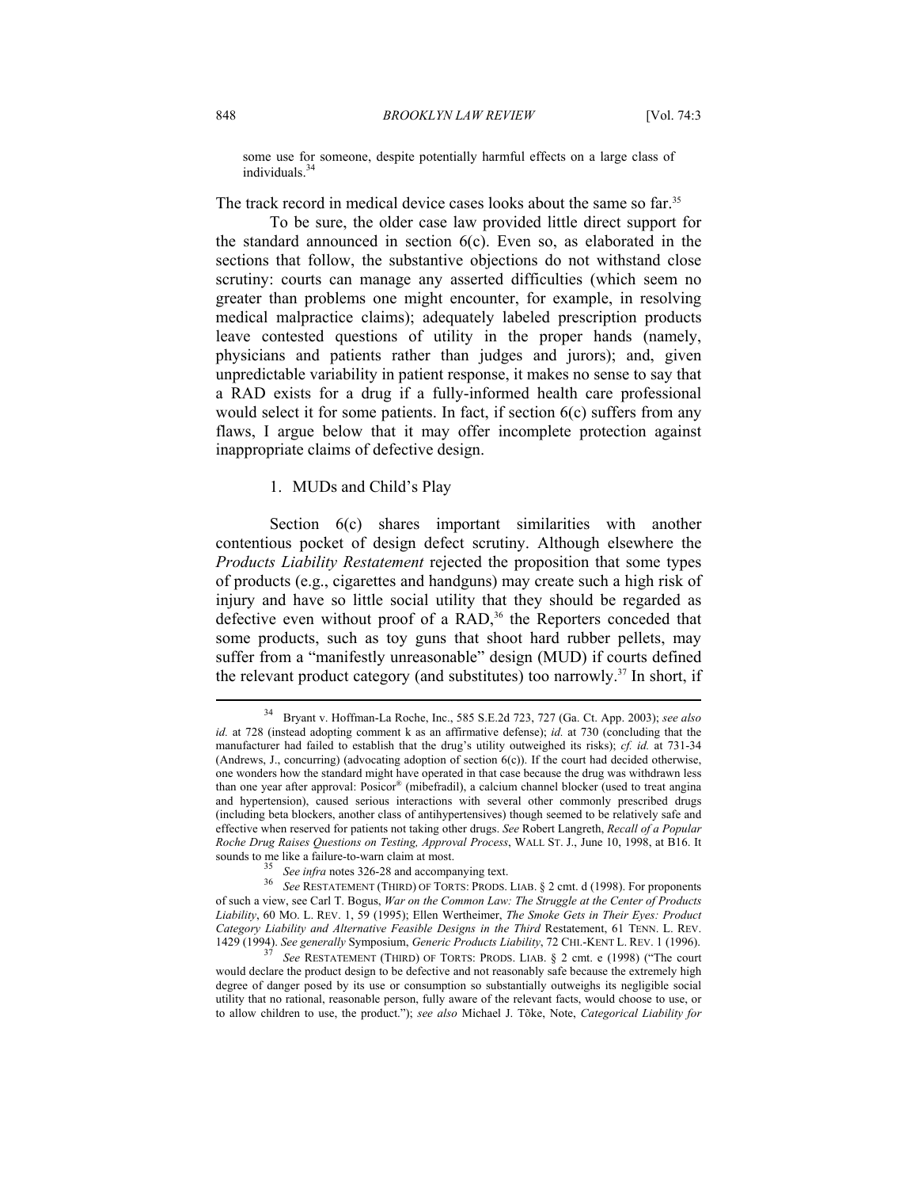some use for someone, despite potentially harmful effects on a large class of individuals.[34]

The track record in medical device cases looks about the same so far.[35]

To be sure, the older case law provided little direct support for the standard announced in section 6(c). Even so, as elaborated in the sections that follow, the substantive objections do not withstand close scrutiny: courts can manage any asserted difficulties (which seem no greater than problems one might encounter, for example, in resolving medical malpractice claims); adequately labeled prescription products leave contested questions of utility in the proper hands (namely, physicians and patients rather than judges and jurors); and, given unpredictable variability in patient response, it makes no sense to say that a RAD exists for a drug if a fully-informed health care professional would select it for some patients. In fact, if section 6(c) suffers from any flaws, I argue below that it may offer incomplete protection against inappropriate claims of defective design.

### 1. MUDs and Child's Play

Section 6(c) shares important similarities with another contentious pocket of design defect scrutiny. Although elsewhere the *Products Liability Restatement* rejected the proposition that some types of products (e.g., cigarettes and handguns) may create such a high risk of injury and have so little social utility that they should be regarded as defective even without proof of a RAD,[36] the Reporters conceded that some products, such as toy guns that shoot hard rubber pellets, may suffer from a "manifestly unreasonable" design (MUD) if courts defined the relevant product category (and substitutes) too narrowly.[37] In short, if

---

[34] Bryant v. Hoffman-La Roche, Inc., 585 S.E.2d 723, 727 (Ga. Ct. App. 2003); *see also id.* at 728 (instead adopting comment k as an affirmative defense); *id.* at 730 (concluding that the manufacturer had failed to establish that the drug's utility outweighed its risks); *cf. id.* at 731-34 (Andrews, J., concurring) (advocating adoption of section 6(c)). If the court had decided otherwise, one wonders how the standard might have operated in that case because the drug was withdrawn less than one year after approval: Posicor® (mibefradil), a calcium channel blocker (used to treat angina and hypertension), caused serious interactions with several other commonly prescribed drugs (including beta blockers, another class of antihypertensives) though seemed to be relatively safe and effective when reserved for patients not taking other drugs. *See* Robert Langreth, *Recall of a Popular Roche Drug Raises Questions on Testing, Approval Process*, WALL ST. J., June 10, 1998, at B16. It sounds to me like a failure-to-warn claim at most.

[35] *See infra* notes 326-28 and accompanying text.

[36] *See* RESTATEMENT (THIRD) OF TORTS: PRODS. LIAB. § 2 cmt. d (1998). For proponents of such a view, see Carl T. Bogus, *War on the Common Law: The Struggle at the Center of Products Liability*, 60 MO. L. REV. 1, 59 (1995); Ellen Wertheimer, *The Smoke Gets in Their Eyes: Product Category Liability and Alternative Feasible Designs in the Third* Restatement, 61 TENN. L. REV. 1429 (1994). *See generally* Symposium, *Generic Products Liability*, 72 CHI.-KENT L. REV. 1 (1996).

[37] *See* RESTATEMENT (THIRD) OF TORTS: PRODS. LIAB. § 2 cmt. e (1998) ("The court would declare the product design to be defective and not reasonably safe because the extremely high degree of danger posed by its use or consumption so substantially outweighs its negligible social utility that no rational, reasonable person, fully aware of the relevant facts, would choose to use, or to allow children to use, the product."); *see also* Michael J. Tōke, Note, *Categorical Liability for*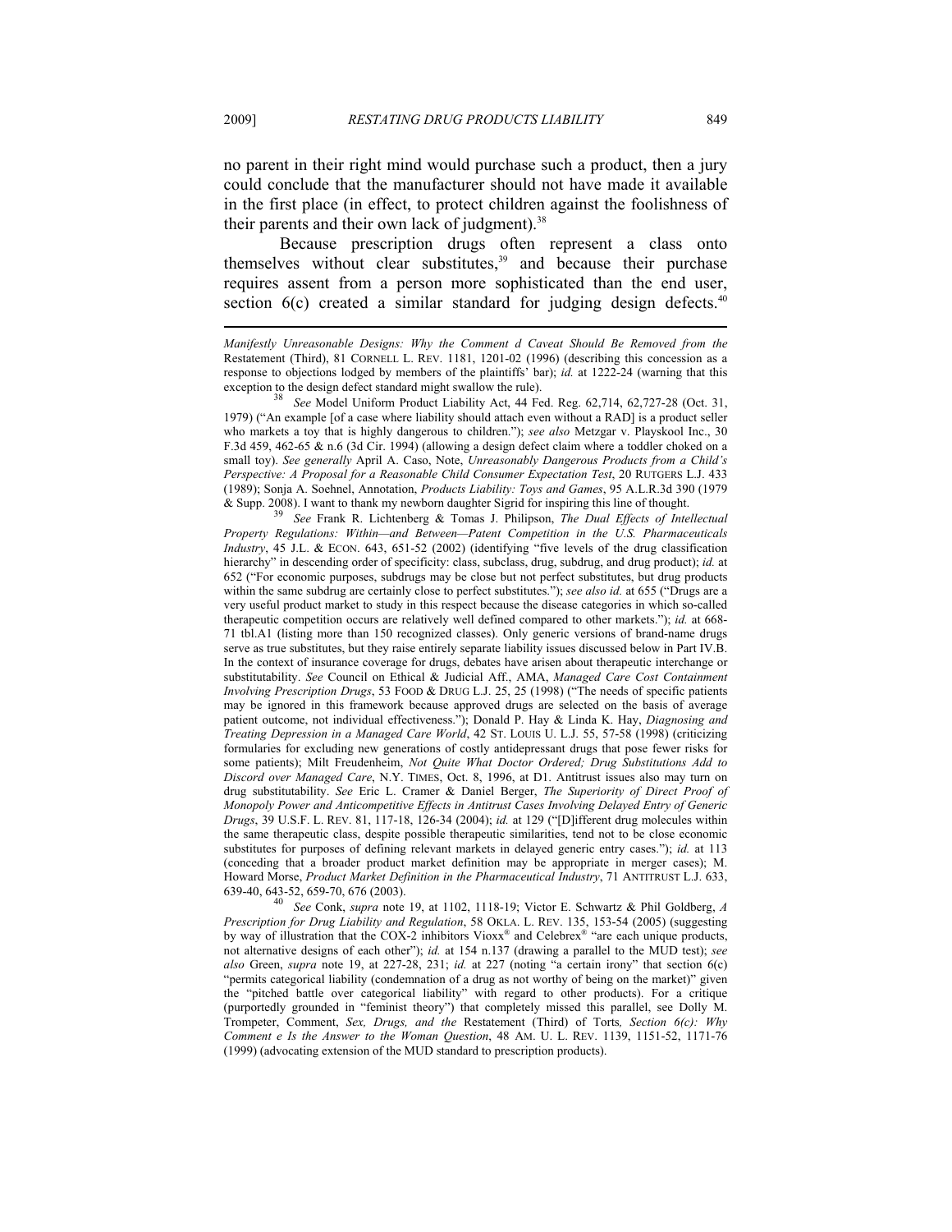no parent in their right mind would purchase such a product, then a jury could conclude that the manufacturer should not have made it available in the first place (in effect, to protect children against the foolishness of their parents and their own lack of judgment).[38]

Because prescription drugs often represent a class onto themselves without clear substitutes,[39] and because their purchase requires assent from a person more sophisticated than the end user, section 6(c) created a similar standard for judging design defects.[40]

---

*Manifestly Unreasonable Designs: Why the Comment d Caveat Should Be Removed from the* Restatement (Third), 81 CORNELL L. REV. 1181, 1201-02 (1996) (describing this concession as a response to objections lodged by members of the plaintiffs' bar); *id.* at 1222-24 (warning that this exception to the design defect standard might swallow the rule).

[38] *See* Model Uniform Product Liability Act, 44 Fed. Reg. 62,714, 62,727-28 (Oct. 31, 1979) ("An example [of a case where liability should attach even without a RAD] is a product seller who markets a toy that is highly dangerous to children."); *see also* Metzgar v. Playskool Inc., 30 F.3d 459, 462-65 & n.6 (3d Cir. 1994) (allowing a design defect claim where a toddler choked on a small toy). *See generally* April A. Caso, Note, *Unreasonably Dangerous Products from a Child's Perspective: A Proposal for a Reasonable Child Consumer Expectation Test*, 20 RUTGERS L.J. 433 (1989); Sonja A. Soehnel, Annotation, *Products Liability: Toys and Games*, 95 A.L.R.3d 390 (1979 & Supp. 2008). I want to thank my newborn daughter Sigrid for inspiring this line of thought.

[39] *See* Frank R. Lichtenberg & Tomas J. Philipson, *The Dual Effects of Intellectual Property Regulations: Within—and Between—Patent Competition in the U.S. Pharmaceuticals Industry*, 45 J.L. & ECON. 643, 651-52 (2002) (identifying "five levels of the drug classification hierarchy" in descending order of specificity: class, subclass, drug, subdrug, and drug product); *id.* at 652 ("For economic purposes, subdrugs may be close but not perfect substitutes, but drug products within the same subdrug are certainly close to perfect substitutes."); *see also id.* at 655 ("Drugs are a very useful product market to study in this respect because the disease categories in which so-called therapeutic competition occurs are relatively well defined compared to other markets."); *id.* at 668-71 tbl.A1 (listing more than 150 recognized classes). Only generic versions of brand-name drugs serve as true substitutes, but they raise entirely separate liability issues discussed below in Part IV.B. In the context of insurance coverage for drugs, debates have arisen about therapeutic interchange or substitutability. *See* Council on Ethical & Judicial Aff., AMA, *Managed Care Cost Containment Involving Prescription Drugs*, 53 FOOD & DRUG L.J. 25, 25 (1998) ("The needs of specific patients may be ignored in this framework because approved drugs are selected on the basis of average patient outcome, not individual effectiveness."); Donald P. Hay & Linda K. Hay, *Diagnosing and Treating Depression in a Managed Care World*, 42 ST. LOUIS U. L.J. 55, 57-58 (1998) (criticizing formularies for excluding new generations of costly antidepressant drugs that pose fewer risks for some patients); Milt Freudenheim, *Not Quite What Doctor Ordered; Drug Substitutions Add to Discord over Managed Care*, N.Y. TIMES, Oct. 8, 1996, at D1. Antitrust issues also may turn on drug substitutability. *See* Eric L. Cramer & Daniel Berger, *The Superiority of Direct Proof of Monopoly Power and Anticompetitive Effects in Antitrust Cases Involving Delayed Entry of Generic Drugs*, 39 U.S.F. L. REV. 81, 117-18, 126-34 (2004); *id.* at 129 ("[D]ifferent drug molecules within the same therapeutic class, despite possible therapeutic similarities, tend not to be close economic substitutes for purposes of defining relevant markets in delayed generic entry cases."); *id.* at 113 (conceding that a broader product market definition may be appropriate in merger cases); M. Howard Morse, *Product Market Definition in the Pharmaceutical Industry*, 71 ANTITRUST L.J. 633, 639-40, 643-52, 659-70, 676 (2003).

[40] *See* Conk, *supra* note 19, at 1102, 1118-19; Victor E. Schwartz & Phil Goldberg, *A Prescription for Drug Liability and Regulation*, 58 OKLA. L. REV. 135, 153-54 (2005) (suggesting by way of illustration that the COX-2 inhibitors Vioxx® and Celebrex® "are each unique products, not alternative designs of each other"); *id.* at 154 n.137 (drawing a parallel to the MUD test); *see also* Green, *supra* note 19, at 227-28, 231; *id.* at 227 (noting "a certain irony" that section 6(c) "permits categorical liability (condemnation of a drug as not worthy of being on the market)" given the "pitched battle over categorical liability" with regard to other products). For a critique (purportedly grounded in "feminist theory") that completely missed this parallel, see Dolly M. Trompeter, Comment, *Sex, Drugs, and the* Restatement (Third) of Torts*, Section 6(c): Why Comment e Is the Answer to the Woman Question*, 48 AM. U. L. REV. 1139, 1151-52, 1171-76 (1999) (advocating extension of the MUD standard to prescription products).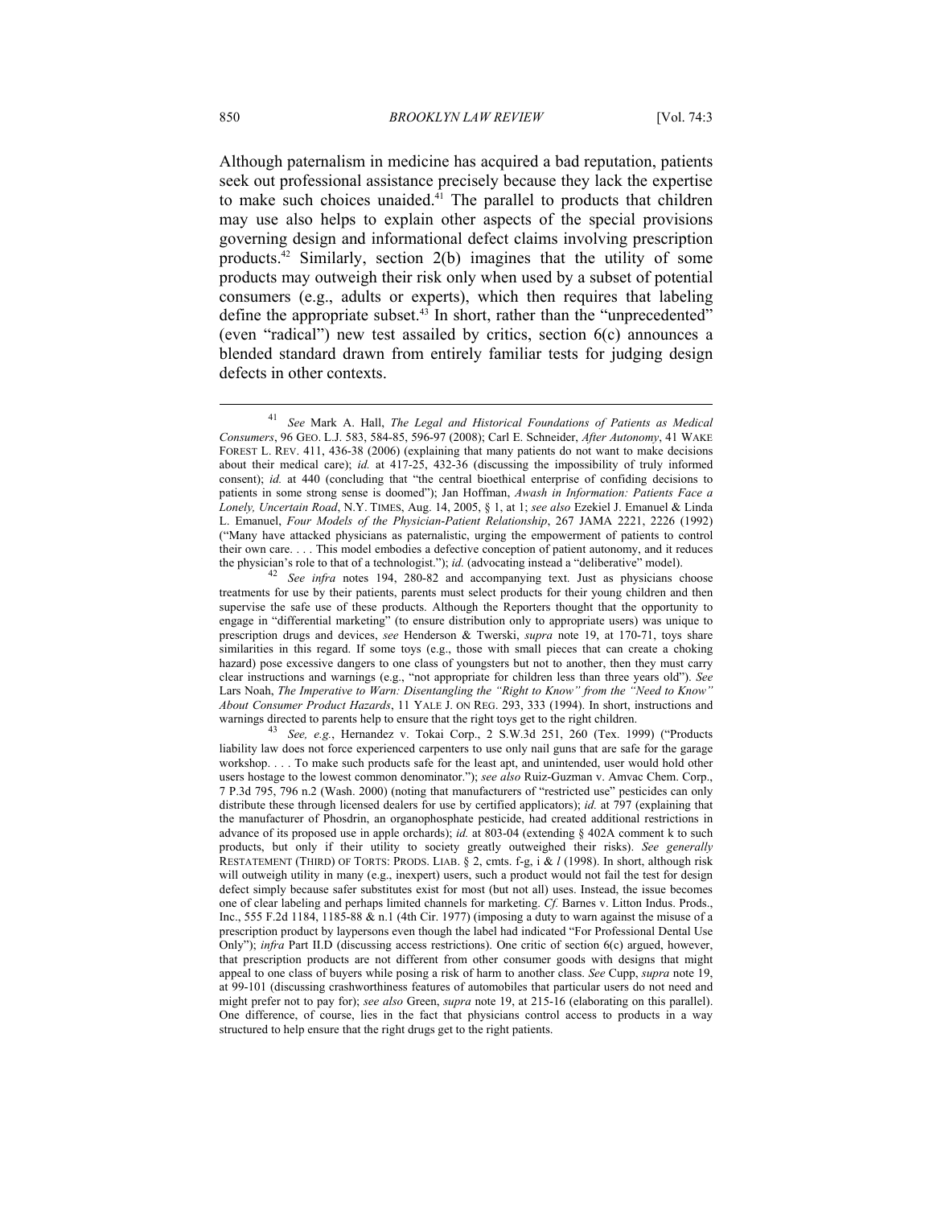Although paternalism in medicine has acquired a bad reputation, patients seek out professional assistance precisely because they lack the expertise to make such choices unaided.[41] The parallel to products that children may use also helps to explain other aspects of the special provisions governing design and informational defect claims involving prescription products.[42] Similarly, section 2(b) imagines that the utility of some products may outweigh their risk only when used by a subset of potential consumers (e.g., adults or experts), which then requires that labeling define the appropriate subset.[43] In short, rather than the "unprecedented" (even "radical") new test assailed by critics, section 6(c) announces a blended standard drawn from entirely familiar tests for judging design defects in other contexts.

---

[41] *See* Mark A. Hall, *The Legal and Historical Foundations of Patients as Medical Consumers*, 96 GEO. L.J. 583, 584-85, 596-97 (2008); Carl E. Schneider, *After Autonomy*, 41 WAKE FOREST L. REV. 411, 436-38 (2006) (explaining that many patients do not want to make decisions about their medical care); *id.* at 417-25, 432-36 (discussing the impossibility of truly informed consent); *id.* at 440 (concluding that "the central bioethical enterprise of confiding decisions to patients in some strong sense is doomed"); Jan Hoffman, *Awash in Information: Patients Face a Lonely, Uncertain Road*, N.Y. TIMES, Aug. 14, 2005, § 1, at 1; *see also* Ezekiel J. Emanuel & Linda L. Emanuel, *Four Models of the Physician-Patient Relationship*, 267 JAMA 2221, 2226 (1992) ("Many have attacked physicians as paternalistic, urging the empowerment of patients to control their own care. . . . This model embodies a defective conception of patient autonomy, and it reduces the physician's role to that of a technologist."); *id.* (advocating instead a "deliberative" model).

[42] *See infra* notes 194, 280-82 and accompanying text. Just as physicians choose treatments for use by their patients, parents must select products for their young children and then supervise the safe use of these products. Although the Reporters thought that the opportunity to engage in "differential marketing" (to ensure distribution only to appropriate users) was unique to prescription drugs and devices, *see* Henderson & Twerski, *supra* note 19, at 170-71, toys share similarities in this regard. If some toys (e.g., those with small pieces that can create a choking hazard) pose excessive dangers to one class of youngsters but not to another, then they must carry clear instructions and warnings (e.g., "not appropriate for children less than three years old"). *See* Lars Noah, *The Imperative to Warn: Disentangling the "Right to Know" from the "Need to Know" About Consumer Product Hazards*, 11 YALE J. ON REG. 293, 333 (1994). In short, instructions and warnings directed to parents help to ensure that the right toys get to the right children.

[43] *See, e.g.*, Hernandez v. Tokai Corp., 2 S.W.3d 251, 260 (Tex. 1999) ("Products liability law does not force experienced carpenters to use only nail guns that are safe for the garage workshop. . . . To make such products safe for the least apt, and unintended, user would hold other users hostage to the lowest common denominator."); *see also* Ruiz-Guzman v. Amvac Chem. Corp., 7 P.3d 795, 796 n.2 (Wash. 2000) (noting that manufacturers of "restricted use" pesticides can only distribute these through licensed dealers for use by certified applicators); *id.* at 797 (explaining that the manufacturer of Phosdrin, an organophosphate pesticide, had created additional restrictions in advance of its proposed use in apple orchards); *id.* at 803-04 (extending § 402A comment k to such products, but only if their utility to society greatly outweighed their risks). *See generally* RESTATEMENT (THIRD) OF TORTS: PRODS. LIAB. § 2, cmts. f-g, i & *l* (1998). In short, although risk will outweigh utility in many (e.g., inexpert) users, such a product would not fail the test for design defect simply because safer substitutes exist for most (but not all) uses. Instead, the issue becomes one of clear labeling and perhaps limited channels for marketing. *Cf.* Barnes v. Litton Indus. Prods., Inc., 555 F.2d 1184, 1185-88 & n.1 (4th Cir. 1977) (imposing a duty to warn against the misuse of a prescription product by laypersons even though the label had indicated "For Professional Dental Use Only"); *infra* Part II.D (discussing access restrictions). One critic of section 6(c) argued, however, that prescription products are not different from other consumer goods with designs that might appeal to one class of buyers while posing a risk of harm to another class. *See* Cupp, *supra* note 19, at 99-101 (discussing crashworthiness features of automobiles that particular users do not need and might prefer not to pay for); *see also* Green, *supra* note 19, at 215-16 (elaborating on this parallel). One difference, of course, lies in the fact that physicians control access to products in a way structured to help ensure that the right drugs get to the right patients.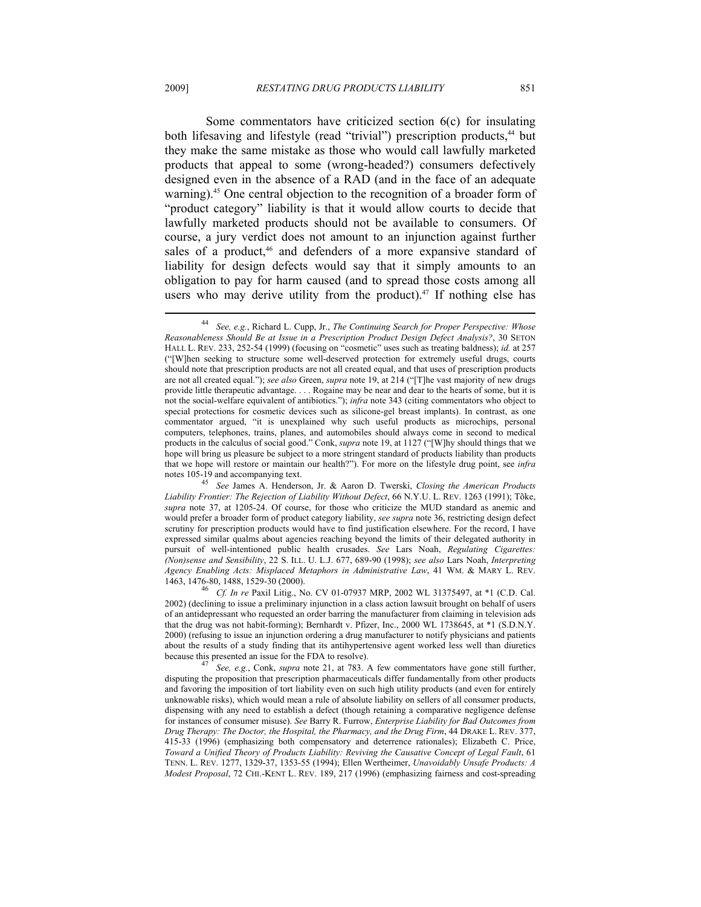Some commentators have criticized section 6(c) for insulating both lifesaving and lifestyle (read "trivial") prescription products,[44] but they make the same mistake as those who would call lawfully marketed products that appeal to some (wrong-headed?) consumers defectively designed even in the absence of a RAD (and in the face of an adequate warning).[45] One central objection to the recognition of a broader form of "product category" liability is that it would allow courts to decide that lawfully marketed products should not be available to consumers. Of course, a jury verdict does not amount to an injunction against further sales of a product,[46] and defenders of a more expansive standard of liability for design defects would say that it simply amounts to an obligation to pay for harm caused (and to spread those costs among all users who may derive utility from the product).[47] If nothing else has

---

[44] *See, e.g.*, Richard L. Cupp, Jr., *The Continuing Search for Proper Perspective: Whose Reasonableness Should Be at Issue in a Prescription Product Design Defect Analysis?*, 30 SETON HALL L. REV. 233, 252-54 (1999) (focusing on "cosmetic" uses such as treating baldness); *id.* at 257 ("[W]hen seeking to structure some well-deserved protection for extremely useful drugs, courts should note that prescription products are not all created equal, and that uses of prescription products are not all created equal."); *see also* Green, *supra* note 19, at 214 ("[T]he vast majority of new drugs provide little therapeutic advantage. . . . Rogaine may be near and dear to the hearts of some, but it is not the social-welfare equivalent of antibiotics."); *infra* note 343 (citing commentators who object to special protections for cosmetic devices such as silicone-gel breast implants). In contrast, as one commentator argued, "it is unexplained why such useful products as microchips, personal computers, telephones, trains, planes, and automobiles should always come in second to medical products in the calculus of social good." Conk, *supra* note 19, at 1127 ("[W]hy should things that we hope will bring us pleasure be subject to a more stringent standard of products liability than products that we hope will restore or maintain our health?"). For more on the lifestyle drug point, see *infra* notes 105-19 and accompanying text.

[45] *See* James A. Henderson, Jr. & Aaron D. Twerski, *Closing the American Products Liability Frontier: The Rejection of Liability Without Defect*, 66 N.Y.U. L. REV. 1263 (1991); Tõke, *supra* note 37, at 1205-24. Of course, for those who criticize the MUD standard as anemic and would prefer a broader form of product category liability, *see supra* note 36, restricting design defect scrutiny for prescription products would have to find justification elsewhere. For the record, I have expressed similar qualms about agencies reaching beyond the limits of their delegated authority in pursuit of well-intentioned public health crusades. *See* Lars Noah, *Regulating Cigarettes: (Non)sense and Sensibility*, 22 S. ILL. U. L.J. 677, 689-90 (1998); *see also* Lars Noah, *Interpreting Agency Enabling Acts: Misplaced Metaphors in Administrative Law*, 41 WM. & MARY L. REV. 1463, 1476-80, 1488, 1529-30 (2000).

[46] *Cf. In re* Paxil Litig., No. CV 01-07937 MRP, 2002 WL 31375497, at *1 (C.D. Cal. 2002) (declining to issue a preliminary injunction in a class action lawsuit brought on behalf of users of an antidepressant who requested an order barring the manufacturer from claiming in television ads that the drug was not habit-forming); Bernhardt v. Pfizer, Inc., 2000 WL 1738645, at *1 (S.D.N.Y. 2000) (refusing to issue an injunction ordering a drug manufacturer to notify physicians and patients about the results of a study finding that its antihypertensive agent worked less well than diuretics because this presented an issue for the FDA to resolve).

[47] *See, e.g.*, Conk, *supra* note 21, at 783. A few commentators have gone still further, disputing the proposition that prescription pharmaceuticals differ fundamentally from other products and favoring the imposition of tort liability even on such high utility products (and even for entirely unknowable risks), which would mean a rule of absolute liability on sellers of all consumer products, dispensing with any need to establish a defect (though retaining a comparative negligence defense for instances of consumer misuse). *See* Barry R. Furrow, *Enterprise Liability for Bad Outcomes from Drug Therapy: The Doctor, the Hospital, the Pharmacy, and the Drug Firm*, 44 DRAKE L. REV. 377, 415-33 (1996) (emphasizing both compensatory and deterrence rationales); Elizabeth C. Price, *Toward a Unified Theory of Products Liability: Reviving the Causative Concept of Legal Fault*, 61 TENN. L. REV. 1277, 1329-37, 1353-55 (1994); Ellen Wertheimer, *Unavoidably Unsafe Products: A Modest Proposal*, 72 CHI.-KENT L. REV. 189, 217 (1996) (emphasizing fairness and cost-spreading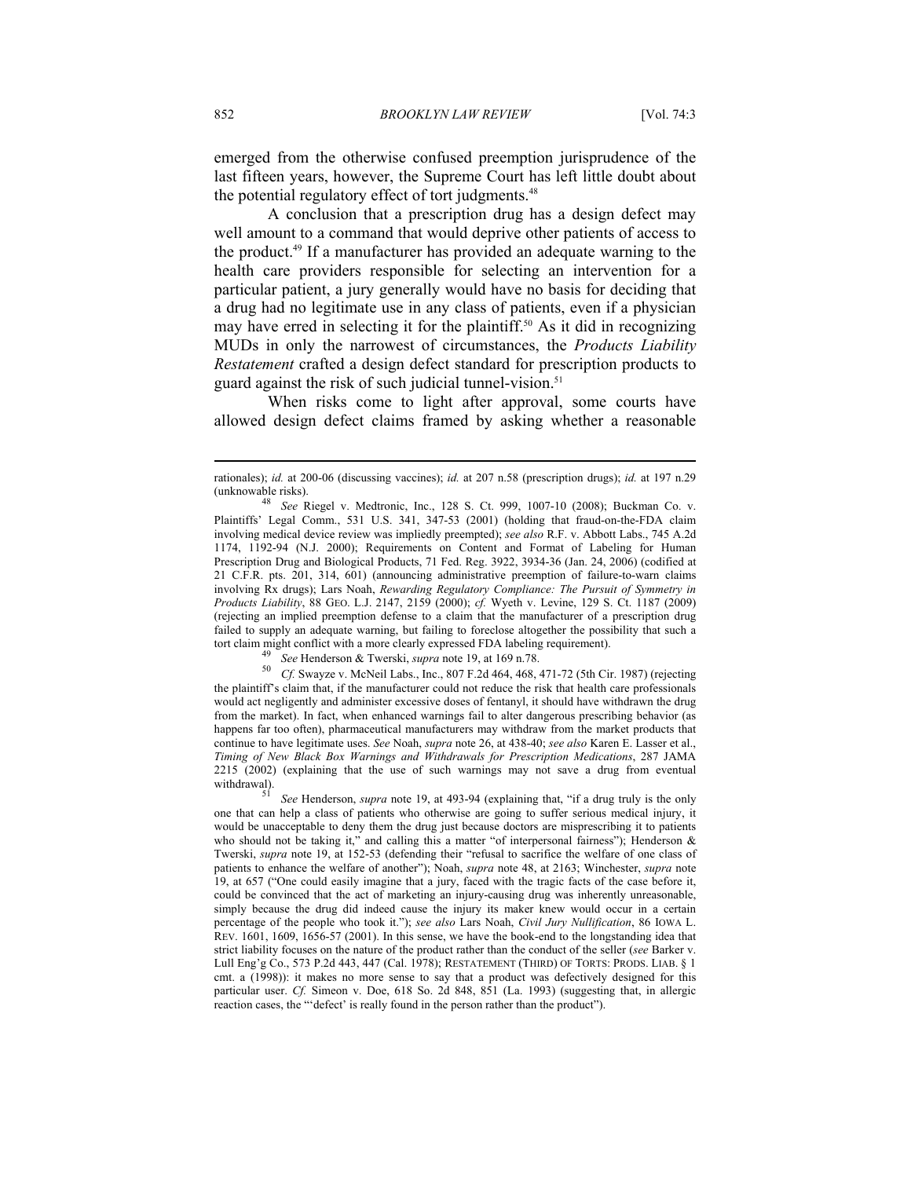emerged from the otherwise confused preemption jurisprudence of the last fifteen years, however, the Supreme Court has left little doubt about the potential regulatory effect of tort judgments.[48]

A conclusion that a prescription drug has a design defect may well amount to a command that would deprive other patients of access to the product.[49] If a manufacturer has provided an adequate warning to the health care providers responsible for selecting an intervention for a particular patient, a jury generally would have no basis for deciding that a drug had no legitimate use in any class of patients, even if a physician may have erred in selecting it for the plaintiff.[50] As it did in recognizing MUDs in only the narrowest of circumstances, the *Products Liability Restatement* crafted a design defect standard for prescription products to guard against the risk of such judicial tunnel-vision.[51]

When risks come to light after approval, some courts have allowed design defect claims framed by asking whether a reasonable

---

rationales); *id.* at 200-06 (discussing vaccines); *id.* at 207 n.58 (prescription drugs); *id.* at 197 n.29 (unknowable risks).

[48] *See* Riegel v. Medtronic, Inc., 128 S. Ct. 999, 1007-10 (2008); Buckman Co. v. Plaintiffs' Legal Comm., 531 U.S. 341, 347-53 (2001) (holding that fraud-on-the-FDA claim involving medical device review was impliedly preempted); *see also* R.F. v. Abbott Labs., 745 A.2d 1174, 1192-94 (N.J. 2000); Requirements on Content and Format of Labeling for Human Prescription Drug and Biological Products, 71 Fed. Reg. 3922, 3934-36 (Jan. 24, 2006) (codified at 21 C.F.R. pts. 201, 314, 601) (announcing administrative preemption of failure-to-warn claims involving Rx drugs); Lars Noah, *Rewarding Regulatory Compliance: The Pursuit of Symmetry in Products Liability*, 88 GEO. L.J. 2147, 2159 (2000); *cf.* Wyeth v. Levine, 129 S. Ct. 1187 (2009) (rejecting an implied preemption defense to a claim that the manufacturer of a prescription drug failed to supply an adequate warning, but failing to foreclose altogether the possibility that such a tort claim might conflict with a more clearly expressed FDA labeling requirement).

[49] *See* Henderson & Twerski, *supra* note 19, at 169 n.78.

[50] *Cf.* Swayze v. McNeil Labs., Inc., 807 F.2d 464, 468, 471-72 (5th Cir. 1987) (rejecting the plaintiff's claim that, if the manufacturer could not reduce the risk that health care professionals would act negligently and administer excessive doses of fentanyl, it should have withdrawn the drug from the market). In fact, when enhanced warnings fail to alter dangerous prescribing behavior (as happens far too often), pharmaceutical manufacturers may withdraw from the market products that continue to have legitimate uses. *See* Noah, *supra* note 26, at 438-40; *see also* Karen E. Lasser et al., *Timing of New Black Box Warnings and Withdrawals for Prescription Medications*, 287 JAMA 2215 (2002) (explaining that the use of such warnings may not save a drug from eventual withdrawal).

[51] *See* Henderson, *supra* note 19, at 493-94 (explaining that, "if a drug truly is the only one that can help a class of patients who otherwise are going to suffer serious medical injury, it would be unacceptable to deny them the drug just because doctors are misprescribing it to patients who should not be taking it," and calling this a matter "of interpersonal fairness"); Henderson & Twerski, *supra* note 19, at 152-53 (defending their "refusal to sacrifice the welfare of one class of patients to enhance the welfare of another"); Noah, *supra* note 48, at 2163; Winchester, *supra* note 19, at 657 ("One could easily imagine that a jury, faced with the tragic facts of the case before it, could be convinced that the act of marketing an injury-causing drug was inherently unreasonable, simply because the drug did indeed cause the injury its maker knew would occur in a certain percentage of the people who took it."); *see also* Lars Noah, *Civil Jury Nullification*, 86 IOWA L. REV. 1601, 1609, 1656-57 (2001). In this sense, we have the book-end to the longstanding idea that strict liability focuses on the nature of the product rather than the conduct of the seller (*see* Barker v. Lull Eng'g Co., 573 P.2d 443, 447 (Cal. 1978); RESTATEMENT (THIRD) OF TORTS: PRODS. LIAB. § 1 cmt. a (1998)): it makes no more sense to say that a product was defectively designed for this particular user. *Cf.* Simeon v. Doe, 618 So. 2d 848, 851 (La. 1993) (suggesting that, in allergic reaction cases, the "'defect' is really found in the person rather than the product").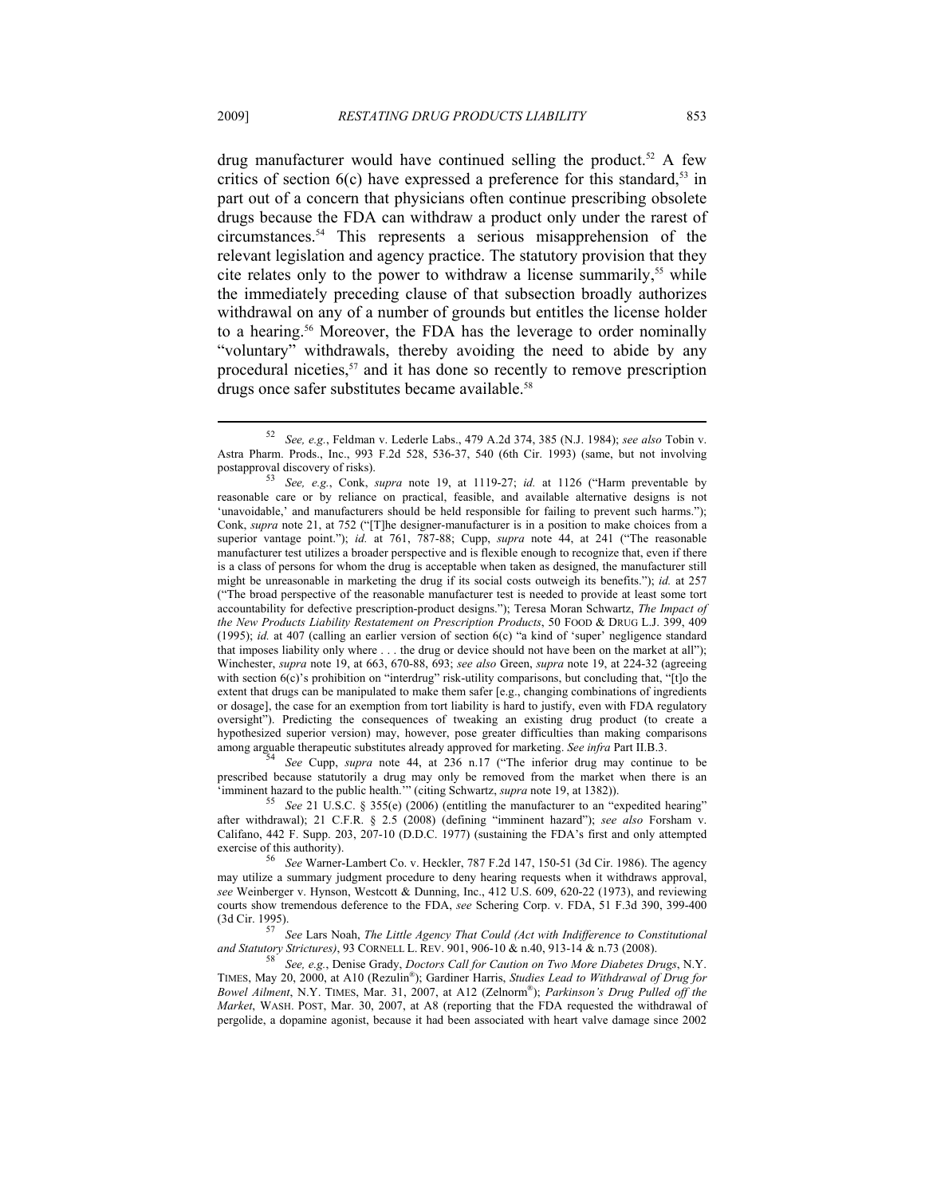drug manufacturer would have continued selling the product.[52] A few critics of section 6(c) have expressed a preference for this standard,[53] in part out of a concern that physicians often continue prescribing obsolete drugs because the FDA can withdraw a product only under the rarest of circumstances.[54] This represents a serious misapprehension of the relevant legislation and agency practice. The statutory provision that they cite relates only to the power to withdraw a license summarily,[55] while the immediately preceding clause of that subsection broadly authorizes withdrawal on any of a number of grounds but entitles the license holder to a hearing.[56] Moreover, the FDA has the leverage to order nominally "voluntary" withdrawals, thereby avoiding the need to abide by any procedural niceties,[57] and it has done so recently to remove prescription drugs once safer substitutes became available.[58]

---

[52] *See, e.g.*, Feldman v. Lederle Labs., 479 A.2d 374, 385 (N.J. 1984); *see also* Tobin v. Astra Pharm. Prods., Inc., 993 F.2d 528, 536-37, 540 (6th Cir. 1993) (same, but not involving postapproval discovery of risks).

[53] *See, e.g.*, Conk, *supra* note 19, at 1119-27; *id.* at 1126 ("Harm preventable by reasonable care or by reliance on practical, feasible, and available alternative designs is not 'unavoidable,' and manufacturers should be held responsible for failing to prevent such harms."); Conk, *supra* note 21, at 752 ("[T]he designer-manufacturer is in a position to make choices from a superior vantage point."); *id.* at 761, 787-88; Cupp, *supra* note 44, at 241 ("The reasonable manufacturer test utilizes a broader perspective and is flexible enough to recognize that, even if there is a class of persons for whom the drug is acceptable when taken as designed, the manufacturer still might be unreasonable in marketing the drug if its social costs outweigh its benefits."); *id.* at 257 ("The broad perspective of the reasonable manufacturer test is needed to provide at least some tort accountability for defective prescription-product designs."); Teresa Moran Schwartz, *The Impact of the New Products Liability Restatement on Prescription Products*, 50 FOOD & DRUG L.J. 399, 409 (1995); *id.* at 407 (calling an earlier version of section 6(c) "a kind of 'super' negligence standard that imposes liability only where . . . the drug or device should not have been on the market at all"); Winchester, *supra* note 19, at 663, 670-88, 693; *see also* Green, *supra* note 19, at 224-32 (agreeing with section 6(c)'s prohibition on "interdrug" risk-utility comparisons, but concluding that, "[t]o the extent that drugs can be manipulated to make them safer [e.g., changing combinations of ingredients or dosage], the case for an exemption from tort liability is hard to justify, even with FDA regulatory oversight"). Predicting the consequences of tweaking an existing drug product (to create a hypothesized superior version) may, however, pose greater difficulties than making comparisons among arguable therapeutic substitutes already approved for marketing. *See infra* Part II.B.3.

[54] *See* Cupp, *supra* note 44, at 236 n.17 ("The inferior drug may continue to be prescribed because statutorily a drug may only be removed from the market when there is an 'imminent hazard to the public health.'" (citing Schwartz, *supra* note 19, at 1382)).

[55] *See* 21 U.S.C. § 355(e) (2006) (entitling the manufacturer to an "expedited hearing" after withdrawal); 21 C.F.R. § 2.5 (2008) (defining "imminent hazard"); *see also* Forsham v. Califano, 442 F. Supp. 203, 207-10 (D.D.C. 1977) (sustaining the FDA's first and only attempted exercise of this authority).

[56] *See* Warner-Lambert Co. v. Heckler, 787 F.2d 147, 150-51 (3d Cir. 1986). The agency may utilize a summary judgment procedure to deny hearing requests when it withdraws approval, *see* Weinberger v. Hynson, Westcott & Dunning, Inc., 412 U.S. 609, 620-22 (1973), and reviewing courts show tremendous deference to the FDA, *see* Schering Corp. v. FDA, 51 F.3d 390, 399-400 (3d Cir. 1995).

[57] *See* Lars Noah, *The Little Agency That Could (Act with Indifference to Constitutional and Statutory Strictures)*, 93 CORNELL L. REV. 901, 906-10 & n.40, 913-14 & n.73 (2008).

[58] *See, e.g.*, Denise Grady, *Doctors Call for Caution on Two More Diabetes Drugs*, N.Y. TIMES, May 20, 2000, at A10 (Rezulin®); Gardiner Harris, *Studies Lead to Withdrawal of Drug for Bowel Ailment*, N.Y. TIMES, Mar. 31, 2007, at A12 (Zelnorm®); *Parkinson's Drug Pulled off the Market*, WASH. POST, Mar. 30, 2007, at A8 (reporting that the FDA requested the withdrawal of pergolide, a dopamine agonist, because it had been associated with heart valve damage since 2002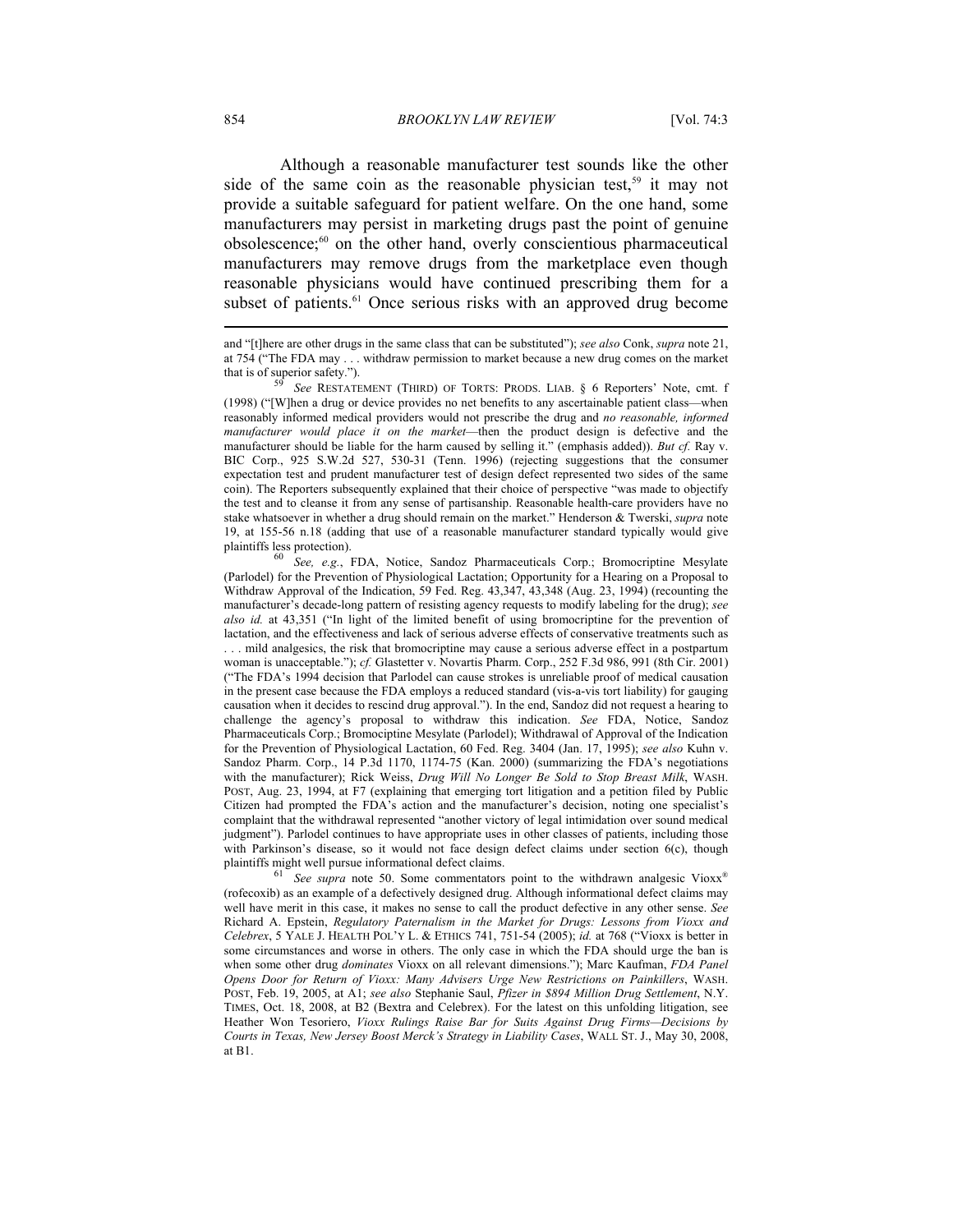Although a reasonable manufacturer test sounds like the other side of the same coin as the reasonable physician test,[59] it may not provide a suitable safeguard for patient welfare. On the one hand, some manufacturers may persist in marketing drugs past the point of genuine obsolescence;[60] on the other hand, overly conscientious pharmaceutical manufacturers may remove drugs from the marketplace even though reasonable physicians would have continued prescribing them for a subset of patients.[61] Once serious risks with an approved drug become

---

and "[t]here are other drugs in the same class that can be substituted"); *see also* Conk, *supra* note 21, at 754 ("The FDA may . . . withdraw permission to market because a new drug comes on the market that is of superior safety.").

[59] *See* RESTATEMENT (THIRD) OF TORTS: PRODS. LIAB. § 6 Reporters' Note, cmt. f (1998) ("[W]hen a drug or device provides no net benefits to any ascertainable patient class—when reasonably informed medical providers would not prescribe the drug and *no reasonable, informed manufacturer would place it on the market*—then the product design is defective and the manufacturer should be liable for the harm caused by selling it." (emphasis added)). *But cf.* Ray v. BIC Corp., 925 S.W.2d 527, 530-31 (Tenn. 1996) (rejecting suggestions that the consumer expectation test and prudent manufacturer test of design defect represented two sides of the same coin). The Reporters subsequently explained that their choice of perspective "was made to objectify the test and to cleanse it from any sense of partisanship. Reasonable health-care providers have no stake whatsoever in whether a drug should remain on the market." Henderson & Twerski, *supra* note 19, at 155-56 n.18 (adding that use of a reasonable manufacturer standard typically would give plaintiffs less protection).

[60] *See, e.g.*, FDA, Notice, Sandoz Pharmaceuticals Corp.; Bromocriptine Mesylate (Parlodel) for the Prevention of Physiological Lactation; Opportunity for a Hearing on a Proposal to Withdraw Approval of the Indication, 59 Fed. Reg. 43,347, 43,348 (Aug. 23, 1994) (recounting the manufacturer's decade-long pattern of resisting agency requests to modify labeling for the drug); *see also id.* at 43,351 ("In light of the limited benefit of using bromocriptine for the prevention of lactation, and the effectiveness and lack of serious adverse effects of conservative treatments such as . . . mild analgesics, the risk that bromocriptine may cause a serious adverse effect in a postpartum woman is unacceptable."); *cf.* Glastetter v. Novartis Pharm. Corp., 252 F.3d 986, 991 (8th Cir. 2001) ("The FDA's 1994 decision that Parlodel can cause strokes is unreliable proof of medical causation in the present case because the FDA employs a reduced standard (vis-a-vis tort liability) for gauging causation when it decides to rescind drug approval."). In the end, Sandoz did not request a hearing to challenge the agency's proposal to withdraw this indication. *See* FDA, Notice, Sandoz Pharmaceuticals Corp.; Bromociptine Mesylate (Parlodel); Withdrawal of Approval of the Indication for the Prevention of Physiological Lactation, 60 Fed. Reg. 3404 (Jan. 17, 1995); *see also* Kuhn v. Sandoz Pharm. Corp., 14 P.3d 1170, 1174-75 (Kan. 2000) (summarizing the FDA's negotiations with the manufacturer); Rick Weiss, *Drug Will No Longer Be Sold to Stop Breast Milk*, WASH. POST, Aug. 23, 1994, at F7 (explaining that emerging tort litigation and a petition filed by Public Citizen had prompted the FDA's action and the manufacturer's decision, noting one specialist's complaint that the withdrawal represented "another victory of legal intimidation over sound medical judgment"). Parlodel continues to have appropriate uses in other classes of patients, including those with Parkinson's disease, so it would not face design defect claims under section 6(c), though plaintiffs might well pursue informational defect claims.

[61] *See supra* note 50. Some commentators point to the withdrawn analgesic Vioxx® (rofecoxib) as an example of a defectively designed drug. Although informational defect claims may well have merit in this case, it makes no sense to call the product defective in any other sense. *See* Richard A. Epstein, *Regulatory Paternalism in the Market for Drugs: Lessons from Vioxx and Celebrex*, 5 YALE J. HEALTH POL'Y L. & ETHICS 741, 751-54 (2005); *id.* at 768 ("Vioxx is better in some circumstances and worse in others. The only case in which the FDA should urge the ban is when some other drug *dominates* Vioxx on all relevant dimensions."); Marc Kaufman, *FDA Panel Opens Door for Return of Vioxx: Many Advisers Urge New Restrictions on Painkillers*, WASH. POST, Feb. 19, 2005, at A1; *see also* Stephanie Saul, *Pfizer in $894 Million Drug Settlement*, N.Y. TIMES, Oct. 18, 2008, at B2 (Bextra and Celebrex). For the latest on this unfolding litigation, see Heather Won Tesoriero, *Vioxx Rulings Raise Bar for Suits Against Drug Firms—Decisions by Courts in Texas, New Jersey Boost Merck's Strategy in Liability Cases*, WALL ST. J., May 30, 2008, at B1.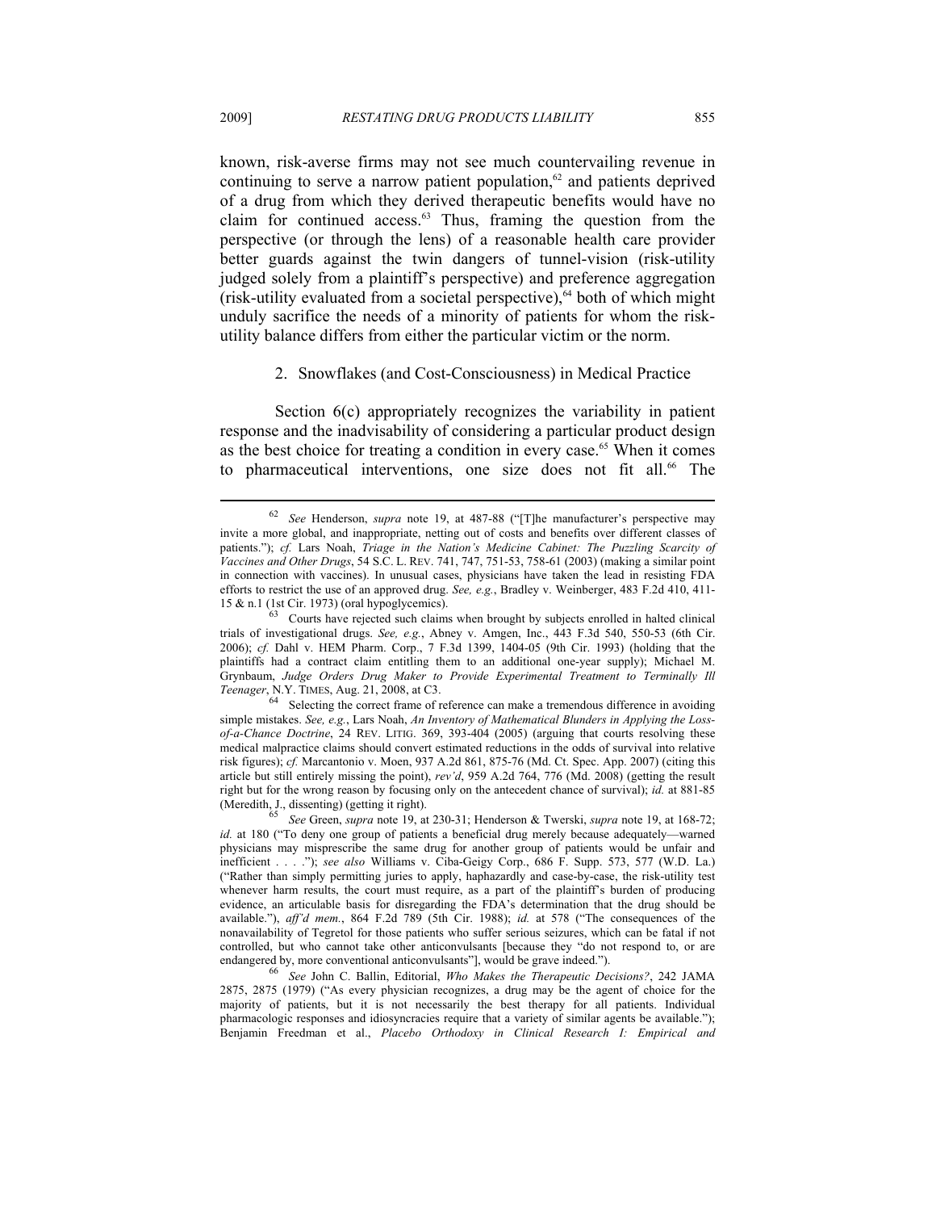known, risk-averse firms may not see much countervailing revenue in continuing to serve a narrow patient population,[62] and patients deprived of a drug from which they derived therapeutic benefits would have no claim for continued access.[63] Thus, framing the question from the perspective (or through the lens) of a reasonable health care provider better guards against the twin dangers of tunnel-vision (risk-utility judged solely from a plaintiff's perspective) and preference aggregation (risk-utility evaluated from a societal perspective),[64] both of which might unduly sacrifice the needs of a minority of patients for whom the risk-utility balance differs from either the particular victim or the norm.

### 2. Snowflakes (and Cost-Consciousness) in Medical Practice

Section 6(c) appropriately recognizes the variability in patient response and the inadvisability of considering a particular product design as the best choice for treating a condition in every case.[65] When it comes to pharmaceutical interventions, one size does not fit all.[66] The

---

[62] *See* Henderson, *supra* note 19, at 487-88 ("[T]he manufacturer's perspective may invite a more global, and inappropriate, netting out of costs and benefits over different classes of patients."); *cf.* Lars Noah, *Triage in the Nation's Medicine Cabinet: The Puzzling Scarcity of Vaccines and Other Drugs*, 54 S.C. L. REV. 741, 747, 751-53, 758-61 (2003) (making a similar point in connection with vaccines). In unusual cases, physicians have taken the lead in resisting FDA efforts to restrict the use of an approved drug. *See, e.g.*, Bradley v. Weinberger, 483 F.2d 410, 411-15 & n.1 (1st Cir. 1973) (oral hypoglycemics).

[63] Courts have rejected such claims when brought by subjects enrolled in halted clinical trials of investigational drugs. *See, e.g.*, Abney v. Amgen, Inc., 443 F.3d 540, 550-53 (6th Cir. 2006); *cf.* Dahl v. HEM Pharm. Corp., 7 F.3d 1399, 1404-05 (9th Cir. 1993) (holding that the plaintiffs had a contract claim entitling them to an additional one-year supply); Michael M. Grynbaum, *Judge Orders Drug Maker to Provide Experimental Treatment to Terminally Ill Teenager*, N.Y. TIMES, Aug. 21, 2008, at C3.

[64] Selecting the correct frame of reference can make a tremendous difference in avoiding simple mistakes. *See, e.g.*, Lars Noah, *An Inventory of Mathematical Blunders in Applying the Loss-of-a-Chance Doctrine*, 24 REV. LITIG. 369, 393-404 (2005) (arguing that courts resolving these medical malpractice claims should convert estimated reductions in the odds of survival into relative risk figures); *cf.* Marcantonio v. Moen, 937 A.2d 861, 875-76 (Md. Ct. Spec. App. 2007) (citing this article but still entirely missing the point), *rev'd*, 959 A.2d 764, 776 (Md. 2008) (getting the result right but for the wrong reason by focusing only on the antecedent chance of survival); *id.* at 881-85 (Meredith, J., dissenting) (getting it right).

[65] *See* Green, *supra* note 19, at 230-31; Henderson & Twerski, *supra* note 19, at 168-72; *id.* at 180 ("To deny one group of patients a beneficial drug merely because adequately—warned physicians may misprescribe the same drug for another group of patients would be unfair and inefficient . . . ."); *see also* Williams v. Ciba-Geigy Corp., 686 F. Supp. 573, 577 (W.D. La.) ("Rather than simply permitting juries to apply, haphazardly and case-by-case, the risk-utility test whenever harm results, the court must require, as a part of the plaintiff's burden of producing evidence, an articulable basis for disregarding the FDA's determination that the drug should be available."), *aff'd mem.*, 864 F.2d 789 (5th Cir. 1988); *id.* at 578 ("The consequences of the nonavailability of Tegretol for those patients who suffer serious seizures, which can be fatal if not controlled, but who cannot take other anticonvulsants [because they "do not respond to, or are endangered by, more conventional anticonvulsants"], would be grave indeed.").

[66] *See* John C. Ballin, Editorial, *Who Makes the Therapeutic Decisions?*, 242 JAMA 2875, 2875 (1979) ("As every physician recognizes, a drug may be the agent of choice for the majority of patients, but it is not necessarily the best therapy for all patients. Individual pharmacologic responses and idiosyncracies require that a variety of similar agents be available."); Benjamin Freedman et al., *Placebo Orthodoxy in Clinical Research I: Empirical and*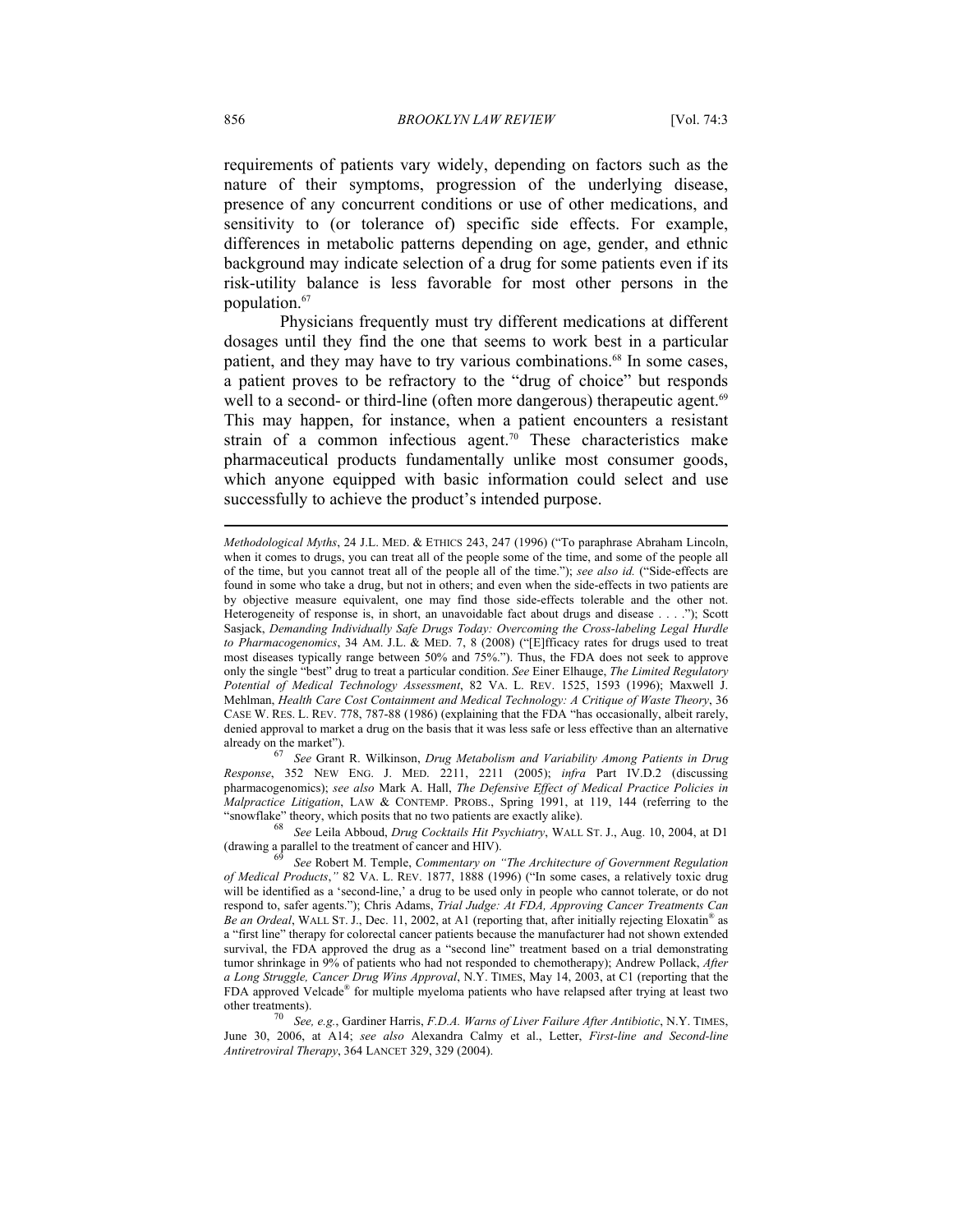requirements of patients vary widely, depending on factors such as the nature of their symptoms, progression of the underlying disease, presence of any concurrent conditions or use of other medications, and sensitivity to (or tolerance of) specific side effects. For example, differences in metabolic patterns depending on age, gender, and ethnic background may indicate selection of a drug for some patients even if its risk-utility balance is less favorable for most other persons in the population.[67]

Physicians frequently must try different medications at different dosages until they find the one that seems to work best in a particular patient, and they may have to try various combinations.[68] In some cases, a patient proves to be refractory to the "drug of choice" but responds well to a second- or third-line (often more dangerous) therapeutic agent.[69] This may happen, for instance, when a patient encounters a resistant strain of a common infectious agent.[70] These characteristics make pharmaceutical products fundamentally unlike most consumer goods, which anyone equipped with basic information could select and use successfully to achieve the product's intended purpose.

---

*Methodological Myths*, 24 J.L. MED. & ETHICS 243, 247 (1996) ("To paraphrase Abraham Lincoln, when it comes to drugs, you can treat all of the people some of the time, and some of the people all of the time, but you cannot treat all of the people all of the time."); *see also id.* ("Side-effects are found in some who take a drug, but not in others; and even when the side-effects in two patients are by objective measure equivalent, one may find those side-effects tolerable and the other not. Heterogeneity of response is, in short, an unavoidable fact about drugs and disease . . . ."); Scott Sasjack, *Demanding Individually Safe Drugs Today: Overcoming the Cross-labeling Legal Hurdle to Pharmacogenomics*, 34 AM. J.L. & MED. 7, 8 (2008) ("[E]fficacy rates for drugs used to treat most diseases typically range between 50% and 75%."). Thus, the FDA does not seek to approve only the single "best" drug to treat a particular condition. *See* Einer Elhauge, *The Limited Regulatory Potential of Medical Technology Assessment*, 82 VA. L. REV. 1525, 1593 (1996); Maxwell J. Mehlman, *Health Care Cost Containment and Medical Technology: A Critique of Waste Theory*, 36 CASE W. RES. L. REV. 778, 787-88 (1986) (explaining that the FDA "has occasionally, albeit rarely, denied approval to market a drug on the basis that it was less safe or less effective than an alternative already on the market").

[67] *See* Grant R. Wilkinson, *Drug Metabolism and Variability Among Patients in Drug Response*, 352 NEW ENG. J. MED. 2211, 2211 (2005); *infra* Part IV.D.2 (discussing pharmacogenomics); *see also* Mark A. Hall, *The Defensive Effect of Medical Practice Policies in Malpractice Litigation*, LAW & CONTEMP. PROBS., Spring 1991, at 119, 144 (referring to the "snowflake" theory, which posits that no two patients are exactly alike).

[68] *See* Leila Abboud, *Drug Cocktails Hit Psychiatry*, WALL ST. J., Aug. 10, 2004, at D1 (drawing a parallel to the treatment of cancer and HIV).

[69] *See* Robert M. Temple, *Commentary on "The Architecture of Government Regulation of Medical Products*,*"* 82 VA. L. REV. 1877, 1888 (1996) ("In some cases, a relatively toxic drug will be identified as a 'second-line,' a drug to be used only in people who cannot tolerate, or do not respond to, safer agents."); Chris Adams, *Trial Judge: At FDA, Approving Cancer Treatments Can Be an Ordeal*, WALL ST. J., Dec. 11, 2002, at A1 (reporting that, after initially rejecting Eloxatin® as a "first line" therapy for colorectal cancer patients because the manufacturer had not shown extended survival, the FDA approved the drug as a "second line" treatment based on a trial demonstrating tumor shrinkage in 9% of patients who had not responded to chemotherapy); Andrew Pollack, *After a Long Struggle, Cancer Drug Wins Approval*, N.Y. TIMES, May 14, 2003, at C1 (reporting that the FDA approved Velcade® for multiple myeloma patients who have relapsed after trying at least two other treatments).

[70] *See, e.g.*, Gardiner Harris, *F.D.A. Warns of Liver Failure After Antibiotic*, N.Y. TIMES, June 30, 2006, at A14; *see also* Alexandra Calmy et al., Letter, *First-line and Second-line Antiretroviral Therapy*, 364 LANCET 329, 329 (2004).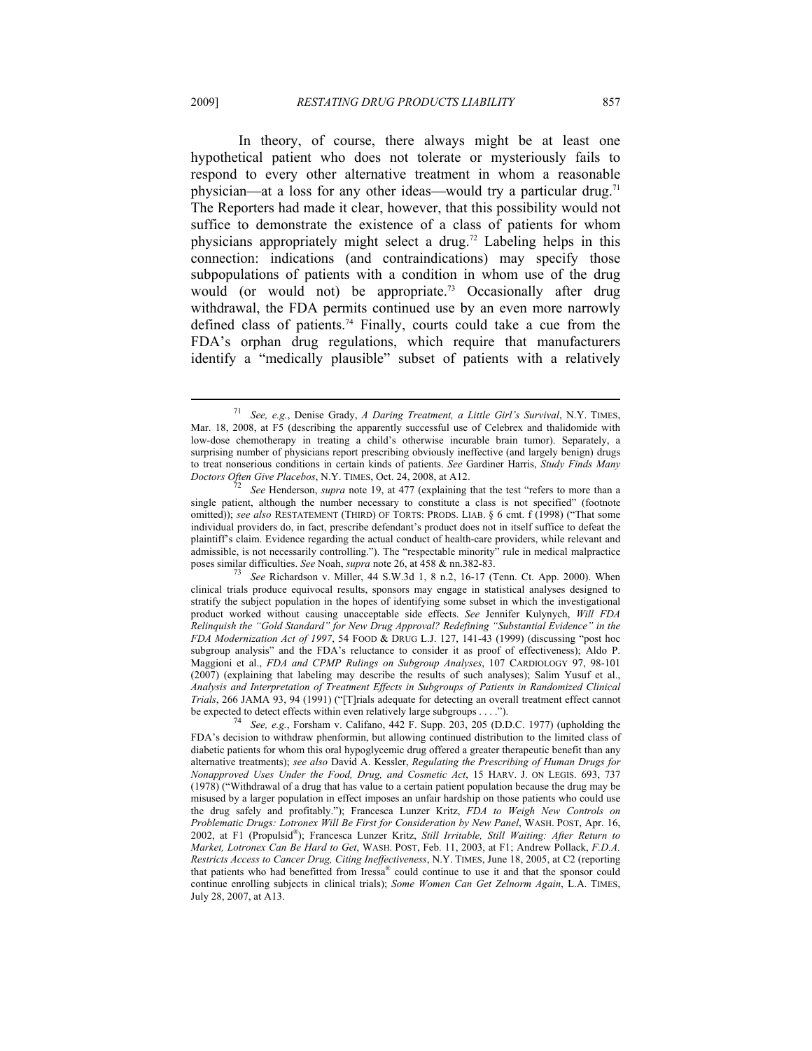In theory, of course, there always might be at least one hypothetical patient who does not tolerate or mysteriously fails to respond to every other alternative treatment in whom a reasonable physician—at a loss for any other ideas—would try a particular drug.[71] The Reporters had made it clear, however, that this possibility would not suffice to demonstrate the existence of a class of patients for whom physicians appropriately might select a drug.[72] Labeling helps in this connection: indications (and contraindications) may specify those subpopulations of patients with a condition in whom use of the drug would (or would not) be appropriate.[73] Occasionally after drug withdrawal, the FDA permits continued use by an even more narrowly defined class of patients.[74] Finally, courts could take a cue from the FDA's orphan drug regulations, which require that manufacturers identify a "medically plausible" subset of patients with a relatively

---

[71] *See, e.g.*, Denise Grady, *A Daring Treatment, a Little Girl's Survival*, N.Y. TIMES, Mar. 18, 2008, at F5 (describing the apparently successful use of Celebrex and thalidomide with low-dose chemotherapy in treating a child's otherwise incurable brain tumor). Separately, a surprising number of physicians report prescribing obviously ineffective (and largely benign) drugs to treat nonserious conditions in certain kinds of patients. *See* Gardiner Harris, *Study Finds Many Doctors Often Give Placebos*, N.Y. TIMES, Oct. 24, 2008, at A12.

[72] *See* Henderson, *supra* note 19, at 477 (explaining that the test "refers to more than a single patient, although the number necessary to constitute a class is not specified" (footnote omitted)); *see also* RESTATEMENT (THIRD) OF TORTS: PRODS. LIAB. § 6 cmt. f (1998) ("That some individual providers do, in fact, prescribe defendant's product does not in itself suffice to defeat the plaintiff's claim. Evidence regarding the actual conduct of health-care providers, while relevant and admissible, is not necessarily controlling."). The "respectable minority" rule in medical malpractice poses similar difficulties. *See* Noah, *supra* note 26, at 458 & nn.382-83.

[73] *See* Richardson v. Miller, 44 S.W.3d 1, 8 n.2, 16-17 (Tenn. Ct. App. 2000). When clinical trials produce equivocal results, sponsors may engage in statistical analyses designed to stratify the subject population in the hopes of identifying some subset in which the investigational product worked without causing unacceptable side effects. *See* Jennifer Kulynych, *Will FDA Relinquish the "Gold Standard" for New Drug Approval? Redefining "Substantial Evidence" in the FDA Modernization Act of 1997*, 54 FOOD & DRUG L.J. 127, 141-43 (1999) (discussing "post hoc subgroup analysis" and the FDA's reluctance to consider it as proof of effectiveness); Aldo P. Maggioni et al., *FDA and CPMP Rulings on Subgroup Analyses*, 107 CARDIOLOGY 97, 98-101 (2007) (explaining that labeling may describe the results of such analyses); Salim Yusuf et al., *Analysis and Interpretation of Treatment Effects in Subgroups of Patients in Randomized Clinical Trials*, 266 JAMA 93, 94 (1991) ("[T]rials adequate for detecting an overall treatment effect cannot be expected to detect effects within even relatively large subgroups . . . .").

[74] *See, e.g.*, Forsham v. Califano, 442 F. Supp. 203, 205 (D.D.C. 1977) (upholding the FDA's decision to withdraw phenformin, but allowing continued distribution to the limited class of diabetic patients for whom this oral hypoglycemic drug offered a greater therapeutic benefit than any alternative treatments); *see also* David A. Kessler, *Regulating the Prescribing of Human Drugs for Nonapproved Uses Under the Food, Drug, and Cosmetic Act*, 15 HARV. J. ON LEGIS. 693, 737 (1978) ("Withdrawal of a drug that has value to a certain patient population because the drug may be misused by a larger population in effect imposes an unfair hardship on those patients who could use the drug safely and profitably."); Francesca Lunzer Kritz, *FDA to Weigh New Controls on Problematic Drugs: Lotronex Will Be First for Consideration by New Panel*, WASH. POST, Apr. 16, 2002, at F1 (Propulsid®); Francesca Lunzer Kritz, *Still Irritable, Still Waiting: After Return to Market, Lotronex Can Be Hard to Get*, WASH. POST, Feb. 11, 2003, at F1; Andrew Pollack, *F.D.A. Restricts Access to Cancer Drug, Citing Ineffectiveness*, N.Y. TIMES, June 18, 2005, at C2 (reporting that patients who had benefitted from Iressa® could continue to use it and that the sponsor could continue enrolling subjects in clinical trials); *Some Women Can Get Zelnorm Again*, L.A. TIMES, July 28, 2007, at A13.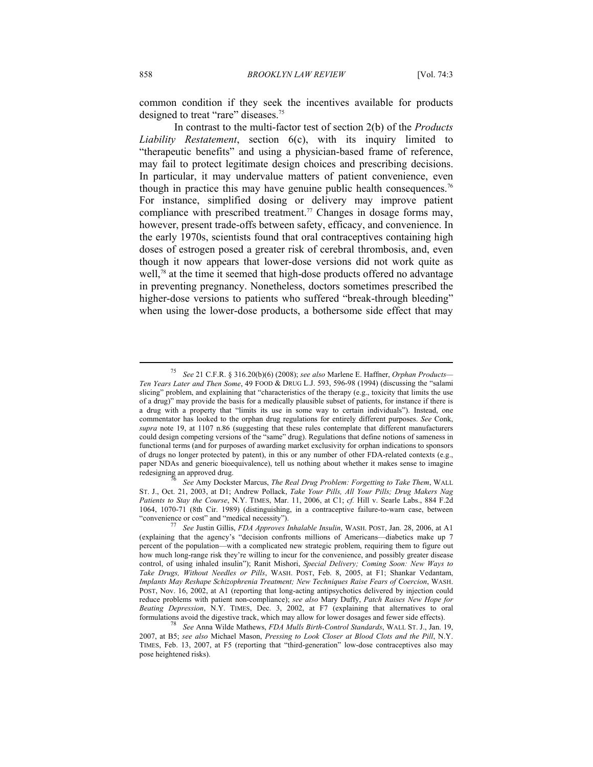common condition if they seek the incentives available for products designed to treat "rare" diseases.[75]

In contrast to the multi-factor test of section 2(b) of the *Products Liability Restatement*, section 6(c), with its inquiry limited to "therapeutic benefits" and using a physician-based frame of reference, may fail to protect legitimate design choices and prescribing decisions. In particular, it may undervalue matters of patient convenience, even though in practice this may have genuine public health consequences.[76] For instance, simplified dosing or delivery may improve patient compliance with prescribed treatment.[77] Changes in dosage forms may, however, present trade-offs between safety, efficacy, and convenience. In the early 1970s, scientists found that oral contraceptives containing high doses of estrogen posed a greater risk of cerebral thrombosis, and, even though it now appears that lower-dose versions did not work quite as well,[78] at the time it seemed that high-dose products offered no advantage in preventing pregnancy. Nonetheless, doctors sometimes prescribed the higher-dose versions to patients who suffered "break-through bleeding" when using the lower-dose products, a bothersome side effect that may

---

[75] *See* 21 C.F.R. § 316.20(b)(6) (2008); *see also* Marlene E. Haffner, *Orphan Products—Ten Years Later and Then Some*, 49 FOOD & DRUG L.J. 593, 596-98 (1994) (discussing the "salami slicing" problem, and explaining that "characteristics of the therapy (e.g., toxicity that limits the use of a drug)" may provide the basis for a medically plausible subset of patients, for instance if there is a drug with a property that "limits its use in some way to certain individuals"). Instead, one commentator has looked to the orphan drug regulations for entirely different purposes. *See* Conk, *supra* note 19, at 1107 n.86 (suggesting that these rules contemplate that different manufacturers could design competing versions of the "same" drug). Regulations that define notions of sameness in functional terms (and for purposes of awarding market exclusivity for orphan indications to sponsors of drugs no longer protected by patent), in this or any number of other FDA-related contexts (e.g., paper NDAs and generic bioequivalence), tell us nothing about whether it makes sense to imagine redesigning an approved drug.

[76] *See* Amy Dockster Marcus, *The Real Drug Problem: Forgetting to Take Them*, WALL ST. J., Oct. 21, 2003, at D1; Andrew Pollack, *Take Your Pills, All Your Pills; Drug Makers Nag Patients to Stay the Course*, N.Y. TIMES, Mar. 11, 2006, at C1; *cf.* Hill v. Searle Labs., 884 F.2d 1064, 1070-71 (8th Cir. 1989) (distinguishing, in a contraceptive failure-to-warn case, between "convenience or cost" and "medical necessity").

[77] *See* Justin Gillis, *FDA Approves Inhalable Insulin*, WASH. POST, Jan. 28, 2006, at A1 (explaining that the agency's "decision confronts millions of Americans—diabetics make up 7 percent of the population—with a complicated new strategic problem, requiring them to figure out how much long-range risk they're willing to incur for the convenience, and possibly greater disease control, of using inhaled insulin"); Ranit Mishori, *Special Delivery; Coming Soon: New Ways to Take Drugs, Without Needles or Pills*, WASH. POST, Feb. 8, 2005, at F1; Shankar Vedantam, *Implants May Reshape Schizophrenia Treatment; New Techniques Raise Fears of Coercion*, WASH. POST, Nov. 16, 2002, at A1 (reporting that long-acting antipsychotics delivered by injection could reduce problems with patient non-compliance); *see also* Mary Duffy, *Patch Raises New Hope for Beating Depression*, N.Y. TIMES, Dec. 3, 2002, at F7 (explaining that alternatives to oral formulations avoid the digestive track, which may allow for lower dosages and fewer side effects).

[78] *See* Anna Wilde Mathews, *FDA Mulls Birth-Control Standards*, WALL ST. J., Jan. 19, 2007, at B5; *see also* Michael Mason, *Pressing to Look Closer at Blood Clots and the Pill*, N.Y. TIMES, Feb. 13, 2007, at F5 (reporting that "third-generation" low-dose contraceptives also may pose heightened risks).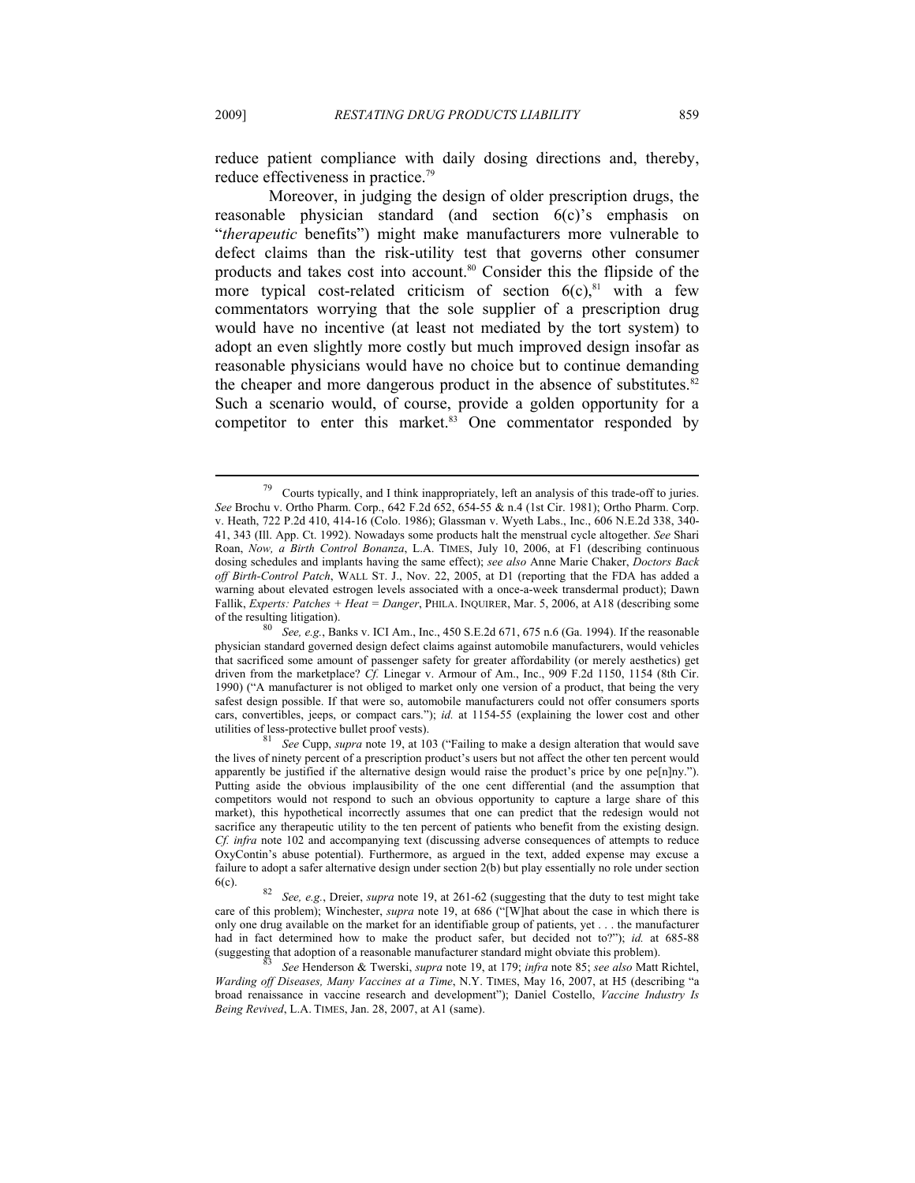reduce patient compliance with daily dosing directions and, thereby, reduce effectiveness in practice.[79]

Moreover, in judging the design of older prescription drugs, the reasonable physician standard (and section 6(c)'s emphasis on "*therapeutic* benefits") might make manufacturers more vulnerable to defect claims than the risk-utility test that governs other consumer products and takes cost into account.[80] Consider this the flipside of the more typical cost-related criticism of section 6(c),[81] with a few commentators worrying that the sole supplier of a prescription drug would have no incentive (at least not mediated by the tort system) to adopt an even slightly more costly but much improved design insofar as reasonable physicians would have no choice but to continue demanding the cheaper and more dangerous product in the absence of substitutes.[82] Such a scenario would, of course, provide a golden opportunity for a competitor to enter this market.[83] One commentator responded by

---

[79] Courts typically, and I think inappropriately, left an analysis of this trade-off to juries. *See* Brochu v. Ortho Pharm. Corp., 642 F.2d 652, 654-55 & n.4 (1st Cir. 1981); Ortho Pharm. Corp. v. Heath, 722 P.2d 410, 414-16 (Colo. 1986); Glassman v. Wyeth Labs., Inc., 606 N.E.2d 338, 340-41, 343 (Ill. App. Ct. 1992). Nowadays some products halt the menstrual cycle altogether. *See* Shari Roan, *Now, a Birth Control Bonanza*, L.A. TIMES, July 10, 2006, at F1 (describing continuous dosing schedules and implants having the same effect); *see also* Anne Marie Chaker, *Doctors Back off Birth-Control Patch*, WALL ST. J., Nov. 22, 2005, at D1 (reporting that the FDA has added a warning about elevated estrogen levels associated with a once-a-week transdermal product); Dawn Fallik, *Experts: Patches + Heat = Danger*, PHILA. INQUIRER, Mar. 5, 2006, at A18 (describing some of the resulting litigation).

[80] *See, e.g.*, Banks v. ICI Am., Inc., 450 S.E.2d 671, 675 n.6 (Ga. 1994). If the reasonable physician standard governed design defect claims against automobile manufacturers, would vehicles that sacrificed some amount of passenger safety for greater affordability (or merely aesthetics) get driven from the marketplace? *Cf.* Linegar v. Armour of Am., Inc., 909 F.2d 1150, 1154 (8th Cir. 1990) ("A manufacturer is not obliged to market only one version of a product, that being the very safest design possible. If that were so, automobile manufacturers could not offer consumers sports cars, convertibles, jeeps, or compact cars."); *id.* at 1154-55 (explaining the lower cost and other utilities of less-protective bullet proof vests).

[81] *See* Cupp, *supra* note 19, at 103 ("Failing to make a design alteration that would save the lives of ninety percent of a prescription product's users but not affect the other ten percent would apparently be justified if the alternative design would raise the product's price by one pe[n]ny."). Putting aside the obvious implausibility of the one cent differential (and the assumption that competitors would not respond to such an obvious opportunity to capture a large share of this market), this hypothetical incorrectly assumes that one can predict that the redesign would not sacrifice any therapeutic utility to the ten percent of patients who benefit from the existing design. *Cf. infra* note 102 and accompanying text (discussing adverse consequences of attempts to reduce OxyContin's abuse potential). Furthermore, as argued in the text, added expense may excuse a failure to adopt a safer alternative design under section 2(b) but play essentially no role under section 6(c).

[82] *See, e.g.*, Dreier, *supra* note 19, at 261-62 (suggesting that the duty to test might take care of this problem); Winchester, *supra* note 19, at 686 ("[W]hat about the case in which there is only one drug available on the market for an identifiable group of patients, yet . . . the manufacturer had in fact determined how to make the product safer, but decided not to?"); *id.* at 685-88 (suggesting that adoption of a reasonable manufacturer standard might obviate this problem).

[83] *See* Henderson & Twerski, *supra* note 19, at 179; *infra* note 85; *see also* Matt Richtel, *Warding off Diseases, Many Vaccines at a Time*, N.Y. TIMES, May 16, 2007, at H5 (describing "a broad renaissance in vaccine research and development"); Daniel Costello, *Vaccine Industry Is Being Revived*, L.A. TIMES, Jan. 28, 2007, at A1 (same).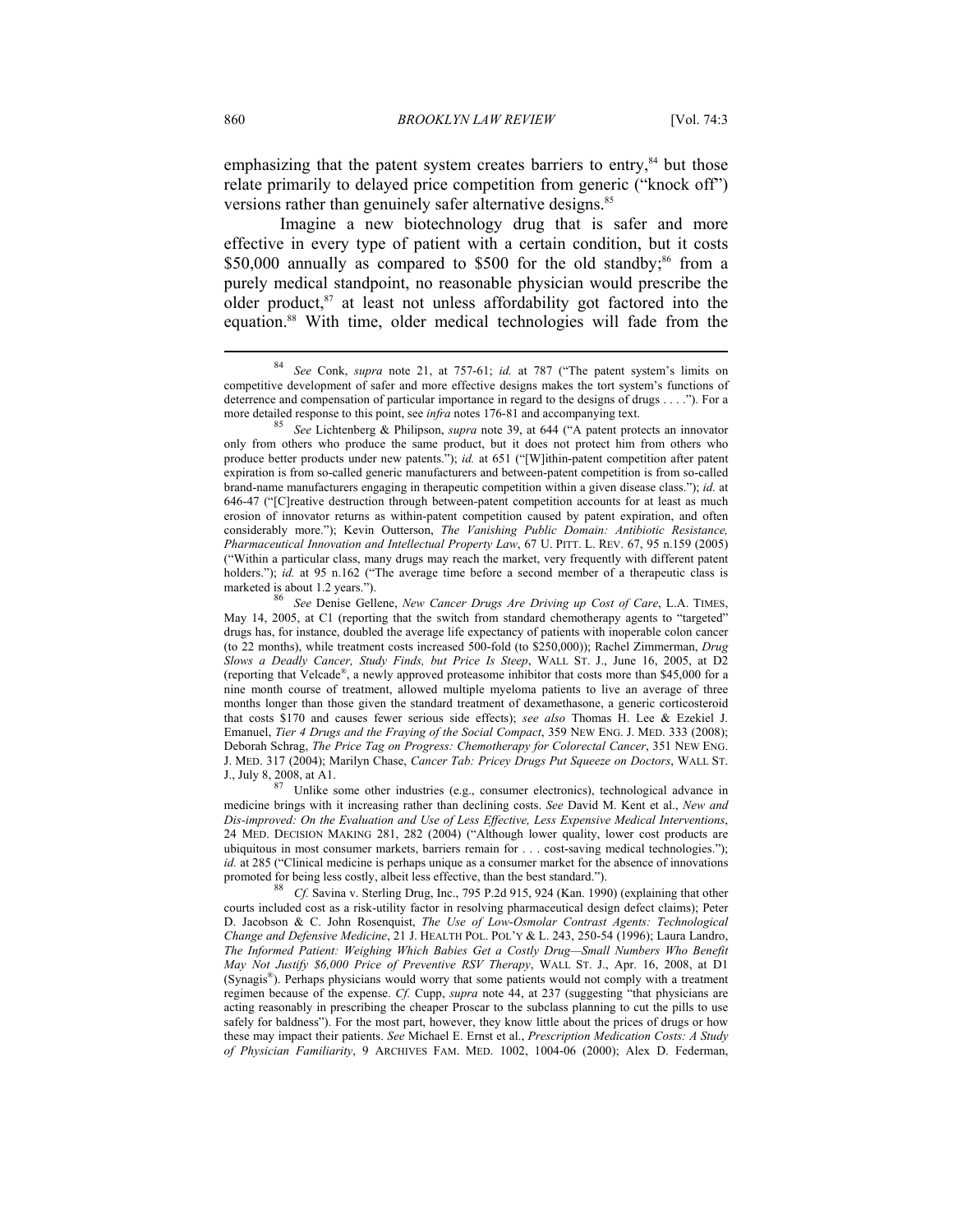emphasizing that the patent system creates barriers to entry,[84] but those relate primarily to delayed price competition from generic ("knock off") versions rather than genuinely safer alternative designs.[85]

Imagine a new biotechnology drug that is safer and more effective in every type of patient with a certain condition, but it costs $50,000 annually as compared to $500 for the old standby;[86] from a purely medical standpoint, no reasonable physician would prescribe the older product,[87] at least not unless affordability got factored into the equation.[88] With time, older medical technologies will fade from the

---

[84] *See* Conk, *supra* note 21, at 757-61; *id.* at 787 ("The patent system's limits on competitive development of safer and more effective designs makes the tort system's functions of deterrence and compensation of particular importance in regard to the designs of drugs . . . ."). For a more detailed response to this point, see *infra* notes 176-81 and accompanying text.

[85] *See* Lichtenberg & Philipson, *supra* note 39, at 644 ("A patent protects an innovator only from others who produce the same product, but it does not protect him from others who produce better products under new patents."); *id.* at 651 ("[W]ithin-patent competition after patent expiration is from so-called generic manufacturers and between-patent competition is from so-called brand-name manufacturers engaging in therapeutic competition within a given disease class."); *id.* at 646-47 ("[C]reative destruction through between-patent competition accounts for at least as much erosion of innovator returns as within-patent competition caused by patent expiration, and often considerably more."); Kevin Outterson, *The Vanishing Public Domain: Antibiotic Resistance, Pharmaceutical Innovation and Intellectual Property Law*, 67 U. PITT. L. REV. 67, 95 n.159 (2005) ("Within a particular class, many drugs may reach the market, very frequently with different patent holders."); *id.* at 95 n.162 ("The average time before a second member of a therapeutic class is marketed is about 1.2 years.").

[86] *See* Denise Gellene, *New Cancer Drugs Are Driving up Cost of Care*, L.A. TIMES, May 14, 2005, at C1 (reporting that the switch from standard chemotherapy agents to "targeted" drugs has, for instance, doubled the average life expectancy of patients with inoperable colon cancer (to 22 months), while treatment costs increased 500-fold (to $250,000)); Rachel Zimmerman, *Drug Slows a Deadly Cancer, Study Finds, but Price Is Steep*, WALL ST. J., June 16, 2005, at D2 (reporting that Velcade®, a newly approved proteasome inhibitor that costs more than $45,000 for a nine month course of treatment, allowed multiple myeloma patients to live an average of three months longer than those given the standard treatment of dexamethasone, a generic corticosteroid that costs $170 and causes fewer serious side effects); *see also* Thomas H. Lee & Ezekiel J. Emanuel, *Tier 4 Drugs and the Fraying of the Social Compact*, 359 NEW ENG. J. MED. 333 (2008); Deborah Schrag, *The Price Tag on Progress: Chemotherapy for Colorectal Cancer*, 351 NEW ENG. J. MED. 317 (2004); Marilyn Chase, *Cancer Tab: Pricey Drugs Put Squeeze on Doctors*, WALL ST. J., July 8, 2008, at A1.

[87] Unlike some other industries (e.g., consumer electronics), technological advance in medicine brings with it increasing rather than declining costs. *See* David M. Kent et al., *New and Dis-improved: On the Evaluation and Use of Less Effective, Less Expensive Medical Interventions*, 24 MED. DECISION MAKING 281, 282 (2004) ("Although lower quality, lower cost products are ubiquitous in most consumer markets, barriers remain for . . . cost-saving medical technologies."); *id.* at 285 ("Clinical medicine is perhaps unique as a consumer market for the absence of innovations promoted for being less costly, albeit less effective, than the best standard.").

[88] *Cf.* Savina v. Sterling Drug, Inc., 795 P.2d 915, 924 (Kan. 1990) (explaining that other courts included cost as a risk-utility factor in resolving pharmaceutical design defect claims); Peter D. Jacobson & C. John Rosenquist, *The Use of Low-Osmolar Contrast Agents: Technological Change and Defensive Medicine*, 21 J. HEALTH POL. POL'Y & L. 243, 250-54 (1996); Laura Landro, *The Informed Patient: Weighing Which Babies Get a Costly Drug—Small Numbers Who Benefit May Not Justify $6,000 Price of Preventive RSV Therapy*, WALL ST. J., Apr. 16, 2008, at D1 (Synagis®). Perhaps physicians would worry that some patients would not comply with a treatment regimen because of the expense. *Cf.* Cupp, *supra* note 44, at 237 (suggesting "that physicians are acting reasonably in prescribing the cheaper Proscar to the subclass planning to cut the pills to use safely for baldness"). For the most part, however, they know little about the prices of drugs or how these may impact their patients. *See* Michael E. Ernst et al., *Prescription Medication Costs: A Study of Physician Familiarity*, 9 ARCHIVES FAM. MED. 1002, 1004-06 (2000); Alex D. Federman,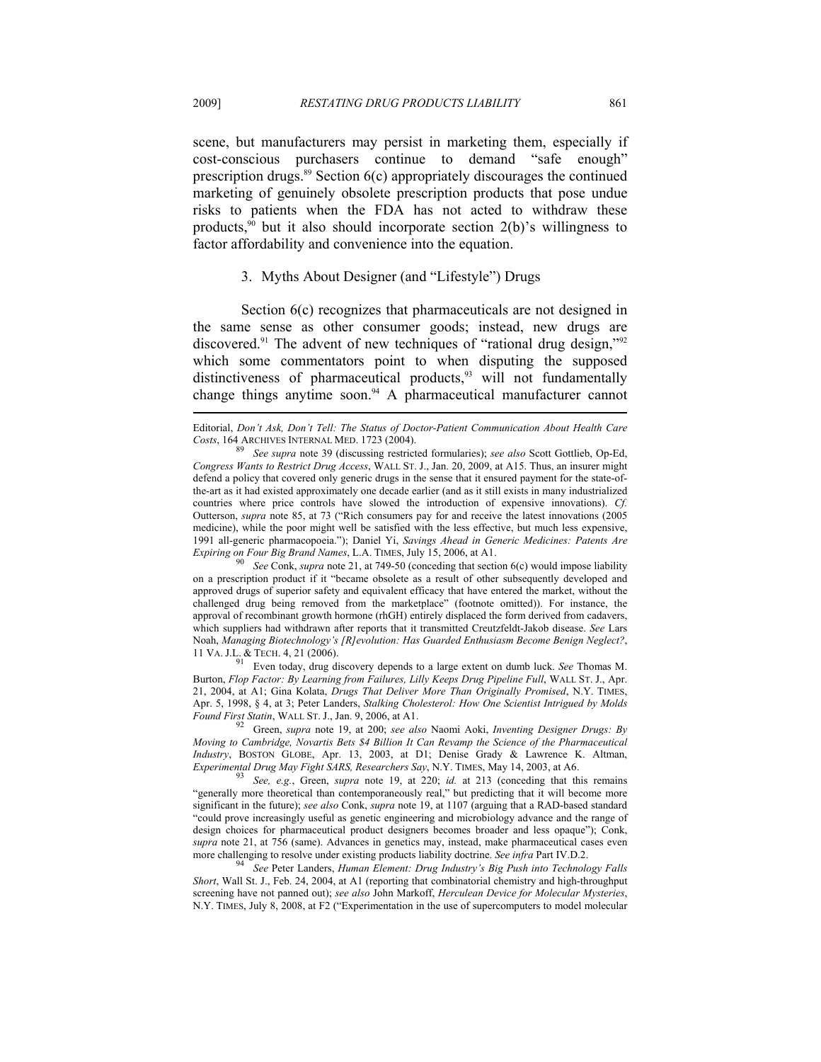scene, but manufacturers may persist in marketing them, especially if cost-conscious purchasers continue to demand "safe enough" prescription drugs.[89] Section 6(c) appropriately discourages the continued marketing of genuinely obsolete prescription products that pose undue risks to patients when the FDA has not acted to withdraw these products,[90] but it also should incorporate section 2(b)'s willingness to factor affordability and convenience into the equation.

### 3. Myths About Designer (and "Lifestyle") Drugs

Section 6(c) recognizes that pharmaceuticals are not designed in the same sense as other consumer goods; instead, new drugs are discovered.[91] The advent of new techniques of "rational drug design,"[92] which some commentators point to when disputing the supposed distinctiveness of pharmaceutical products,[93] will not fundamentally change things anytime soon.[94] A pharmaceutical manufacturer cannot

---

Editorial, *Don't Ask, Don't Tell: The Status of Doctor-Patient Communication About Health Care Costs*, 164 ARCHIVES INTERNAL MED. 1723 (2004).

[89] *See supra* note 39 (discussing restricted formularies); *see also* Scott Gottlieb, Op-Ed, *Congress Wants to Restrict Drug Access*, WALL ST. J., Jan. 20, 2009, at A15. Thus, an insurer might defend a policy that covered only generic drugs in the sense that it ensured payment for the state-of-the-art as it had existed approximately one decade earlier (and as it still exists in many industrialized countries where price controls have slowed the introduction of expensive innovations). *Cf.* Outterson, *supra* note 85, at 73 ("Rich consumers pay for and receive the latest innovations (2005 medicine), while the poor might well be satisfied with the less effective, but much less expensive, 1991 all-generic pharmacopoeia."); Daniel Yi, *Savings Ahead in Generic Medicines: Patents Are Expiring on Four Big Brand Names*, L.A. TIMES, July 15, 2006, at A1.

[90] *See* Conk, *supra* note 21, at 749-50 (conceding that section 6(c) would impose liability on a prescription product if it "became obsolete as a result of other subsequently developed and approved drugs of superior safety and equivalent efficacy that have entered the market, without the challenged drug being removed from the marketplace" (footnote omitted)). For instance, the approval of recombinant growth hormone (rhGH) entirely displaced the form derived from cadavers, which suppliers had withdrawn after reports that it transmitted Creutzfeldt-Jakob disease. *See* Lars Noah, *Managing Biotechnology's [R]evolution: Has Guarded Enthusiasm Become Benign Neglect?*, 11 VA. J.L. & TECH. 4, 21 (2006).

[91] Even today, drug discovery depends to a large extent on dumb luck. *See* Thomas M. Burton, *Flop Factor: By Learning from Failures, Lilly Keeps Drug Pipeline Full*, WALL ST. J., Apr. 21, 2004, at A1; Gina Kolata, *Drugs That Deliver More Than Originally Promised*, N.Y. TIMES, Apr. 5, 1998, § 4, at 3; Peter Landers, *Stalking Cholesterol: How One Scientist Intrigued by Molds Found First Statin*, WALL ST. J., Jan. 9, 2006, at A1.

[92] Green, *supra* note 19, at 200; *see also* Naomi Aoki, *Inventing Designer Drugs: By Moving to Cambridge, Novartis Bets $4 Billion It Can Revamp the Science of the Pharmaceutical Industry*, BOSTON GLOBE, Apr. 13, 2003, at D1; Denise Grady & Lawrence K. Altman, *Experimental Drug May Fight SARS, Researchers Say*, N.Y. TIMES, May 14, 2003, at A6.

[93] *See, e.g.*, Green, *supra* note 19, at 220; *id.* at 213 (conceding that this remains "generally more theoretical than contemporaneously real," but predicting that it will become more significant in the future); *see also* Conk, *supra* note 19, at 1107 (arguing that a RAD-based standard "could prove increasingly useful as genetic engineering and microbiology advance and the range of design choices for pharmaceutical product designers becomes broader and less opaque"); Conk, *supra* note 21, at 756 (same). Advances in genetics may, instead, make pharmaceutical cases even more challenging to resolve under existing products liability doctrine. *See infra* Part IV.D.2.

[94] *See* Peter Landers, *Human Element: Drug Industry's Big Push into Technology Falls Short*, Wall St. J., Feb. 24, 2004, at A1 (reporting that combinatorial chemistry and high-throughput screening have not panned out); *see also* John Markoff, *Herculean Device for Molecular Mysteries*, N.Y. TIMES, July 8, 2008, at F2 ("Experimentation in the use of supercomputers to model molecular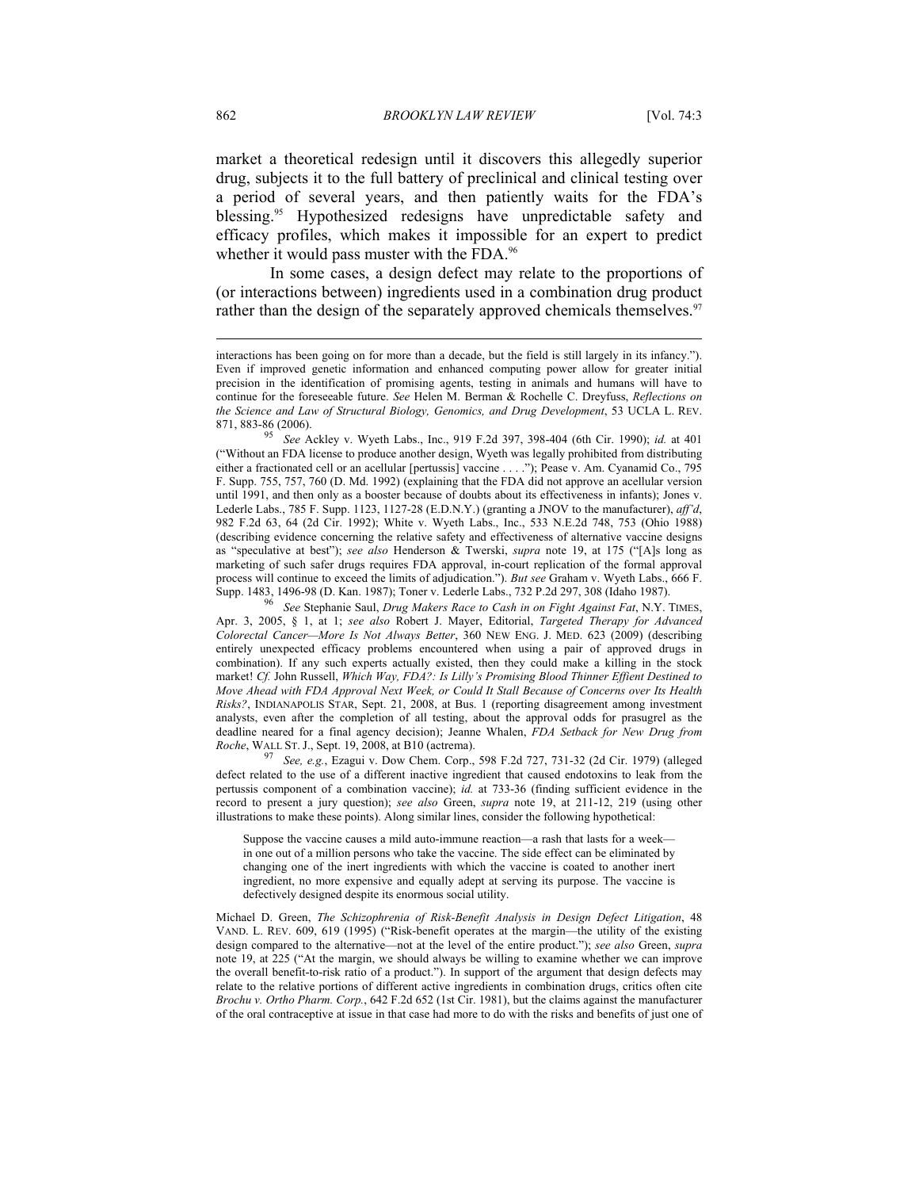market a theoretical redesign until it discovers this allegedly superior drug, subjects it to the full battery of preclinical and clinical testing over a period of several years, and then patiently waits for the FDA's blessing.[95] Hypothesized redesigns have unpredictable safety and efficacy profiles, which makes it impossible for an expert to predict whether it would pass muster with the FDA.[96]

In some cases, a design defect may relate to the proportions of (or interactions between) ingredients used in a combination drug product rather than the design of the separately approved chemicals themselves.[97]

---

interactions has been going on for more than a decade, but the field is still largely in its infancy."). Even if improved genetic information and enhanced computing power allow for greater initial precision in the identification of promising agents, testing in animals and humans will have to continue for the foreseeable future. *See* Helen M. Berman & Rochelle C. Dreyfuss, *Reflections on the Science and Law of Structural Biology, Genomics, and Drug Development*, 53 UCLA L. REV. 871, 883-86 (2006).

[95] *See* Ackley v. Wyeth Labs., Inc., 919 F.2d 397, 398-404 (6th Cir. 1990); *id.* at 401 ("Without an FDA license to produce another design, Wyeth was legally prohibited from distributing either a fractionated cell or an acellular [pertussis] vaccine . . . ."); Pease v. Am. Cyanamid Co., 795 F. Supp. 755, 757, 760 (D. Md. 1992) (explaining that the FDA did not approve an acellular version until 1991, and then only as a booster because of doubts about its effectiveness in infants); Jones v. Lederle Labs., 785 F. Supp. 1123, 1127-28 (E.D.N.Y.) (granting a JNOV to the manufacturer), *aff'd*, 982 F.2d 63, 64 (2d Cir. 1992); White v. Wyeth Labs., Inc., 533 N.E.2d 748, 753 (Ohio 1988) (describing evidence concerning the relative safety and effectiveness of alternative vaccine designs as "speculative at best"); *see also* Henderson & Twerski, *supra* note 19, at 175 ("[A]s long as marketing of such safer drugs requires FDA approval, in-court replication of the formal approval process will continue to exceed the limits of adjudication."). *But see* Graham v. Wyeth Labs., 666 F. Supp. 1483, 1496-98 (D. Kan. 1987); Toner v. Lederle Labs., 732 P.2d 297, 308 (Idaho 1987).

[96] *See* Stephanie Saul, *Drug Makers Race to Cash in on Fight Against Fat*, N.Y. TIMES, Apr. 3, 2005, § 1, at 1; *see also* Robert J. Mayer, Editorial, *Targeted Therapy for Advanced Colorectal Cancer—More Is Not Always Better*, 360 NEW ENG. J. MED. 623 (2009) (describing entirely unexpected efficacy problems encountered when using a pair of approved drugs in combination). If any such experts actually existed, then they could make a killing in the stock market! *Cf.* John Russell, *Which Way, FDA?: Is Lilly's Promising Blood Thinner Effient Destined to Move Ahead with FDA Approval Next Week, or Could It Stall Because of Concerns over Its Health Risks?*, INDIANAPOLIS STAR, Sept. 21, 2008, at Bus. 1 (reporting disagreement among investment analysts, even after the completion of all testing, about the approval odds for prasugrel as the deadline neared for a final agency decision); Jeanne Whalen, *FDA Setback for New Drug from Roche*, WALL ST. J., Sept. 19, 2008, at B10 (actrema).

[97] *See, e.g.*, Ezagui v. Dow Chem. Corp., 598 F.2d 727, 731-32 (2d Cir. 1979) (alleged defect related to the use of a different inactive ingredient that caused endotoxins to leak from the pertussis component of a combination vaccine); *id.* at 733-36 (finding sufficient evidence in the record to present a jury question); *see also* Green, *supra* note 19, at 211-12, 219 (using other illustrations to make these points). Along similar lines, consider the following hypothetical:

> Suppose the vaccine causes a mild auto-immune reaction—a rash that lasts for a week—in one out of a million persons who take the vaccine. The side effect can be eliminated by changing one of the inert ingredients with which the vaccine is coated to another inert ingredient, no more expensive and equally adept at serving its purpose. The vaccine is defectively designed despite its enormous social utility.

Michael D. Green, *The Schizophrenia of Risk-Benefit Analysis in Design Defect Litigation*, 48 VAND. L. REV. 609, 619 (1995) ("Risk-benefit operates at the margin—the utility of the existing design compared to the alternative—not at the level of the entire product."); *see also* Green, *supra* note 19, at 225 ("At the margin, we should always be willing to examine whether we can improve the overall benefit-to-risk ratio of a product."). In support of the argument that design defects may relate to the relative portions of different active ingredients in combination drugs, critics often cite *Brochu v. Ortho Pharm. Corp.*, 642 F.2d 652 (1st Cir. 1981), but the claims against the manufacturer of the oral contraceptive at issue in that case had more to do with the risks and benefits of just one of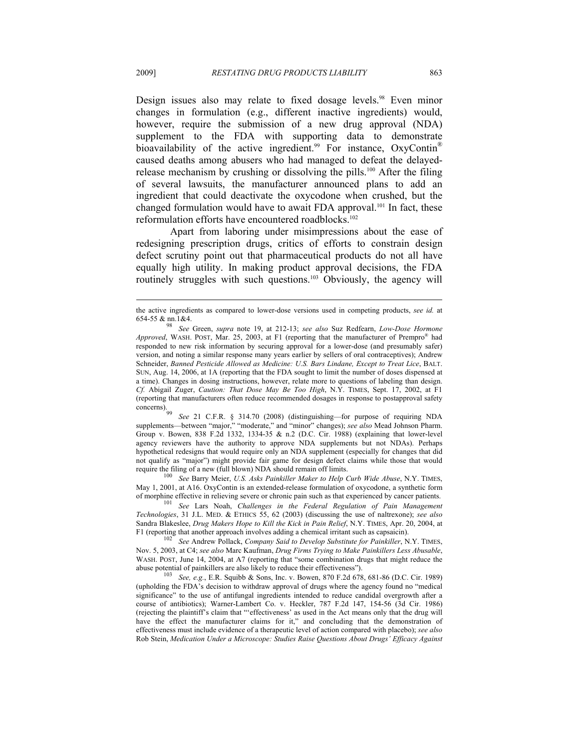Design issues also may relate to fixed dosage levels.[98] Even minor changes in formulation (e.g., different inactive ingredients) would, however, require the submission of a new drug approval (NDA) supplement to the FDA with supporting data to demonstrate bioavailability of the active ingredient.[99] For instance, OxyContin® caused deaths among abusers who had managed to defeat the delayed-release mechanism by crushing or dissolving the pills.[100] After the filing of several lawsuits, the manufacturer announced plans to add an ingredient that could deactivate the oxycodone when crushed, but the changed formulation would have to await FDA approval.[101] In fact, these reformulation efforts have encountered roadblocks.[102]

Apart from laboring under misimpressions about the ease of redesigning prescription drugs, critics of efforts to constrain design defect scrutiny point out that pharmaceutical products do not all have equally high utility. In making product approval decisions, the FDA routinely struggles with such questions.[103] Obviously, the agency will

---

the active ingredients as compared to lower-dose versions used in competing products, *see id.* at 654-55 & nn.1&4.

[98] *See* Green, *supra* note 19, at 212-13; *see also* Suz Redfearn, *Low-Dose Hormone Approved*, WASH. POST, Mar. 25, 2003, at F1 (reporting that the manufacturer of Prempro® had responded to new risk information by securing approval for a lower-dose (and presumably safer) version, and noting a similar response many years earlier by sellers of oral contraceptives); Andrew Schneider, *Banned Pesticide Allowed as Medicine: U.S. Bars Lindane, Except to Treat Lice*, BALT. SUN, Aug. 14, 2006, at 1A (reporting that the FDA sought to limit the number of doses dispensed at a time). Changes in dosing instructions, however, relate more to questions of labeling than design. *Cf.* Abigail Zuger, *Caution: That Dose May Be Too High*, N.Y. TIMES, Sept. 17, 2002, at F1 (reporting that manufacturers often reduce recommended dosages in response to postapproval safety concerns).

[99] *See* 21 C.F.R. § 314.70 (2008) (distinguishing—for purpose of requiring NDA supplements—between "major," "moderate," and "minor" changes); *see also* Mead Johnson Pharm. Group v. Bowen, 838 F.2d 1332, 1334-35 & n.2 (D.C. Cir. 1988) (explaining that lower-level agency reviewers have the authority to approve NDA supplements but not NDAs). Perhaps hypothetical redesigns that would require only an NDA supplement (especially for changes that did not qualify as "major") might provide fair game for design defect claims while those that would require the filing of a new (full blown) NDA should remain off limits.

[100] *See* Barry Meier, *U.S. Asks Painkiller Maker to Help Curb Wide Abuse*, N.Y. TIMES, May 1, 2001, at A16. OxyContin is an extended-release formulation of oxycodone, a synthetic form of morphine effective in relieving severe or chronic pain such as that experienced by cancer patients.

[101] *See* Lars Noah, *Challenges in the Federal Regulation of Pain Management Technologies*, 31 J.L. MED. & ETHICS 55, 62 (2003) (discussing the use of naltrexone); *see also* Sandra Blakeslee, *Drug Makers Hope to Kill the Kick in Pain Relief*, N.Y. TIMES, Apr. 20, 2004, at F1 (reporting that another approach involves adding a chemical irritant such as capsaicin).

[102] *See* Andrew Pollack, *Company Said to Develop Substitute for Painkiller*, N.Y. TIMES, Nov. 5, 2003, at C4; *see also* Marc Kaufman, *Drug Firms Trying to Make Painkillers Less Abusable*, WASH. POST, June 14, 2004, at A7 (reporting that "some combination drugs that might reduce the abuse potential of painkillers are also likely to reduce their effectiveness").

[103] *See, e.g.*, E.R. Squibb & Sons, Inc. v. Bowen, 870 F.2d 678, 681-86 (D.C. Cir. 1989) (upholding the FDA's decision to withdraw approval of drugs where the agency found no "medical significance" to the use of antifungal ingredients intended to reduce candidal overgrowth after a course of antibiotics); Warner-Lambert Co. v. Heckler, 787 F.2d 147, 154-56 (3d Cir. 1986) (rejecting the plaintiff's claim that "'effectiveness' as used in the Act means only that the drug will have the effect the manufacturer claims for it," and concluding that the demonstration of effectiveness must include evidence of a therapeutic level of action compared with placebo); *see also* Rob Stein, *Medication Under a Microscope: Studies Raise Questions About Drugs' Efficacy Against*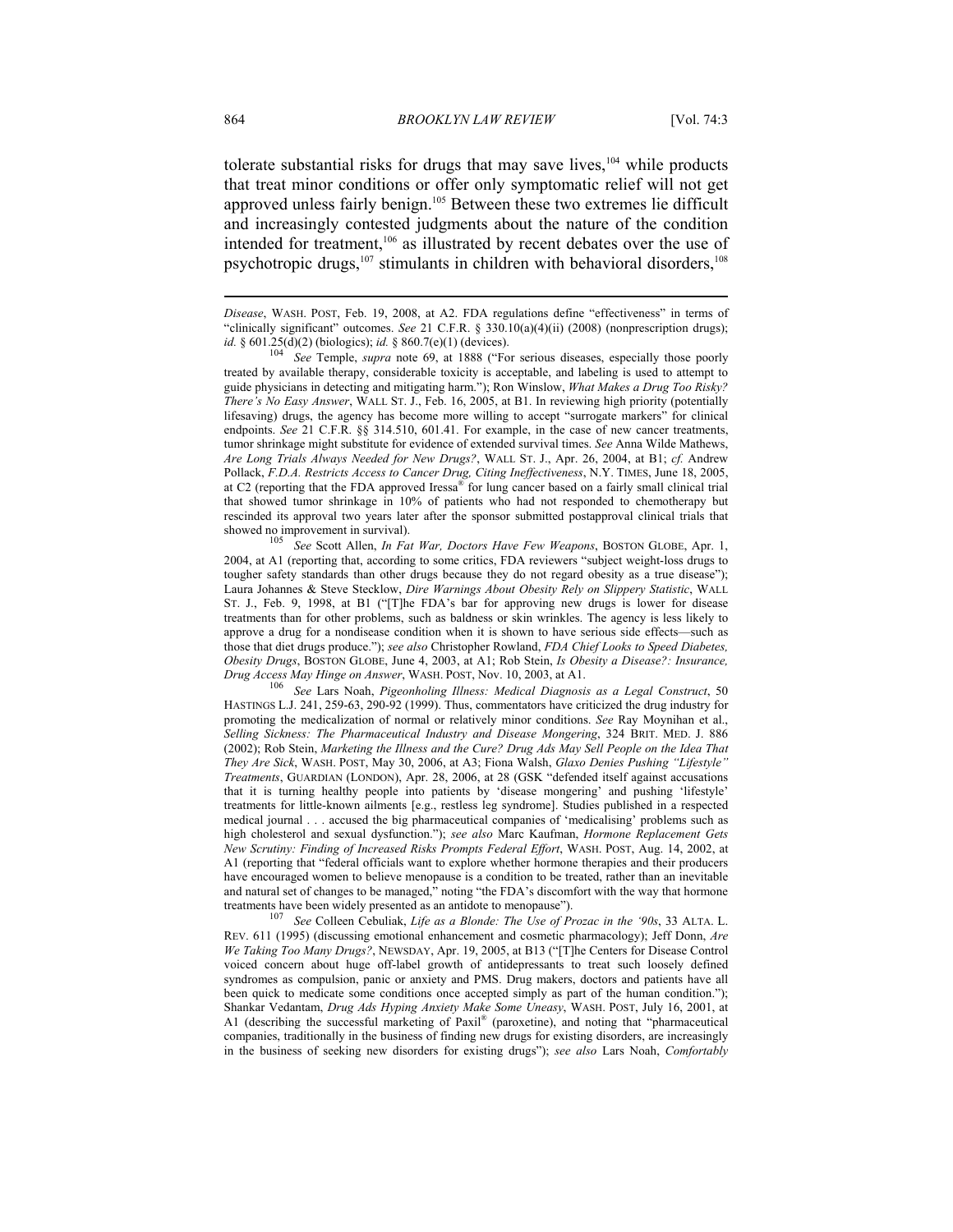tolerate substantial risks for drugs that may save lives,[104] while products that treat minor conditions or offer only symptomatic relief will not get approved unless fairly benign.[105] Between these two extremes lie difficult and increasingly contested judgments about the nature of the condition intended for treatment,[106] as illustrated by recent debates over the use of psychotropic drugs,[107] stimulants in children with behavioral disorders,[108]

---

*Disease*, WASH. POST, Feb. 19, 2008, at A2. FDA regulations define "effectiveness" in terms of "clinically significant" outcomes. *See* 21 C.F.R. § 330.10(a)(4)(ii) (2008) (nonprescription drugs); *id.* § 601.25(d)(2) (biologics); *id.* § 860.7(e)(1) (devices).

[104] *See* Temple, *supra* note 69, at 1888 ("For serious diseases, especially those poorly treated by available therapy, considerable toxicity is acceptable, and labeling is used to attempt to guide physicians in detecting and mitigating harm."); Ron Winslow, *What Makes a Drug Too Risky? There's No Easy Answer*, WALL ST. J., Feb. 16, 2005, at B1. In reviewing high priority (potentially lifesaving) drugs, the agency has become more willing to accept "surrogate markers" for clinical endpoints. *See* 21 C.F.R. §§ 314.510, 601.41. For example, in the case of new cancer treatments, tumor shrinkage might substitute for evidence of extended survival times. *See* Anna Wilde Mathews, *Are Long Trials Always Needed for New Drugs?*, WALL ST. J., Apr. 26, 2004, at B1; *cf.* Andrew Pollack, *F.D.A. Restricts Access to Cancer Drug, Citing Ineffectiveness*, N.Y. TIMES, June 18, 2005, at C2 (reporting that the FDA approved Iressa® for lung cancer based on a fairly small clinical trial that showed tumor shrinkage in 10% of patients who had not responded to chemotherapy but rescinded its approval two years later after the sponsor submitted postapproval clinical trials that showed no improvement in survival).

[105] *See* Scott Allen, *In Fat War, Doctors Have Few Weapons*, BOSTON GLOBE, Apr. 1, 2004, at A1 (reporting that, according to some critics, FDA reviewers "subject weight-loss drugs to tougher safety standards than other drugs because they do not regard obesity as a true disease"); Laura Johannes & Steve Stecklow, *Dire Warnings About Obesity Rely on Slippery Statistic*, WALL ST. J., Feb. 9, 1998, at B1 ("[T]he FDA's bar for approving new drugs is lower for disease treatments than for other problems, such as baldness or skin wrinkles. The agency is less likely to approve a drug for a nondisease condition when it is shown to have serious side effects—such as those that diet drugs produce."); *see also* Christopher Rowland, *FDA Chief Looks to Speed Diabetes, Obesity Drugs*, BOSTON GLOBE, June 4, 2003, at A1; Rob Stein, *Is Obesity a Disease?: Insurance, Drug Access May Hinge on Answer*, WASH. POST, Nov. 10, 2003, at A1.

[106] *See* Lars Noah, *Pigeonholing Illness: Medical Diagnosis as a Legal Construct*, 50 HASTINGS L.J. 241, 259-63, 290-92 (1999). Thus, commentators have criticized the drug industry for promoting the medicalization of normal or relatively minor conditions. *See* Ray Moynihan et al., *Selling Sickness: The Pharmaceutical Industry and Disease Mongering*, 324 BRIT. MED. J. 886 (2002); Rob Stein, *Marketing the Illness and the Cure? Drug Ads May Sell People on the Idea That They Are Sick*, WASH. POST, May 30, 2006, at A3; Fiona Walsh, *Glaxo Denies Pushing "Lifestyle" Treatments*, GUARDIAN (LONDON), Apr. 28, 2006, at 28 (GSK "defended itself against accusations that it is turning healthy people into patients by 'disease mongering' and pushing 'lifestyle' treatments for little-known ailments [e.g., restless leg syndrome]. Studies published in a respected medical journal . . . accused the big pharmaceutical companies of 'medicalising' problems such as high cholesterol and sexual dysfunction."); *see also* Marc Kaufman, *Hormone Replacement Gets New Scrutiny: Finding of Increased Risks Prompts Federal Effort*, WASH. POST, Aug. 14, 2002, at A1 (reporting that "federal officials want to explore whether hormone therapies and their producers have encouraged women to believe menopause is a condition to be treated, rather than an inevitable and natural set of changes to be managed," noting "the FDA's discomfort with the way that hormone treatments have been widely presented as an antidote to menopause").

[107] *See* Colleen Cebuliak, *Life as a Blonde: The Use of Prozac in the '90s*, 33 ALTA. L. REV. 611 (1995) (discussing emotional enhancement and cosmetic pharmacology); Jeff Donn, *Are We Taking Too Many Drugs?*, NEWSDAY, Apr. 19, 2005, at B13 ("[T]he Centers for Disease Control voiced concern about huge off-label growth of antidepressants to treat such loosely defined syndromes as compulsion, panic or anxiety and PMS. Drug makers, doctors and patients have all been quick to medicate some conditions once accepted simply as part of the human condition."); Shankar Vedantam, *Drug Ads Hyping Anxiety Make Some Uneasy*, WASH. POST, July 16, 2001, at A1 (describing the successful marketing of Paxil® (paroxetine), and noting that "pharmaceutical companies, traditionally in the business of finding new drugs for existing disorders, are increasingly in the business of seeking new disorders for existing drugs"); *see also* Lars Noah, *Comfortably*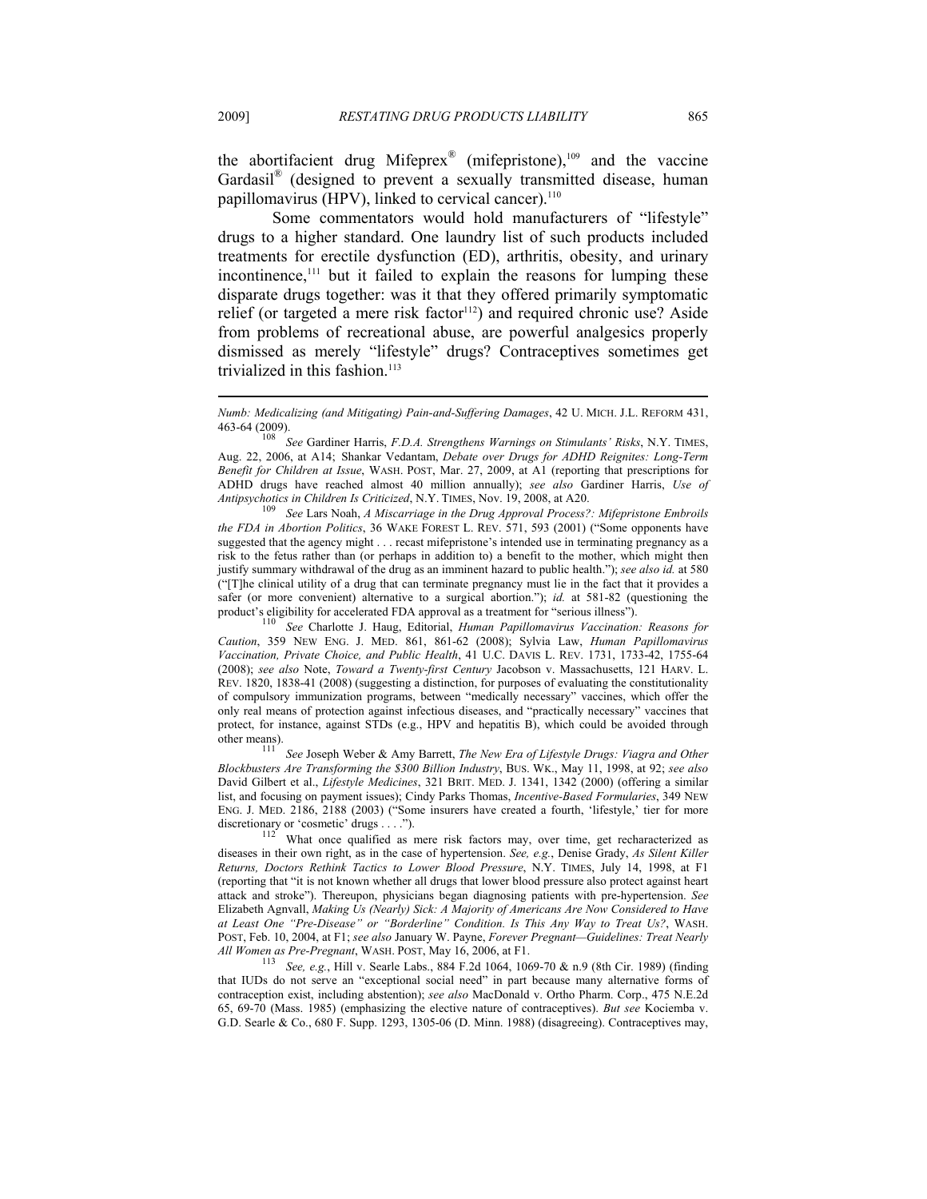the abortifacient drug Mifeprex® (mifepristone),[109] and the vaccine Gardasil® (designed to prevent a sexually transmitted disease, human papillomavirus (HPV), linked to cervical cancer).[110]

Some commentators would hold manufacturers of "lifestyle" drugs to a higher standard. One laundry list of such products included treatments for erectile dysfunction (ED), arthritis, obesity, and urinary incontinence,[111] but it failed to explain the reasons for lumping these disparate drugs together: was it that they offered primarily symptomatic relief (or targeted a mere risk factor[112]) and required chronic use? Aside from problems of recreational abuse, are powerful analgesics properly dismissed as merely "lifestyle" drugs? Contraceptives sometimes get trivialized in this fashion.[113]

---

*Numb: Medicalizing (and Mitigating) Pain-and-Suffering Damages*, 42 U. MICH. J.L. REFORM 431, 463-64 (2009).

[108] *See* Gardiner Harris, *F.D.A. Strengthens Warnings on Stimulants' Risks*, N.Y. TIMES, Aug. 22, 2006, at A14; Shankar Vedantam, *Debate over Drugs for ADHD Reignites: Long-Term Benefit for Children at Issue*, WASH. POST, Mar. 27, 2009, at A1 (reporting that prescriptions for ADHD drugs have reached almost 40 million annually); *see also* Gardiner Harris, *Use of Antipsychotics in Children Is Criticized*, N.Y. TIMES, Nov. 19, 2008, at A20.

[109] *See* Lars Noah, *A Miscarriage in the Drug Approval Process?: Mifepristone Embroils the FDA in Abortion Politics*, 36 WAKE FOREST L. REV. 571, 593 (2001) ("Some opponents have suggested that the agency might . . . recast mifepristone's intended use in terminating pregnancy as a risk to the fetus rather than (or perhaps in addition to) a benefit to the mother, which might then justify summary withdrawal of the drug as an imminent hazard to public health."); *see also id.* at 580 ("[T]he clinical utility of a drug that can terminate pregnancy must lie in the fact that it provides a safer (or more convenient) alternative to a surgical abortion."); *id.* at 581-82 (questioning the product's eligibility for accelerated FDA approval as a treatment for "serious illness").

[110] *See* Charlotte J. Haug, Editorial, *Human Papillomavirus Vaccination: Reasons for Caution*, 359 NEW ENG. J. MED. 861, 861-62 (2008); Sylvia Law, *Human Papillomavirus Vaccination, Private Choice, and Public Health*, 41 U.C. DAVIS L. REV. 1731, 1733-42, 1755-64 (2008); *see also* Note, *Toward a Twenty-first Century* Jacobson v. Massachusetts, 121 HARV. L. REV. 1820, 1838-41 (2008) (suggesting a distinction, for purposes of evaluating the constitutionality of compulsory immunization programs, between "medically necessary" vaccines, which offer the only real means of protection against infectious diseases, and "practically necessary" vaccines that protect, for instance, against STDs (e.g., HPV and hepatitis B), which could be avoided through other means).

[111] *See* Joseph Weber & Amy Barrett, *The New Era of Lifestyle Drugs: Viagra and Other Blockbusters Are Transforming the $300 Billion Industry*, BUS. WK., May 11, 1998, at 92; *see also* David Gilbert et al., *Lifestyle Medicines*, 321 BRIT. MED. J. 1341, 1342 (2000) (offering a similar list, and focusing on payment issues); Cindy Parks Thomas, *Incentive-Based Formularies*, 349 NEW ENG. J. MED. 2186, 2188 (2003) ("Some insurers have created a fourth, 'lifestyle,' tier for more discretionary or 'cosmetic' drugs . . . .").

[112] What once qualified as mere risk factors may, over time, get recharacterized as diseases in their own right, as in the case of hypertension. *See, e.g.*, Denise Grady, *As Silent Killer Returns, Doctors Rethink Tactics to Lower Blood Pressure*, N.Y. TIMES, July 14, 1998, at F1 (reporting that "it is not known whether all drugs that lower blood pressure also protect against heart attack and stroke"). Thereupon, physicians began diagnosing patients with pre-hypertension. *See* Elizabeth Agnvall, *Making Us (Nearly) Sick: A Majority of Americans Are Now Considered to Have at Least One "Pre-Disease" or "Borderline" Condition. Is This Any Way to Treat Us?*, WASH. POST, Feb. 10, 2004, at F1; *see also* January W. Payne, *Forever Pregnant—Guidelines: Treat Nearly All Women as Pre-Pregnant*, WASH. POST, May 16, 2006, at F1.

[113] *See, e.g.*, Hill v. Searle Labs., 884 F.2d 1064, 1069-70 & n.9 (8th Cir. 1989) (finding that IUDs do not serve an "exceptional social need" in part because many alternative forms of contraception exist, including abstention); *see also* MacDonald v. Ortho Pharm. Corp., 475 N.E.2d 65, 69-70 (Mass. 1985) (emphasizing the elective nature of contraceptives). *But see* Kociemba v. G.D. Searle & Co., 680 F. Supp. 1293, 1305-06 (D. Minn. 1988) (disagreeing). Contraceptives may,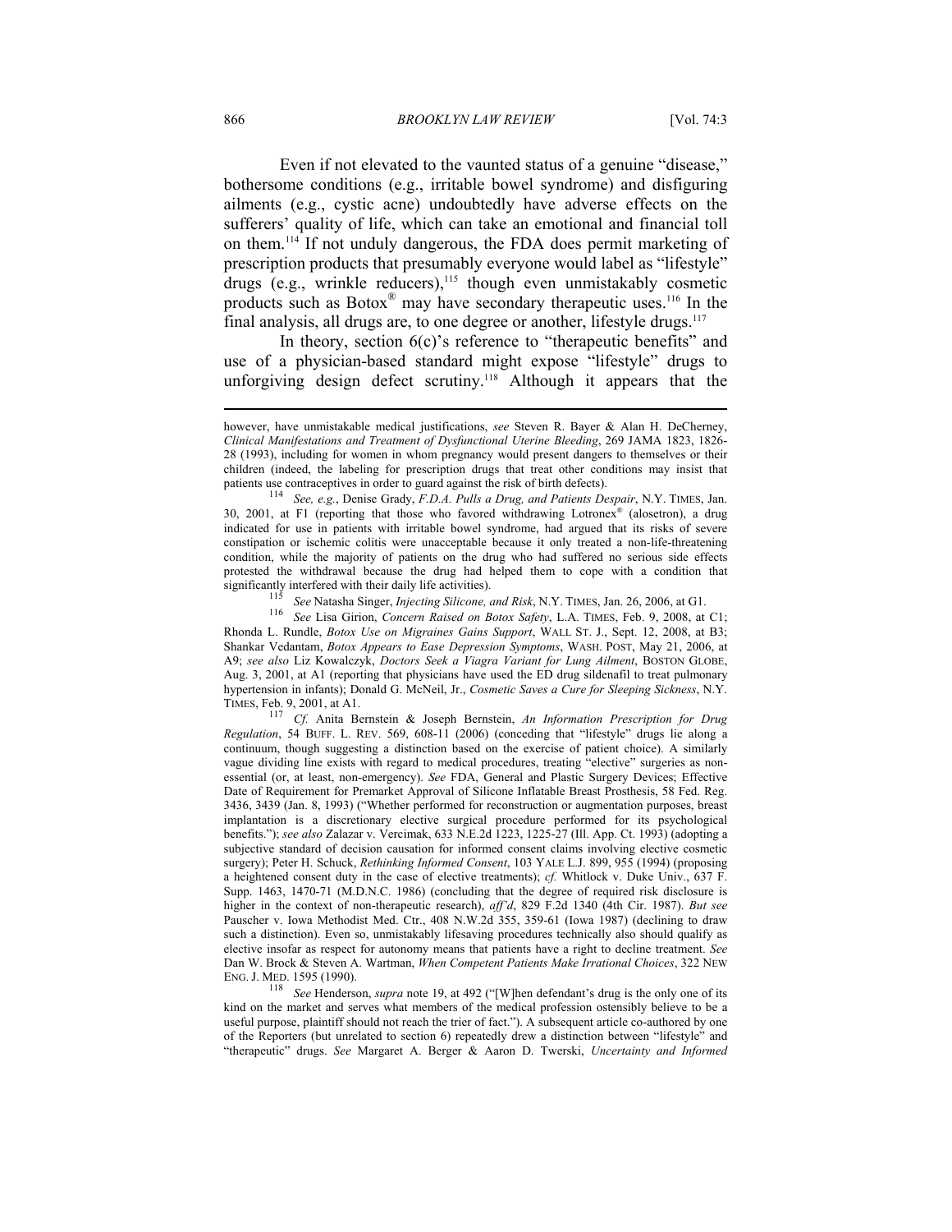Even if not elevated to the vaunted status of a genuine "disease," bothersome conditions (e.g., irritable bowel syndrome) and disfiguring ailments (e.g., cystic acne) undoubtedly have adverse effects on the sufferers' quality of life, which can take an emotional and financial toll on them.[114] If not unduly dangerous, the FDA does permit marketing of prescription products that presumably everyone would label as "lifestyle" drugs (e.g., wrinkle reducers),[115] though even unmistakably cosmetic products such as Botox® may have secondary therapeutic uses.[116] In the final analysis, all drugs are, to one degree or another, lifestyle drugs.[117]

In theory, section 6(c)'s reference to "therapeutic benefits" and use of a physician-based standard might expose "lifestyle" drugs to unforgiving design defect scrutiny.[118] Although it appears that the

---

however, have unmistakable medical justifications, *see* Steven R. Bayer & Alan H. DeCherney, *Clinical Manifestations and Treatment of Dysfunctional Uterine Bleeding*, 269 JAMA 1823, 1826-28 (1993), including for women in whom pregnancy would present dangers to themselves or their children (indeed, the labeling for prescription drugs that treat other conditions may insist that patients use contraceptives in order to guard against the risk of birth defects).

[114] *See, e.g.*, Denise Grady, *F.D.A. Pulls a Drug, and Patients Despair*, N.Y. TIMES, Jan. 30, 2001, at F1 (reporting that those who favored withdrawing Lotronex® (alosetron), a drug indicated for use in patients with irritable bowel syndrome, had argued that its risks of severe constipation or ischemic colitis were unacceptable because it only treated a non-life-threatening condition, while the majority of patients on the drug who had suffered no serious side effects protested the withdrawal because the drug had helped them to cope with a condition that significantly interfered with their daily life activities).

[115] *See* Natasha Singer, *Injecting Silicone, and Risk*, N.Y. TIMES, Jan. 26, 2006, at G1.

[116] *See* Lisa Girion, *Concern Raised on Botox Safety*, L.A. TIMES, Feb. 9, 2008, at C1; Rhonda L. Rundle, *Botox Use on Migraines Gains Support*, WALL ST. J., Sept. 12, 2008, at B3; Shankar Vedantam, *Botox Appears to Ease Depression Symptoms*, WASH. POST, May 21, 2006, at A9; *see also* Liz Kowalczyk, *Doctors Seek a Viagra Variant for Lung Ailment*, BOSTON GLOBE, Aug. 3, 2001, at A1 (reporting that physicians have used the ED drug sildenafil to treat pulmonary hypertension in infants); Donald G. McNeil, Jr., *Cosmetic Saves a Cure for Sleeping Sickness*, N.Y. TIMES, Feb. 9, 2001, at A1.

[117] *Cf.* Anita Bernstein & Joseph Bernstein, *An Information Prescription for Drug Regulation*, 54 BUFF. L. REV. 569, 608-11 (2006) (conceding that "lifestyle" drugs lie along a continuum, though suggesting a distinction based on the exercise of patient choice). A similarly vague dividing line exists with regard to medical procedures, treating "elective" surgeries as non-essential (or, at least, non-emergency). *See* FDA, General and Plastic Surgery Devices; Effective Date of Requirement for Premarket Approval of Silicone Inflatable Breast Prosthesis, 58 Fed. Reg. 3436, 3439 (Jan. 8, 1993) ("Whether performed for reconstruction or augmentation purposes, breast implantation is a discretionary elective surgical procedure performed for its psychological benefits."); *see also* Zalazar v. Vercimak, 633 N.E.2d 1223, 1225-27 (Ill. App. Ct. 1993) (adopting a subjective standard of decision causation for informed consent claims involving elective cosmetic surgery); Peter H. Schuck, *Rethinking Informed Consent*, 103 YALE L.J. 899, 955 (1994) (proposing a heightened consent duty in the case of elective treatments); *cf.* Whitlock v. Duke Univ., 637 F. Supp. 1463, 1470-71 (M.D.N.C. 1986) (concluding that the degree of required risk disclosure is higher in the context of non-therapeutic research), *aff'd*, 829 F.2d 1340 (4th Cir. 1987). *But see* Pauscher v. Iowa Methodist Med. Ctr., 408 N.W.2d 355, 359-61 (Iowa 1987) (declining to draw such a distinction). Even so, unmistakably lifesaving procedures technically also should qualify as elective insofar as respect for autonomy means that patients have a right to decline treatment. *See* Dan W. Brock & Steven A. Wartman, *When Competent Patients Make Irrational Choices*, 322 NEW ENG. J. MED. 1595 (1990).

[118] *See* Henderson, *supra* note 19, at 492 ("[W]hen defendant's drug is the only one of its kind on the market and serves what members of the medical profession ostensibly believe to be a useful purpose, plaintiff should not reach the trier of fact."). A subsequent article co-authored by one of the Reporters (but unrelated to section 6) repeatedly drew a distinction between "lifestyle" and "therapeutic" drugs. *See* Margaret A. Berger & Aaron D. Twerski, *Uncertainty and Informed*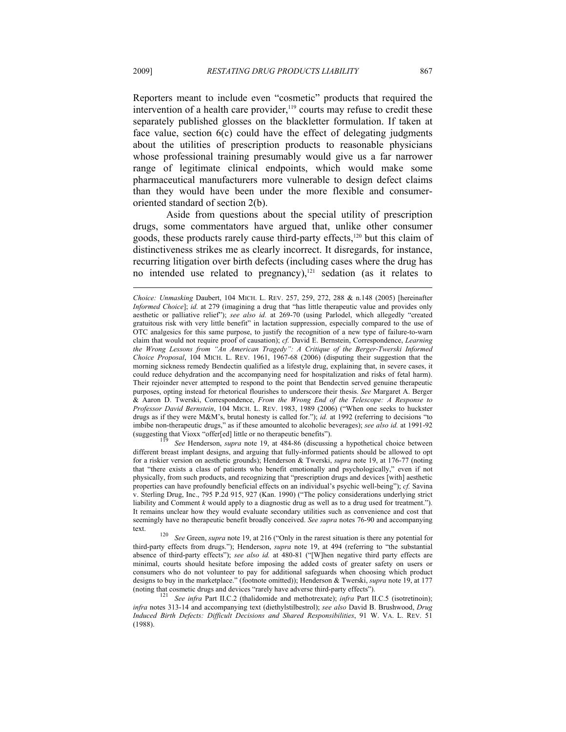Reporters meant to include even "cosmetic" products that required the intervention of a health care provider,[119] courts may refuse to credit these separately published glosses on the blackletter formulation. If taken at face value, section 6(c) could have the effect of delegating judgments about the utilities of prescription products to reasonable physicians whose professional training presumably would give us a far narrower range of legitimate clinical endpoints, which would make some pharmaceutical manufacturers more vulnerable to design defect claims than they would have been under the more flexible and consumer-oriented standard of section 2(b).

Aside from questions about the special utility of prescription drugs, some commentators have argued that, unlike other consumer goods, these products rarely cause third-party effects,[120] but this claim of distinctiveness strikes me as clearly incorrect. It disregards, for instance, recurring litigation over birth defects (including cases where the drug has no intended use related to pregnancy),[121] sedation (as it relates to

---

*Choice: Unmasking* Daubert, 104 MICH. L. REV. 257, 259, 272, 288 & n.148 (2005) [hereinafter *Informed Choice*]; *id.* at 279 (imagining a drug that "has little therapeutic value and provides only aesthetic or palliative relief"); *see also id.* at 269-70 (using Parlodel, which allegedly "created gratuitous risk with very little benefit" in lactation suppression, especially compared to the use of OTC analgesics for this same purpose, to justify the recognition of a new type of failure-to-warn claim that would not require proof of causation); *cf.* David E. Bernstein, Correspondence, *Learning the Wrong Lessons from "An American Tragedy": A Critique of the Berger-Twerski Informed Choice Proposal*, 104 MICH. L. REV. 1961, 1967-68 (2006) (disputing their suggestion that the morning sickness remedy Bendectin qualified as a lifestyle drug, explaining that, in severe cases, it could reduce dehydration and the accompanying need for hospitalization and risks of fetal harm). Their rejoinder never attempted to respond to the point that Bendectin served genuine therapeutic purposes, opting instead for rhetorical flourishes to underscore their thesis. *See* Margaret A. Berger & Aaron D. Twerski, Correspondence, *From the Wrong End of the Telescope: A Response to Professor David Bernstein*, 104 MICH. L. REV. 1983, 1989 (2006) ("When one seeks to huckster drugs as if they were M&M's, brutal honesty is called for."); *id.* at 1992 (referring to decisions "to imbibe non-therapeutic drugs," as if these amounted to alcoholic beverages); *see also id.* at 1991-92 (suggesting that Vioxx "offer[ed] little or no therapeutic benefits").

[119] *See* Henderson, *supra* note 19, at 484-86 (discussing a hypothetical choice between different breast implant designs, and arguing that fully-informed patients should be allowed to opt for a riskier version on aesthetic grounds); Henderson & Twerski, *supra* note 19, at 176-77 (noting that "there exists a class of patients who benefit emotionally and psychologically," even if not physically, from such products, and recognizing that "prescription drugs and devices [with] aesthetic properties can have profoundly beneficial effects on an individual's psychic well-being"); *cf.* Savina v. Sterling Drug, Inc., 795 P.2d 915, 927 (Kan. 1990) ("The policy considerations underlying strict liability and Comment *k* would apply to a diagnostic drug as well as to a drug used for treatment."). It remains unclear how they would evaluate secondary utilities such as convenience and cost that seemingly have no therapeutic benefit broadly conceived. *See supra* notes 76-90 and accompanying text.

[120] *See* Green, *supra* note 19, at 216 ("Only in the rarest situation is there any potential for third-party effects from drugs."); Henderson, *supra* note 19, at 494 (referring to "the substantial absence of third-party effects"); *see also id.* at 480-81 ("[W]hen negative third party effects are minimal, courts should hesitate before imposing the added costs of greater safety on users or consumers who do not volunteer to pay for additional safeguards when choosing which product designs to buy in the marketplace." (footnote omitted)); Henderson & Twerski, *supra* note 19, at 177 (noting that cosmetic drugs and devices "rarely have adverse third-party effects").

[121] *See infra* Part II.C.2 (thalidomide and methotrexate); *infra* Part II.C.5 (isotretinoin); *infra* notes 313-14 and accompanying text (diethylstilbestrol); *see also* David B. Brushwood, *Drug Induced Birth Defects: Difficult Decisions and Shared Responsibilities*, 91 W. VA. L. REV. 51 (1988).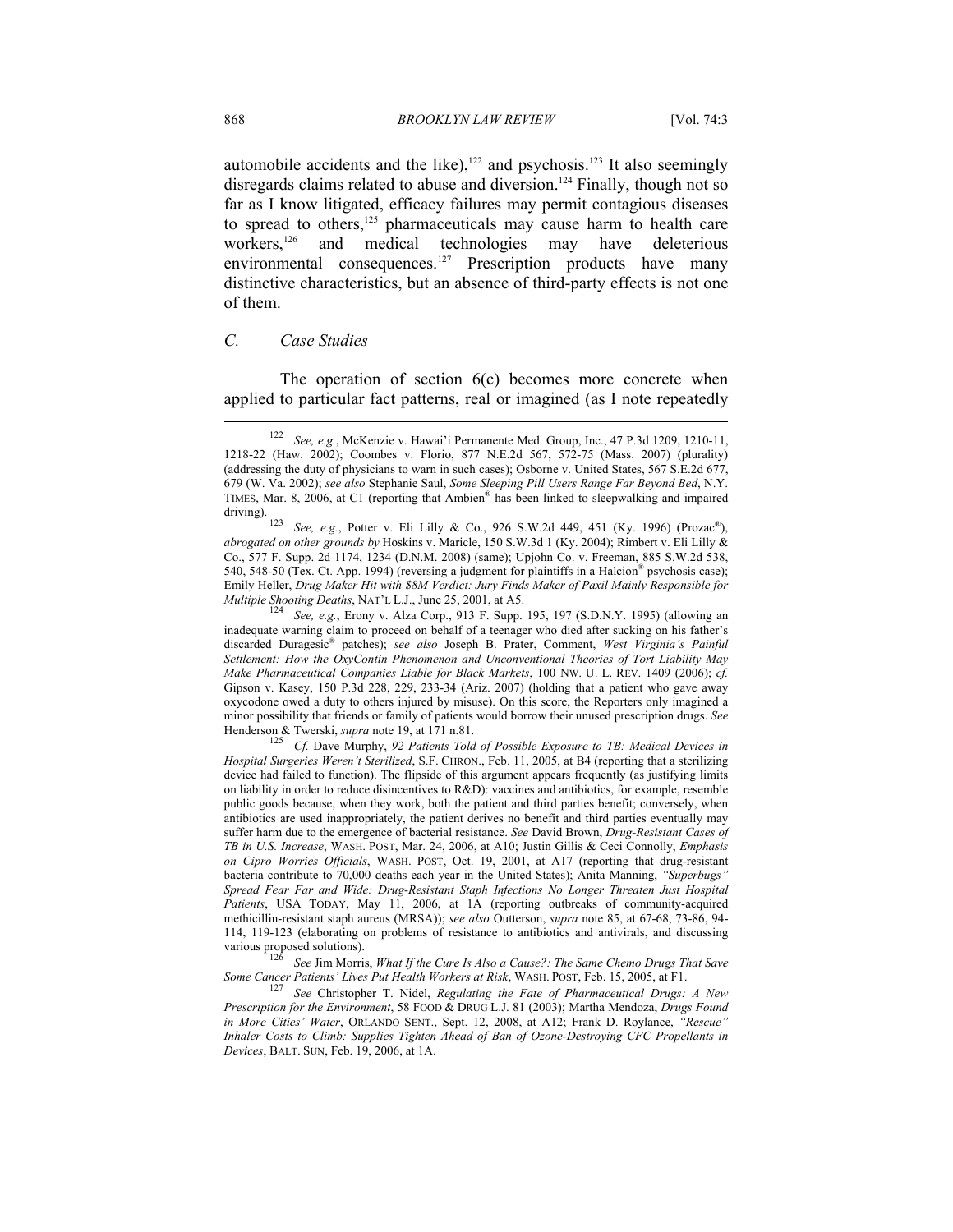automobile accidents and the like),[122] and psychosis.[123] It also seemingly disregards claims related to abuse and diversion.[124] Finally, though not so far as I know litigated, efficacy failures may permit contagious diseases to spread to others,[125] pharmaceuticals may cause harm to health care workers,[126] and medical technologies may have deleterious environmental consequences.[127] Prescription products have many distinctive characteristics, but an absence of third-party effects is not one of them.

### *C. Case Studies*

The operation of section 6(c) becomes more concrete when applied to particular fact patterns, real or imagined (as I note repeatedly

---

[122] *See, e.g.*, McKenzie v. Hawai'i Permanente Med. Group, Inc., 47 P.3d 1209, 1210-11, 1218-22 (Haw. 2002); Coombes v. Florio, 877 N.E.2d 567, 572-75 (Mass. 2007) (plurality) (addressing the duty of physicians to warn in such cases); Osborne v. United States, 567 S.E.2d 677, 679 (W. Va. 2002); *see also* Stephanie Saul, *Some Sleeping Pill Users Range Far Beyond Bed*, N.Y. TIMES, Mar. 8, 2006, at C1 (reporting that Ambien® has been linked to sleepwalking and impaired driving).

[123] *See, e.g.*, Potter v. Eli Lilly & Co., 926 S.W.2d 449, 451 (Ky. 1996) (Prozac®), *abrogated on other grounds by* Hoskins v. Maricle, 150 S.W.3d 1 (Ky. 2004); Rimbert v. Eli Lilly & Co., 577 F. Supp. 2d 1174, 1234 (D.N.M. 2008) (same); Upjohn Co. v. Freeman, 885 S.W.2d 538, 540, 548-50 (Tex. Ct. App. 1994) (reversing a judgment for plaintiffs in a Halcion® psychosis case); Emily Heller, *Drug Maker Hit with $8M Verdict: Jury Finds Maker of Paxil Mainly Responsible for Multiple Shooting Deaths*, NAT'L L.J., June 25, 2001, at A5.

[124] *See, e.g.*, Erony v. Alza Corp., 913 F. Supp. 195, 197 (S.D.N.Y. 1995) (allowing an inadequate warning claim to proceed on behalf of a teenager who died after sucking on his father's discarded Duragesic® patches); *see also* Joseph B. Prater, Comment, *West Virginia's Painful Settlement: How the OxyContin Phenomenon and Unconventional Theories of Tort Liability May Make Pharmaceutical Companies Liable for Black Markets*, 100 NW. U. L. REV. 1409 (2006); *cf.* Gipson v. Kasey, 150 P.3d 228, 229, 233-34 (Ariz. 2007) (holding that a patient who gave away oxycodone owed a duty to others injured by misuse). On this score, the Reporters only imagined a minor possibility that friends or family of patients would borrow their unused prescription drugs. *See* Henderson & Twerski, *supra* note 19, at 171 n.81.

[125] *Cf.* Dave Murphy, *92 Patients Told of Possible Exposure to TB: Medical Devices in Hospital Surgeries Weren't Sterilized*, S.F. CHRON., Feb. 11, 2005, at B4 (reporting that a sterilizing device had failed to function). The flipside of this argument appears frequently (as justifying limits on liability in order to reduce disincentives to R&D): vaccines and antibiotics, for example, resemble public goods because, when they work, both the patient and third parties benefit; conversely, when antibiotics are used inappropriately, the patient derives no benefit and third parties eventually may suffer harm due to the emergence of bacterial resistance. *See* David Brown, *Drug-Resistant Cases of TB in U.S. Increase*, WASH. POST, Mar. 24, 2006, at A10; Justin Gillis & Ceci Connolly, *Emphasis on Cipro Worries Officials*, WASH. POST, Oct. 19, 2001, at A17 (reporting that drug-resistant bacteria contribute to 70,000 deaths each year in the United States); Anita Manning, *"Superbugs" Spread Fear Far and Wide: Drug-Resistant Staph Infections No Longer Threaten Just Hospital Patients*, USA TODAY, May 11, 2006, at 1A (reporting outbreaks of community-acquired methicillin-resistant staph aureus (MRSA)); *see also* Outterson, *supra* note 85, at 67-68, 73-86, 94-114, 119-123 (elaborating on problems of resistance to antibiotics and antivirals, and discussing various proposed solutions).

[126] *See* Jim Morris, *What If the Cure Is Also a Cause?: The Same Chemo Drugs That Save Some Cancer Patients' Lives Put Health Workers at Risk*, WASH. POST, Feb. 15, 2005, at F1.

[127] *See* Christopher T. Nidel, *Regulating the Fate of Pharmaceutical Drugs: A New Prescription for the Environment*, 58 FOOD & DRUG L.J. 81 (2003); Martha Mendoza, *Drugs Found in More Cities' Water*, ORLANDO SENT., Sept. 12, 2008, at A12; Frank D. Roylance, *"Rescue" Inhaler Costs to Climb: Supplies Tighten Ahead of Ban of Ozone-Destroying CFC Propellants in Devices*, BALT. SUN, Feb. 19, 2006, at 1A.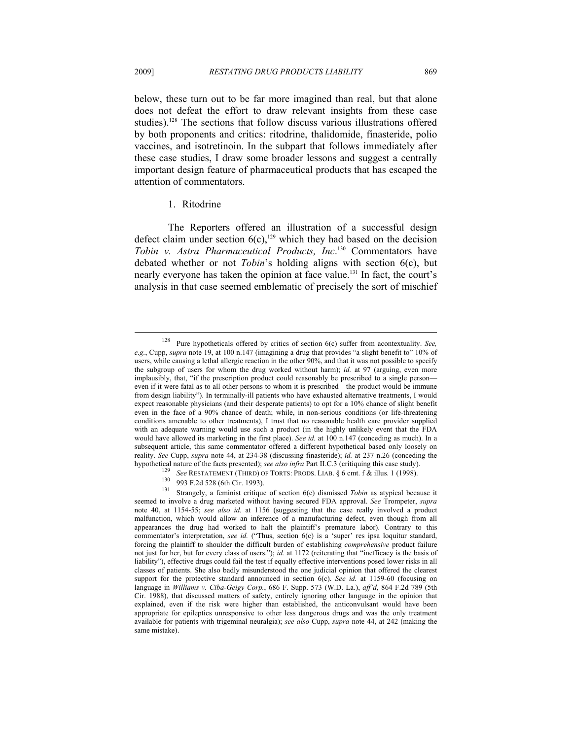below, these turn out to be far more imagined than real, but that alone does not defeat the effort to draw relevant insights from these case studies).[128] The sections that follow discuss various illustrations offered by both proponents and critics: ritodrine, thalidomide, finasteride, polio vaccines, and isotretinoin. In the subpart that follows immediately after these case studies, I draw some broader lessons and suggest a centrally important design feature of pharmaceutical products that has escaped the attention of commentators.

### 1. Ritodrine

The Reporters offered an illustration of a successful design defect claim under section 6(c),[129] which they had based on the decision *Tobin v. Astra Pharmaceutical Products, Inc*.[130] Commentators have debated whether or not *Tobin*'s holding aligns with section 6(c), but nearly everyone has taken the opinion at face value.[131] In fact, the court's analysis in that case seemed emblematic of precisely the sort of mischief

---

[128] Pure hypotheticals offered by critics of section 6(c) suffer from acontextuality. *See, e.g.*, Cupp, *supra* note 19, at 100 n.147 (imagining a drug that provides "a slight benefit to" 10% of users, while causing a lethal allergic reaction in the other 90%, and that it was not possible to specify the subgroup of users for whom the drug worked without harm); *id.* at 97 (arguing, even more implausibly, that, "if the prescription product could reasonably be prescribed to a single person—even if it were fatal as to all other persons to whom it is prescribed—the product would be immune from design liability"). In terminally-ill patients who have exhausted alternative treatments, I would expect reasonable physicians (and their desperate patients) to opt for a 10% chance of slight benefit even in the face of a 90% chance of death; while, in non-serious conditions (or life-threatening conditions amenable to other treatments), I trust that no reasonable health care provider supplied with an adequate warning would use such a product (in the highly unlikely event that the FDA would have allowed its marketing in the first place). *See id.* at 100 n.147 (conceding as much). In a subsequent article, this same commentator offered a different hypothetical based only loosely on reality. *See* Cupp, *supra* note 44, at 234-38 (discussing finasteride); *id.* at 237 n.26 (conceding the hypothetical nature of the facts presented); *see also infra* Part II.C.3 (critiquing this case study).

[129] *See* RESTATEMENT (THIRD) OF TORTS: PRODS. LIAB. § 6 cmt. f & illus. 1 (1998).

[130] 993 F.2d 528 (6th Cir. 1993).

[131] Strangely, a feminist critique of section 6(c) dismissed *Tobin* as atypical because it seemed to involve a drug marketed without having secured FDA approval. *See* Trompeter, *supra* note 40, at 1154-55; *see also id.* at 1156 (suggesting that the case really involved a product malfunction, which would allow an inference of a manufacturing defect, even though from all appearances the drug had worked to halt the plaintiff's premature labor). Contrary to this commentator's interpretation, *see id.* ("Thus, section 6(c) is a 'super' res ipsa loquitur standard, forcing the plaintiff to shoulder the difficult burden of establishing *comprehensive* product failure not just for her, but for every class of users."); *id.* at 1172 (reiterating that "inefficacy is the basis of liability"), effective drugs could fail the test if equally effective interventions posed lower risks in all classes of patients. She also badly misunderstood the one judicial opinion that offered the clearest support for the protective standard announced in section 6(c). *See id.* at 1159-60 (focusing on language in *Williams v. Ciba-Geigy Corp.*, 686 F. Supp. 573 (W.D. La.), *aff'd*, 864 F.2d 789 (5th Cir. 1988), that discussed matters of safety, entirely ignoring other language in the opinion that explained, even if the risk were higher than established, the anticonvulsant would have been appropriate for epileptics unresponsive to other less dangerous drugs and was the only treatment available for patients with trigeminal neuralgia); *see also* Cupp, *supra* note 44, at 242 (making the same mistake).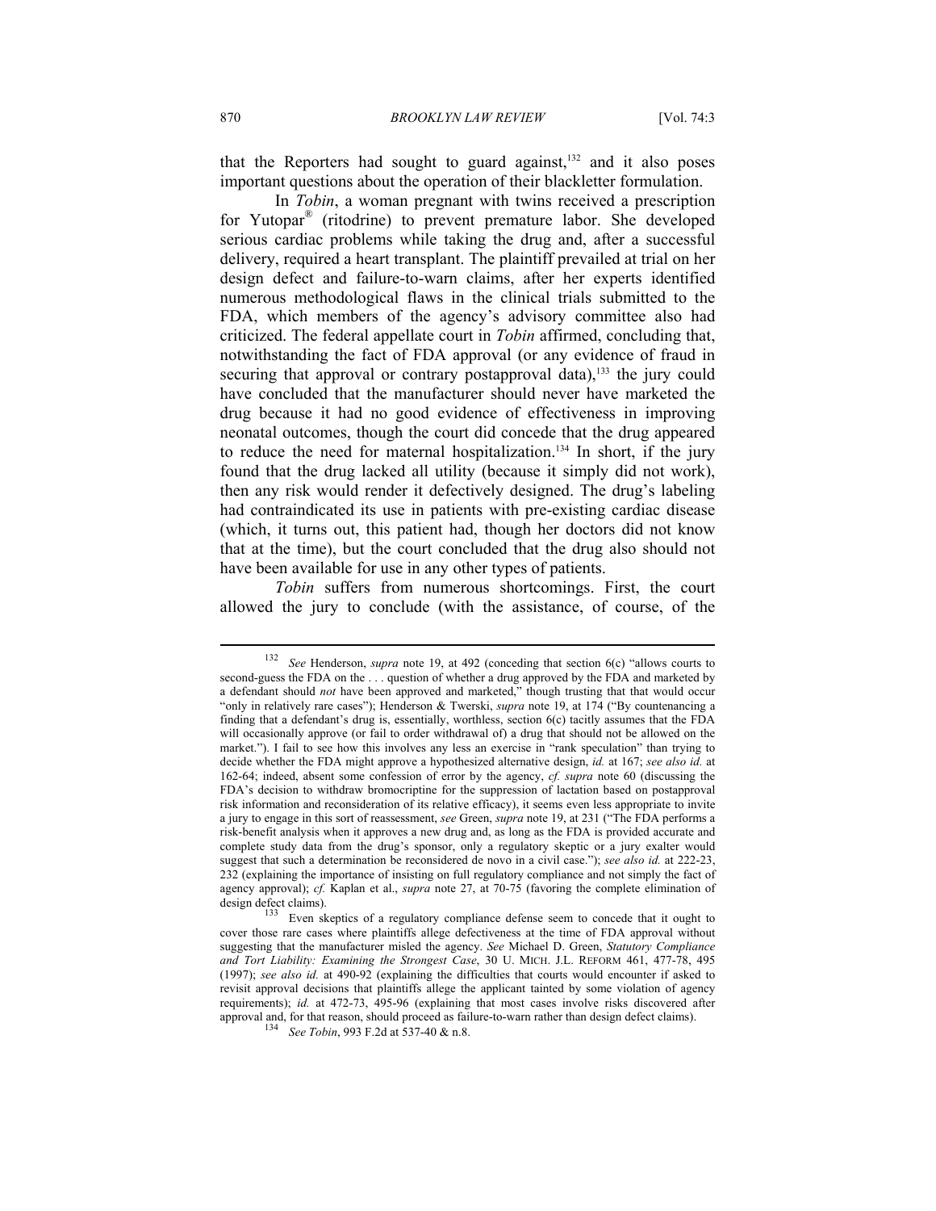that the Reporters had sought to guard against,[132] and it also poses important questions about the operation of their blackletter formulation.

In *Tobin*, a woman pregnant with twins received a prescription for Yutopar® (ritodrine) to prevent premature labor. She developed serious cardiac problems while taking the drug and, after a successful delivery, required a heart transplant. The plaintiff prevailed at trial on her design defect and failure-to-warn claims, after her experts identified numerous methodological flaws in the clinical trials submitted to the FDA, which members of the agency's advisory committee also had criticized. The federal appellate court in *Tobin* affirmed, concluding that, notwithstanding the fact of FDA approval (or any evidence of fraud in securing that approval or contrary postapproval data),[133] the jury could have concluded that the manufacturer should never have marketed the drug because it had no good evidence of effectiveness in improving neonatal outcomes, though the court did concede that the drug appeared to reduce the need for maternal hospitalization.[134] In short, if the jury found that the drug lacked all utility (because it simply did not work), then any risk would render it defectively designed. The drug's labeling had contraindicated its use in patients with pre-existing cardiac disease (which, it turns out, this patient had, though her doctors did not know that at the time), but the court concluded that the drug also should not have been available for use in any other types of patients.

*Tobin* suffers from numerous shortcomings. First, the court allowed the jury to conclude (with the assistance, of course, of the

---

[132] *See* Henderson, *supra* note 19, at 492 (conceding that section 6(c) "allows courts to second-guess the FDA on the . . . question of whether a drug approved by the FDA and marketed by a defendant should *not* have been approved and marketed," though trusting that that would occur "only in relatively rare cases"); Henderson & Twerski, *supra* note 19, at 174 ("By countenancing a finding that a defendant's drug is, essentially, worthless, section 6(c) tacitly assumes that the FDA will occasionally approve (or fail to order withdrawal of) a drug that should not be allowed on the market."). I fail to see how this involves any less an exercise in "rank speculation" than trying to decide whether the FDA might approve a hypothesized alternative design, *id.* at 167; *see also id.* at 162-64; indeed, absent some confession of error by the agency, *cf. supra* note 60 (discussing the FDA's decision to withdraw bromocriptine for the suppression of lactation based on postapproval risk information and reconsideration of its relative efficacy), it seems even less appropriate to invite a jury to engage in this sort of reassessment, *see* Green, *supra* note 19, at 231 ("The FDA performs a risk-benefit analysis when it approves a new drug and, as long as the FDA is provided accurate and complete study data from the drug's sponsor, only a regulatory skeptic or a jury exalter would suggest that such a determination be reconsidered de novo in a civil case."); *see also id.* at 222-23, 232 (explaining the importance of insisting on full regulatory compliance and not simply the fact of agency approval); *cf.* Kaplan et al., *supra* note 27, at 70-75 (favoring the complete elimination of design defect claims).

[133] Even skeptics of a regulatory compliance defense seem to concede that it ought to cover those rare cases where plaintiffs allege defectiveness at the time of FDA approval without suggesting that the manufacturer misled the agency. *See* Michael D. Green, *Statutory Compliance and Tort Liability: Examining the Strongest Case*, 30 U. MICH. J.L. REFORM 461, 477-78, 495 (1997); *see also id.* at 490-92 (explaining the difficulties that courts would encounter if asked to revisit approval decisions that plaintiffs allege the applicant tainted by some violation of agency requirements); *id.* at 472-73, 495-96 (explaining that most cases involve risks discovered after approval and, for that reason, should proceed as failure-to-warn rather than design defect claims).

[134] *See Tobin*, 993 F.2d at 537-40 & n.8.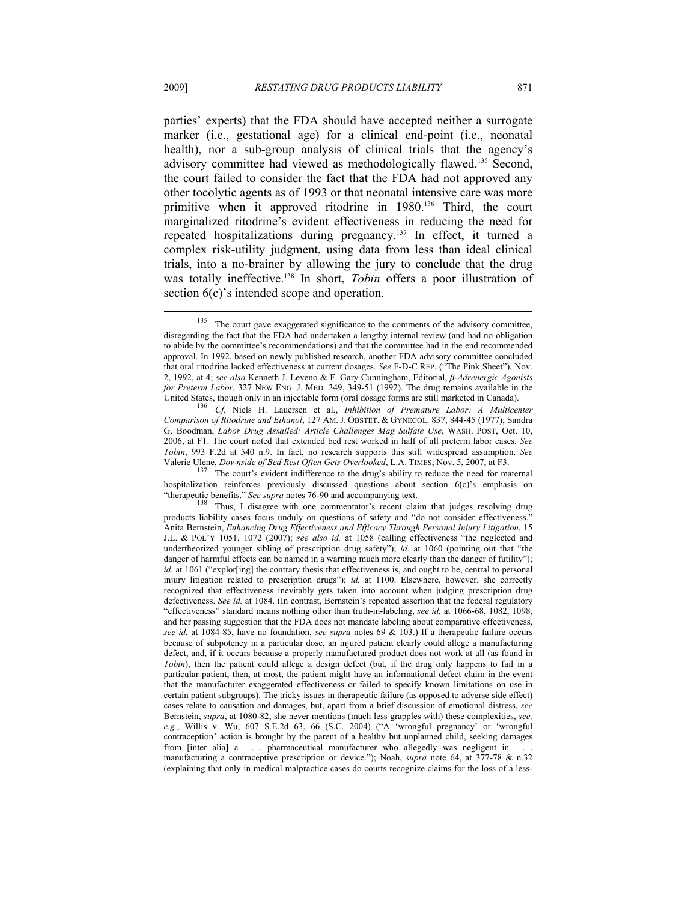parties' experts) that the FDA should have accepted neither a surrogate marker (i.e., gestational age) for a clinical end-point (i.e., neonatal health), nor a sub-group analysis of clinical trials that the agency's advisory committee had viewed as methodologically flawed.[135] Second, the court failed to consider the fact that the FDA had not approved any other tocolytic agents as of 1993 or that neonatal intensive care was more primitive when it approved ritodrine in 1980.[136] Third, the court marginalized ritodrine's evident effectiveness in reducing the need for repeated hospitalizations during pregnancy.[137] In effect, it turned a complex risk-utility judgment, using data from less than ideal clinical trials, into a no-brainer by allowing the jury to conclude that the drug was totally ineffective.[138] In short, *Tobin* offers a poor illustration of section 6(c)'s intended scope and operation.

---

[135] The court gave exaggerated significance to the comments of the advisory committee, disregarding the fact that the FDA had undertaken a lengthy internal review (and had no obligation to abide by the committee's recommendations) and that the committee had in the end recommended approval. In 1992, based on newly published research, another FDA advisory committee concluded that oral ritodrine lacked effectiveness at current dosages. *See* F-D-C REP. ("The Pink Sheet"), Nov. 2, 1992, at 4; *see also* Kenneth J. Leveno & F. Gary Cunningham, Editorial, *β-Adrenergic Agonists for Preterm Labor*, 327 NEW ENG. J. MED. 349, 349-51 (1992). The drug remains available in the United States, though only in an injectable form (oral dosage forms are still marketed in Canada).

[136] *Cf.* Niels H. Lauersen et al., *Inhibition of Premature Labor: A Multicenter Comparison of Ritodrine and Ethanol*, 127 AM. J. OBSTET. & GYNECOL. 837, 844-45 (1977); Sandra G. Boodman, *Labor Drug Assailed: Article Challenges Mag Sulfate Use*, WASH. POST, Oct. 10, 2006, at F1. The court noted that extended bed rest worked in half of all preterm labor cases. *See Tobin*, 993 F.2d at 540 n.9. In fact, no research supports this still widespread assumption. *See* Valerie Ulene, *Downside of Bed Rest Often Gets Overlooked*, L.A. TIMES, Nov. 5, 2007, at F3.

[137] The court's evident indifference to the drug's ability to reduce the need for maternal hospitalization reinforces previously discussed questions about section 6(c)'s emphasis on "therapeutic benefits." *See supra* notes 76-90 and accompanying text.

[138] Thus, I disagree with one commentator's recent claim that judges resolving drug products liability cases focus unduly on questions of safety and "do not consider effectiveness." Anita Bernstein, *Enhancing Drug Effectiveness and Efficacy Through Personal Injury Litigation*, 15 J.L. & POL'Y 1051, 1072 (2007); *see also id.* at 1058 (calling effectiveness "the neglected and undertheorized younger sibling of prescription drug safety"); *id.* at 1060 (pointing out that "the danger of harmful effects can be named in a warning much more clearly than the danger of futility"); *id.* at 1061 ("explor[ing] the contrary thesis that effectiveness is, and ought to be, central to personal injury litigation related to prescription drugs"); *id.* at 1100. Elsewhere, however, she correctly recognized that effectiveness inevitably gets taken into account when judging prescription drug defectiveness. *See id.* at 1084. (In contrast, Bernstein's repeated assertion that the federal regulatory "effectiveness" standard means nothing other than truth-in-labeling, *see id.* at 1066-68, 1082, 1098, and her passing suggestion that the FDA does not mandate labeling about comparative effectiveness, *see id.* at 1084-85, have no foundation, *see supra* notes 69 & 103.) If a therapeutic failure occurs because of subpotency in a particular dose, an injured patient clearly could allege a manufacturing defect, and, if it occurs because a properly manufactured product does not work at all (as found in *Tobin*), then the patient could allege a design defect (but, if the drug only happens to fail in a particular patient, then, at most, the patient might have an informational defect claim in the event that the manufacturer exaggerated effectiveness or failed to specify known limitations on use in certain patient subgroups). The tricky issues in therapeutic failure (as opposed to adverse side effect) cases relate to causation and damages, but, apart from a brief discussion of emotional distress, *see* Bernstein, *supra*, at 1080-82, she never mentions (much less grapples with) these complexities, *see, e.g.*, Willis v. Wu, 607 S.E.2d 63, 66 (S.C. 2004) ("A 'wrongful pregnancy' or 'wrongful contraception' action is brought by the parent of a healthy but unplanned child, seeking damages from [inter alia] a . . . pharmaceutical manufacturer who allegedly was negligent in . . . manufacturing a contraceptive prescription or device."); Noah, *supra* note 64, at 377-78 & n.32 (explaining that only in medical malpractice cases do courts recognize claims for the loss of a less-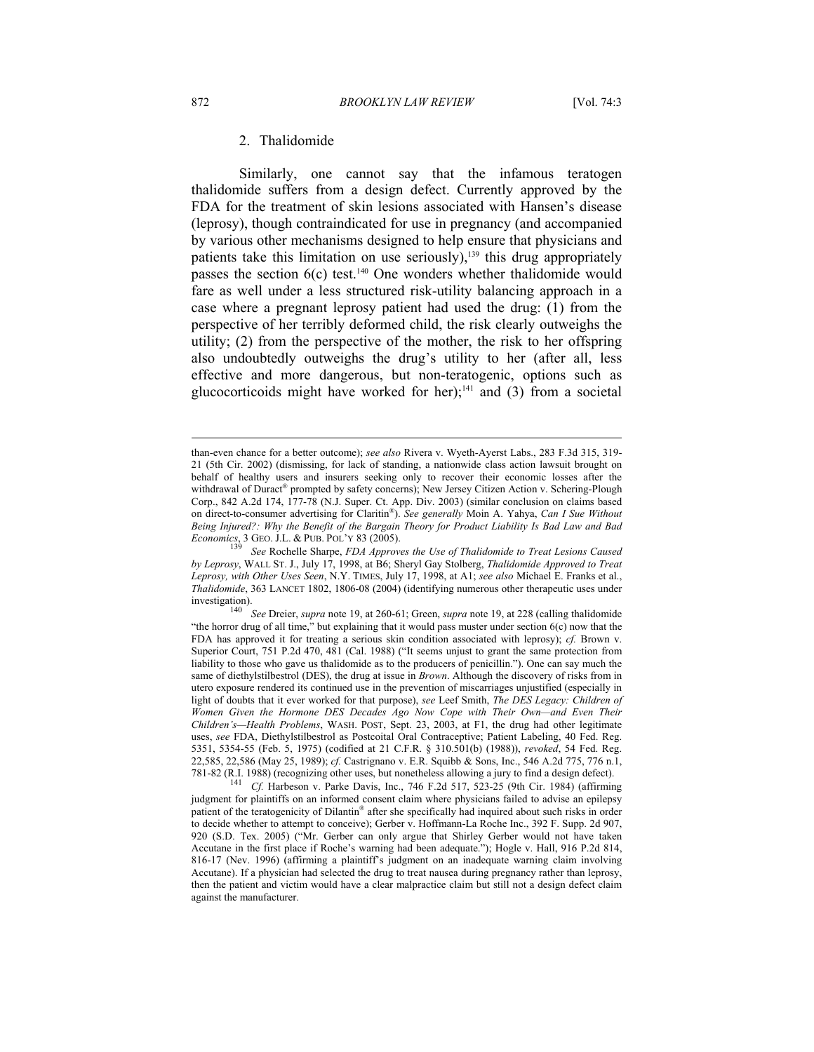### 2. Thalidomide

Similarly, one cannot say that the infamous teratogen thalidomide suffers from a design defect. Currently approved by the FDA for the treatment of skin lesions associated with Hansen's disease (leprosy), though contraindicated for use in pregnancy (and accompanied by various other mechanisms designed to help ensure that physicians and patients take this limitation on use seriously),[139] this drug appropriately passes the section 6(c) test.[140] One wonders whether thalidomide would fare as well under a less structured risk-utility balancing approach in a case where a pregnant leprosy patient had used the drug: (1) from the perspective of her terribly deformed child, the risk clearly outweighs the utility; (2) from the perspective of the mother, the risk to her offspring also undoubtedly outweighs the drug's utility to her (after all, less effective and more dangerous, but non-teratogenic, options such as glucocorticoids might have worked for her);[141] and (3) from a societal

---

than-even chance for a better outcome); *see also* Rivera v. Wyeth-Ayerst Labs., 283 F.3d 315, 319-21 (5th Cir. 2002) (dismissing, for lack of standing, a nationwide class action lawsuit brought on behalf of healthy users and insurers seeking only to recover their economic losses after the withdrawal of Duract® prompted by safety concerns); New Jersey Citizen Action v. Schering-Plough Corp., 842 A.2d 174, 177-78 (N.J. Super. Ct. App. Div. 2003) (similar conclusion on claims based on direct-to-consumer advertising for Claritin®). *See generally* Moin A. Yahya, *Can I Sue Without Being Injured?: Why the Benefit of the Bargain Theory for Product Liability Is Bad Law and Bad Economics*, 3 GEO. J.L. & PUB. POL'Y 83 (2005).

[139] *See* Rochelle Sharpe, *FDA Approves the Use of Thalidomide to Treat Lesions Caused by Leprosy*, WALL ST. J., July 17, 1998, at B6; Sheryl Gay Stolberg, *Thalidomide Approved to Treat Leprosy, with Other Uses Seen*, N.Y. TIMES, July 17, 1998, at A1; *see also* Michael E. Franks et al., *Thalidomide*, 363 LANCET 1802, 1806-08 (2004) (identifying numerous other therapeutic uses under investigation).

[140] *See* Dreier, *supra* note 19, at 260-61; Green, *supra* note 19, at 228 (calling thalidomide "the horror drug of all time," but explaining that it would pass muster under section 6(c) now that the FDA has approved it for treating a serious skin condition associated with leprosy); *cf.* Brown v. Superior Court, 751 P.2d 470, 481 (Cal. 1988) ("It seems unjust to grant the same protection from liability to those who gave us thalidomide as to the producers of penicillin."). One can say much the same of diethylstilbestrol (DES), the drug at issue in *Brown*. Although the discovery of risks from in utero exposure rendered its continued use in the prevention of miscarriages unjustified (especially in light of doubts that it ever worked for that purpose), *see* Leef Smith, *The DES Legacy: Children of Women Given the Hormone DES Decades Ago Now Cope with Their Own—and Even Their Children's—Health Problems*, WASH. POST, Sept. 23, 2003, at F1, the drug had other legitimate uses, *see* FDA, Diethylstilbestrol as Postcoital Oral Contraceptive; Patient Labeling, 40 Fed. Reg. 5351, 5354-55 (Feb. 5, 1975) (codified at 21 C.F.R. § 310.501(b) (1988)), *revoked*, 54 Fed. Reg. 22,585, 22,586 (May 25, 1989); *cf.* Castrignano v. E.R. Squibb & Sons, Inc., 546 A.2d 775, 776 n.1, 781-82 (R.I. 1988) (recognizing other uses, but nonetheless allowing a jury to find a design defect).

[141] *Cf.* Harbeson v. Parke Davis, Inc., 746 F.2d 517, 523-25 (9th Cir. 1984) (affirming judgment for plaintiffs on an informed consent claim where physicians failed to advise an epilepsy patient of the teratogenicity of Dilantin® after she specifically had inquired about such risks in order to decide whether to attempt to conceive); Gerber v. Hoffmann-La Roche Inc., 392 F. Supp. 2d 907, 920 (S.D. Tex. 2005) ("Mr. Gerber can only argue that Shirley Gerber would not have taken Accutane in the first place if Roche's warning had been adequate."); Hogle v. Hall, 916 P.2d 814, 816-17 (Nev. 1996) (affirming a plaintiff's judgment on an inadequate warning claim involving Accutane). If a physician had selected the drug to treat nausea during pregnancy rather than leprosy, then the patient and victim would have a clear malpractice claim but still not a design defect claim against the manufacturer.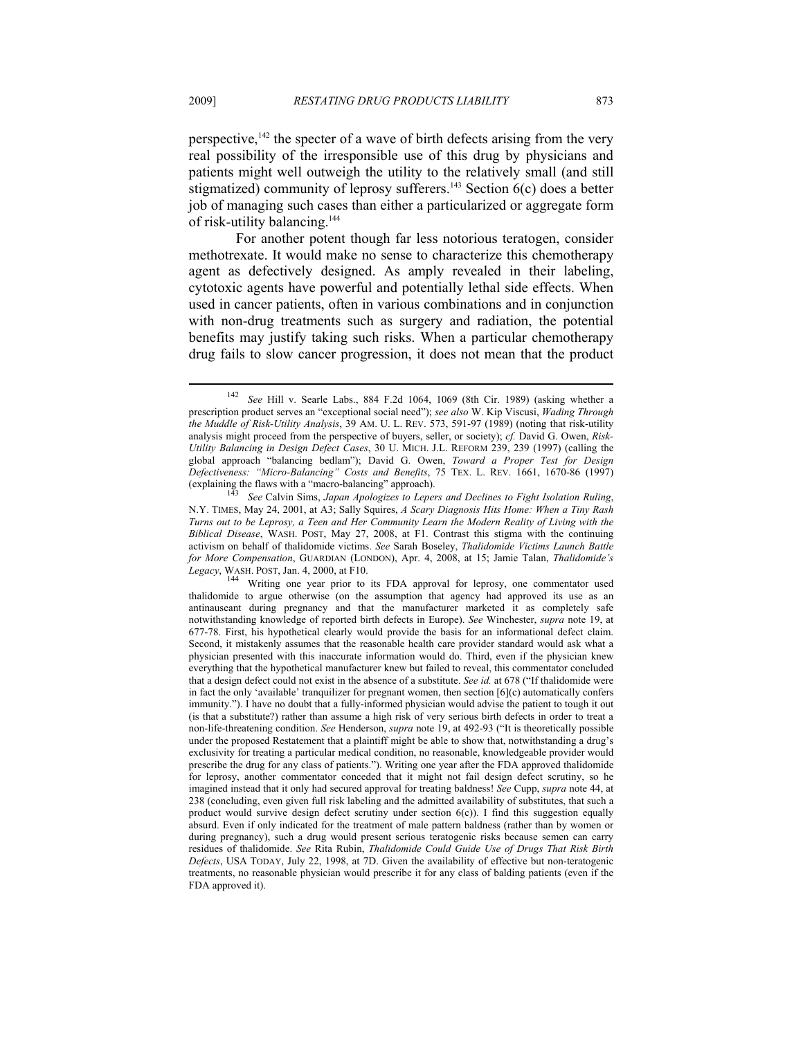perspective,[142] the specter of a wave of birth defects arising from the very real possibility of the irresponsible use of this drug by physicians and patients might well outweigh the utility to the relatively small (and still stigmatized) community of leprosy sufferers.[143] Section 6(c) does a better job of managing such cases than either a particularized or aggregate form of risk-utility balancing.[144]

For another potent though far less notorious teratogen, consider methotrexate. It would make no sense to characterize this chemotherapy agent as defectively designed. As amply revealed in their labeling, cytotoxic agents have powerful and potentially lethal side effects. When used in cancer patients, often in various combinations and in conjunction with non-drug treatments such as surgery and radiation, the potential benefits may justify taking such risks. When a particular chemotherapy drug fails to slow cancer progression, it does not mean that the product

---

[142] *See* Hill v. Searle Labs., 884 F.2d 1064, 1069 (8th Cir. 1989) (asking whether a prescription product serves an "exceptional social need"); *see also* W. Kip Viscusi, *Wading Through the Muddle of Risk-Utility Analysis*, 39 AM. U. L. REV. 573, 591-97 (1989) (noting that risk-utility analysis might proceed from the perspective of buyers, seller, or society); *cf.* David G. Owen, *Risk-Utility Balancing in Design Defect Cases*, 30 U. MICH. J.L. REFORM 239, 239 (1997) (calling the global approach "balancing bedlam"); David G. Owen, *Toward a Proper Test for Design Defectiveness: "Micro-Balancing" Costs and Benefits*, 75 TEX. L. REV. 1661, 1670-86 (1997) (explaining the flaws with a "macro-balancing" approach).

[143] *See* Calvin Sims, *Japan Apologizes to Lepers and Declines to Fight Isolation Ruling*, N.Y. TIMES, May 24, 2001, at A3; Sally Squires, *A Scary Diagnosis Hits Home: When a Tiny Rash Turns out to be Leprosy, a Teen and Her Community Learn the Modern Reality of Living with the Biblical Disease*, WASH. POST, May 27, 2008, at F1. Contrast this stigma with the continuing activism on behalf of thalidomide victims. *See* Sarah Boseley, *Thalidomide Victims Launch Battle for More Compensation*, GUARDIAN (LONDON), Apr. 4, 2008, at 15; Jamie Talan, *Thalidomide's Legacy*, WASH. POST, Jan. 4, 2000, at F10.

[144] Writing one year prior to its FDA approval for leprosy, one commentator used thalidomide to argue otherwise (on the assumption that agency had approved its use as an antinauseant during pregnancy and that the manufacturer marketed it as completely safe notwithstanding knowledge of reported birth defects in Europe). *See* Winchester, *supra* note 19, at 677-78. First, his hypothetical clearly would provide the basis for an informational defect claim. Second, it mistakenly assumes that the reasonable health care provider standard would ask what a physician presented with this inaccurate information would do. Third, even if the physician knew everything that the hypothetical manufacturer knew but failed to reveal, this commentator concluded that a design defect could not exist in the absence of a substitute. *See id.* at 678 ("If thalidomide were in fact the only 'available' tranquilizer for pregnant women, then section [6](c) automatically confers immunity."). I have no doubt that a fully-informed physician would advise the patient to tough it out (is that a substitute?) rather than assume a high risk of very serious birth defects in order to treat a non-life-threatening condition. *See* Henderson, *supra* note 19, at 492-93 ("It is theoretically possible under the proposed Restatement that a plaintiff might be able to show that, notwithstanding a drug's exclusivity for treating a particular medical condition, no reasonable, knowledgeable provider would prescribe the drug for any class of patients."). Writing one year after the FDA approved thalidomide for leprosy, another commentator conceded that it might not fail design defect scrutiny, so he imagined instead that it only had secured approval for treating baldness! *See* Cupp, *supra* note 44, at 238 (concluding, even given full risk labeling and the admitted availability of substitutes, that such a product would survive design defect scrutiny under section 6(c)). I find this suggestion equally absurd. Even if only indicated for the treatment of male pattern baldness (rather than by women or during pregnancy), such a drug would present serious teratogenic risks because semen can carry residues of thalidomide. *See* Rita Rubin, *Thalidomide Could Guide Use of Drugs That Risk Birth Defects*, USA TODAY, July 22, 1998, at 7D. Given the availability of effective but non-teratogenic treatments, no reasonable physician would prescribe it for any class of balding patients (even if the FDA approved it).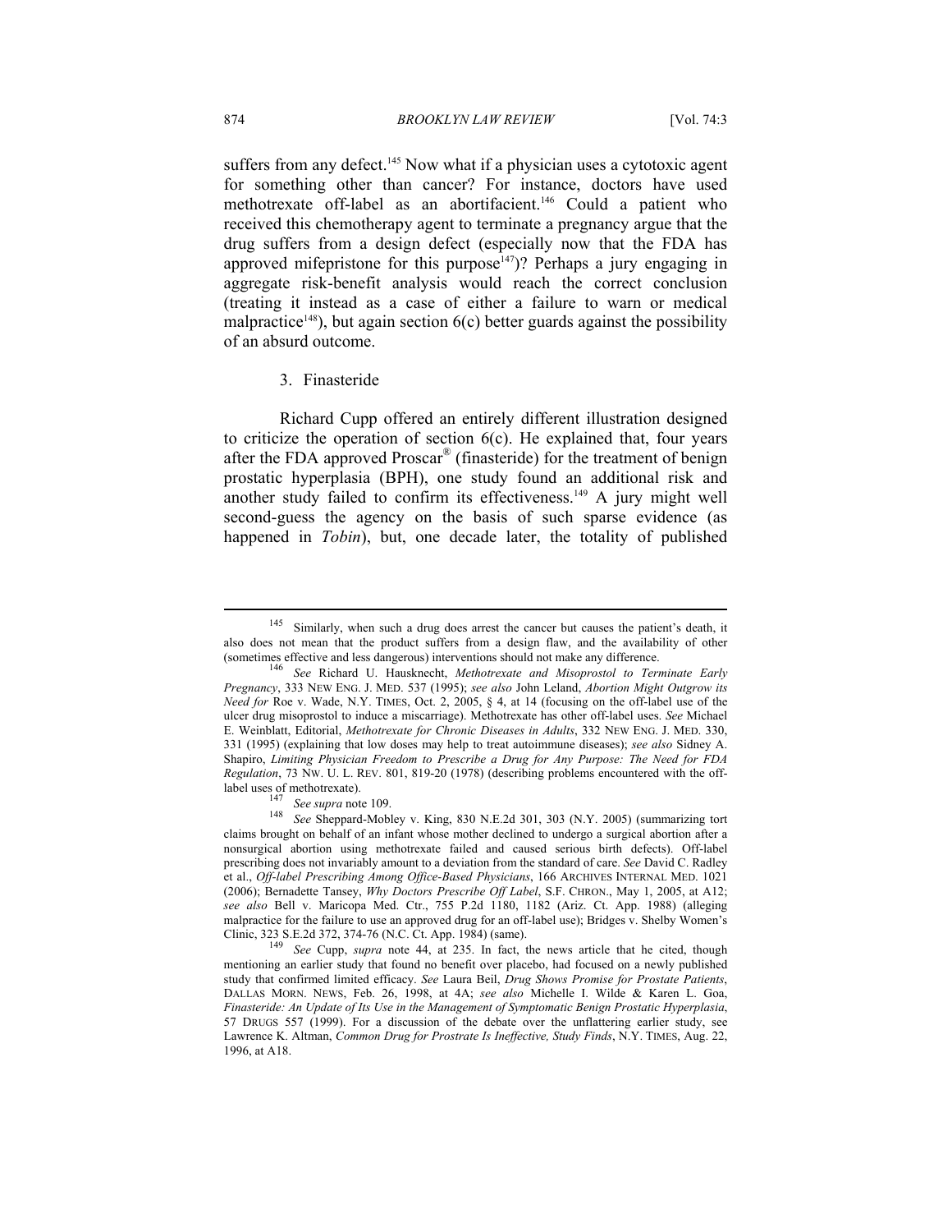suffers from any defect.[145] Now what if a physician uses a cytotoxic agent for something other than cancer? For instance, doctors have used methotrexate off-label as an abortifacient.[146] Could a patient who received this chemotherapy agent to terminate a pregnancy argue that the drug suffers from a design defect (especially now that the FDA has approved mifepristone for this purpose[147])? Perhaps a jury engaging in aggregate risk-benefit analysis would reach the correct conclusion (treating it instead as a case of either a failure to warn or medical malpractice[148]), but again section 6(c) better guards against the possibility of an absurd outcome.

### 3. Finasteride

Richard Cupp offered an entirely different illustration designed to criticize the operation of section 6(c). He explained that, four years after the FDA approved Proscar® (finasteride) for the treatment of benign prostatic hyperplasia (BPH), one study found an additional risk and another study failed to confirm its effectiveness.[149] A jury might well second-guess the agency on the basis of such sparse evidence (as happened in *Tobin*), but, one decade later, the totality of published

---

[145] Similarly, when such a drug does arrest the cancer but causes the patient's death, it also does not mean that the product suffers from a design flaw, and the availability of other (sometimes effective and less dangerous) interventions should not make any difference.

[146] *See* Richard U. Hausknecht, *Methotrexate and Misoprostol to Terminate Early Pregnancy*, 333 NEW ENG. J. MED. 537 (1995); *see also* John Leland, *Abortion Might Outgrow its Need for* Roe v. Wade, N.Y. TIMES, Oct. 2, 2005, § 4, at 14 (focusing on the off-label use of the ulcer drug misoprostol to induce a miscarriage). Methotrexate has other off-label uses. *See* Michael E. Weinblatt, Editorial, *Methotrexate for Chronic Diseases in Adults*, 332 NEW ENG. J. MED. 330, 331 (1995) (explaining that low doses may help to treat autoimmune diseases); *see also* Sidney A. Shapiro, *Limiting Physician Freedom to Prescribe a Drug for Any Purpose: The Need for FDA Regulation*, 73 NW. U. L. REV. 801, 819-20 (1978) (describing problems encountered with the off-label uses of methotrexate).

[147] *See supra* note 109.

[148] *See* Sheppard-Mobley v. King, 830 N.E.2d 301, 303 (N.Y. 2005) (summarizing tort claims brought on behalf of an infant whose mother declined to undergo a surgical abortion after a nonsurgical abortion using methotrexate failed and caused serious birth defects). Off-label prescribing does not invariably amount to a deviation from the standard of care. *See* David C. Radley et al., *Off-label Prescribing Among Office-Based Physicians*, 166 ARCHIVES INTERNAL MED. 1021 (2006); Bernadette Tansey, *Why Doctors Prescribe Off Label*, S.F. CHRON., May 1, 2005, at A12; *see also* Bell v. Maricopa Med. Ctr., 755 P.2d 1180, 1182 (Ariz. Ct. App. 1988) (alleging malpractice for the failure to use an approved drug for an off-label use); Bridges v. Shelby Women's Clinic, 323 S.E.2d 372, 374-76 (N.C. Ct. App. 1984) (same).

[149] *See* Cupp, *supra* note 44, at 235. In fact, the news article that he cited, though mentioning an earlier study that found no benefit over placebo, had focused on a newly published study that confirmed limited efficacy. *See* Laura Beil, *Drug Shows Promise for Prostate Patients*, DALLAS MORN. NEWS, Feb. 26, 1998, at 4A; *see also* Michelle I. Wilde & Karen L. Goa, *Finasteride: An Update of Its Use in the Management of Symptomatic Benign Prostatic Hyperplasia*, 57 DRUGS 557 (1999). For a discussion of the debate over the unflattering earlier study, see Lawrence K. Altman, *Common Drug for Prostrate Is Ineffective, Study Finds*, N.Y. TIMES, Aug. 22, 1996, at A18.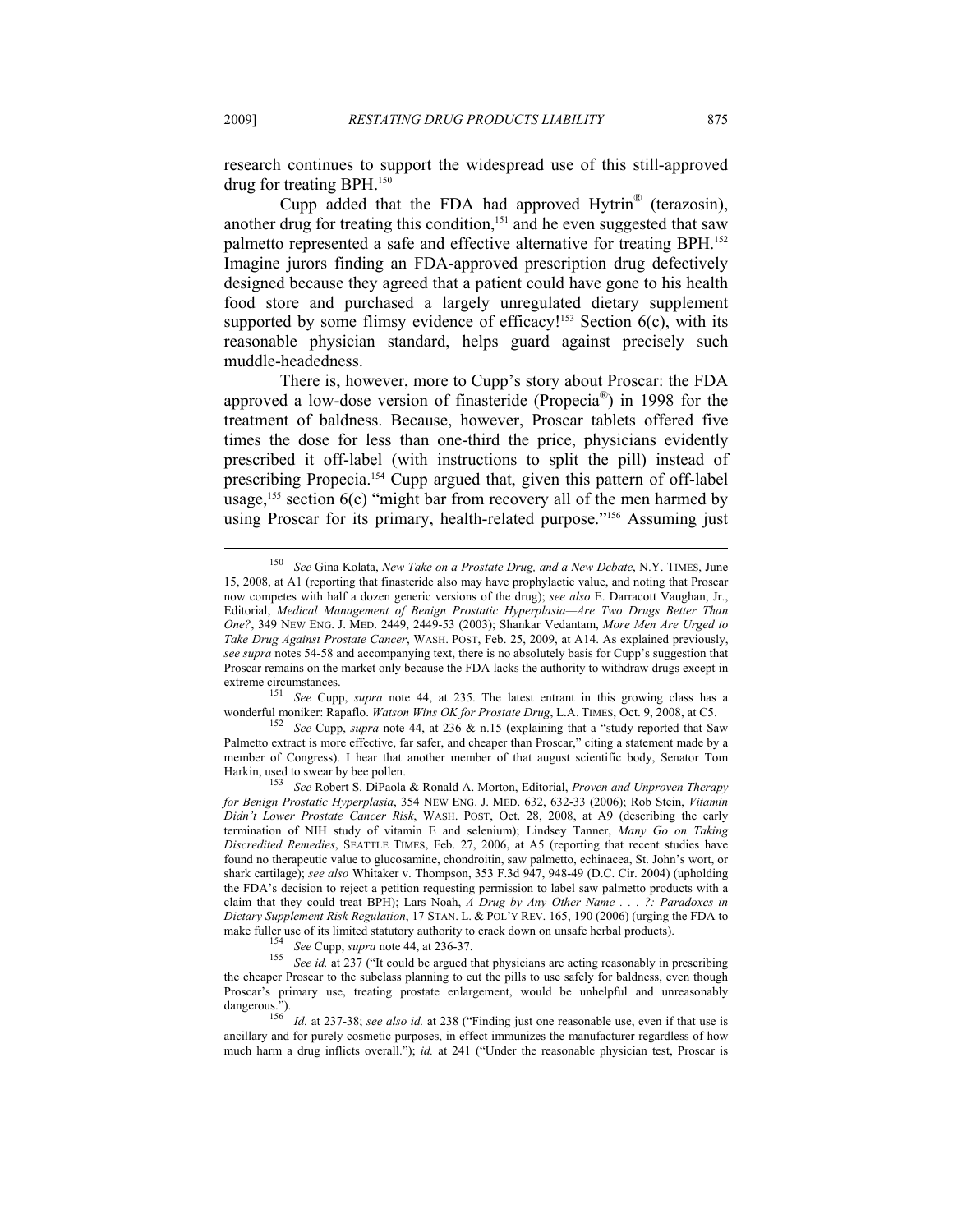research continues to support the widespread use of this still-approved drug for treating BPH.[150]

Cupp added that the FDA had approved Hytrin® (terazosin), another drug for treating this condition,[151] and he even suggested that saw palmetto represented a safe and effective alternative for treating BPH.[152] Imagine jurors finding an FDA-approved prescription drug defectively designed because they agreed that a patient could have gone to his health food store and purchased a largely unregulated dietary supplement supported by some flimsy evidence of efficacy![153] Section 6(c), with its reasonable physician standard, helps guard against precisely such muddle-headedness.

There is, however, more to Cupp's story about Proscar: the FDA approved a low-dose version of finasteride (Propecia®) in 1998 for the treatment of baldness. Because, however, Proscar tablets offered five times the dose for less than one-third the price, physicians evidently prescribed it off-label (with instructions to split the pill) instead of prescribing Propecia.[154] Cupp argued that, given this pattern of off-label usage,[155] section 6(c) "might bar from recovery all of the men harmed by using Proscar for its primary, health-related purpose."[156] Assuming just

---

[150] *See* Gina Kolata, *New Take on a Prostate Drug, and a New Debate*, N.Y. TIMES, June 15, 2008, at A1 (reporting that finasteride also may have prophylactic value, and noting that Proscar now competes with half a dozen generic versions of the drug); *see also* E. Darracott Vaughan, Jr., Editorial, *Medical Management of Benign Prostatic Hyperplasia—Are Two Drugs Better Than One?*, 349 NEW ENG. J. MED. 2449, 2449-53 (2003); Shankar Vedantam, *More Men Are Urged to Take Drug Against Prostate Cancer*, WASH. POST, Feb. 25, 2009, at A14. As explained previously, *see supra* notes 54-58 and accompanying text, there is no absolutely basis for Cupp's suggestion that Proscar remains on the market only because the FDA lacks the authority to withdraw drugs except in extreme circumstances.

[151] *See* Cupp, *supra* note 44, at 235. The latest entrant in this growing class has a wonderful moniker: Rapaflo. *Watson Wins OK for Prostate Drug*, L.A. TIMES, Oct. 9, 2008, at C5.

[152] *See* Cupp, *supra* note 44, at 236 & n.15 (explaining that a "study reported that Saw Palmetto extract is more effective, far safer, and cheaper than Proscar," citing a statement made by a member of Congress). I hear that another member of that august scientific body, Senator Tom Harkin, used to swear by bee pollen.

[153] *See* Robert S. DiPaola & Ronald A. Morton, Editorial, *Proven and Unproven Therapy for Benign Prostatic Hyperplasia*, 354 NEW ENG. J. MED. 632, 632-33 (2006); Rob Stein, *Vitamin Didn't Lower Prostate Cancer Risk*, WASH. POST, Oct. 28, 2008, at A9 (describing the early termination of NIH study of vitamin E and selenium); Lindsey Tanner, *Many Go on Taking Discredited Remedies*, SEATTLE TIMES, Feb. 27, 2006, at A5 (reporting that recent studies have found no therapeutic value to glucosamine, chondroitin, saw palmetto, echinacea, St. John's wort, or shark cartilage); *see also* Whitaker v. Thompson, 353 F.3d 947, 948-49 (D.C. Cir. 2004) (upholding the FDA's decision to reject a petition requesting permission to label saw palmetto products with a claim that they could treat BPH); Lars Noah, *A Drug by Any Other Name . . . ?: Paradoxes in Dietary Supplement Risk Regulation*, 17 STAN. L. & POL'Y REV. 165, 190 (2006) (urging the FDA to make fuller use of its limited statutory authority to crack down on unsafe herbal products).

[154] *See* Cupp, *supra* note 44, at 236-37.

[155] *See id.* at 237 ("It could be argued that physicians are acting reasonably in prescribing the cheaper Proscar to the subclass planning to cut the pills to use safely for baldness, even though Proscar's primary use, treating prostate enlargement, would be unhelpful and unreasonably dangerous.").

[156] *Id.* at 237-38; *see also id.* at 238 ("Finding just one reasonable use, even if that use is ancillary and for purely cosmetic purposes, in effect immunizes the manufacturer regardless of how much harm a drug inflicts overall."); *id.* at 241 ("Under the reasonable physician test, Proscar is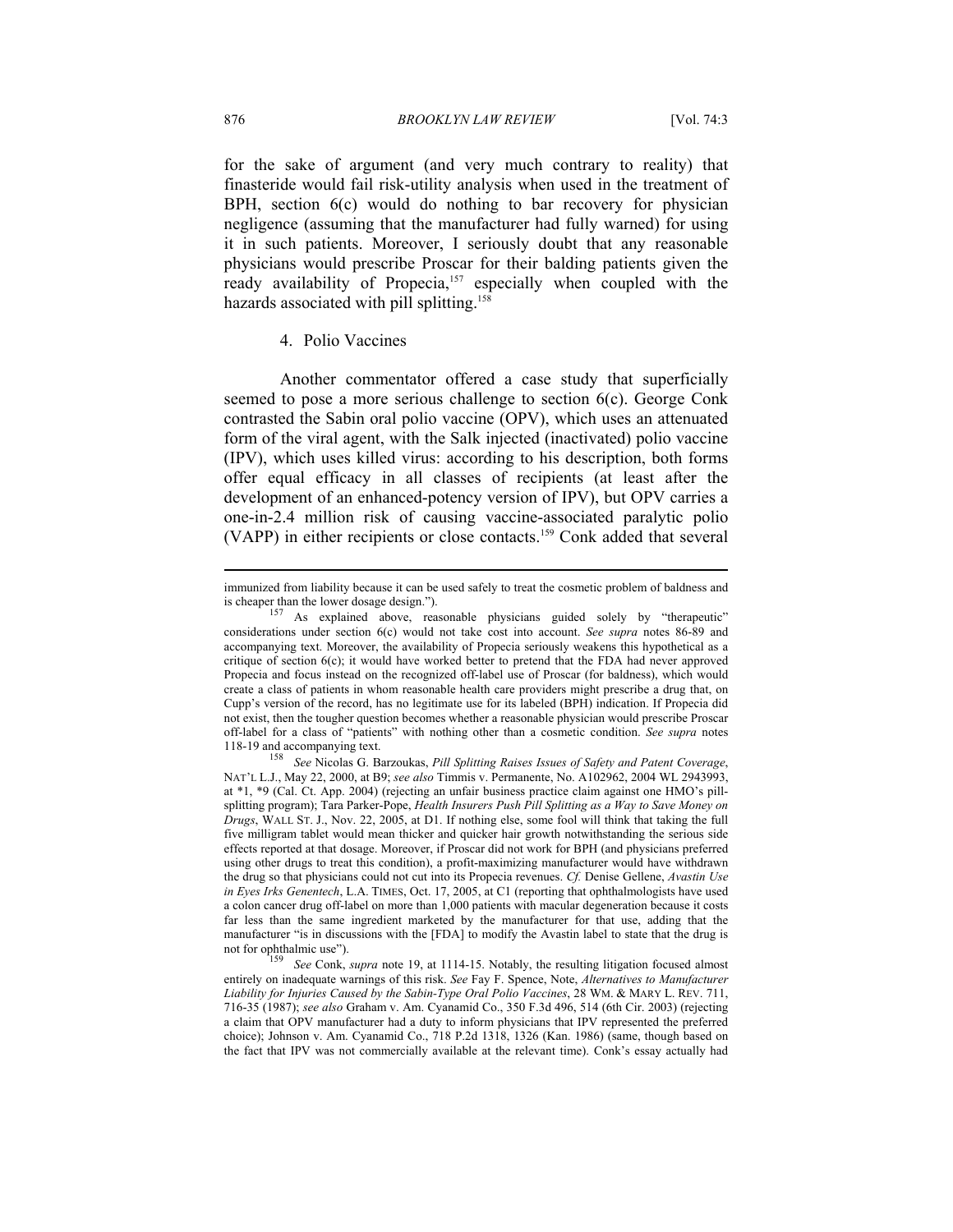for the sake of argument (and very much contrary to reality) that finasteride would fail risk-utility analysis when used in the treatment of BPH, section 6(c) would do nothing to bar recovery for physician negligence (assuming that the manufacturer had fully warned) for using it in such patients. Moreover, I seriously doubt that any reasonable physicians would prescribe Proscar for their balding patients given the ready availability of Propecia,[157] especially when coupled with the hazards associated with pill splitting.[158]

### 4. Polio Vaccines

Another commentator offered a case study that superficially seemed to pose a more serious challenge to section 6(c). George Conk contrasted the Sabin oral polio vaccine (OPV), which uses an attenuated form of the viral agent, with the Salk injected (inactivated) polio vaccine (IPV), which uses killed virus: according to his description, both forms offer equal efficacy in all classes of recipients (at least after the development of an enhanced-potency version of IPV), but OPV carries a one-in-2.4 million risk of causing vaccine-associated paralytic polio (VAPP) in either recipients or close contacts.[159] Conk added that several

---

immunized from liability because it can be used safely to treat the cosmetic problem of baldness and is cheaper than the lower dosage design.").

[157] As explained above, reasonable physicians guided solely by "therapeutic" considerations under section 6(c) would not take cost into account. *See supra* notes 86-89 and accompanying text. Moreover, the availability of Propecia seriously weakens this hypothetical as a critique of section 6(c); it would have worked better to pretend that the FDA had never approved Propecia and focus instead on the recognized off-label use of Proscar (for baldness), which would create a class of patients in whom reasonable health care providers might prescribe a drug that, on Cupp's version of the record, has no legitimate use for its labeled (BPH) indication. If Propecia did not exist, then the tougher question becomes whether a reasonable physician would prescribe Proscar off-label for a class of "patients" with nothing other than a cosmetic condition. *See supra* notes 118-19 and accompanying text.

[158] *See* Nicolas G. Barzoukas, *Pill Splitting Raises Issues of Safety and Patent Coverage*, NAT'L L.J., May 22, 2000, at B9; *see also* Timmis v. Permanente, No. A102962, 2004 WL 2943993, at *1, *9 (Cal. Ct. App. 2004) (rejecting an unfair business practice claim against one HMO's pill-splitting program); Tara Parker-Pope, *Health Insurers Push Pill Splitting as a Way to Save Money on Drugs*, WALL ST. J., Nov. 22, 2005, at D1. If nothing else, some fool will think that taking the full five milligram tablet would mean thicker and quicker hair growth notwithstanding the serious side effects reported at that dosage. Moreover, if Proscar did not work for BPH (and physicians preferred using other drugs to treat this condition), a profit-maximizing manufacturer would have withdrawn the drug so that physicians could not cut into its Propecia revenues. *Cf.* Denise Gellene, *Avastin Use in Eyes Irks Genentech*, L.A. TIMES, Oct. 17, 2005, at C1 (reporting that ophthalmologists have used a colon cancer drug off-label on more than 1,000 patients with macular degeneration because it costs far less than the same ingredient marketed by the manufacturer for that use, adding that the manufacturer "is in discussions with the [FDA] to modify the Avastin label to state that the drug is not for ophthalmic use").

[159] *See* Conk, *supra* note 19, at 1114-15. Notably, the resulting litigation focused almost entirely on inadequate warnings of this risk. *See* Fay F. Spence, Note, *Alternatives to Manufacturer Liability for Injuries Caused by the Sabin-Type Oral Polio Vaccines*, 28 WM. & MARY L. REV. 711, 716-35 (1987); *see also* Graham v. Am. Cyanamid Co., 350 F.3d 496, 514 (6th Cir. 2003) (rejecting a claim that OPV manufacturer had a duty to inform physicians that IPV represented the preferred choice); Johnson v. Am. Cyanamid Co., 718 P.2d 1318, 1326 (Kan. 1986) (same, though based on the fact that IPV was not commercially available at the relevant time). Conk's essay actually had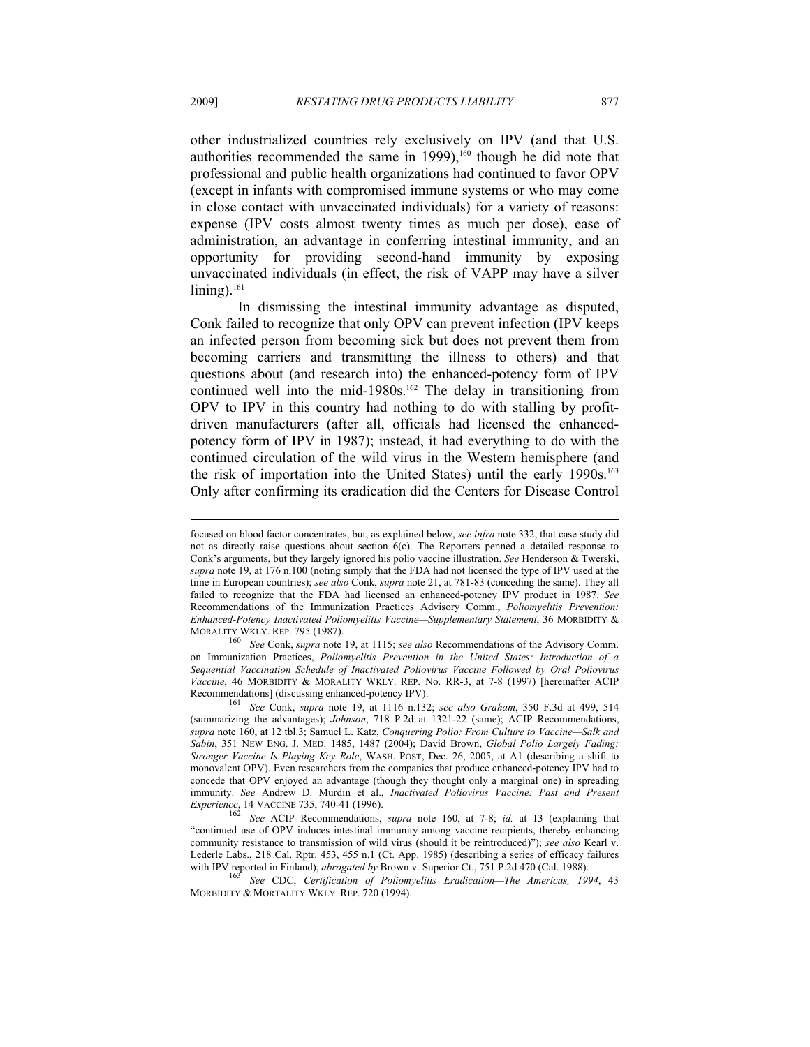other industrialized countries rely exclusively on IPV (and that U.S. authorities recommended the same in 1999),[160] though he did note that professional and public health organizations had continued to favor OPV (except in infants with compromised immune systems or who may come in close contact with unvaccinated individuals) for a variety of reasons: expense (IPV costs almost twenty times as much per dose), ease of administration, an advantage in conferring intestinal immunity, and an opportunity for providing second-hand immunity by exposing unvaccinated individuals (in effect, the risk of VAPP may have a silver lining).[161]

In dismissing the intestinal immunity advantage as disputed, Conk failed to recognize that only OPV can prevent infection (IPV keeps an infected person from becoming sick but does not prevent them from becoming carriers and transmitting the illness to others) and that questions about (and research into) the enhanced-potency form of IPV continued well into the mid-1980s.[162] The delay in transitioning from OPV to IPV in this country had nothing to do with stalling by profit-driven manufacturers (after all, officials had licensed the enhanced-potency form of IPV in 1987); instead, it had everything to do with the continued circulation of the wild virus in the Western hemisphere (and the risk of importation into the United States) until the early 1990s.[163] Only after confirming its eradication did the Centers for Disease Control

---

focused on blood factor concentrates, but, as explained below, *see infra* note 332, that case study did not as directly raise questions about section 6(c). The Reporters penned a detailed response to Conk's arguments, but they largely ignored his polio vaccine illustration. *See* Henderson & Twerski, *supra* note 19, at 176 n.100 (noting simply that the FDA had not licensed the type of IPV used at the time in European countries); *see also* Conk, *supra* note 21, at 781-83 (conceding the same). They all failed to recognize that the FDA had licensed an enhanced-potency IPV product in 1987. *See* Recommendations of the Immunization Practices Advisory Comm., *Poliomyelitis Prevention: Enhanced-Potency Inactivated Poliomyelitis Vaccine—Supplementary Statement*, 36 MORBIDITY & MORALITY WKLY. REP. 795 (1987).

[160] *See* Conk, *supra* note 19, at 1115; *see also* Recommendations of the Advisory Comm. on Immunization Practices, *Poliomyelitis Prevention in the United States: Introduction of a Sequential Vaccination Schedule of Inactivated Poliovirus Vaccine Followed by Oral Poliovirus Vaccine*, 46 MORBIDITY & MORALITY WKLY. REP. No. RR-3, at 7-8 (1997) [hereinafter ACIP Recommendations] (discussing enhanced-potency IPV).

[161] *See* Conk, *supra* note 19, at 1116 n.132; *see also Graham*, 350 F.3d at 499, 514 (summarizing the advantages); *Johnson*, 718 P.2d at 1321-22 (same); ACIP Recommendations, *supra* note 160, at 12 tbl.3; Samuel L. Katz, *Conquering Polio: From Culture to Vaccine—Salk and Sabin*, 351 NEW ENG. J. MED. 1485, 1487 (2004); David Brown, *Global Polio Largely Fading: Stronger Vaccine Is Playing Key Role*, WASH. POST, Dec. 26, 2005, at A1 (describing a shift to monovalent OPV). Even researchers from the companies that produce enhanced-potency IPV had to concede that OPV enjoyed an advantage (though they thought only a marginal one) in spreading immunity. *See* Andrew D. Murdin et al., *Inactivated Poliovirus Vaccine: Past and Present Experience*, 14 VACCINE 735, 740-41 (1996).

[162] *See* ACIP Recommendations, *supra* note 160, at 7-8; *id.* at 13 (explaining that "continued use of OPV induces intestinal immunity among vaccine recipients, thereby enhancing community resistance to transmission of wild virus (should it be reintroduced)"); *see also* Kearl v. Lederle Labs., 218 Cal. Rptr. 453, 455 n.1 (Ct. App. 1985) (describing a series of efficacy failures with IPV reported in Finland), *abrogated by* Brown v. Superior Ct., 751 P.2d 470 (Cal. 1988).

[163] *See* CDC, *Certification of Poliomyelitis Eradication—The Americas, 1994*, 43 MORBIDITY & MORTALITY WKLY. REP. 720 (1994).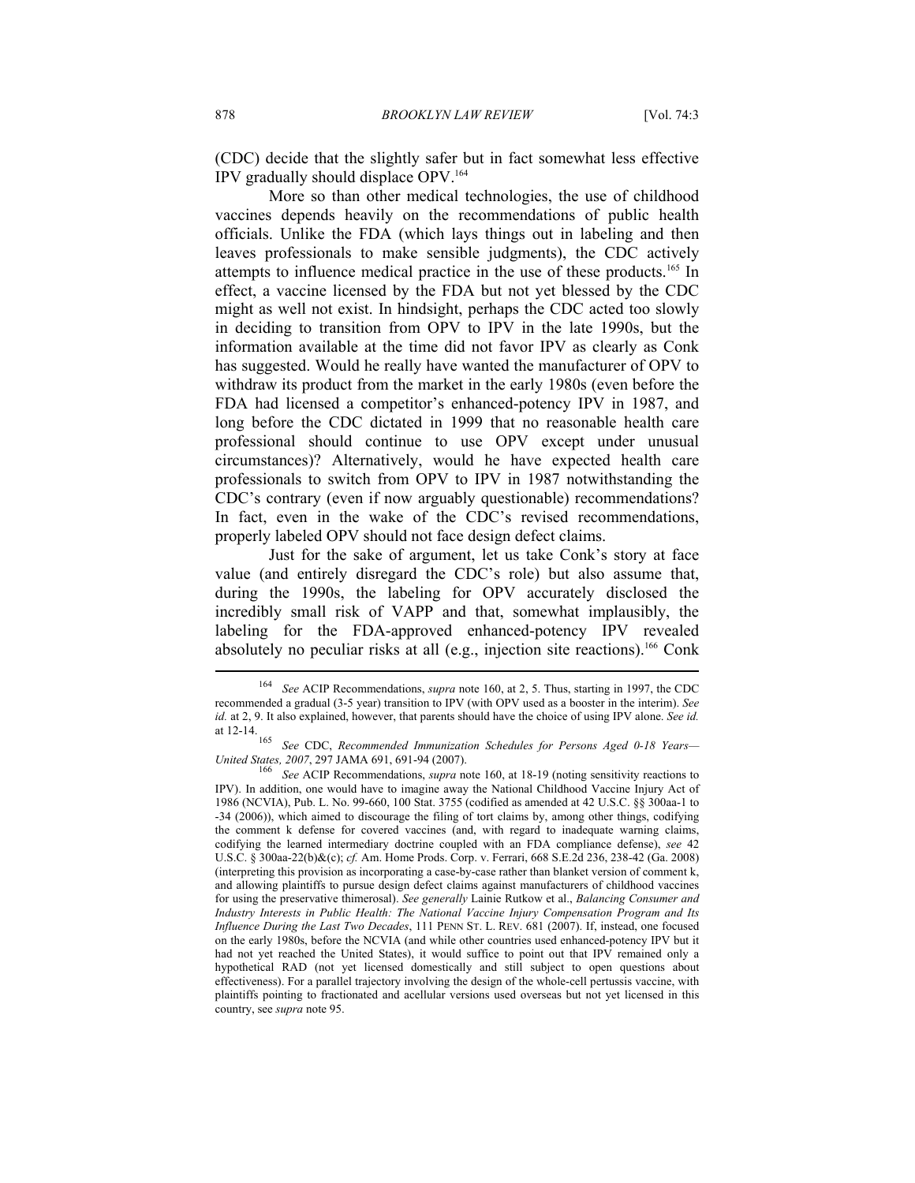(CDC) decide that the slightly safer but in fact somewhat less effective IPV gradually should displace OPV.[164]

More so than other medical technologies, the use of childhood vaccines depends heavily on the recommendations of public health officials. Unlike the FDA (which lays things out in labeling and then leaves professionals to make sensible judgments), the CDC actively attempts to influence medical practice in the use of these products.[165] In effect, a vaccine licensed by the FDA but not yet blessed by the CDC might as well not exist. In hindsight, perhaps the CDC acted too slowly in deciding to transition from OPV to IPV in the late 1990s, but the information available at the time did not favor IPV as clearly as Conk has suggested. Would he really have wanted the manufacturer of OPV to withdraw its product from the market in the early 1980s (even before the FDA had licensed a competitor's enhanced-potency IPV in 1987, and long before the CDC dictated in 1999 that no reasonable health care professional should continue to use OPV except under unusual circumstances)? Alternatively, would he have expected health care professionals to switch from OPV to IPV in 1987 notwithstanding the CDC's contrary (even if now arguably questionable) recommendations? In fact, even in the wake of the CDC's revised recommendations, properly labeled OPV should not face design defect claims.

Just for the sake of argument, let us take Conk's story at face value (and entirely disregard the CDC's role) but also assume that, during the 1990s, the labeling for OPV accurately disclosed the incredibly small risk of VAPP and that, somewhat implausibly, the labeling for the FDA-approved enhanced-potency IPV revealed absolutely no peculiar risks at all (e.g., injection site reactions).[166] Conk

---

[164] *See* ACIP Recommendations, *supra* note 160, at 2, 5. Thus, starting in 1997, the CDC recommended a gradual (3-5 year) transition to IPV (with OPV used as a booster in the interim). *See id.* at 2, 9. It also explained, however, that parents should have the choice of using IPV alone. *See id.* at 12-14.

[165] *See* CDC, *Recommended Immunization Schedules for Persons Aged 0-18 Years—United States, 2007*, 297 JAMA 691, 691-94 (2007).

[166] *See* ACIP Recommendations, *supra* note 160, at 18-19 (noting sensitivity reactions to IPV). In addition, one would have to imagine away the National Childhood Vaccine Injury Act of 1986 (NCVIA), Pub. L. No. 99-660, 100 Stat. 3755 (codified as amended at 42 U.S.C. §§ 300aa-1 to -34 (2006)), which aimed to discourage the filing of tort claims by, among other things, codifying the comment k defense for covered vaccines (and, with regard to inadequate warning claims, codifying the learned intermediary doctrine coupled with an FDA compliance defense), *see* 42 U.S.C. § 300aa-22(b)&(c); *cf.* Am. Home Prods. Corp. v. Ferrari, 668 S.E.2d 236, 238-42 (Ga. 2008) (interpreting this provision as incorporating a case-by-case rather than blanket version of comment k, and allowing plaintiffs to pursue design defect claims against manufacturers of childhood vaccines for using the preservative thimerosal). *See generally* Lainie Rutkow et al., *Balancing Consumer and Industry Interests in Public Health: The National Vaccine Injury Compensation Program and Its Influence During the Last Two Decades*, 111 PENN ST. L. REV. 681 (2007). If, instead, one focused on the early 1980s, before the NCVIA (and while other countries used enhanced-potency IPV but it had not yet reached the United States), it would suffice to point out that IPV remained only a hypothetical RAD (not yet licensed domestically and still subject to open questions about effectiveness). For a parallel trajectory involving the design of the whole-cell pertussis vaccine, with plaintiffs pointing to fractionated and acellular versions used overseas but not yet licensed in this country, see *supra* note 95.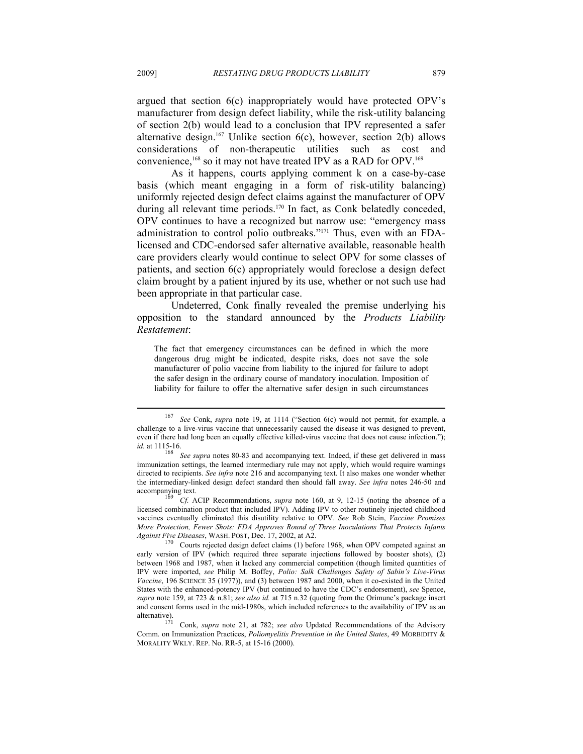argued that section 6(c) inappropriately would have protected OPV's manufacturer from design defect liability, while the risk-utility balancing of section 2(b) would lead to a conclusion that IPV represented a safer alternative design.[167] Unlike section 6(c), however, section 2(b) allows considerations of non-therapeutic utilities such as cost and convenience,[168] so it may not have treated IPV as a RAD for OPV.[169]

As it happens, courts applying comment k on a case-by-case basis (which meant engaging in a form of risk-utility balancing) uniformly rejected design defect claims against the manufacturer of OPV during all relevant time periods.[170] In fact, as Conk belatedly conceded, OPV continues to have a recognized but narrow use: "emergency mass administration to control polio outbreaks."[171] Thus, even with an FDA-licensed and CDC-endorsed safer alternative available, reasonable health care providers clearly would continue to select OPV for some classes of patients, and section 6(c) appropriately would foreclose a design defect claim brought by a patient injured by its use, whether or not such use had been appropriate in that particular case.

Undeterred, Conk finally revealed the premise underlying his opposition to the standard announced by the *Products Liability Restatement*:

> The fact that emergency circumstances can be defined in which the more dangerous drug might be indicated, despite risks, does not save the sole manufacturer of polio vaccine from liability to the injured for failure to adopt the safer design in the ordinary course of mandatory inoculation. Imposition of liability for failure to offer the alternative safer design in such circumstances

---

[167] *See* Conk, *supra* note 19, at 1114 ("Section 6(c) would not permit, for example, a challenge to a live-virus vaccine that unnecessarily caused the disease it was designed to prevent, even if there had long been an equally effective killed-virus vaccine that does not cause infection."); *id.* at 1115-16.

[168] *See supra* notes 80-83 and accompanying text. Indeed, if these get delivered in mass immunization settings, the learned intermediary rule may not apply, which would require warnings directed to recipients. *See infra* note 216 and accompanying text. It also makes one wonder whether the intermediary-linked design defect standard then should fall away. *See infra* notes 246-50 and accompanying text.

[169] *Cf.* ACIP Recommendations, *supra* note 160, at 9, 12-15 (noting the absence of a licensed combination product that included IPV). Adding IPV to other routinely injected childhood vaccines eventually eliminated this disutility relative to OPV. *See* Rob Stein, *Vaccine Promises More Protection, Fewer Shots: FDA Approves Round of Three Inoculations That Protects Infants Against Five Diseases*, WASH. POST, Dec. 17, 2002, at A2.

[170] Courts rejected design defect claims (1) before 1968, when OPV competed against an early version of IPV (which required three separate injections followed by booster shots), (2) between 1968 and 1987, when it lacked any commercial competition (though limited quantities of IPV were imported, *see* Philip M. Boffey, *Polio: Salk Challenges Safety of Sabin's Live-Virus Vaccine*, 196 SCIENCE 35 (1977)), and (3) between 1987 and 2000, when it co-existed in the United States with the enhanced-potency IPV (but continued to have the CDC's endorsement), *see* Spence, *supra* note 159, at 723 & n.81; *see also id.* at 715 n.32 (quoting from the Orimune's package insert and consent forms used in the mid-1980s, which included references to the availability of IPV as an alternative).

[171] Conk, *supra* note 21, at 782; *see also* Updated Recommendations of the Advisory Comm. on Immunization Practices, *Poliomyelitis Prevention in the United States*, 49 MORBIDITY & MORALITY WKLY. REP. No. RR-5, at 15-16 (2000).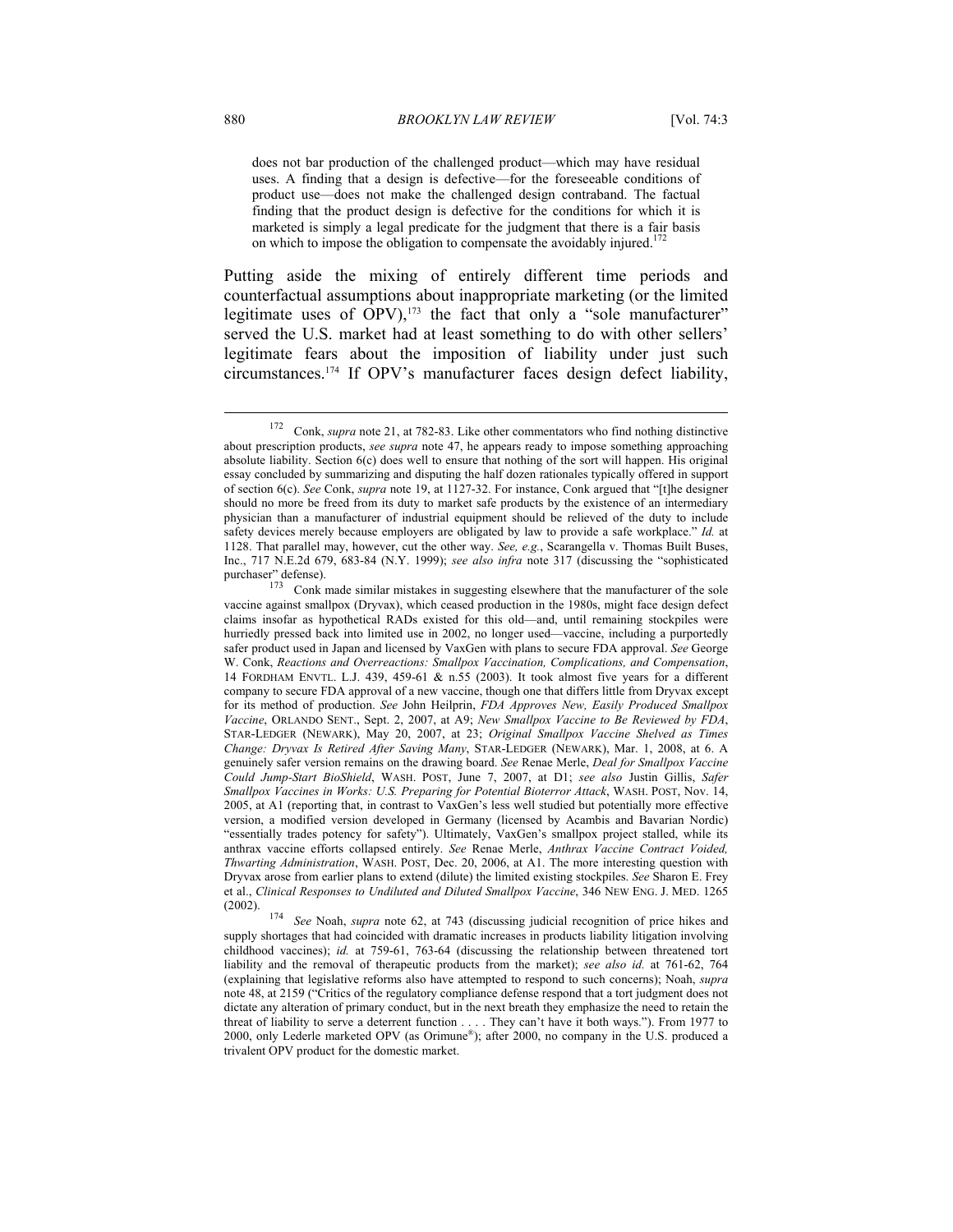does not bar production of the challenged product—which may have residual uses. A finding that a design is defective—for the foreseeable conditions of product use—does not make the challenged design contraband. The factual finding that the product design is defective for the conditions for which it is marketed is simply a legal predicate for the judgment that there is a fair basis on which to impose the obligation to compensate the avoidably injured.[172]

Putting aside the mixing of entirely different time periods and counterfactual assumptions about inappropriate marketing (or the limited legitimate uses of OPV),[173] the fact that only a "sole manufacturer" served the U.S. market had at least something to do with other sellers' legitimate fears about the imposition of liability under just such circumstances.[174] If OPV's manufacturer faces design defect liability,

---

[172] Conk, *supra* note 21, at 782-83. Like other commentators who find nothing distinctive about prescription products, *see supra* note 47, he appears ready to impose something approaching absolute liability. Section 6(c) does well to ensure that nothing of the sort will happen. His original essay concluded by summarizing and disputing the half dozen rationales typically offered in support of section 6(c). *See* Conk, *supra* note 19, at 1127-32. For instance, Conk argued that "[t]he designer should no more be freed from its duty to market safe products by the existence of an intermediary physician than a manufacturer of industrial equipment should be relieved of the duty to include safety devices merely because employers are obligated by law to provide a safe workplace." *Id.* at 1128. That parallel may, however, cut the other way. *See, e.g.*, Scarangella v. Thomas Built Buses, Inc., 717 N.E.2d 679, 683-84 (N.Y. 1999); *see also infra* note 317 (discussing the "sophisticated purchaser" defense).

[173] Conk made similar mistakes in suggesting elsewhere that the manufacturer of the sole vaccine against smallpox (Dryvax), which ceased production in the 1980s, might face design defect claims insofar as hypothetical RADs existed for this old—and, until remaining stockpiles were hurriedly pressed back into limited use in 2002, no longer used—vaccine, including a purportedly safer product used in Japan and licensed by VaxGen with plans to secure FDA approval. *See* George W. Conk, *Reactions and Overreactions: Smallpox Vaccination, Complications, and Compensation*, 14 FORDHAM ENVTL. L.J. 439, 459-61 & n.55 (2003). It took almost five years for a different company to secure FDA approval of a new vaccine, though one that differs little from Dryvax except for its method of production. *See* John Heilprin, *FDA Approves New, Easily Produced Smallpox Vaccine*, ORLANDO SENT., Sept. 2, 2007, at A9; *New Smallpox Vaccine to Be Reviewed by FDA*, STAR-LEDGER (NEWARK), May 20, 2007, at 23; *Original Smallpox Vaccine Shelved as Times Change: Dryvax Is Retired After Saving Many*, STAR-LEDGER (NEWARK), Mar. 1, 2008, at 6. A genuinely safer version remains on the drawing board. *See* Renae Merle, *Deal for Smallpox Vaccine Could Jump-Start BioShield*, WASH. POST, June 7, 2007, at D1; *see also* Justin Gillis, *Safer Smallpox Vaccines in Works: U.S. Preparing for Potential Bioterror Attack*, WASH. POST, Nov. 14, 2005, at A1 (reporting that, in contrast to VaxGen's less well studied but potentially more effective version, a modified version developed in Germany (licensed by Acambis and Bavarian Nordic) "essentially trades potency for safety"). Ultimately, VaxGen's smallpox project stalled, while its anthrax vaccine efforts collapsed entirely. *See* Renae Merle, *Anthrax Vaccine Contract Voided, Thwarting Administration*, WASH. POST, Dec. 20, 2006, at A1. The more interesting question with Dryvax arose from earlier plans to extend (dilute) the limited existing stockpiles. *See* Sharon E. Frey et al., *Clinical Responses to Undiluted and Diluted Smallpox Vaccine*, 346 NEW ENG. J. MED. 1265 (2002).

[174] *See* Noah, *supra* note 62, at 743 (discussing judicial recognition of price hikes and supply shortages that had coincided with dramatic increases in products liability litigation involving childhood vaccines); *id.* at 759-61, 763-64 (discussing the relationship between threatened tort liability and the removal of therapeutic products from the market); *see also id.* at 761-62, 764 (explaining that legislative reforms also have attempted to respond to such concerns); Noah, *supra* note 48, at 2159 ("Critics of the regulatory compliance defense respond that a tort judgment does not dictate any alteration of primary conduct, but in the next breath they emphasize the need to retain the threat of liability to serve a deterrent function . . . . They can't have it both ways."). From 1977 to 2000, only Lederle marketed OPV (as Orimune®); after 2000, no company in the U.S. produced a trivalent OPV product for the domestic market.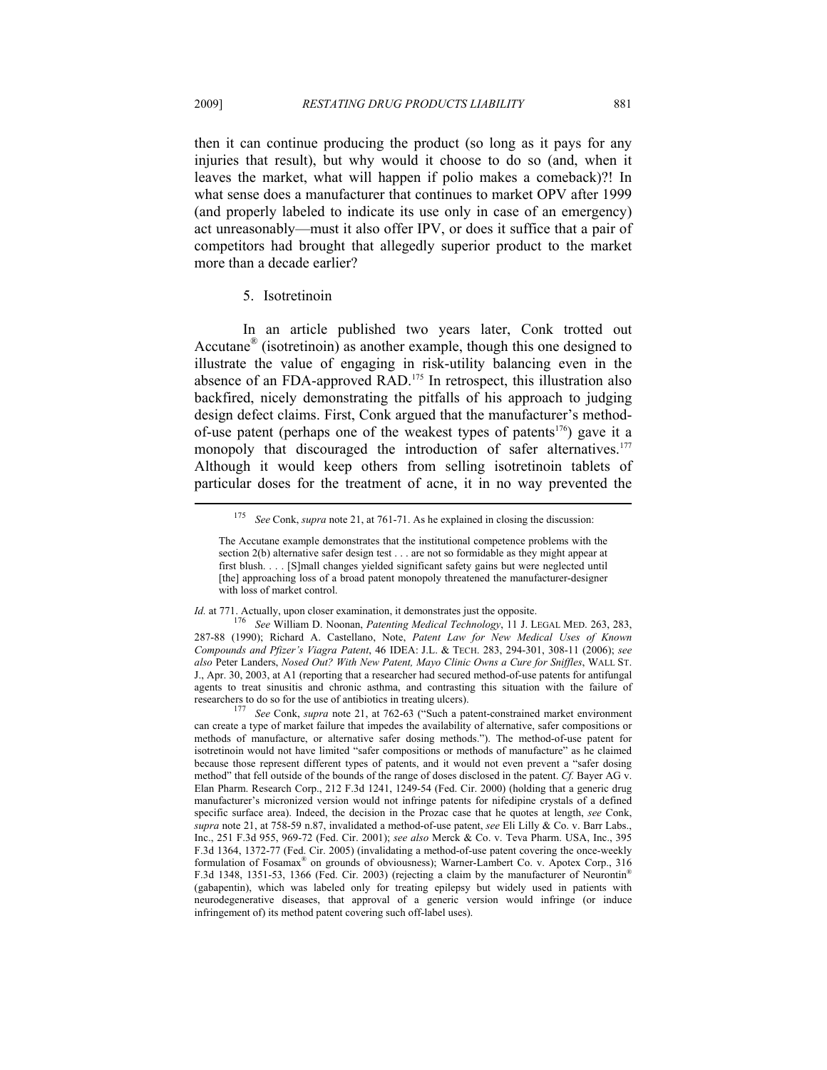then it can continue producing the product (so long as it pays for any injuries that result), but why would it choose to do so (and, when it leaves the market, what will happen if polio makes a comeback)?! In what sense does a manufacturer that continues to market OPV after 1999 (and properly labeled to indicate its use only in case of an emergency) act unreasonably—must it also offer IPV, or does it suffice that a pair of competitors had brought that allegedly superior product to the market more than a decade earlier?

### 5. Isotretinoin

In an article published two years later, Conk trotted out Accutane® (isotretinoin) as another example, though this one designed to illustrate the value of engaging in risk-utility balancing even in the absence of an FDA-approved RAD.[175] In retrospect, this illustration also backfired, nicely demonstrating the pitfalls of his approach to judging design defect claims. First, Conk argued that the manufacturer's method-of-use patent (perhaps one of the weakest types of patents[176]) gave it a monopoly that discouraged the introduction of safer alternatives.[177] Although it would keep others from selling isotretinoin tablets of particular doses for the treatment of acne, it in no way prevented the

---

[175] *See* Conk, *supra* note 21, at 761-71. As he explained in closing the discussion:

> The Accutane example demonstrates that the institutional competence problems with the section 2(b) alternative safer design test . . . are not so formidable as they might appear at first blush. . . . [S]mall changes yielded significant safety gains but were neglected until [the] approaching loss of a broad patent monopoly threatened the manufacturer-designer with loss of market control.

*Id.* at 771. Actually, upon closer examination, it demonstrates just the opposite.

[176] *See* William D. Noonan, *Patenting Medical Technology*, 11 J. LEGAL MED. 263, 283, 287-88 (1990); Richard A. Castellano, Note, *Patent Law for New Medical Uses of Known Compounds and Pfizer's Viagra Patent*, 46 IDEA: J.L. & TECH. 283, 294-301, 308-11 (2006); *see also* Peter Landers, *Nosed Out? With New Patent, Mayo Clinic Owns a Cure for Sniffles*, WALL ST. J., Apr. 30, 2003, at A1 (reporting that a researcher had secured method-of-use patents for antifungal agents to treat sinusitis and chronic asthma, and contrasting this situation with the failure of researchers to do so for the use of antibiotics in treating ulcers).

[177] *See* Conk, *supra* note 21, at 762-63 ("Such a patent-constrained market environment can create a type of market failure that impedes the availability of alternative, safer compositions or methods of manufacture, or alternative safer dosing methods."). The method-of-use patent for isotretinoin would not have limited "safer compositions or methods of manufacture" as he claimed because those represent different types of patents, and it would not even prevent a "safer dosing method" that fell outside of the bounds of the range of doses disclosed in the patent. *Cf.* Bayer AG v. Elan Pharm. Research Corp., 212 F.3d 1241, 1249-54 (Fed. Cir. 2000) (holding that a generic drug manufacturer's micronized version would not infringe patents for nifedipine crystals of a defined specific surface area). Indeed, the decision in the Prozac case that he quotes at length, *see* Conk, *supra* note 21, at 758-59 n.87, invalidated a method-of-use patent, *see* Eli Lilly & Co. v. Barr Labs., Inc., 251 F.3d 955, 969-72 (Fed. Cir. 2001); *see also* Merck & Co. v. Teva Pharm. USA, Inc., 395 F.3d 1364, 1372-77 (Fed. Cir. 2005) (invalidating a method-of-use patent covering the once-weekly formulation of Fosamax® on grounds of obviousness); Warner-Lambert Co. v. Apotex Corp., 316 F.3d 1348, 1351-53, 1366 (Fed. Cir. 2003) (rejecting a claim by the manufacturer of Neurontin® (gabapentin), which was labeled only for treating epilepsy but widely used in patients with neurodegenerative diseases, that approval of a generic version would infringe (or induce infringement of) its method patent covering such off-label uses).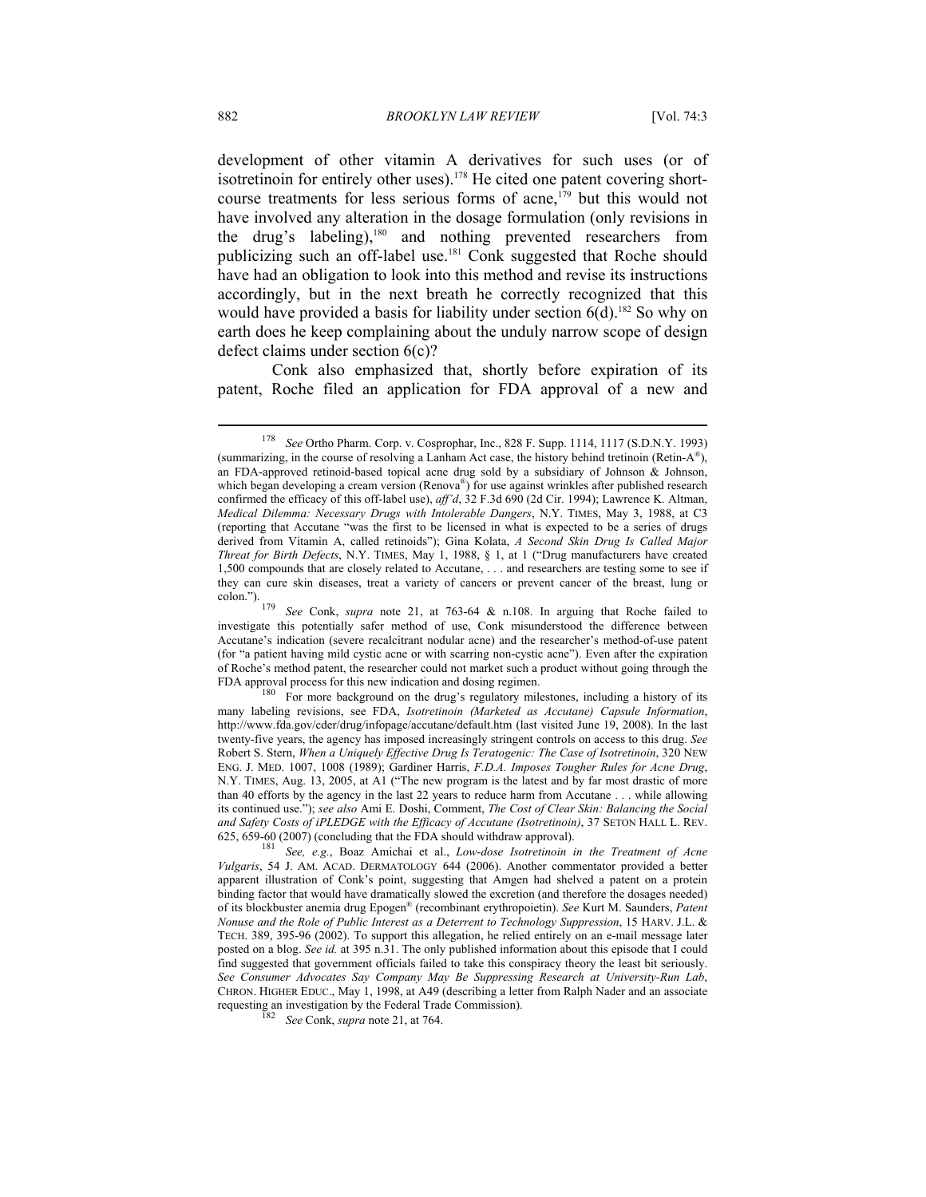development of other vitamin A derivatives for such uses (or of isotretinoin for entirely other uses).[178] He cited one patent covering short-course treatments for less serious forms of acne,[179] but this would not have involved any alteration in the dosage formulation (only revisions in the drug's labeling),[180] and nothing prevented researchers from publicizing such an off-label use.[181] Conk suggested that Roche should have had an obligation to look into this method and revise its instructions accordingly, but in the next breath he correctly recognized that this would have provided a basis for liability under section 6(d).[182] So why on earth does he keep complaining about the unduly narrow scope of design defect claims under section 6(c)?

Conk also emphasized that, shortly before expiration of its patent, Roche filed an application for FDA approval of a new and

---

[178] *See* Ortho Pharm. Corp. v. Cosprophar, Inc., 828 F. Supp. 1114, 1117 (S.D.N.Y. 1993) (summarizing, in the course of resolving a Lanham Act case, the history behind tretinoin (Retin-A®), an FDA-approved retinoid-based topical acne drug sold by a subsidiary of Johnson & Johnson, which began developing a cream version (Renova®) for use against wrinkles after published research confirmed the efficacy of this off-label use), *aff'd*, 32 F.3d 690 (2d Cir. 1994); Lawrence K. Altman, *Medical Dilemma: Necessary Drugs with Intolerable Dangers*, N.Y. TIMES, May 3, 1988, at C3 (reporting that Accutane "was the first to be licensed in what is expected to be a series of drugs derived from Vitamin A, called retinoids"); Gina Kolata, *A Second Skin Drug Is Called Major Threat for Birth Defects*, N.Y. TIMES, May 1, 1988, § 1, at 1 ("Drug manufacturers have created 1,500 compounds that are closely related to Accutane, . . . and researchers are testing some to see if they can cure skin diseases, treat a variety of cancers or prevent cancer of the breast, lung or colon.").

[179] *See* Conk, *supra* note 21, at 763-64 & n.108. In arguing that Roche failed to investigate this potentially safer method of use, Conk misunderstood the difference between Accutane's indication (severe recalcitrant nodular acne) and the researcher's method-of-use patent (for "a patient having mild cystic acne or with scarring non-cystic acne"). Even after the expiration of Roche's method patent, the researcher could not market such a product without going through the FDA approval process for this new indication and dosing regimen.

[180] For more background on the drug's regulatory milestones, including a history of its many labeling revisions, see FDA, *Isotretinoin (Marketed as Accutane) Capsule Information*, http://www.fda.gov/cder/drug/infopage/accutane/default.htm (last visited June 19, 2008). In the last twenty-five years, the agency has imposed increasingly stringent controls on access to this drug. *See* Robert S. Stern, *When a Uniquely Effective Drug Is Teratogenic: The Case of Isotretinoin*, 320 NEW ENG. J. MED. 1007, 1008 (1989); Gardiner Harris, *F.D.A. Imposes Tougher Rules for Acne Drug*, N.Y. TIMES, Aug. 13, 2005, at A1 ("The new program is the latest and by far most drastic of more than 40 efforts by the agency in the last 22 years to reduce harm from Accutane . . . while allowing its continued use."); *see also* Ami E. Doshi, Comment, *The Cost of Clear Skin: Balancing the Social and Safety Costs of iPLEDGE with the Efficacy of Accutane (Isotretinoin)*, 37 SETON HALL L. REV. 625, 659-60 (2007) (concluding that the FDA should withdraw approval).

[181] *See, e.g.*, Boaz Amichai et al., *Low-dose Isotretinoin in the Treatment of Acne Vulgaris*, 54 J. AM. ACAD. DERMATOLOGY 644 (2006). Another commentator provided a better apparent illustration of Conk's point, suggesting that Amgen had shelved a patent on a protein binding factor that would have dramatically slowed the excretion (and therefore the dosages needed) of its blockbuster anemia drug Epogen® (recombinant erythropoietin). *See* Kurt M. Saunders, *Patent Nonuse and the Role of Public Interest as a Deterrent to Technology Suppression*, 15 HARV. J.L. & TECH. 389, 395-96 (2002). To support this allegation, he relied entirely on an e-mail message later posted on a blog. *See id.* at 395 n.31. The only published information about this episode that I could find suggested that government officials failed to take this conspiracy theory the least bit seriously. *See Consumer Advocates Say Company May Be Suppressing Research at University-Run Lab*, CHRON. HIGHER EDUC., May 1, 1998, at A49 (describing a letter from Ralph Nader and an associate requesting an investigation by the Federal Trade Commission).

[182] *See* Conk, *supra* note 21, at 764.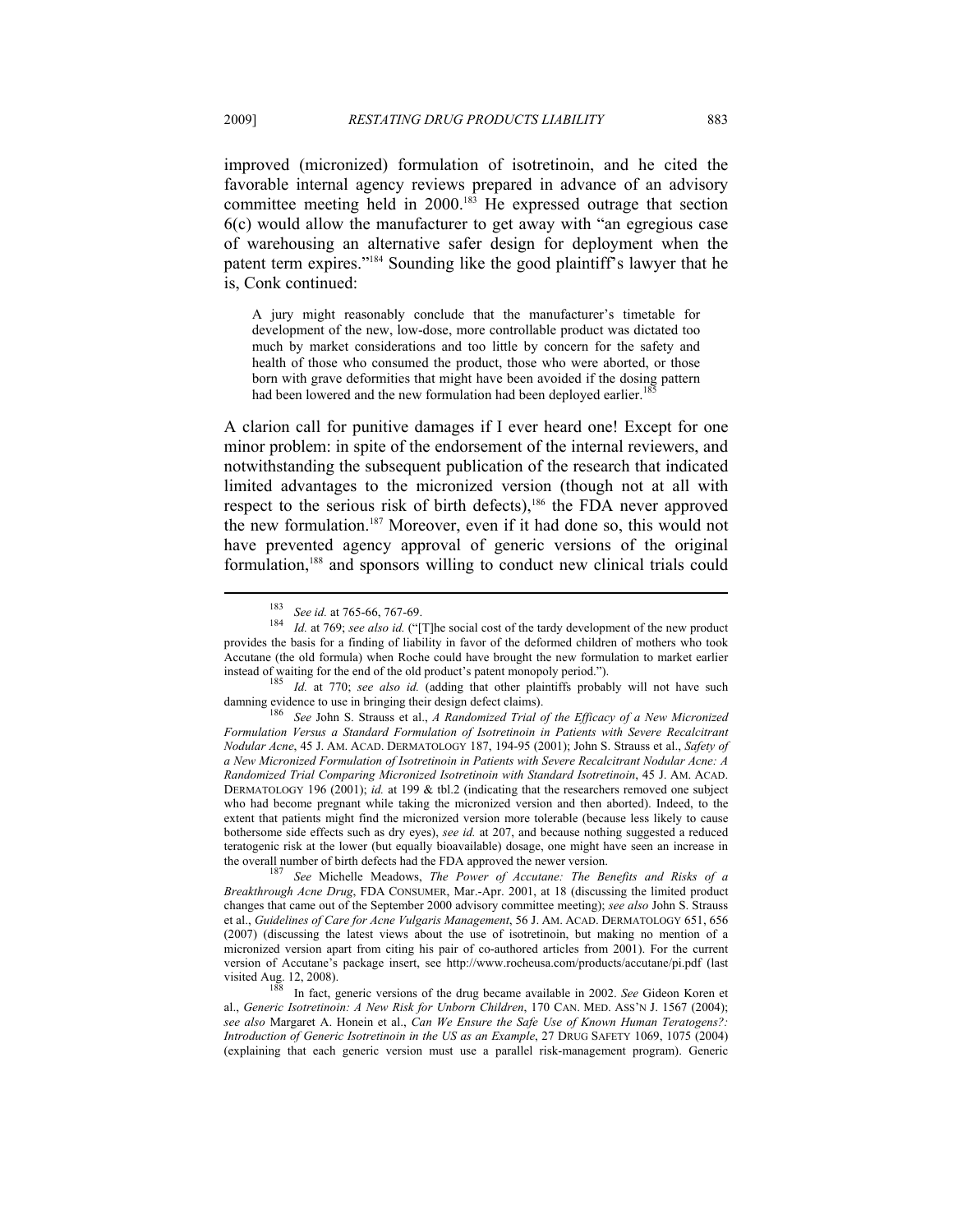improved (micronized) formulation of isotretinoin, and he cited the favorable internal agency reviews prepared in advance of an advisory committee meeting held in 2000.[183] He expressed outrage that section 6(c) would allow the manufacturer to get away with "an egregious case of warehousing an alternative safer design for deployment when the patent term expires."[184] Sounding like the good plaintiff's lawyer that he is, Conk continued:

> A jury might reasonably conclude that the manufacturer's timetable for development of the new, low-dose, more controllable product was dictated too much by market considerations and too little by concern for the safety and health of those who consumed the product, those who were aborted, or those born with grave deformities that might have been avoided if the dosing pattern had been lowered and the new formulation had been deployed earlier.[185]

A clarion call for punitive damages if I ever heard one! Except for one minor problem: in spite of the endorsement of the internal reviewers, and notwithstanding the subsequent publication of the research that indicated limited advantages to the micronized version (though not at all with respect to the serious risk of birth defects),[186] the FDA never approved the new formulation.[187] Moreover, even if it had done so, this would not have prevented agency approval of generic versions of the original formulation,[188] and sponsors willing to conduct new clinical trials could

---

[183] *See id.* at 765-66, 767-69.

[184] *Id.* at 769; *see also id.* ("[T]he social cost of the tardy development of the new product provides the basis for a finding of liability in favor of the deformed children of mothers who took Accutane (the old formula) when Roche could have brought the new formulation to market earlier instead of waiting for the end of the old product's patent monopoly period.").

[185] *Id.* at 770; *see also id.* (adding that other plaintiffs probably will not have such damning evidence to use in bringing their design defect claims).

[186] *See* John S. Strauss et al., *A Randomized Trial of the Efficacy of a New Micronized Formulation Versus a Standard Formulation of Isotretinoin in Patients with Severe Recalcitrant Nodular Acne*, 45 J. AM. ACAD. DERMATOLOGY 187, 194-95 (2001); John S. Strauss et al., *Safety of a New Micronized Formulation of Isotretinoin in Patients with Severe Recalcitrant Nodular Acne: A Randomized Trial Comparing Micronized Isotretinoin with Standard Isotretinoin*, 45 J. AM. ACAD. DERMATOLOGY 196 (2001); *id.* at 199 & tbl.2 (indicating that the researchers removed one subject who had become pregnant while taking the micronized version and then aborted). Indeed, to the extent that patients might find the micronized version more tolerable (because less likely to cause bothersome side effects such as dry eyes), *see id.* at 207, and because nothing suggested a reduced teratogenic risk at the lower (but equally bioavailable) dosage, one might have seen an increase in the overall number of birth defects had the FDA approved the newer version.

[187] *See* Michelle Meadows, *The Power of Accutane: The Benefits and Risks of a Breakthrough Acne Drug*, FDA CONSUMER, Mar.-Apr. 2001, at 18 (discussing the limited product changes that came out of the September 2000 advisory committee meeting); *see also* John S. Strauss et al., *Guidelines of Care for Acne Vulgaris Management*, 56 J. AM. ACAD. DERMATOLOGY 651, 656 (2007) (discussing the latest views about the use of isotretinoin, but making no mention of a micronized version apart from citing his pair of co-authored articles from 2001). For the current version of Accutane's package insert, see http://www.rocheusa.com/products/accutane/pi.pdf (last visited Aug. 12, 2008).

[188] In fact, generic versions of the drug became available in 2002. *See* Gideon Koren et al., *Generic Isotretinoin: A New Risk for Unborn Children*, 170 CAN. MED. ASS'N J. 1567 (2004); *see also* Margaret A. Honein et al., *Can We Ensure the Safe Use of Known Human Teratogens?: Introduction of Generic Isotretinoin in the US as an Example*, 27 DRUG SAFETY 1069, 1075 (2004) (explaining that each generic version must use a parallel risk-management program). Generic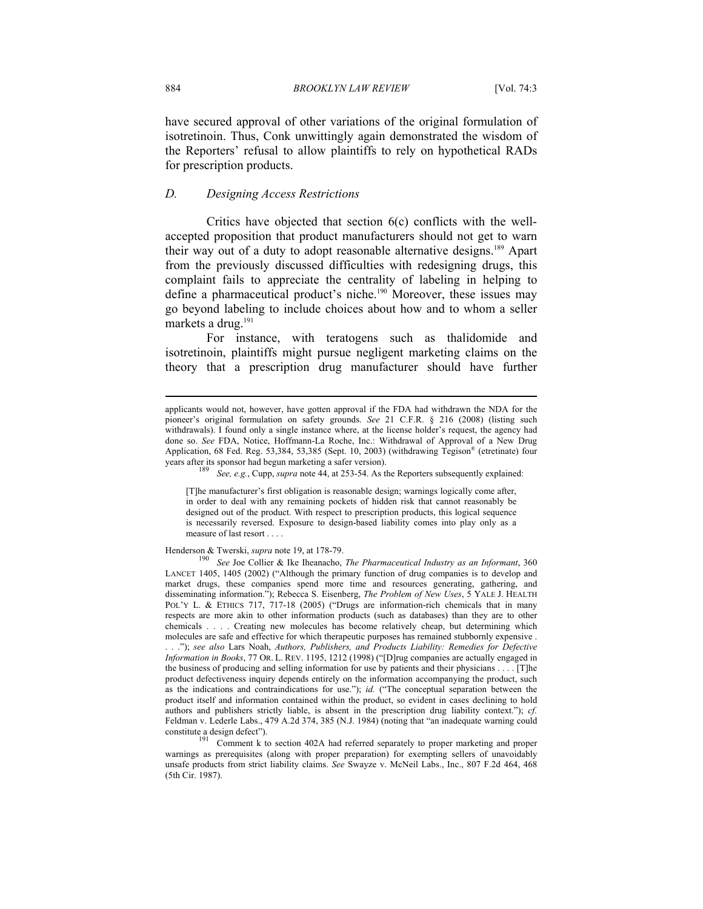have secured approval of other variations of the original formulation of isotretinoin. Thus, Conk unwittingly again demonstrated the wisdom of the Reporters' refusal to allow plaintiffs to rely on hypothetical RADs for prescription products.

### *D. Designing Access Restrictions*

Critics have objected that section 6(c) conflicts with the well-accepted proposition that product manufacturers should not get to warn their way out of a duty to adopt reasonable alternative designs.[189] Apart from the previously discussed difficulties with redesigning drugs, this complaint fails to appreciate the centrality of labeling in helping to define a pharmaceutical product's niche.[190] Moreover, these issues may go beyond labeling to include choices about how and to whom a seller markets a drug.[191]

For instance, with teratogens such as thalidomide and isotretinoin, plaintiffs might pursue negligent marketing claims on the theory that a prescription drug manufacturer should have further

---

applicants would not, however, have gotten approval if the FDA had withdrawn the NDA for the pioneer's original formulation on safety grounds. *See* 21 C.F.R. § 216 (2008) (listing such withdrawals). I found only a single instance where, at the license holder's request, the agency had done so. *See* FDA, Notice, Hoffmann-La Roche, Inc.: Withdrawal of Approval of a New Drug Application, 68 Fed. Reg. 53,384, 53,385 (Sept. 10, 2003) (withdrawing Tegison® (etretinate) four years after its sponsor had begun marketing a safer version).

[189] *See, e.g.*, Cupp, *supra* note 44, at 253-54. As the Reporters subsequently explained:

> [T]he manufacturer's first obligation is reasonable design; warnings logically come after, in order to deal with any remaining pockets of hidden risk that cannot reasonably be designed out of the product. With respect to prescription products, this logical sequence is necessarily reversed. Exposure to design-based liability comes into play only as a measure of last resort . . . .

Henderson & Twerski, *supra* note 19, at 178-79.

[190] *See* Joe Collier & Ike Iheanacho, *The Pharmaceutical Industry as an Informant*, 360 LANCET 1405, 1405 (2002) ("Although the primary function of drug companies is to develop and market drugs, these companies spend more time and resources generating, gathering, and disseminating information."); Rebecca S. Eisenberg, *The Problem of New Uses*, 5 YALE J. HEALTH POL'Y L. & ETHICS 717, 717-18 (2005) ("Drugs are information-rich chemicals that in many respects are more akin to other information products (such as databases) than they are to other chemicals . . . . Creating new molecules has become relatively cheap, but determining which molecules are safe and effective for which therapeutic purposes has remained stubbornly expensive . . . ."); *see also* Lars Noah, *Authors, Publishers, and Products Liability: Remedies for Defective Information in Books*, 77 OR. L. REV. 1195, 1212 (1998) ("[D]rug companies are actually engaged in the business of producing and selling information for use by patients and their physicians . . . . [T]he product defectiveness inquiry depends entirely on the information accompanying the product, such as the indications and contraindications for use."); *id.* ("The conceptual separation between the product itself and information contained within the product, so evident in cases declining to hold authors and publishers strictly liable, is absent in the prescription drug liability context."); *cf.* Feldman v. Lederle Labs., 479 A.2d 374, 385 (N.J. 1984) (noting that "an inadequate warning could constitute a design defect").

[191] Comment k to section 402A had referred separately to proper marketing and proper warnings as prerequisites (along with proper preparation) for exempting sellers of unavoidably unsafe products from strict liability claims. *See* Swayze v. McNeil Labs., Inc., 807 F.2d 464, 468 (5th Cir. 1987).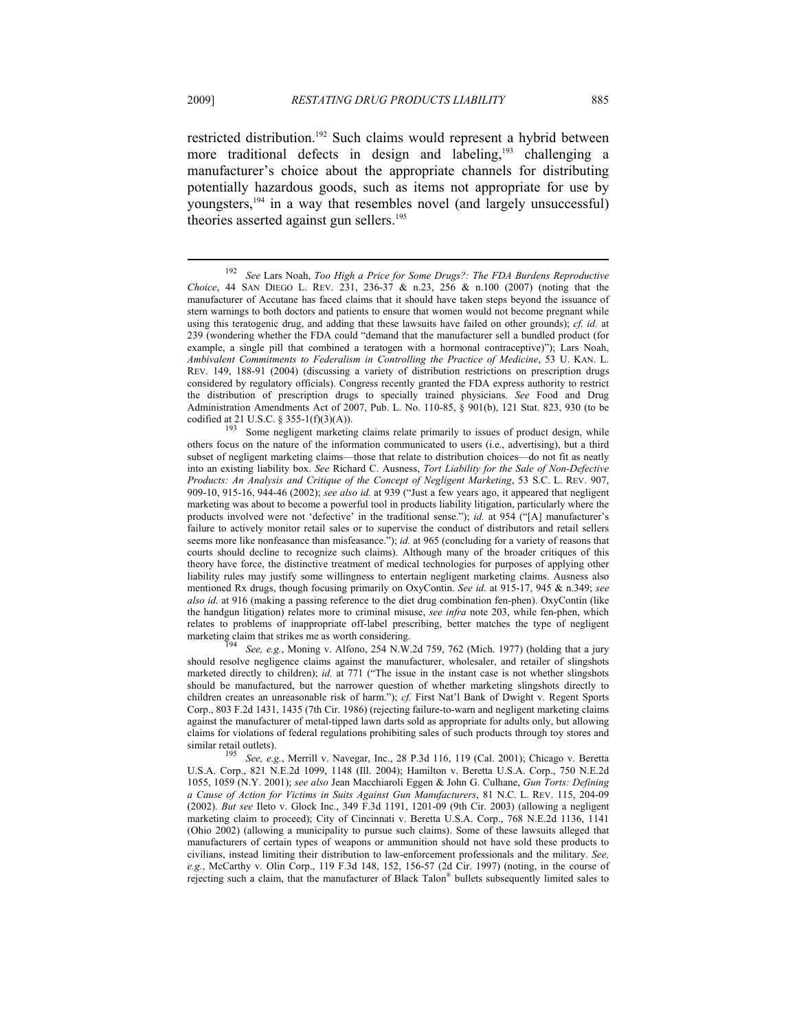restricted distribution.[192] Such claims would represent a hybrid between more traditional defects in design and labeling,[193] challenging a manufacturer's choice about the appropriate channels for distributing potentially hazardous goods, such as items not appropriate for use by youngsters,[194] in a way that resembles novel (and largely unsuccessful) theories asserted against gun sellers.[195]

---

[192] *See* Lars Noah, *Too High a Price for Some Drugs?: The FDA Burdens Reproductive Choice*, 44 SAN DIEGO L. REV. 231, 236-37 & n.23, 256 & n.100 (2007) (noting that the manufacturer of Accutane has faced claims that it should have taken steps beyond the issuance of stern warnings to both doctors and patients to ensure that women would not become pregnant while using this teratogenic drug, and adding that these lawsuits have failed on other grounds); *cf. id.* at 239 (wondering whether the FDA could "demand that the manufacturer sell a bundled product (for example, a single pill that combined a teratogen with a hormonal contraceptive)"); Lars Noah, *Ambivalent Commitments to Federalism in Controlling the Practice of Medicine*, 53 U. KAN. L. REV. 149, 188-91 (2004) (discussing a variety of distribution restrictions on prescription drugs considered by regulatory officials). Congress recently granted the FDA express authority to restrict the distribution of prescription drugs to specially trained physicians. *See* Food and Drug Administration Amendments Act of 2007, Pub. L. No. 110-85, § 901(b), 121 Stat. 823, 930 (to be codified at 21 U.S.C. § 355-1(f)(3)(A)).

[193] Some negligent marketing claims relate primarily to issues of product design, while others focus on the nature of the information communicated to users (i.e., advertising), but a third subset of negligent marketing claims—those that relate to distribution choices—do not fit as neatly into an existing liability box. *See* Richard C. Ausness, *Tort Liability for the Sale of Non-Defective Products: An Analysis and Critique of the Concept of Negligent Marketing*, 53 S.C. L. REV. 907, 909-10, 915-16, 944-46 (2002); *see also id.* at 939 ("Just a few years ago, it appeared that negligent marketing was about to become a powerful tool in products liability litigation, particularly where the products involved were not 'defective' in the traditional sense."); *id.* at 954 ("[A] manufacturer's failure to actively monitor retail sales or to supervise the conduct of distributors and retail sellers seems more like nonfeasance than misfeasance."); *id.* at 965 (concluding for a variety of reasons that courts should decline to recognize such claims). Although many of the broader critiques of this theory have force, the distinctive treatment of medical technologies for purposes of applying other liability rules may justify some willingness to entertain negligent marketing claims. Ausness also mentioned Rx drugs, though focusing primarily on OxyContin. *See id.* at 915-17, 945 & n.349; *see also id.* at 916 (making a passing reference to the diet drug combination fen-phen). OxyContin (like the handgun litigation) relates more to criminal misuse, *see infra* note 203, while fen-phen, which relates to problems of inappropriate off-label prescribing, better matches the type of negligent marketing claim that strikes me as worth considering.

[194] *See, e.g.*, Moning v. Alfono, 254 N.W.2d 759, 762 (Mich. 1977) (holding that a jury should resolve negligence claims against the manufacturer, wholesaler, and retailer of slingshots marketed directly to children); *id.* at 771 ("The issue in the instant case is not whether slingshots should be manufactured, but the narrower question of whether marketing slingshots directly to children creates an unreasonable risk of harm."); *cf.* First Nat'l Bank of Dwight v. Regent Sports Corp., 803 F.2d 1431, 1435 (7th Cir. 1986) (rejecting failure-to-warn and negligent marketing claims against the manufacturer of metal-tipped lawn darts sold as appropriate for adults only, but allowing claims for violations of federal regulations prohibiting sales of such products through toy stores and similar retail outlets).

[195] *See, e.g.*, Merrill v. Navegar, Inc., 28 P.3d 116, 119 (Cal. 2001); Chicago v. Beretta U.S.A. Corp., 821 N.E.2d 1099, 1148 (Ill. 2004); Hamilton v. Beretta U.S.A. Corp., 750 N.E.2d 1055, 1059 (N.Y. 2001); *see also* Jean Macchiaroli Eggen & John G. Culhane, *Gun Torts: Defining a Cause of Action for Victims in Suits Against Gun Manufacturers*, 81 N.C. L. REV. 115, 204-09 (2002). *But see* Ileto v. Glock Inc., 349 F.3d 1191, 1201-09 (9th Cir. 2003) (allowing a negligent marketing claim to proceed); City of Cincinnati v. Beretta U.S.A. Corp., 768 N.E.2d 1136, 1141 (Ohio 2002) (allowing a municipality to pursue such claims). Some of these lawsuits alleged that manufacturers of certain types of weapons or ammunition should not have sold these products to civilians, instead limiting their distribution to law-enforcement professionals and the military. *See, e.g.*, McCarthy v. Olin Corp., 119 F.3d 148, 152, 156-57 (2d Cir. 1997) (noting, in the course of rejecting such a claim, that the manufacturer of Black Talon® bullets subsequently limited sales to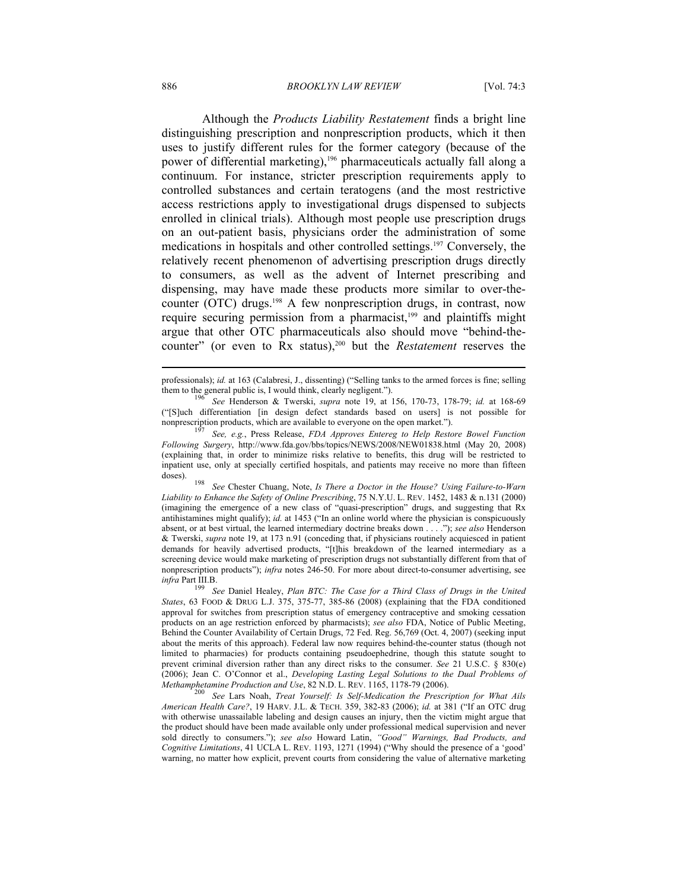Although the *Products Liability Restatement* finds a bright line distinguishing prescription and nonprescription products, which it then uses to justify different rules for the former category (because of the power of differential marketing),[196] pharmaceuticals actually fall along a continuum. For instance, stricter prescription requirements apply to controlled substances and certain teratogens (and the most restrictive access restrictions apply to investigational drugs dispensed to subjects enrolled in clinical trials). Although most people use prescription drugs on an out-patient basis, physicians order the administration of some medications in hospitals and other controlled settings.[197] Conversely, the relatively recent phenomenon of advertising prescription drugs directly to consumers, as well as the advent of Internet prescribing and dispensing, may have made these products more similar to over-the-counter (OTC) drugs.[198] A few nonprescription drugs, in contrast, now require securing permission from a pharmacist,[199] and plaintiffs might argue that other OTC pharmaceuticals also should move "behind-the-counter" (or even to Rx status),[200] but the *Restatement* reserves the

---

professionals); *id.* at 163 (Calabresi, J., dissenting) ("Selling tanks to the armed forces is fine; selling them to the general public is, I would think, clearly negligent.").

[196] *See* Henderson & Twerski, *supra* note 19, at 156, 170-73, 178-79; *id.* at 168-69 ("[S]uch differentiation [in design defect standards based on users] is not possible for nonprescription products, which are available to everyone on the open market.").

[197] *See, e.g.*, Press Release, *FDA Approves Entereg to Help Restore Bowel Function Following Surgery*, http://www.fda.gov/bbs/topics/NEWS/2008/NEW01838.html (May 20, 2008) (explaining that, in order to minimize risks relative to benefits, this drug will be restricted to inpatient use, only at specially certified hospitals, and patients may receive no more than fifteen doses).

[198] *See* Chester Chuang, Note, *Is There a Doctor in the House? Using Failure-to-Warn Liability to Enhance the Safety of Online Prescribing*, 75 N.Y.U. L. REV. 1452, 1483 & n.131 (2000) (imagining the emergence of a new class of "quasi-prescription" drugs, and suggesting that Rx antihistamines might qualify); *id.* at 1453 ("In an online world where the physician is conspicuously absent, or at best virtual, the learned intermediary doctrine breaks down . . . ."); *see also* Henderson & Twerski, *supra* note 19, at 173 n.91 (conceding that, if physicians routinely acquiesced in patient demands for heavily advertised products, "[t]his breakdown of the learned intermediary as a screening device would make marketing of prescription drugs not substantially different from that of nonprescription products"); *infra* notes 246-50. For more about direct-to-consumer advertising, see *infra* Part III.B.

[199] *See* Daniel Healey, *Plan BTC: The Case for a Third Class of Drugs in the United States*, 63 FOOD & DRUG L.J. 375, 375-77, 385-86 (2008) (explaining that the FDA conditioned approval for switches from prescription status of emergency contraceptive and smoking cessation products on an age restriction enforced by pharmacists); *see also* FDA, Notice of Public Meeting, Behind the Counter Availability of Certain Drugs, 72 Fed. Reg. 56,769 (Oct. 4, 2007) (seeking input about the merits of this approach). Federal law now requires behind-the-counter status (though not limited to pharmacies) for products containing pseudoephedrine, though this statute sought to prevent criminal diversion rather than any direct risks to the consumer. *See* 21 U.S.C. § 830(e) (2006); Jean C. O'Connor et al., *Developing Lasting Legal Solutions to the Dual Problems of Methamphetamine Production and Use*, 82 N.D. L. REV. 1165, 1178-79 (2006).

[200] *See* Lars Noah, *Treat Yourself: Is Self-Medication the Prescription for What Ails American Health Care?*, 19 HARV. J.L. & TECH. 359, 382-83 (2006); *id.* at 381 ("If an OTC drug with otherwise unassailable labeling and design causes an injury, then the victim might argue that the product should have been made available only under professional medical supervision and never sold directly to consumers."); *see also* Howard Latin, *"Good" Warnings, Bad Products, and Cognitive Limitations*, 41 UCLA L. REV. 1193, 1271 (1994) ("Why should the presence of a 'good' warning, no matter how explicit, prevent courts from considering the value of alternative marketing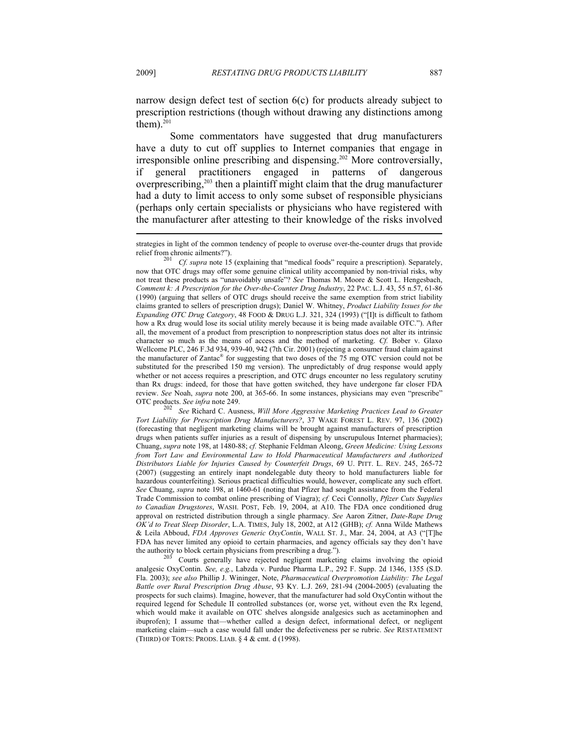narrow design defect test of section 6(c) for products already subject to prescription restrictions (though without drawing any distinctions among them).[201]

Some commentators have suggested that drug manufacturers have a duty to cut off supplies to Internet companies that engage in irresponsible online prescribing and dispensing.[202] More controversially, if general practitioners engaged in patterns of dangerous overprescribing,[203] then a plaintiff might claim that the drug manufacturer had a duty to limit access to only some subset of responsible physicians (perhaps only certain specialists or physicians who have registered with the manufacturer after attesting to their knowledge of the risks involved

---

strategies in light of the common tendency of people to overuse over-the-counter drugs that provide relief from chronic ailments?").

[201] *Cf. supra* note 15 (explaining that "medical foods" require a prescription). Separately, now that OTC drugs may offer some genuine clinical utility accompanied by non-trivial risks, why not treat these products as "unavoidably unsafe"? *See* Thomas M. Moore & Scott L. Hengesbach, *Comment k: A Prescription for the Over-the-Counter Drug Industry*, 22 PAC. L.J. 43, 55 n.57, 61-86 (1990) (arguing that sellers of OTC drugs should receive the same exemption from strict liability claims granted to sellers of prescription drugs); Daniel W. Whitney, *Product Liability Issues for the Expanding OTC Drug Category*, 48 FOOD & DRUG L.J. 321, 324 (1993) ("[I]t is difficult to fathom how a Rx drug would lose its social utility merely because it is being made available OTC."). After all, the movement of a product from prescription to nonprescription status does not alter its intrinsic character so much as the means of access and the method of marketing. *Cf.* Bober v. Glaxo Wellcome PLC, 246 F.3d 934, 939-40, 942 (7th Cir. 2001) (rejecting a consumer fraud claim against the manufacturer of Zantac® for suggesting that two doses of the 75 mg OTC version could not be substituted for the prescribed 150 mg version). The unpredictably of drug response would apply whether or not access requires a prescription, and OTC drugs encounter no less regulatory scrutiny than Rx drugs: indeed, for those that have gotten switched, they have undergone far closer FDA review. *See* Noah, *supra* note 200, at 365-66. In some instances, physicians may even "prescribe" OTC products. *See infra* note 249.

[202] *See* Richard C. Ausness, *Will More Aggressive Marketing Practices Lead to Greater Tort Liability for Prescription Drug Manufacturers?*, 37 WAKE FOREST L. REV. 97, 136 (2002) (forecasting that negligent marketing claims will be brought against manufacturers of prescription drugs when patients suffer injuries as a result of dispensing by unscrupulous Internet pharmacies); Chuang, *supra* note 198, at 1480-88; *cf.* Stephanie Feldman Aleong, *Green Medicine: Using Lessons from Tort Law and Environmental Law to Hold Pharmaceutical Manufacturers and Authorized Distributors Liable for Injuries Caused by Counterfeit Drugs*, 69 U. PITT. L. REV. 245, 265-72 (2007) (suggesting an entirely inapt nondelegable duty theory to hold manufacturers liable for hazardous counterfeiting). Serious practical difficulties would, however, complicate any such effort. *See* Chuang, *supra* note 198, at 1460-61 (noting that Pfizer had sought assistance from the Federal Trade Commission to combat online prescribing of Viagra); *cf.* Ceci Connolly, *Pfizer Cuts Supplies to Canadian Drugstores*, WASH. POST, Feb. 19, 2004, at A10. The FDA once conditioned drug approval on restricted distribution through a single pharmacy. *See* Aaron Zitner, *Date-Rape Drug OK'd to Treat Sleep Disorder*, L.A. TIMES, July 18, 2002, at A12 (GHB); *cf.* Anna Wilde Mathews & Leila Abboud, *FDA Approves Generic OxyContin*, WALL ST. J., Mar. 24, 2004, at A3 ("[T]he FDA has never limited any opioid to certain pharmacies, and agency officials say they don't have the authority to block certain physicians from prescribing a drug.").

[203] Courts generally have rejected negligent marketing claims involving the opioid analgesic OxyContin. *See, e.g.*, Labzda v. Purdue Pharma L.P., 292 F. Supp. 2d 1346, 1355 (S.D. Fla. 2003); *see also* Phillip J. Wininger, Note, *Pharmaceutical Overpromotion Liability: The Legal Battle over Rural Prescription Drug Abuse*, 93 KY. L.J. 269, 281-94 (2004-2005) (evaluating the prospects for such claims). Imagine, however, that the manufacturer had sold OxyContin without the required legend for Schedule II controlled substances (or, worse yet, without even the Rx legend, which would make it available on OTC shelves alongside analgesics such as acetaminophen and ibuprofen); I assume that—whether called a design defect, informational defect, or negligent marketing claim—such a case would fall under the defectiveness per se rubric. *See* RESTATEMENT (THIRD) OF TORTS: PRODS. LIAB. § 4 & cmt. d (1998).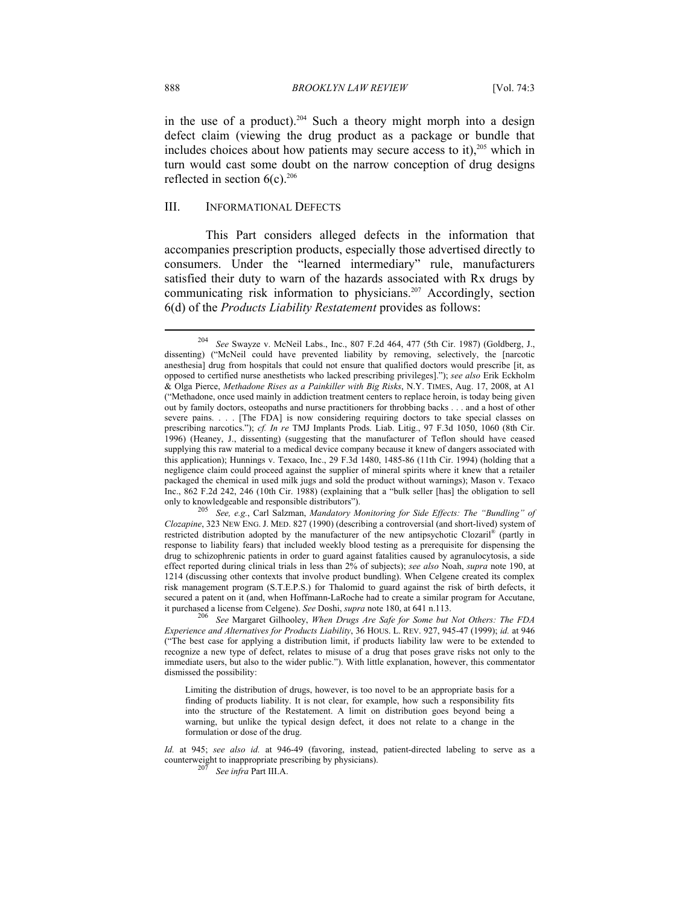in the use of a product).[204] Such a theory might morph into a design defect claim (viewing the drug product as a package or bundle that includes choices about how patients may secure access to it),[205] which in turn would cast some doubt on the narrow conception of drug designs reflected in section 6(c).[206]

## III. Informational Defects

This Part considers alleged defects in the information that accompanies prescription products, especially those advertised directly to consumers. Under the "learned intermediary" rule, manufacturers satisfied their duty to warn of the hazards associated with Rx drugs by communicating risk information to physicians.[207] Accordingly, section 6(d) of the *Products Liability Restatement* provides as follows:

---

[204] *See* Swayze v. McNeil Labs., Inc., 807 F.2d 464, 477 (5th Cir. 1987) (Goldberg, J., dissenting) ("McNeil could have prevented liability by removing, selectively, the [narcotic anesthesia] drug from hospitals that could not ensure that qualified doctors would prescribe [it, as opposed to certified nurse anesthetists who lacked prescribing privileges]."); *see also* Erik Eckholm & Olga Pierce, *Methadone Rises as a Painkiller with Big Risks*, N.Y. TIMES, Aug. 17, 2008, at A1 ("Methadone, once used mainly in addiction treatment centers to replace heroin, is today being given out by family doctors, osteopaths and nurse practitioners for throbbing backs . . . and a host of other severe pains. . . . [The FDA] is now considering requiring doctors to take special classes on prescribing narcotics."); *cf. In re* TMJ Implants Prods. Liab. Litig., 97 F.3d 1050, 1060 (8th Cir. 1996) (Heaney, J., dissenting) (suggesting that the manufacturer of Teflon should have ceased supplying this raw material to a medical device company because it knew of dangers associated with this application); Hunnings v. Texaco, Inc., 29 F.3d 1480, 1485-86 (11th Cir. 1994) (holding that a negligence claim could proceed against the supplier of mineral spirits where it knew that a retailer packaged the chemical in used milk jugs and sold the product without warnings); Mason v. Texaco Inc., 862 F.2d 242, 246 (10th Cir. 1988) (explaining that a "bulk seller [has] the obligation to sell only to knowledgeable and responsible distributors").

[205] *See, e.g.*, Carl Salzman, *Mandatory Monitoring for Side Effects: The "Bundling" of Clozapine*, 323 NEW ENG. J. MED. 827 (1990) (describing a controversial (and short-lived) system of restricted distribution adopted by the manufacturer of the new antipsychotic Clozaril® (partly in response to liability fears) that included weekly blood testing as a prerequisite for dispensing the drug to schizophrenic patients in order to guard against fatalities caused by agranulocytosis, a side effect reported during clinical trials in less than 2% of subjects); *see also* Noah, *supra* note 190, at 1214 (discussing other contexts that involve product bundling). When Celgene created its complex risk management program (S.T.E.P.S.) for Thalomid to guard against the risk of birth defects, it secured a patent on it (and, when Hoffmann-LaRoche had to create a similar program for Accutane, it purchased a license from Celgene). *See* Doshi, *supra* note 180, at 641 n.113.

[206] *See* Margaret Gilhooley, *When Drugs Are Safe for Some but Not Others: The FDA Experience and Alternatives for Products Liability*, 36 HOUS. L. REV. 927, 945-47 (1999); *id.* at 946 ("The best case for applying a distribution limit, if products liability law were to be extended to recognize a new type of defect, relates to misuse of a drug that poses grave risks not only to the immediate users, but also to the wider public."). With little explanation, however, this commentator dismissed the possibility:

> Limiting the distribution of drugs, however, is too novel to be an appropriate basis for a finding of products liability. It is not clear, for example, how such a responsibility fits into the structure of the Restatement. A limit on distribution goes beyond being a warning, but unlike the typical design defect, it does not relate to a change in the formulation or dose of the drug.

*Id.* at 945; *see also id.* at 946-49 (favoring, instead, patient-directed labeling to serve as a counterweight to inappropriate prescribing by physicians).

[207] *See infra* Part III.A.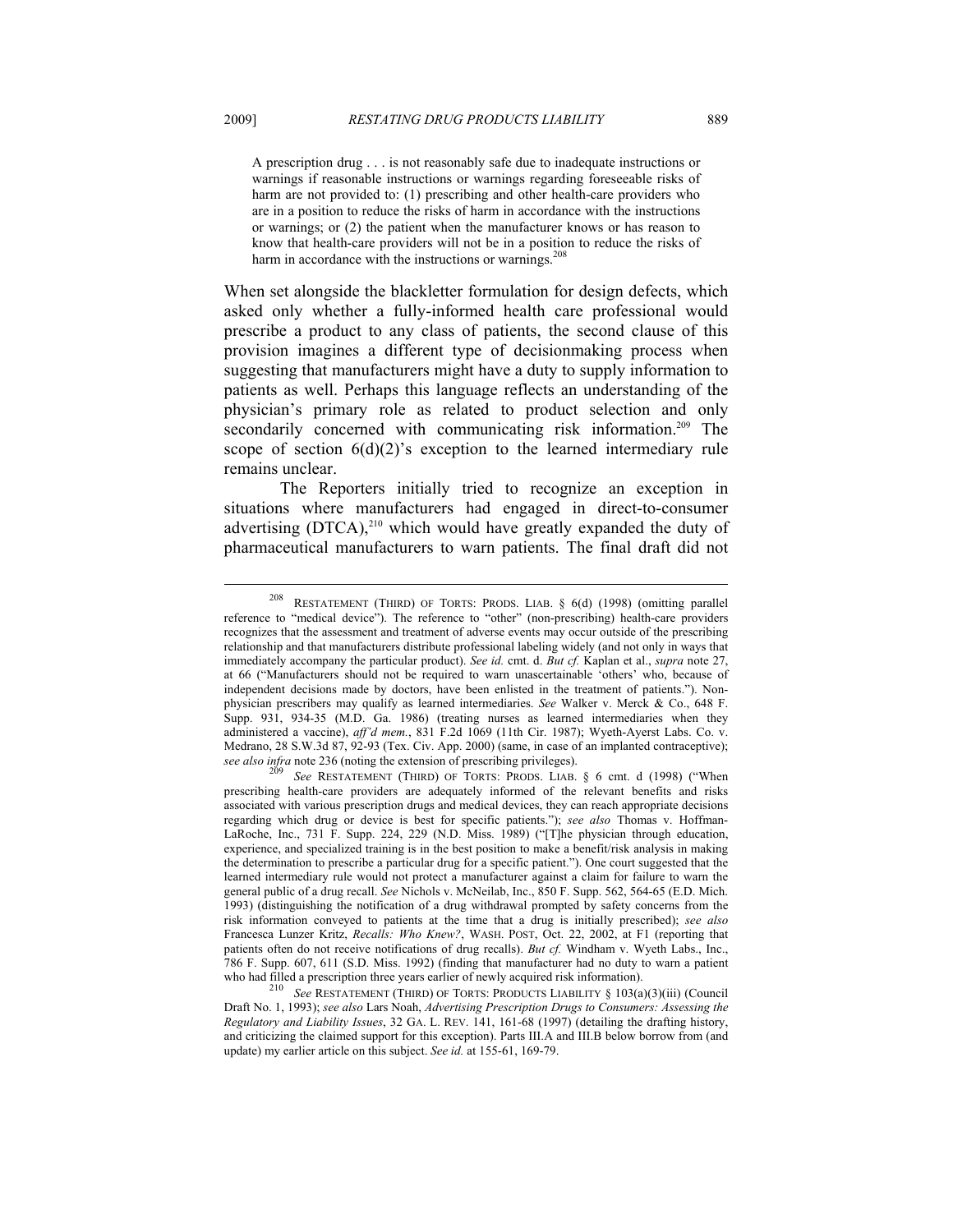> A prescription drug . . . is not reasonably safe due to inadequate instructions or warnings if reasonable instructions or warnings regarding foreseeable risks of harm are not provided to: (1) prescribing and other health-care providers who are in a position to reduce the risks of harm in accordance with the instructions or warnings; or (2) the patient when the manufacturer knows or has reason to know that health-care providers will not be in a position to reduce the risks of harm in accordance with the instructions or warnings.[208]

When set alongside the blackletter formulation for design defects, which asked only whether a fully-informed health care professional would prescribe a product to any class of patients, the second clause of this provision imagines a different type of decisionmaking process when suggesting that manufacturers might have a duty to supply information to patients as well. Perhaps this language reflects an understanding of the physician's primary role as related to product selection and only secondarily concerned with communicating risk information.[209] The scope of section 6(d)(2)'s exception to the learned intermediary rule remains unclear.

The Reporters initially tried to recognize an exception in situations where manufacturers had engaged in direct-to-consumer advertising (DTCA),[210] which would have greatly expanded the duty of pharmaceutical manufacturers to warn patients. The final draft did not

---

[208] RESTATEMENT (THIRD) OF TORTS: PRODS. LIAB. § 6(d) (1998) (omitting parallel reference to "medical device"). The reference to "other" (non-prescribing) health-care providers recognizes that the assessment and treatment of adverse events may occur outside of the prescribing relationship and that manufacturers distribute professional labeling widely (and not only in ways that immediately accompany the particular product). *See id.* cmt. d. *But cf.* Kaplan et al., *supra* note 27, at 66 ("Manufacturers should not be required to warn unascertainable 'others' who, because of independent decisions made by doctors, have been enlisted in the treatment of patients."). Non-physician prescribers may qualify as learned intermediaries. *See* Walker v. Merck & Co., 648 F. Supp. 931, 934-35 (M.D. Ga. 1986) (treating nurses as learned intermediaries when they administered a vaccine), *aff'd mem.*, 831 F.2d 1069 (11th Cir. 1987); Wyeth-Ayerst Labs. Co. v. Medrano, 28 S.W.3d 87, 92-93 (Tex. Civ. App. 2000) (same, in case of an implanted contraceptive); *see also infra* note 236 (noting the extension of prescribing privileges).

[209] *See* RESTATEMENT (THIRD) OF TORTS: PRODS. LIAB. § 6 cmt. d (1998) ("When prescribing health-care providers are adequately informed of the relevant benefits and risks associated with various prescription drugs and medical devices, they can reach appropriate decisions regarding which drug or device is best for specific patients."); *see also* Thomas v. Hoffman-LaRoche, Inc., 731 F. Supp. 224, 229 (N.D. Miss. 1989) ("[T]he physician through education, experience, and specialized training is in the best position to make a benefit/risk analysis in making the determination to prescribe a particular drug for a specific patient."). One court suggested that the learned intermediary rule would not protect a manufacturer against a claim for failure to warn the general public of a drug recall. *See* Nichols v. McNeilab, Inc., 850 F. Supp. 562, 564-65 (E.D. Mich. 1993) (distinguishing the notification of a drug withdrawal prompted by safety concerns from the risk information conveyed to patients at the time that a drug is initially prescribed); *see also* Francesca Lunzer Kritz, *Recalls: Who Knew?*, WASH. POST, Oct. 22, 2002, at F1 (reporting that patients often do not receive notifications of drug recalls). *But cf.* Windham v. Wyeth Labs., Inc., 786 F. Supp. 607, 611 (S.D. Miss. 1992) (finding that manufacturer had no duty to warn a patient who had filled a prescription three years earlier of newly acquired risk information).

[210] *See* RESTATEMENT (THIRD) OF TORTS: PRODUCTS LIABILITY § 103(a)(3)(iii) (Council Draft No. 1, 1993); *see also* Lars Noah, *Advertising Prescription Drugs to Consumers: Assessing the Regulatory and Liability Issues*, 32 GA. L. REV. 141, 161-68 (1997) (detailing the drafting history, and criticizing the claimed support for this exception). Parts III.A and III.B below borrow from (and update) my earlier article on this subject. *See id.* at 155-61, 169-79.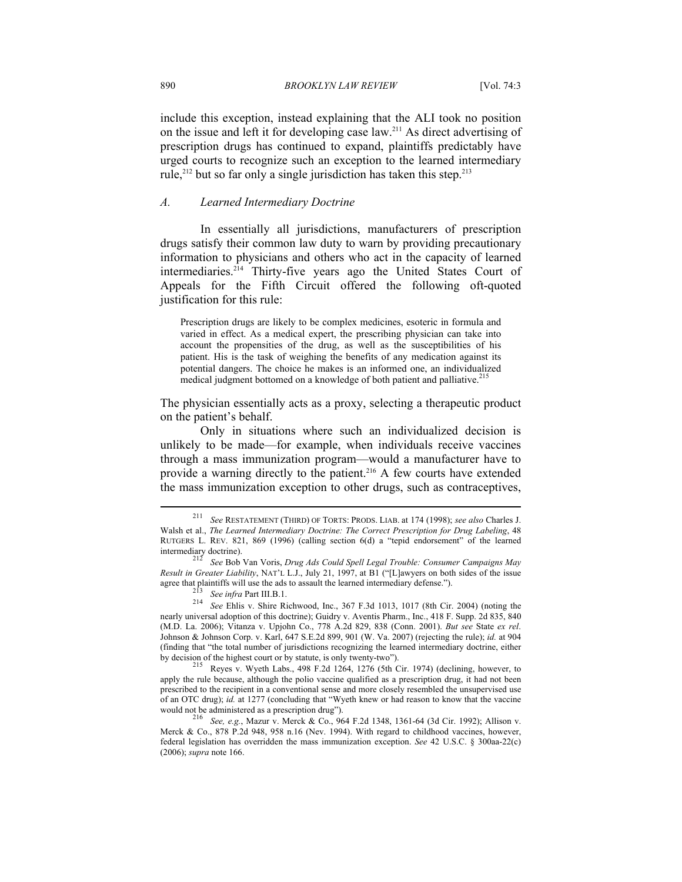include this exception, instead explaining that the ALI took no position on the issue and left it for developing case law.[211] As direct advertising of prescription drugs has continued to expand, plaintiffs predictably have urged courts to recognize such an exception to the learned intermediary rule,[212] but so far only a single jurisdiction has taken this step.[213]

### *A. Learned Intermediary Doctrine*

In essentially all jurisdictions, manufacturers of prescription drugs satisfy their common law duty to warn by providing precautionary information to physicians and others who act in the capacity of learned intermediaries.[214] Thirty-five years ago the United States Court of Appeals for the Fifth Circuit offered the following oft-quoted justification for this rule:

> Prescription drugs are likely to be complex medicines, esoteric in formula and varied in effect. As a medical expert, the prescribing physician can take into account the propensities of the drug, as well as the susceptibilities of his patient. His is the task of weighing the benefits of any medication against its potential dangers. The choice he makes is an informed one, an individualized medical judgment bottomed on a knowledge of both patient and palliative.[215]

The physician essentially acts as a proxy, selecting a therapeutic product on the patient's behalf.

Only in situations where such an individualized decision is unlikely to be made—for example, when individuals receive vaccines through a mass immunization program—would a manufacturer have to provide a warning directly to the patient.[216] A few courts have extended the mass immunization exception to other drugs, such as contraceptives,

---

[211] *See* RESTATEMENT (THIRD) OF TORTS: PRODS. LIAB. at 174 (1998); *see also* Charles J. Walsh et al., *The Learned Intermediary Doctrine: The Correct Prescription for Drug Labeling*, 48 RUTGERS L. REV. 821, 869 (1996) (calling section 6(d) a "tepid endorsement" of the learned intermediary doctrine).

[212] *See* Bob Van Voris, *Drug Ads Could Spell Legal Trouble: Consumer Campaigns May Result in Greater Liability*, NAT'L L.J., July 21, 1997, at B1 ("[L]awyers on both sides of the issue agree that plaintiffs will use the ads to assault the learned intermediary defense.").

[213] *See infra* Part III.B.1.

[214] *See* Ehlis v. Shire Richwood, Inc., 367 F.3d 1013, 1017 (8th Cir. 2004) (noting the nearly universal adoption of this doctrine); Guidry v. Aventis Pharm., Inc., 418 F. Supp. 2d 835, 840 (M.D. La. 2006); Vitanza v. Upjohn Co., 778 A.2d 829, 838 (Conn. 2001). *But see* State *ex rel*. Johnson & Johnson Corp. v. Karl, 647 S.E.2d 899, 901 (W. Va. 2007) (rejecting the rule); *id.* at 904 (finding that "the total number of jurisdictions recognizing the learned intermediary doctrine, either by decision of the highest court or by statute, is only twenty-two").

[215] Reyes v. Wyeth Labs., 498 F.2d 1264, 1276 (5th Cir. 1974) (declining, however, to apply the rule because, although the polio vaccine qualified as a prescription drug, it had not been prescribed to the recipient in a conventional sense and more closely resembled the unsupervised use of an OTC drug); *id.* at 1277 (concluding that "Wyeth knew or had reason to know that the vaccine would not be administered as a prescription drug").

[216] *See, e.g.*, Mazur v. Merck & Co., 964 F.2d 1348, 1361-64 (3d Cir. 1992); Allison v. Merck & Co., 878 P.2d 948, 958 n.16 (Nev. 1994). With regard to childhood vaccines, however, federal legislation has overridden the mass immunization exception. *See* 42 U.S.C. § 300aa-22(c) (2006); *supra* note 166.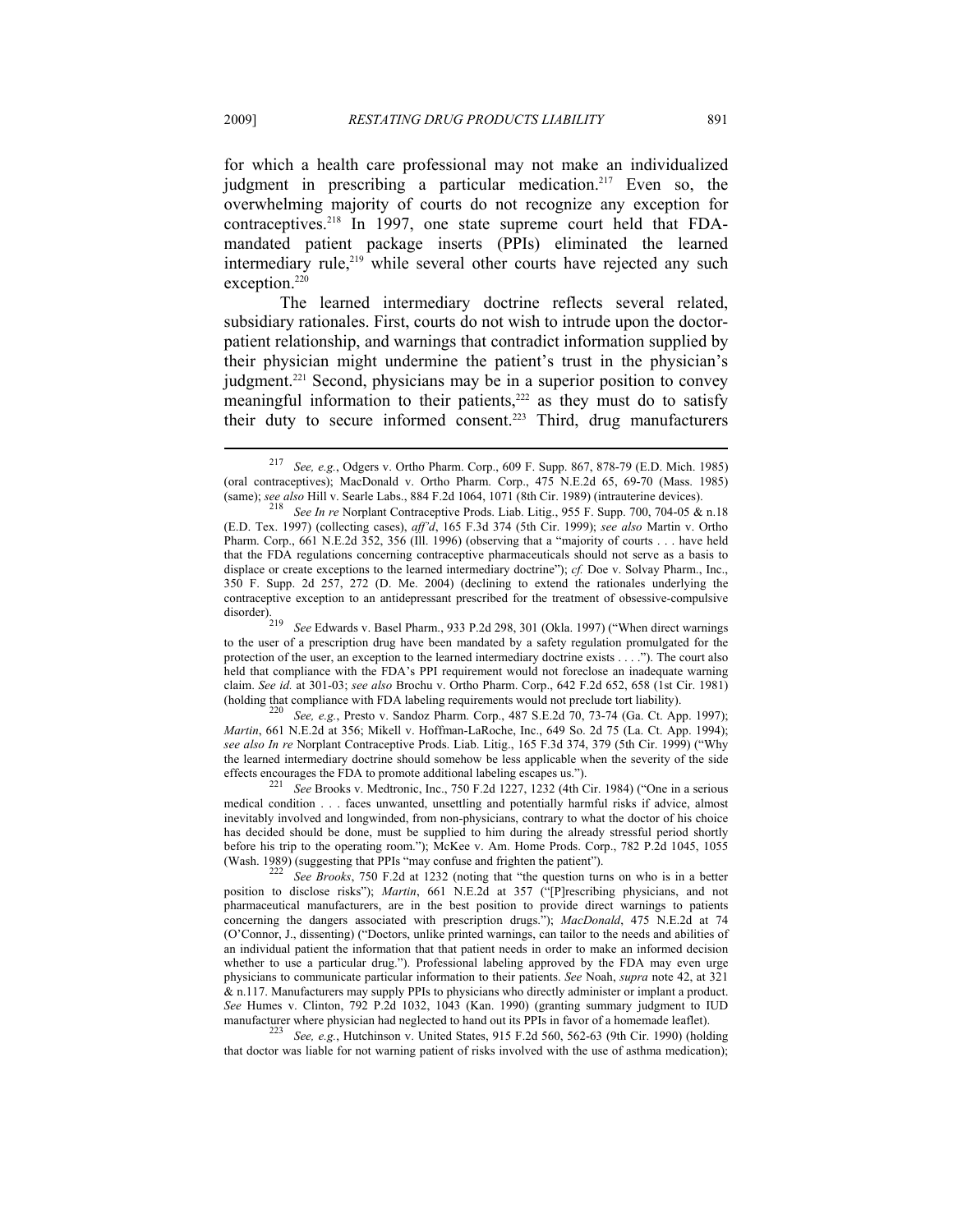for which a health care professional may not make an individualized judgment in prescribing a particular medication.[217] Even so, the overwhelming majority of courts do not recognize any exception for contraceptives.[218] In 1997, one state supreme court held that FDA-mandated patient package inserts (PPIs) eliminated the learned intermediary rule,[219] while several other courts have rejected any such exception.[220]

The learned intermediary doctrine reflects several related, subsidiary rationales. First, courts do not wish to intrude upon the doctor-patient relationship, and warnings that contradict information supplied by their physician might undermine the patient's trust in the physician's judgment.[221] Second, physicians may be in a superior position to convey meaningful information to their patients,[222] as they must do to satisfy their duty to secure informed consent.[223] Third, drug manufacturers

---

[217] *See, e.g.*, Odgers v. Ortho Pharm. Corp., 609 F. Supp. 867, 878-79 (E.D. Mich. 1985) (oral contraceptives); MacDonald v. Ortho Pharm. Corp., 475 N.E.2d 65, 69-70 (Mass. 1985) (same); *see also* Hill v. Searle Labs., 884 F.2d 1064, 1071 (8th Cir. 1989) (intrauterine devices).

[218] *See In re* Norplant Contraceptive Prods. Liab. Litig., 955 F. Supp. 700, 704-05 & n.18 (E.D. Tex. 1997) (collecting cases), *aff'd*, 165 F.3d 374 (5th Cir. 1999); *see also* Martin v. Ortho Pharm. Corp., 661 N.E.2d 352, 356 (Ill. 1996) (observing that a "majority of courts . . . have held that the FDA regulations concerning contraceptive pharmaceuticals should not serve as a basis to displace or create exceptions to the learned intermediary doctrine"); *cf.* Doe v. Solvay Pharm., Inc., 350 F. Supp. 2d 257, 272 (D. Me. 2004) (declining to extend the rationales underlying the contraceptive exception to an antidepressant prescribed for the treatment of obsessive-compulsive disorder).

[219] *See* Edwards v. Basel Pharm., 933 P.2d 298, 301 (Okla. 1997) ("When direct warnings to the user of a prescription drug have been mandated by a safety regulation promulgated for the protection of the user, an exception to the learned intermediary doctrine exists . . . ."). The court also held that compliance with the FDA's PPI requirement would not foreclose an inadequate warning claim. *See id.* at 301-03; *see also* Brochu v. Ortho Pharm. Corp., 642 F.2d 652, 658 (1st Cir. 1981) (holding that compliance with FDA labeling requirements would not preclude tort liability).

[220] *See, e.g.*, Presto v. Sandoz Pharm. Corp., 487 S.E.2d 70, 73-74 (Ga. Ct. App. 1997); *Martin*, 661 N.E.2d at 356; Mikell v. Hoffman-LaRoche, Inc., 649 So. 2d 75 (La. Ct. App. 1994); *see also In re* Norplant Contraceptive Prods. Liab. Litig., 165 F.3d 374, 379 (5th Cir. 1999) ("Why the learned intermediary doctrine should somehow be less applicable when the severity of the side effects encourages the FDA to promote additional labeling escapes us.").

[221] *See* Brooks v. Medtronic, Inc., 750 F.2d 1227, 1232 (4th Cir. 1984) ("One in a serious medical condition . . . faces unwanted, unsettling and potentially harmful risks if advice, almost inevitably involved and longwinded, from non-physicians, contrary to what the doctor of his choice has decided should be done, must be supplied to him during the already stressful period shortly before his trip to the operating room."); McKee v. Am. Home Prods. Corp., 782 P.2d 1045, 1055 (Wash. 1989) (suggesting that PPIs "may confuse and frighten the patient").

[222] *See Brooks*, 750 F.2d at 1232 (noting that "the question turns on who is in a better position to disclose risks"); *Martin*, 661 N.E.2d at 357 ("[P]rescribing physicians, and not pharmaceutical manufacturers, are in the best position to provide direct warnings to patients concerning the dangers associated with prescription drugs."); *MacDonald*, 475 N.E.2d at 74 (O'Connor, J., dissenting) ("Doctors, unlike printed warnings, can tailor to the needs and abilities of an individual patient the information that that patient needs in order to make an informed decision whether to use a particular drug."). Professional labeling approved by the FDA may even urge physicians to communicate particular information to their patients. *See* Noah, *supra* note 42, at 321 & n.117. Manufacturers may supply PPIs to physicians who directly administer or implant a product. *See* Humes v. Clinton, 792 P.2d 1032, 1043 (Kan. 1990) (granting summary judgment to IUD manufacturer where physician had neglected to hand out its PPIs in favor of a homemade leaflet).

[223] *See, e.g.*, Hutchinson v. United States, 915 F.2d 560, 562-63 (9th Cir. 1990) (holding that doctor was liable for not warning patient of risks involved with the use of asthma medication);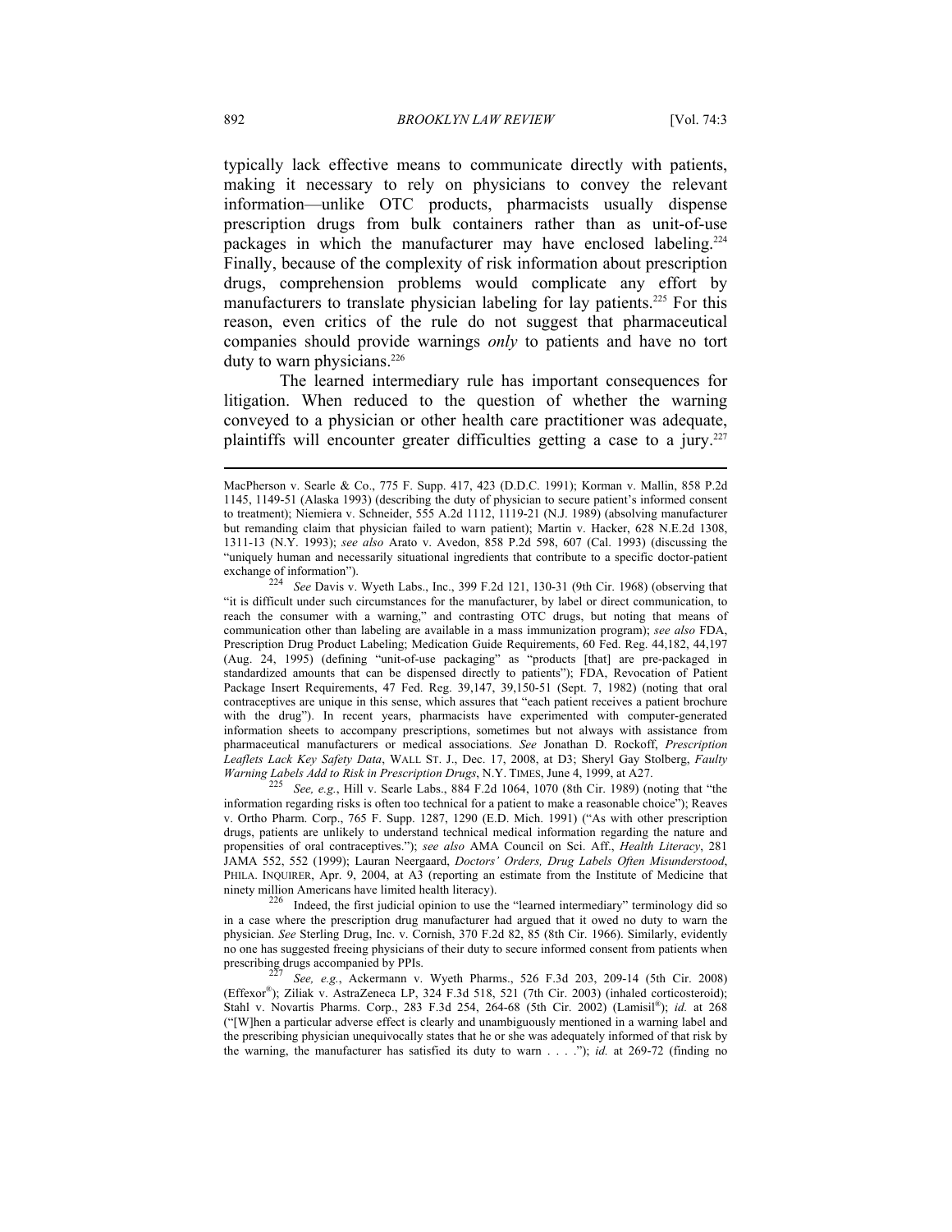typically lack effective means to communicate directly with patients, making it necessary to rely on physicians to convey the relevant information—unlike OTC products, pharmacists usually dispense prescription drugs from bulk containers rather than as unit-of-use packages in which the manufacturer may have enclosed labeling.[224] Finally, because of the complexity of risk information about prescription drugs, comprehension problems would complicate any effort by manufacturers to translate physician labeling for lay patients.[225] For this reason, even critics of the rule do not suggest that pharmaceutical companies should provide warnings *only* to patients and have no tort duty to warn physicians.[226]

The learned intermediary rule has important consequences for litigation. When reduced to the question of whether the warning conveyed to a physician or other health care practitioner was adequate, plaintiffs will encounter greater difficulties getting a case to a jury.[227]

---

MacPherson v. Searle & Co., 775 F. Supp. 417, 423 (D.D.C. 1991); Korman v. Mallin, 858 P.2d 1145, 1149-51 (Alaska 1993) (describing the duty of physician to secure patient's informed consent to treatment); Niemiera v. Schneider, 555 A.2d 1112, 1119-21 (N.J. 1989) (absolving manufacturer but remanding claim that physician failed to warn patient); Martin v. Hacker, 628 N.E.2d 1308, 1311-13 (N.Y. 1993); *see also* Arato v. Avedon, 858 P.2d 598, 607 (Cal. 1993) (discussing the "uniquely human and necessarily situational ingredients that contribute to a specific doctor-patient exchange of information").

[224] *See* Davis v. Wyeth Labs., Inc., 399 F.2d 121, 130-31 (9th Cir. 1968) (observing that "it is difficult under such circumstances for the manufacturer, by label or direct communication, to reach the consumer with a warning," and contrasting OTC drugs, but noting that means of communication other than labeling are available in a mass immunization program); *see also* FDA, Prescription Drug Product Labeling; Medication Guide Requirements, 60 Fed. Reg. 44,182, 44,197 (Aug. 24, 1995) (defining "unit-of-use packaging" as "products [that] are pre-packaged in standardized amounts that can be dispensed directly to patients"); FDA, Revocation of Patient Package Insert Requirements, 47 Fed. Reg. 39,147, 39,150-51 (Sept. 7, 1982) (noting that oral contraceptives are unique in this sense, which assures that "each patient receives a patient brochure with the drug"). In recent years, pharmacists have experimented with computer-generated information sheets to accompany prescriptions, sometimes but not always with assistance from pharmaceutical manufacturers or medical associations. *See* Jonathan D. Rockoff, *Prescription Leaflets Lack Key Safety Data*, WALL ST. J., Dec. 17, 2008, at D3; Sheryl Gay Stolberg, *Faulty Warning Labels Add to Risk in Prescription Drugs*, N.Y. TIMES, June 4, 1999, at A27.

[225] *See, e.g.*, Hill v. Searle Labs., 884 F.2d 1064, 1070 (8th Cir. 1989) (noting that "the information regarding risks is often too technical for a patient to make a reasonable choice"); Reaves v. Ortho Pharm. Corp., 765 F. Supp. 1287, 1290 (E.D. Mich. 1991) ("As with other prescription drugs, patients are unlikely to understand technical medical information regarding the nature and propensities of oral contraceptives."); *see also* AMA Council on Sci. Aff., *Health Literacy*, 281 JAMA 552, 552 (1999); Lauran Neergaard, *Doctors' Orders, Drug Labels Often Misunderstood*, PHILA. INQUIRER, Apr. 9, 2004, at A3 (reporting an estimate from the Institute of Medicine that ninety million Americans have limited health literacy).

[226] Indeed, the first judicial opinion to use the "learned intermediary" terminology did so in a case where the prescription drug manufacturer had argued that it owed no duty to warn the physician. *See* Sterling Drug, Inc. v. Cornish, 370 F.2d 82, 85 (8th Cir. 1966). Similarly, evidently no one has suggested freeing physicians of their duty to secure informed consent from patients when prescribing drugs accompanied by PPIs.

[227] *See, e.g.*, Ackermann v. Wyeth Pharms., 526 F.3d 203, 209-14 (5th Cir. 2008) (Effexor®); Ziliak v. AstraZeneca LP, 324 F.3d 518, 521 (7th Cir. 2003) (inhaled corticosteroid); Stahl v. Novartis Pharms. Corp., 283 F.3d 254, 264-68 (5th Cir. 2002) (Lamisil®); *id.* at 268 ("[W]hen a particular adverse effect is clearly and unambiguously mentioned in a warning label and the prescribing physician unequivocally states that he or she was adequately informed of that risk by the warning, the manufacturer has satisfied its duty to warn . . . ."); *id.* at 269-72 (finding no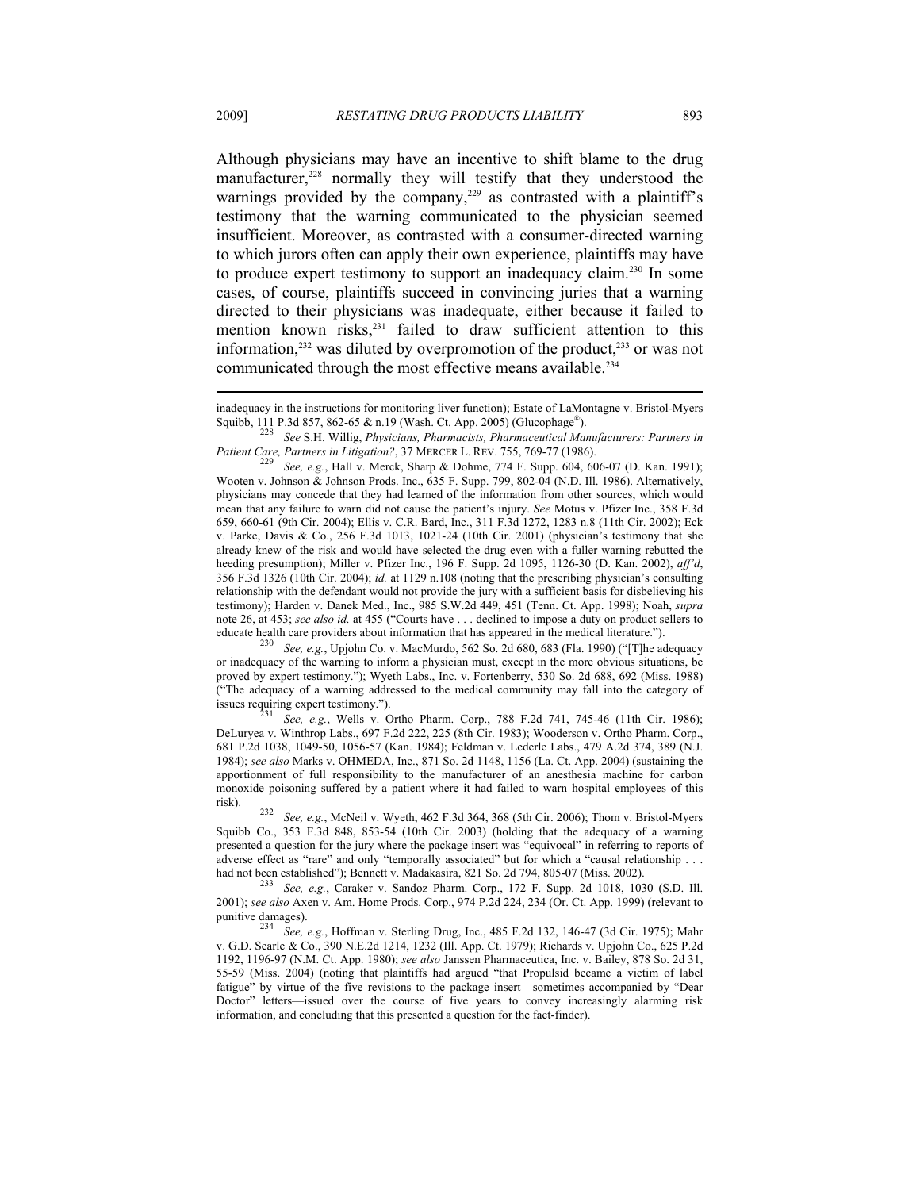Although physicians may have an incentive to shift blame to the drug manufacturer,[228] normally they will testify that they understood the warnings provided by the company,[229] as contrasted with a plaintiff's testimony that the warning communicated to the physician seemed insufficient. Moreover, as contrasted with a consumer-directed warning to which jurors often can apply their own experience, plaintiffs may have to produce expert testimony to support an inadequacy claim.[230] In some cases, of course, plaintiffs succeed in convincing juries that a warning directed to their physicians was inadequate, either because it failed to mention known risks,[231] failed to draw sufficient attention to this information,[232] was diluted by overpromotion of the product,[233] or was not communicated through the most effective means available.[234]

---

inadequacy in the instructions for monitoring liver function); Estate of LaMontagne v. Bristol-Myers Squibb, 111 P.3d 857, 862-65 & n.19 (Wash. Ct. App. 2005) (Glucophage®).

[228] *See* S.H. Willig, *Physicians, Pharmacists, Pharmaceutical Manufacturers: Partners in Patient Care, Partners in Litigation?*, 37 MERCER L. REV. 755, 769-77 (1986).

[229] *See, e.g.*, Hall v. Merck, Sharp & Dohme, 774 F. Supp. 604, 606-07 (D. Kan. 1991); Wooten v. Johnson & Johnson Prods. Inc., 635 F. Supp. 799, 802-04 (N.D. Ill. 1986). Alternatively, physicians may concede that they had learned of the information from other sources, which would mean that any failure to warn did not cause the patient's injury. *See* Motus v. Pfizer Inc., 358 F.3d 659, 660-61 (9th Cir. 2004); Ellis v. C.R. Bard, Inc., 311 F.3d 1272, 1283 n.8 (11th Cir. 2002); Eck v. Parke, Davis & Co., 256 F.3d 1013, 1021-24 (10th Cir. 2001) (physician's testimony that she already knew of the risk and would have selected the drug even with a fuller warning rebutted the heeding presumption); Miller v. Pfizer Inc., 196 F. Supp. 2d 1095, 1126-30 (D. Kan. 2002), *aff'd*, 356 F.3d 1326 (10th Cir. 2004); *id.* at 1129 n.108 (noting that the prescribing physician's consulting relationship with the defendant would not provide the jury with a sufficient basis for disbelieving his testimony); Harden v. Danek Med., Inc., 985 S.W.2d 449, 451 (Tenn. Ct. App. 1998); Noah, *supra* note 26, at 453; *see also id.* at 455 ("Courts have . . . declined to impose a duty on product sellers to educate health care providers about information that has appeared in the medical literature.").

[230] *See, e.g.*, Upjohn Co. v. MacMurdo, 562 So. 2d 680, 683 (Fla. 1990) ("[T]he adequacy or inadequacy of the warning to inform a physician must, except in the more obvious situations, be proved by expert testimony."); Wyeth Labs., Inc. v. Fortenberry, 530 So. 2d 688, 692 (Miss. 1988) ("The adequacy of a warning addressed to the medical community may fall into the category of issues requiring expert testimony.").

[231] *See, e.g.*, Wells v. Ortho Pharm. Corp., 788 F.2d 741, 745-46 (11th Cir. 1986); DeLuryea v. Winthrop Labs., 697 F.2d 222, 225 (8th Cir. 1983); Wooderson v. Ortho Pharm. Corp., 681 P.2d 1038, 1049-50, 1056-57 (Kan. 1984); Feldman v. Lederle Labs., 479 A.2d 374, 389 (N.J. 1984); *see also* Marks v. OHMEDA, Inc., 871 So. 2d 1148, 1156 (La. Ct. App. 2004) (sustaining the apportionment of full responsibility to the manufacturer of an anesthesia machine for carbon monoxide poisoning suffered by a patient where it had failed to warn hospital employees of this risk).

[232] *See, e.g.*, McNeil v. Wyeth, 462 F.3d 364, 368 (5th Cir. 2006); Thom v. Bristol-Myers Squibb Co., 353 F.3d 848, 853-54 (10th Cir. 2003) (holding that the adequacy of a warning presented a question for the jury where the package insert was "equivocal" in referring to reports of adverse effect as "rare" and only "temporally associated" but for which a "causal relationship . . . had not been established"); Bennett v. Madakasira, 821 So. 2d 794, 805-07 (Miss. 2002).

[233] *See, e.g.*, Caraker v. Sandoz Pharm. Corp., 172 F. Supp. 2d 1018, 1030 (S.D. Ill. 2001); *see also* Axen v. Am. Home Prods. Corp., 974 P.2d 224, 234 (Or. Ct. App. 1999) (relevant to punitive damages).

[234] *See, e.g.*, Hoffman v. Sterling Drug, Inc., 485 F.2d 132, 146-47 (3d Cir. 1975); Mahr v. G.D. Searle & Co., 390 N.E.2d 1214, 1232 (Ill. App. Ct. 1979); Richards v. Upjohn Co., 625 P.2d 1192, 1196-97 (N.M. Ct. App. 1980); *see also* Janssen Pharmaceutica, Inc. v. Bailey, 878 So. 2d 31, 55-59 (Miss. 2004) (noting that plaintiffs had argued "that Propulsid became a victim of label fatigue" by virtue of the five revisions to the package insert—sometimes accompanied by "Dear Doctor" letters—issued over the course of five years to convey increasingly alarming risk information, and concluding that this presented a question for the fact-finder).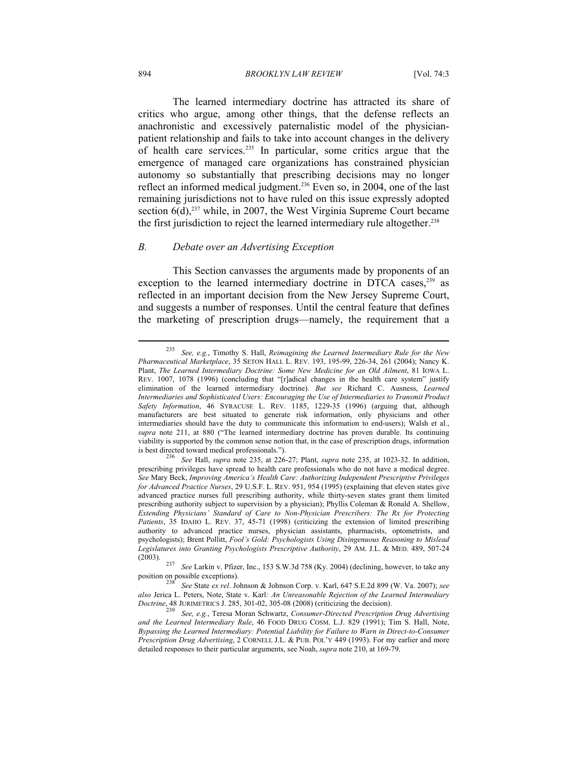The learned intermediary doctrine has attracted its share of critics who argue, among other things, that the defense reflects an anachronistic and excessively paternalistic model of the physician-patient relationship and fails to take into account changes in the delivery of health care services.[235] In particular, some critics argue that the emergence of managed care organizations has constrained physician autonomy so substantially that prescribing decisions may no longer reflect an informed medical judgment.[236] Even so, in 2004, one of the last remaining jurisdictions not to have ruled on this issue expressly adopted section 6(d),[237] while, in 2007, the West Virginia Supreme Court became the first jurisdiction to reject the learned intermediary rule altogether.[238]

### *B. Debate over an Advertising Exception*

This Section canvasses the arguments made by proponents of an exception to the learned intermediary doctrine in DTCA cases,[239] as reflected in an important decision from the New Jersey Supreme Court, and suggests a number of responses. Until the central feature that defines the marketing of prescription drugs—namely, the requirement that a

---

[235] *See, e.g.*, Timothy S. Hall, *Reimagining the Learned Intermediary Rule for the New Pharmaceutical Marketplace*, 35 SETON HALL L. REV. 193, 195-99, 226-34, 261 (2004); Nancy K. Plant, *The Learned Intermediary Doctrine: Some New Medicine for an Old Ailment*, 81 IOWA L. REV. 1007, 1078 (1996) (concluding that "[r]adical changes in the health care system" justify elimination of the learned intermediary doctrine). *But see* Richard C. Ausness, *Learned Intermediaries and Sophisticated Users: Encouraging the Use of Intermediaries to Transmit Product Safety Information*, 46 SYRACUSE L. REV. 1185, 1229-35 (1996) (arguing that, although manufacturers are best situated to generate risk information, only physicians and other intermediaries should have the duty to communicate this information to end-users); Walsh et al., *supra* note 211, at 880 ("The learned intermediary doctrine has proven durable. Its continuing viability is supported by the common sense notion that, in the case of prescription drugs, information is best directed toward medical professionals.").

[236] *See* Hall, *supra* note 235, at 226-27; Plant, *supra* note 235, at 1023-32. In addition, prescribing privileges have spread to health care professionals who do not have a medical degree. *See* Mary Beck, *Improving America's Health Care: Authorizing Independent Prescriptive Privileges for Advanced Practice Nurses*, 29 U.S.F. L. REV. 951, 954 (1995) (explaining that eleven states give advanced practice nurses full prescribing authority, while thirty-seven states grant them limited prescribing authority subject to supervision by a physician); Phyllis Coleman & Ronald A. Shellow, *Extending Physicians' Standard of Care to Non-Physician Prescribers: The Rx for Protecting Patients*, 35 IDAHO L. REV. 37, 45-71 (1998) (criticizing the extension of limited prescribing authority to advanced practice nurses, physician assistants, pharmacists, optometrists, and psychologists); Brent Pollitt, *Fool's Gold: Psychologists Using Disingenuous Reasoning to Mislead Legislatures into Granting Psychologists Prescriptive Authority*, 29 AM. J.L. & MED. 489, 507-24 (2003).

[237] *See* Larkin v. Pfizer, Inc., 153 S.W.3d 758 (Ky. 2004) (declining, however, to take any position on possible exceptions).

[238] *See* State *ex rel*. Johnson & Johnson Corp. v. Karl, 647 S.E.2d 899 (W. Va. 2007); *see also* Jerica L. Peters, Note, State v. Karl*: An Unreasonable Rejection of the Learned Intermediary Doctrine*, 48 JURIMETRICS J. 285, 301-02, 305-08 (2008) (criticizing the decision).

[239] *See, e.g.*, Teresa Moran Schwartz, *Consumer-Directed Prescription Drug Advertising and the Learned Intermediary Rule*, 46 FOOD DRUG COSM. L.J. 829 (1991); Tim S. Hall, Note, *Bypassing the Learned Intermediary: Potential Liability for Failure to Warn in Direct-to-Consumer Prescription Drug Advertising*, 2 CORNELL J.L. & PUB. POL'Y 449 (1993). For my earlier and more detailed responses to their particular arguments, see Noah, *supra* note 210, at 169-79.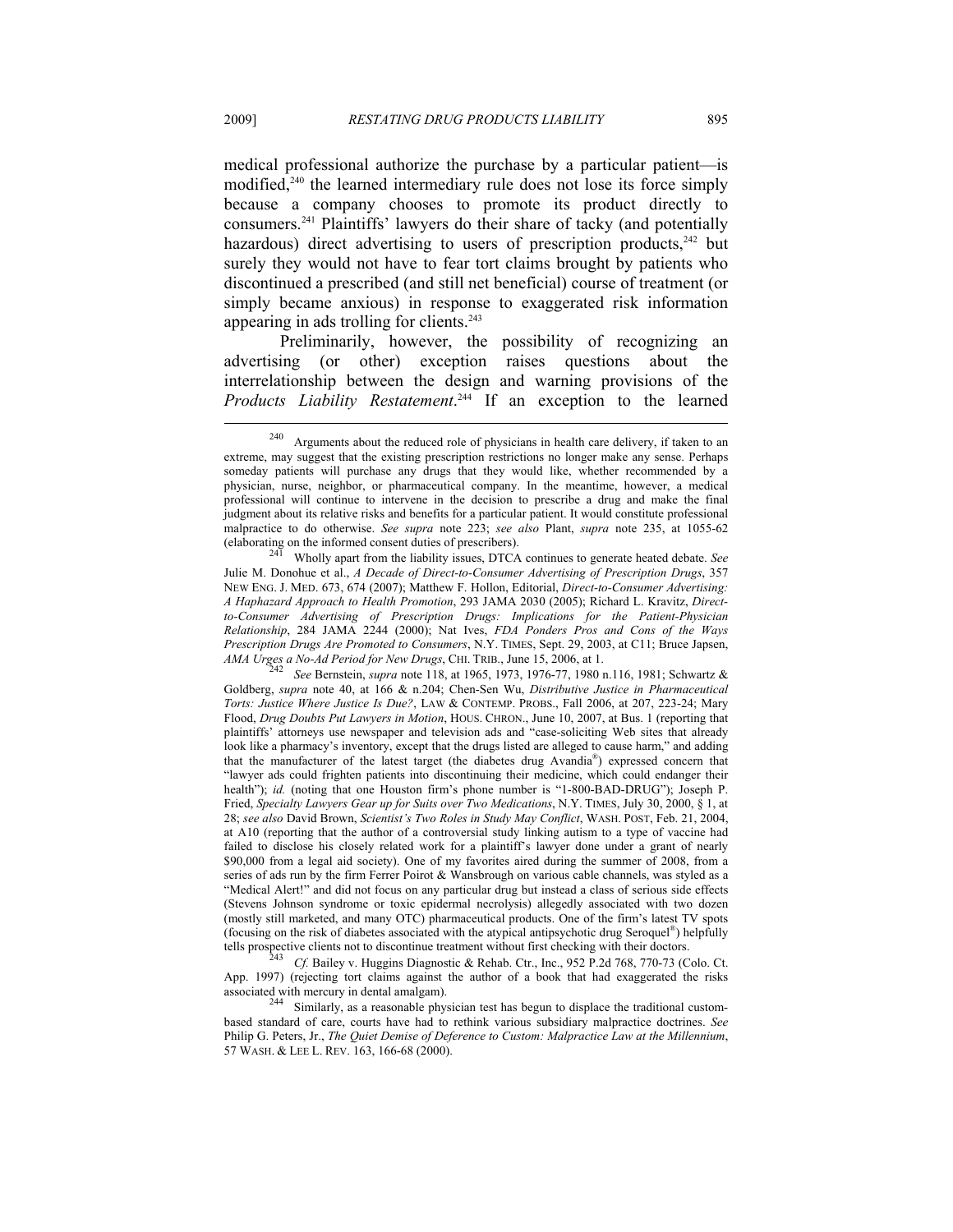medical professional authorize the purchase by a particular patient—is modified,[240] the learned intermediary rule does not lose its force simply because a company chooses to promote its product directly to consumers.[241] Plaintiffs' lawyers do their share of tacky (and potentially hazardous) direct advertising to users of prescription products,[242] but surely they would not have to fear tort claims brought by patients who discontinued a prescribed (and still net beneficial) course of treatment (or simply became anxious) in response to exaggerated risk information appearing in ads trolling for clients.[243]

Preliminarily, however, the possibility of recognizing an advertising (or other) exception raises questions about the interrelationship between the design and warning provisions of the *Products Liability Restatement*.[244] If an exception to the learned

---

[240] Arguments about the reduced role of physicians in health care delivery, if taken to an extreme, may suggest that the existing prescription restrictions no longer make any sense. Perhaps someday patients will purchase any drugs that they would like, whether recommended by a physician, nurse, neighbor, or pharmaceutical company. In the meantime, however, a medical professional will continue to intervene in the decision to prescribe a drug and make the final judgment about its relative risks and benefits for a particular patient. It would constitute professional malpractice to do otherwise. *See supra* note 223; *see also* Plant, *supra* note 235, at 1055-62 (elaborating on the informed consent duties of prescribers).

[241] Wholly apart from the liability issues, DTCA continues to generate heated debate. *See* Julie M. Donohue et al., *A Decade of Direct-to-Consumer Advertising of Prescription Drugs*, 357 NEW ENG. J. MED. 673, 674 (2007); Matthew F. Hollon, Editorial, *Direct-to-Consumer Advertising: A Haphazard Approach to Health Promotion*, 293 JAMA 2030 (2005); Richard L. Kravitz, *Direct-to-Consumer Advertising of Prescription Drugs: Implications for the Patient-Physician Relationship*, 284 JAMA 2244 (2000); Nat Ives, *FDA Ponders Pros and Cons of the Ways Prescription Drugs Are Promoted to Consumers*, N.Y. TIMES, Sept. 29, 2003, at C11; Bruce Japsen, *AMA Urges a No-Ad Period for New Drugs*, CHI. TRIB., June 15, 2006, at 1.

[242] *See* Bernstein, *supra* note 118, at 1965, 1973, 1976-77, 1980 n.116, 1981; Schwartz & Goldberg, *supra* note 40, at 166 & n.204; Chen-Sen Wu, *Distributive Justice in Pharmaceutical Torts: Justice Where Justice Is Due?*, LAW & CONTEMP. PROBS., Fall 2006, at 207, 223-24; Mary Flood, *Drug Doubts Put Lawyers in Motion*, HOUS. CHRON., June 10, 2007, at Bus. 1 (reporting that plaintiffs' attorneys use newspaper and television ads and "case-soliciting Web sites that already look like a pharmacy's inventory, except that the drugs listed are alleged to cause harm," and adding that the manufacturer of the latest target (the diabetes drug Avandia®) expressed concern that "lawyer ads could frighten patients into discontinuing their medicine, which could endanger their health"); *id.* (noting that one Houston firm's phone number is "1-800-BAD-DRUG"); Joseph P. Fried, *Specialty Lawyers Gear up for Suits over Two Medications*, N.Y. TIMES, July 30, 2000, § 1, at 28; *see also* David Brown, *Scientist's Two Roles in Study May Conflict*, WASH. POST, Feb. 21, 2004, at A10 (reporting that the author of a controversial study linking autism to a type of vaccine had failed to disclose his closely related work for a plaintiff's lawyer done under a grant of nearly $90,000 from a legal aid society). One of my favorites aired during the summer of 2008, from a series of ads run by the firm Ferrer Poirot & Wansbrough on various cable channels, was styled as a "Medical Alert!" and did not focus on any particular drug but instead a class of serious side effects (Stevens Johnson syndrome or toxic epidermal necrolysis) allegedly associated with two dozen (mostly still marketed, and many OTC) pharmaceutical products. One of the firm's latest TV spots (focusing on the risk of diabetes associated with the atypical antipsychotic drug Seroquel®) helpfully tells prospective clients not to discontinue treatment without first checking with their doctors.

[243] *Cf.* Bailey v. Huggins Diagnostic & Rehab. Ctr., Inc., 952 P.2d 768, 770-73 (Colo. Ct. App. 1997) (rejecting tort claims against the author of a book that had exaggerated the risks associated with mercury in dental amalgam).

[244] Similarly, as a reasonable physician test has begun to displace the traditional custom-based standard of care, courts have had to rethink various subsidiary malpractice doctrines. *See* Philip G. Peters, Jr., *The Quiet Demise of Deference to Custom: Malpractice Law at the Millennium*, 57 WASH. & LEE L. REV. 163, 166-68 (2000).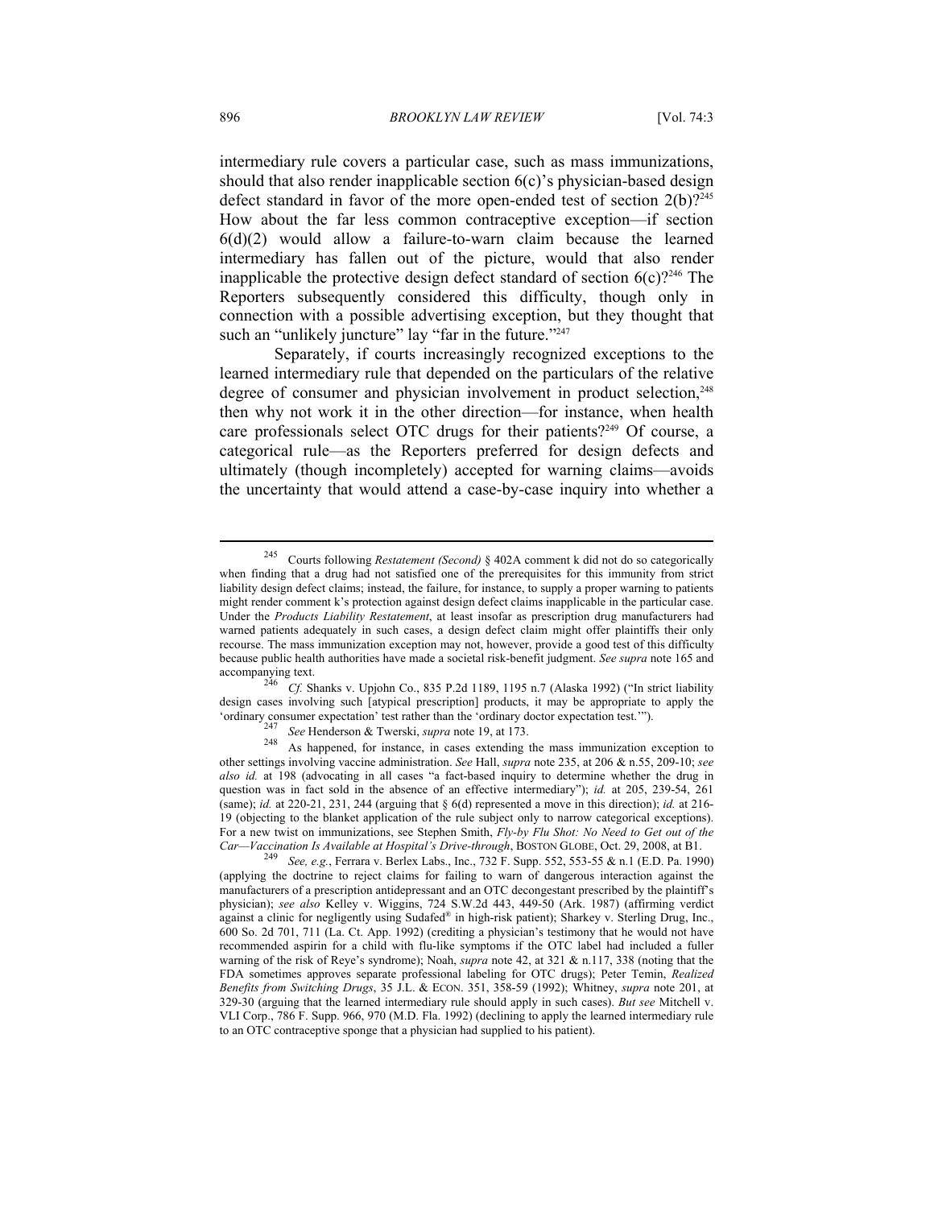intermediary rule covers a particular case, such as mass immunizations, should that also render inapplicable section 6(c)'s physician-based design defect standard in favor of the more open-ended test of section 2(b)?[245] How about the far less common contraceptive exception—if section 6(d)(2) would allow a failure-to-warn claim because the learned intermediary has fallen out of the picture, would that also render inapplicable the protective design defect standard of section 6(c)?[246] The Reporters subsequently considered this difficulty, though only in connection with a possible advertising exception, but they thought that such an "unlikely juncture" lay "far in the future."[247]

Separately, if courts increasingly recognized exceptions to the learned intermediary rule that depended on the particulars of the relative degree of consumer and physician involvement in product selection,[248] then why not work it in the other direction—for instance, when health care professionals select OTC drugs for their patients?[249] Of course, a categorical rule—as the Reporters preferred for design defects and ultimately (though incompletely) accepted for warning claims—avoids the uncertainty that would attend a case-by-case inquiry into whether a

---

[245] Courts following *Restatement (Second)* § 402A comment k did not do so categorically when finding that a drug had not satisfied one of the prerequisites for this immunity from strict liability design defect claims; instead, the failure, for instance, to supply a proper warning to patients might render comment k's protection against design defect claims inapplicable in the particular case. Under the *Products Liability Restatement*, at least insofar as prescription drug manufacturers had warned patients adequately in such cases, a design defect claim might offer plaintiffs their only recourse. The mass immunization exception may not, however, provide a good test of this difficulty because public health authorities have made a societal risk-benefit judgment. *See supra* note 165 and accompanying text.

[246] *Cf.* Shanks v. Upjohn Co., 835 P.2d 1189, 1195 n.7 (Alaska 1992) ("In strict liability design cases involving such [atypical prescription] products, it may be appropriate to apply the 'ordinary consumer expectation' test rather than the 'ordinary doctor expectation test.'").

[247] *See* Henderson & Twerski, *supra* note 19, at 173.

[248] As happened, for instance, in cases extending the mass immunization exception to other settings involving vaccine administration. *See* Hall, *supra* note 235, at 206 & n.55, 209-10; *see also id.* at 198 (advocating in all cases "a fact-based inquiry to determine whether the drug in question was in fact sold in the absence of an effective intermediary"); *id.* at 205, 239-54, 261 (same); *id.* at 220-21, 231, 244 (arguing that § 6(d) represented a move in this direction); *id.* at 216-19 (objecting to the blanket application of the rule subject only to narrow categorical exceptions). For a new twist on immunizations, see Stephen Smith, *Fly-by Flu Shot: No Need to Get out of the Car—Vaccination Is Available at Hospital's Drive-through*, BOSTON GLOBE, Oct. 29, 2008, at B1.

[249] *See, e.g.*, Ferrara v. Berlex Labs., Inc., 732 F. Supp. 552, 553-55 & n.1 (E.D. Pa. 1990) (applying the doctrine to reject claims for failing to warn of dangerous interaction against the manufacturers of a prescription antidepressant and an OTC decongestant prescribed by the plaintiff's physician); *see also* Kelley v. Wiggins, 724 S.W.2d 443, 449-50 (Ark. 1987) (affirming verdict against a clinic for negligently using Sudafed® in high-risk patient); Sharkey v. Sterling Drug, Inc., 600 So. 2d 701, 711 (La. Ct. App. 1992) (crediting a physician's testimony that he would not have recommended aspirin for a child with flu-like symptoms if the OTC label had included a fuller warning of the risk of Reye's syndrome); Noah, *supra* note 42, at 321 & n.117, 338 (noting that the FDA sometimes approves separate professional labeling for OTC drugs); Peter Temin, *Realized Benefits from Switching Drugs*, 35 J.L. & ECON. 351, 358-59 (1992); Whitney, *supra* note 201, at 329-30 (arguing that the learned intermediary rule should apply in such cases). *But see* Mitchell v. VLI Corp., 786 F. Supp. 966, 970 (M.D. Fla. 1992) (declining to apply the learned intermediary rule to an OTC contraceptive sponge that a physician had supplied to his patient).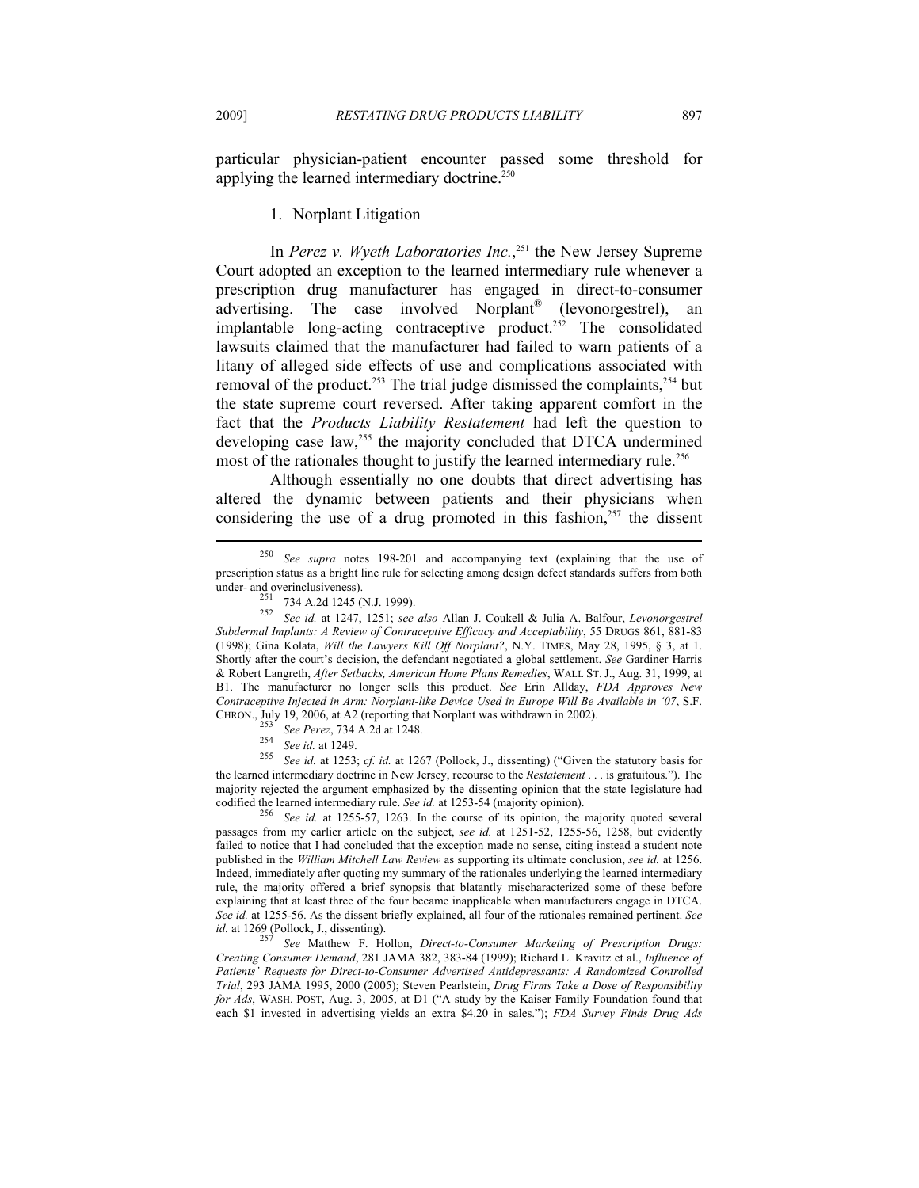particular physician-patient encounter passed some threshold for applying the learned intermediary doctrine.[250]

### 1. Norplant Litigation

In *Perez v. Wyeth Laboratories Inc.*,[251] the New Jersey Supreme Court adopted an exception to the learned intermediary rule whenever a prescription drug manufacturer has engaged in direct-to-consumer advertising. The case involved Norplant® (levonorgestrel), an implantable long-acting contraceptive product.[252] The consolidated lawsuits claimed that the manufacturer had failed to warn patients of a litany of alleged side effects of use and complications associated with removal of the product.[253] The trial judge dismissed the complaints,[254] but the state supreme court reversed. After taking apparent comfort in the fact that the *Products Liability Restatement* had left the question to developing case law,[255] the majority concluded that DTCA undermined most of the rationales thought to justify the learned intermediary rule.[256]

Although essentially no one doubts that direct advertising has altered the dynamic between patients and their physicians when considering the use of a drug promoted in this fashion,[257] the dissent

---

[250] *See supra* notes 198-201 and accompanying text (explaining that the use of prescription status as a bright line rule for selecting among design defect standards suffers from both under- and overinclusiveness).

[251] 734 A.2d 1245 (N.J. 1999).

[252] *See id.* at 1247, 1251; *see also* Allan J. Coukell & Julia A. Balfour, *Levonorgestrel Subdermal Implants: A Review of Contraceptive Efficacy and Acceptability*, 55 DRUGS 861, 881-83 (1998); Gina Kolata, *Will the Lawyers Kill Off Norplant?*, N.Y. TIMES, May 28, 1995, § 3, at 1. Shortly after the court's decision, the defendant negotiated a global settlement. *See* Gardiner Harris & Robert Langreth, *After Setbacks, American Home Plans Remedies*, WALL ST. J., Aug. 31, 1999, at B1. The manufacturer no longer sells this product. *See* Erin Allday, *FDA Approves New Contraceptive Injected in Arm: Norplant-like Device Used in Europe Will Be Available in '07*, S.F. CHRON., July 19, 2006, at A2 (reporting that Norplant was withdrawn in 2002).

[253] *See Perez*, 734 A.2d at 1248.

[254] *See id.* at 1249.

[255] *See id.* at 1253; *cf. id.* at 1267 (Pollock, J., dissenting) ("Given the statutory basis for the learned intermediary doctrine in New Jersey, recourse to the *Restatement* . . . is gratuitous."). The majority rejected the argument emphasized by the dissenting opinion that the state legislature had codified the learned intermediary rule. *See id.* at 1253-54 (majority opinion).

[256] *See id.* at 1255-57, 1263. In the course of its opinion, the majority quoted several passages from my earlier article on the subject, *see id.* at 1251-52, 1255-56, 1258, but evidently failed to notice that I had concluded that the exception made no sense, citing instead a student note published in the *William Mitchell Law Review* as supporting its ultimate conclusion, *see id.* at 1256. Indeed, immediately after quoting my summary of the rationales underlying the learned intermediary rule, the majority offered a brief synopsis that blatantly mischaracterized some of these before explaining that at least three of the four became inapplicable when manufacturers engage in DTCA. *See id.* at 1255-56. As the dissent briefly explained, all four of the rationales remained pertinent. *See id.* at 1269 (Pollock, J., dissenting).

[257] *See* Matthew F. Hollon, *Direct-to-Consumer Marketing of Prescription Drugs: Creating Consumer Demand*, 281 JAMA 382, 383-84 (1999); Richard L. Kravitz et al., *Influence of Patients' Requests for Direct-to-Consumer Advertised Antidepressants: A Randomized Controlled Trial*, 293 JAMA 1995, 2000 (2005); Steven Pearlstein, *Drug Firms Take a Dose of Responsibility for Ads*, WASH. POST, Aug. 3, 2005, at D1 ("A study by the Kaiser Family Foundation found that each $1 invested in advertising yields an extra $4.20 in sales."); *FDA Survey Finds Drug Ads*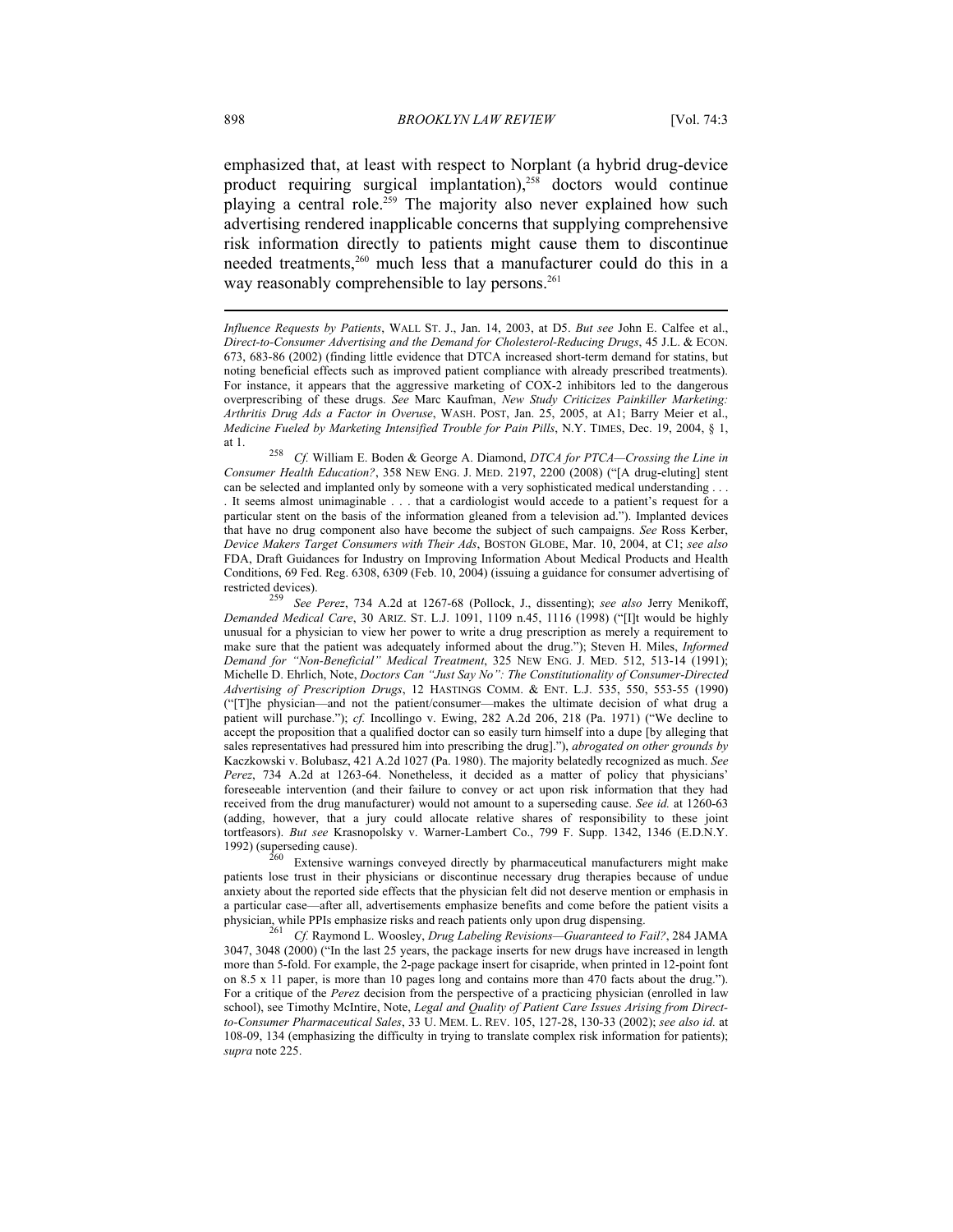emphasized that, at least with respect to Norplant (a hybrid drug-device product requiring surgical implantation),[258] doctors would continue playing a central role.[259] The majority also never explained how such advertising rendered inapplicable concerns that supplying comprehensive risk information directly to patients might cause them to discontinue needed treatments,[260] much less that a manufacturer could do this in a way reasonably comprehensible to lay persons.[261]

---

*Influence Requests by Patients*, WALL ST. J., Jan. 14, 2003, at D5. *But see* John E. Calfee et al., *Direct-to-Consumer Advertising and the Demand for Cholesterol-Reducing Drugs*, 45 J.L. & ECON. 673, 683-86 (2002) (finding little evidence that DTCA increased short-term demand for statins, but noting beneficial effects such as improved patient compliance with already prescribed treatments). For instance, it appears that the aggressive marketing of COX-2 inhibitors led to the dangerous overprescribing of these drugs. *See* Marc Kaufman, *New Study Criticizes Painkiller Marketing: Arthritis Drug Ads a Factor in Overuse*, WASH. POST, Jan. 25, 2005, at A1; Barry Meier et al., *Medicine Fueled by Marketing Intensified Trouble for Pain Pills*, N.Y. TIMES, Dec. 19, 2004, § 1, at 1.

[258] *Cf.* William E. Boden & George A. Diamond, *DTCA for PTCA—Crossing the Line in Consumer Health Education?*, 358 NEW ENG. J. MED. 2197, 2200 (2008) ("[A drug-eluting] stent can be selected and implanted only by someone with a very sophisticated medical understanding . . . . It seems almost unimaginable . . . that a cardiologist would accede to a patient's request for a particular stent on the basis of the information gleaned from a television ad."). Implanted devices that have no drug component also have become the subject of such campaigns. *See* Ross Kerber, *Device Makers Target Consumers with Their Ads*, BOSTON GLOBE, Mar. 10, 2004, at C1; *see also* FDA, Draft Guidances for Industry on Improving Information About Medical Products and Health Conditions, 69 Fed. Reg. 6308, 6309 (Feb. 10, 2004) (issuing a guidance for consumer advertising of restricted devices).

[259] *See Perez*, 734 A.2d at 1267-68 (Pollock, J., dissenting); *see also* Jerry Menikoff, *Demanded Medical Care*, 30 ARIZ. ST. L.J. 1091, 1109 n.45, 1116 (1998) ("[I]t would be highly unusual for a physician to view her power to write a drug prescription as merely a requirement to make sure that the patient was adequately informed about the drug."); Steven H. Miles, *Informed Demand for "Non-Beneficial" Medical Treatment*, 325 NEW ENG. J. MED. 512, 513-14 (1991); Michelle D. Ehrlich, Note, *Doctors Can "Just Say No": The Constitutionality of Consumer-Directed Advertising of Prescription Drugs*, 12 HASTINGS COMM. & ENT. L.J. 535, 550, 553-55 (1990) ("[T]he physician—and not the patient/consumer—makes the ultimate decision of what drug a patient will purchase."); *cf.* Incollingo v. Ewing, 282 A.2d 206, 218 (Pa. 1971) ("We decline to accept the proposition that a qualified doctor can so easily turn himself into a dupe [by alleging that sales representatives had pressured him into prescribing the drug]."), *abrogated on other grounds by* Kaczkowski v. Bolubasz, 421 A.2d 1027 (Pa. 1980). The majority belatedly recognized as much. *See Perez*, 734 A.2d at 1263-64. Nonetheless, it decided as a matter of policy that physicians' foreseeable intervention (and their failure to convey or act upon risk information that they had received from the drug manufacturer) would not amount to a superseding cause. *See id.* at 1260-63 (adding, however, that a jury could allocate relative shares of responsibility to these joint tortfeasors). *But see* Krasnopolsky v. Warner-Lambert Co., 799 F. Supp. 1342, 1346 (E.D.N.Y. 1992) (superseding cause).

[260] Extensive warnings conveyed directly by pharmaceutical manufacturers might make patients lose trust in their physicians or discontinue necessary drug therapies because of undue anxiety about the reported side effects that the physician felt did not deserve mention or emphasis in a particular case—after all, advertisements emphasize benefits and come before the patient visits a physician, while PPIs emphasize risks and reach patients only upon drug dispensing.

[261] *Cf.* Raymond L. Woosley, *Drug Labeling Revisions—Guaranteed to Fail?*, 284 JAMA 3047, 3048 (2000) ("In the last 25 years, the package inserts for new drugs have increased in length more than 5-fold. For example, the 2-page package insert for cisapride, when printed in 12-point font on 8.5 x 11 paper, is more than 10 pages long and contains more than 470 facts about the drug."). For a critique of the *Perez* decision from the perspective of a practicing physician (enrolled in law school), see Timothy McIntire, Note, *Legal and Quality of Patient Care Issues Arising from Direct-to-Consumer Pharmaceutical Sales*, 33 U. MEM. L. REV. 105, 127-28, 130-33 (2002); *see also id.* at 108-09, 134 (emphasizing the difficulty in trying to translate complex risk information for patients); *supra* note 225.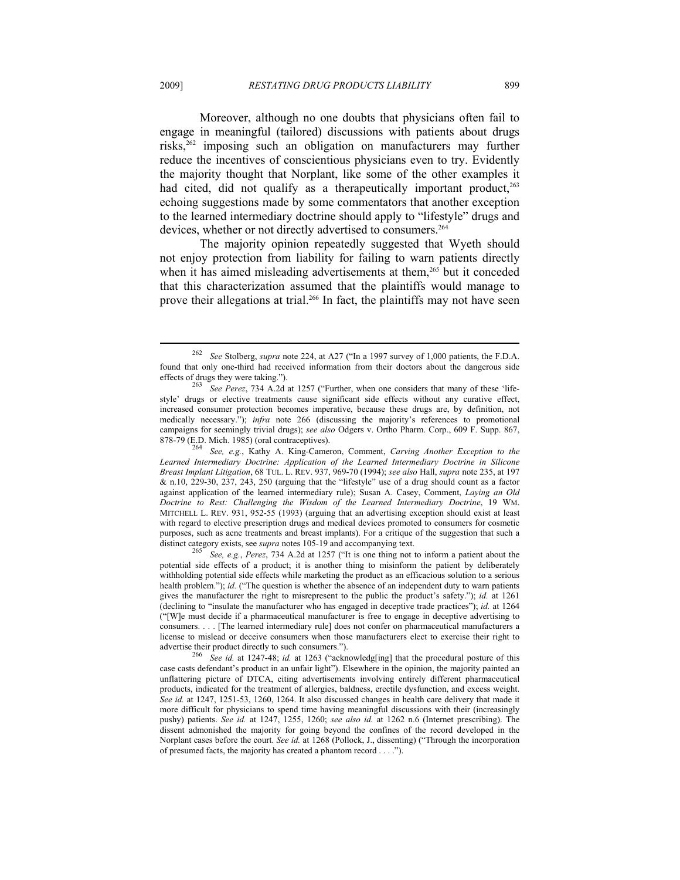Moreover, although no one doubts that physicians often fail to engage in meaningful (tailored) discussions with patients about drugs risks,[262] imposing such an obligation on manufacturers may further reduce the incentives of conscientious physicians even to try. Evidently the majority thought that Norplant, like some of the other examples it had cited, did not qualify as a therapeutically important product,[263] echoing suggestions made by some commentators that another exception to the learned intermediary doctrine should apply to "lifestyle" drugs and devices, whether or not directly advertised to consumers.[264]

The majority opinion repeatedly suggested that Wyeth should not enjoy protection from liability for failing to warn patients directly when it has aimed misleading advertisements at them,[265] but it conceded that this characterization assumed that the plaintiffs would manage to prove their allegations at trial.[266] In fact, the plaintiffs may not have seen

---

[262] *See* Stolberg, *supra* note 224, at A27 ("In a 1997 survey of 1,000 patients, the F.D.A. found that only one-third had received information from their doctors about the dangerous side effects of drugs they were taking.").

[263] *See Perez*, 734 A.2d at 1257 ("Further, when one considers that many of these 'life-style' drugs or elective treatments cause significant side effects without any curative effect, increased consumer protection becomes imperative, because these drugs are, by definition, not medically necessary."); *infra* note 266 (discussing the majority's references to promotional campaigns for seemingly trivial drugs); *see also* Odgers v. Ortho Pharm. Corp., 609 F. Supp. 867, 878-79 (E.D. Mich. 1985) (oral contraceptives).

[264] *See, e.g.*, Kathy A. King-Cameron, Comment, *Carving Another Exception to the Learned Intermediary Doctrine: Application of the Learned Intermediary Doctrine in Silicone Breast Implant Litigation*, 68 TUL. L. REV. 937, 969-70 (1994); *see also* Hall, *supra* note 235, at 197 & n.10, 229-30, 237, 243, 250 (arguing that the "lifestyle" use of a drug should count as a factor against application of the learned intermediary rule); Susan A. Casey, Comment, *Laying an Old Doctrine to Rest: Challenging the Wisdom of the Learned Intermediary Doctrine*, 19 WM. MITCHELL L. REV. 931, 952-55 (1993) (arguing that an advertising exception should exist at least with regard to elective prescription drugs and medical devices promoted to consumers for cosmetic purposes, such as acne treatments and breast implants). For a critique of the suggestion that such a distinct category exists, see *supra* notes 105-19 and accompanying text.

[265] *See, e.g.*, *Perez*, 734 A.2d at 1257 ("It is one thing not to inform a patient about the potential side effects of a product; it is another thing to misinform the patient by deliberately withholding potential side effects while marketing the product as an efficacious solution to a serious health problem."); *id.* ("The question is whether the absence of an independent duty to warn patients gives the manufacturer the right to misrepresent to the public the product's safety."); *id.* at 1261 (declining to "insulate the manufacturer who has engaged in deceptive trade practices"); *id.* at 1264 ("[W]e must decide if a pharmaceutical manufacturer is free to engage in deceptive advertising to consumers. . . . [The learned intermediary rule] does not confer on pharmaceutical manufacturers a license to mislead or deceive consumers when those manufacturers elect to exercise their right to advertise their product directly to such consumers.").

[266] *See id.* at 1247-48; *id.* at 1263 ("acknowledg[ing] that the procedural posture of this case casts defendant's product in an unfair light"). Elsewhere in the opinion, the majority painted an unflattering picture of DTCA, citing advertisements involving entirely different pharmaceutical products, indicated for the treatment of allergies, baldness, erectile dysfunction, and excess weight. *See id.* at 1247, 1251-53, 1260, 1264. It also discussed changes in health care delivery that made it more difficult for physicians to spend time having meaningful discussions with their (increasingly pushy) patients. *See id.* at 1247, 1255, 1260; *see also id.* at 1262 n.6 (Internet prescribing). The dissent admonished the majority for going beyond the confines of the record developed in the Norplant cases before the court. *See id.* at 1268 (Pollock, J., dissenting) ("Through the incorporation of presumed facts, the majority has created a phantom record . . . .").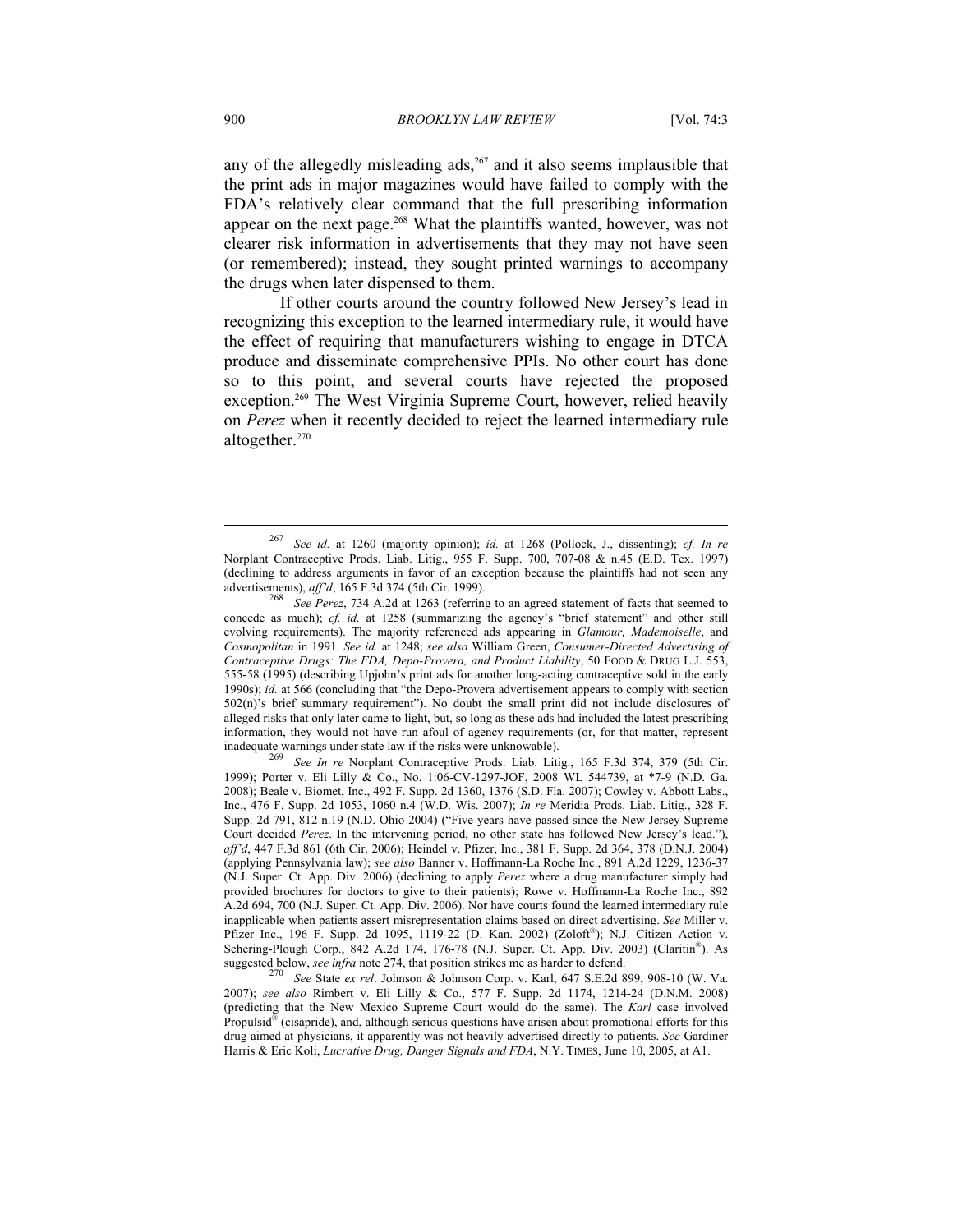any of the allegedly misleading ads,[267] and it also seems implausible that the print ads in major magazines would have failed to comply with the FDA's relatively clear command that the full prescribing information appear on the next page.[268] What the plaintiffs wanted, however, was not clearer risk information in advertisements that they may not have seen (or remembered); instead, they sought printed warnings to accompany the drugs when later dispensed to them.

If other courts around the country followed New Jersey's lead in recognizing this exception to the learned intermediary rule, it would have the effect of requiring that manufacturers wishing to engage in DTCA produce and disseminate comprehensive PPIs. No other court has done so to this point, and several courts have rejected the proposed exception.[269] The West Virginia Supreme Court, however, relied heavily on *Perez* when it recently decided to reject the learned intermediary rule altogether.[270]

---

[267] *See id.* at 1260 (majority opinion); *id.* at 1268 (Pollock, J., dissenting); *cf. In re* Norplant Contraceptive Prods. Liab. Litig., 955 F. Supp. 700, 707-08 & n.45 (E.D. Tex. 1997) (declining to address arguments in favor of an exception because the plaintiffs had not seen any advertisements), *aff'd*, 165 F.3d 374 (5th Cir. 1999).

[268] *See Perez*, 734 A.2d at 1263 (referring to an agreed statement of facts that seemed to concede as much); *cf. id.* at 1258 (summarizing the agency's "brief statement" and other still evolving requirements). The majority referenced ads appearing in *Glamour, Mademoiselle*, and *Cosmopolitan* in 1991. *See id.* at 1248; *see also* William Green, *Consumer-Directed Advertising of Contraceptive Drugs: The FDA, Depo-Provera, and Product Liability*, 50 FOOD & DRUG L.J. 553, 555-58 (1995) (describing Upjohn's print ads for another long-acting contraceptive sold in the early 1990s); *id.* at 566 (concluding that "the Depo-Provera advertisement appears to comply with section 502(n)'s brief summary requirement"). No doubt the small print did not include disclosures of alleged risks that only later came to light, but, so long as these ads had included the latest prescribing information, they would not have run afoul of agency requirements (or, for that matter, represent inadequate warnings under state law if the risks were unknowable).

[269] *See In re* Norplant Contraceptive Prods. Liab. Litig., 165 F.3d 374, 379 (5th Cir. 1999); Porter v. Eli Lilly & Co., No. 1:06-CV-1297-JOF, 2008 WL 544739, at *7-9 (N.D. Ga. 2008); Beale v. Biomet, Inc., 492 F. Supp. 2d 1360, 1376 (S.D. Fla. 2007); Cowley v. Abbott Labs., Inc., 476 F. Supp. 2d 1053, 1060 n.4 (W.D. Wis. 2007); *In re* Meridia Prods. Liab. Litig., 328 F. Supp. 2d 791, 812 n.19 (N.D. Ohio 2004) ("Five years have passed since the New Jersey Supreme Court decided *Perez*. In the intervening period, no other state has followed New Jersey's lead."), *aff'd*, 447 F.3d 861 (6th Cir. 2006); Heindel v. Pfizer, Inc., 381 F. Supp. 2d 364, 378 (D.N.J. 2004) (applying Pennsylvania law); *see also* Banner v. Hoffmann-La Roche Inc., 891 A.2d 1229, 1236-37 (N.J. Super. Ct. App. Div. 2006) (declining to apply *Perez* where a drug manufacturer simply had provided brochures for doctors to give to their patients); Rowe v. Hoffmann-La Roche Inc., 892 A.2d 694, 700 (N.J. Super. Ct. App. Div. 2006). Nor have courts found the learned intermediary rule inapplicable when patients assert misrepresentation claims based on direct advertising. *See* Miller v. Pfizer Inc., 196 F. Supp. 2d 1095, 1119-22 (D. Kan. 2002) (Zoloft®); N.J. Citizen Action v. Schering-Plough Corp., 842 A.2d 174, 176-78 (N.J. Super. Ct. App. Div. 2003) (Claritin®). As suggested below, *see infra* note 274, that position strikes me as harder to defend.

[270] *See* State *ex rel*. Johnson & Johnson Corp. v. Karl, 647 S.E.2d 899, 908-10 (W. Va. 2007); *see also* Rimbert v. Eli Lilly & Co., 577 F. Supp. 2d 1174, 1214-24 (D.N.M. 2008) (predicting that the New Mexico Supreme Court would do the same). The *Karl* case involved Propulsid® (cisapride), and, although serious questions have arisen about promotional efforts for this drug aimed at physicians, it apparently was not heavily advertised directly to patients. *See* Gardiner Harris & Eric Koli, *Lucrative Drug, Danger Signals and FDA*, N.Y. TIMES, June 10, 2005, at A1.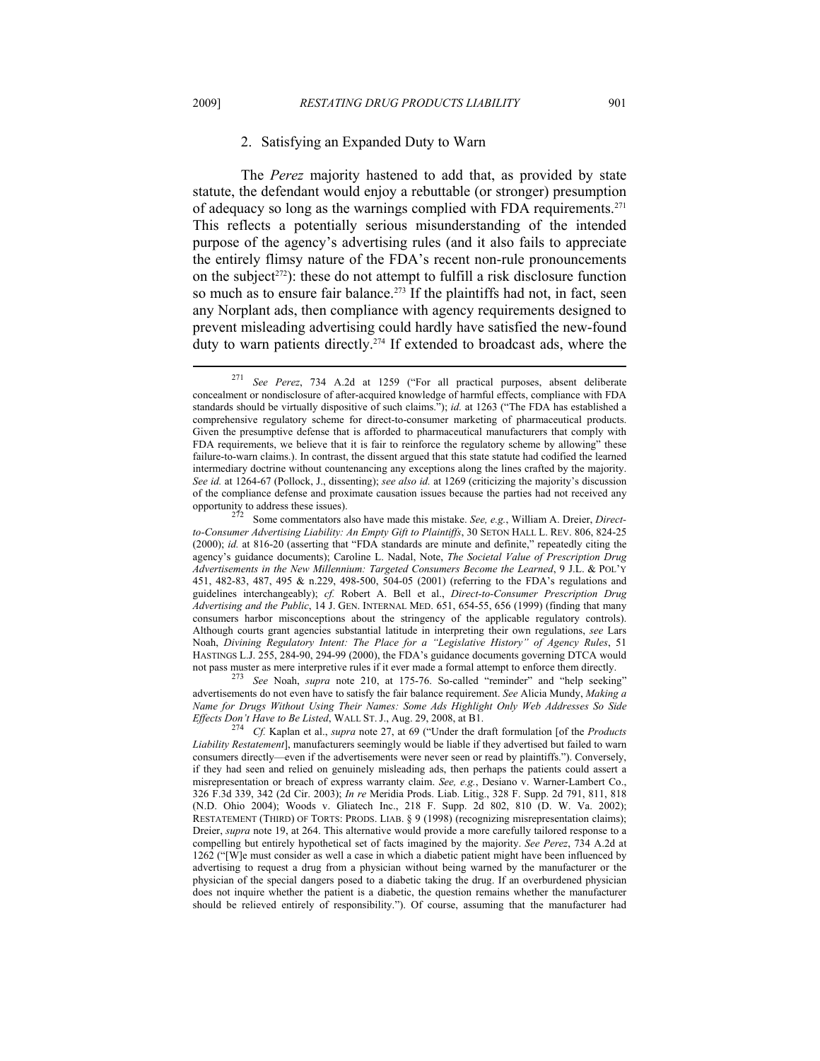### 2. Satisfying an Expanded Duty to Warn

The *Perez* majority hastened to add that, as provided by state statute, the defendant would enjoy a rebuttable (or stronger) presumption of adequacy so long as the warnings complied with FDA requirements.[271] This reflects a potentially serious misunderstanding of the intended purpose of the agency's advertising rules (and it also fails to appreciate the entirely flimsy nature of the FDA's recent non-rule pronouncements on the subject[272]): these do not attempt to fulfill a risk disclosure function so much as to ensure fair balance.[273] If the plaintiffs had not, in fact, seen any Norplant ads, then compliance with agency requirements designed to prevent misleading advertising could hardly have satisfied the new-found duty to warn patients directly.[274] If extended to broadcast ads, where the

---

[271] *See Perez*, 734 A.2d at 1259 ("For all practical purposes, absent deliberate concealment or nondisclosure of after-acquired knowledge of harmful effects, compliance with FDA standards should be virtually dispositive of such claims."); *id.* at 1263 ("The FDA has established a comprehensive regulatory scheme for direct-to-consumer marketing of pharmaceutical products. Given the presumptive defense that is afforded to pharmaceutical manufacturers that comply with FDA requirements, we believe that it is fair to reinforce the regulatory scheme by allowing" these failure-to-warn claims.). In contrast, the dissent argued that this state statute had codified the learned intermediary doctrine without countenancing any exceptions along the lines crafted by the majority. *See id.* at 1264-67 (Pollock, J., dissenting); *see also id.* at 1269 (criticizing the majority's discussion of the compliance defense and proximate causation issues because the parties had not received any opportunity to address these issues).

[272] Some commentators also have made this mistake. *See, e.g.*, William A. Dreier, *Direct-to-Consumer Advertising Liability: An Empty Gift to Plaintiffs*, 30 SETON HALL L. REV. 806, 824-25 (2000); *id.* at 816-20 (asserting that "FDA standards are minute and definite," repeatedly citing the agency's guidance documents); Caroline L. Nadal, Note, *The Societal Value of Prescription Drug Advertisements in the New Millennium: Targeted Consumers Become the Learned*, 9 J.L. & POL'Y 451, 482-83, 487, 495 & n.229, 498-500, 504-05 (2001) (referring to the FDA's regulations and guidelines interchangeably); *cf.* Robert A. Bell et al., *Direct-to-Consumer Prescription Drug Advertising and the Public*, 14 J. GEN. INTERNAL MED. 651, 654-55, 656 (1999) (finding that many consumers harbor misconceptions about the stringency of the applicable regulatory controls). Although courts grant agencies substantial latitude in interpreting their own regulations, *see* Lars Noah, *Divining Regulatory Intent: The Place for a "Legislative History" of Agency Rules*, 51 HASTINGS L.J. 255, 284-90, 294-99 (2000), the FDA's guidance documents governing DTCA would not pass muster as mere interpretive rules if it ever made a formal attempt to enforce them directly.

[273] *See* Noah, *supra* note 210, at 175-76. So-called "reminder" and "help seeking" advertisements do not even have to satisfy the fair balance requirement. *See* Alicia Mundy, *Making a Name for Drugs Without Using Their Names: Some Ads Highlight Only Web Addresses So Side Effects Don't Have to Be Listed*, WALL ST. J., Aug. 29, 2008, at B1.

[274] *Cf.* Kaplan et al., *supra* note 27, at 69 ("Under the draft formulation [of the *Products Liability Restatement*], manufacturers seemingly would be liable if they advertised but failed to warn consumers directly—even if the advertisements were never seen or read by plaintiffs."). Conversely, if they had seen and relied on genuinely misleading ads, then perhaps the patients could assert a misrepresentation or breach of express warranty claim. *See, e.g.*, Desiano v. Warner-Lambert Co., 326 F.3d 339, 342 (2d Cir. 2003); *In re* Meridia Prods. Liab. Litig., 328 F. Supp. 2d 791, 811, 818 (N.D. Ohio 2004); Woods v. Gliatech Inc., 218 F. Supp. 2d 802, 810 (D. W. Va. 2002); RESTATEMENT (THIRD) OF TORTS: PRODS. LIAB. § 9 (1998) (recognizing misrepresentation claims); Dreier, *supra* note 19, at 264. This alternative would provide a more carefully tailored response to a compelling but entirely hypothetical set of facts imagined by the majority. *See Perez*, 734 A.2d at 1262 ("[W]e must consider as well a case in which a diabetic patient might have been influenced by advertising to request a drug from a physician without being warned by the manufacturer or the physician of the special dangers posed to a diabetic taking the drug. If an overburdened physician does not inquire whether the patient is a diabetic, the question remains whether the manufacturer should be relieved entirely of responsibility."). Of course, assuming that the manufacturer had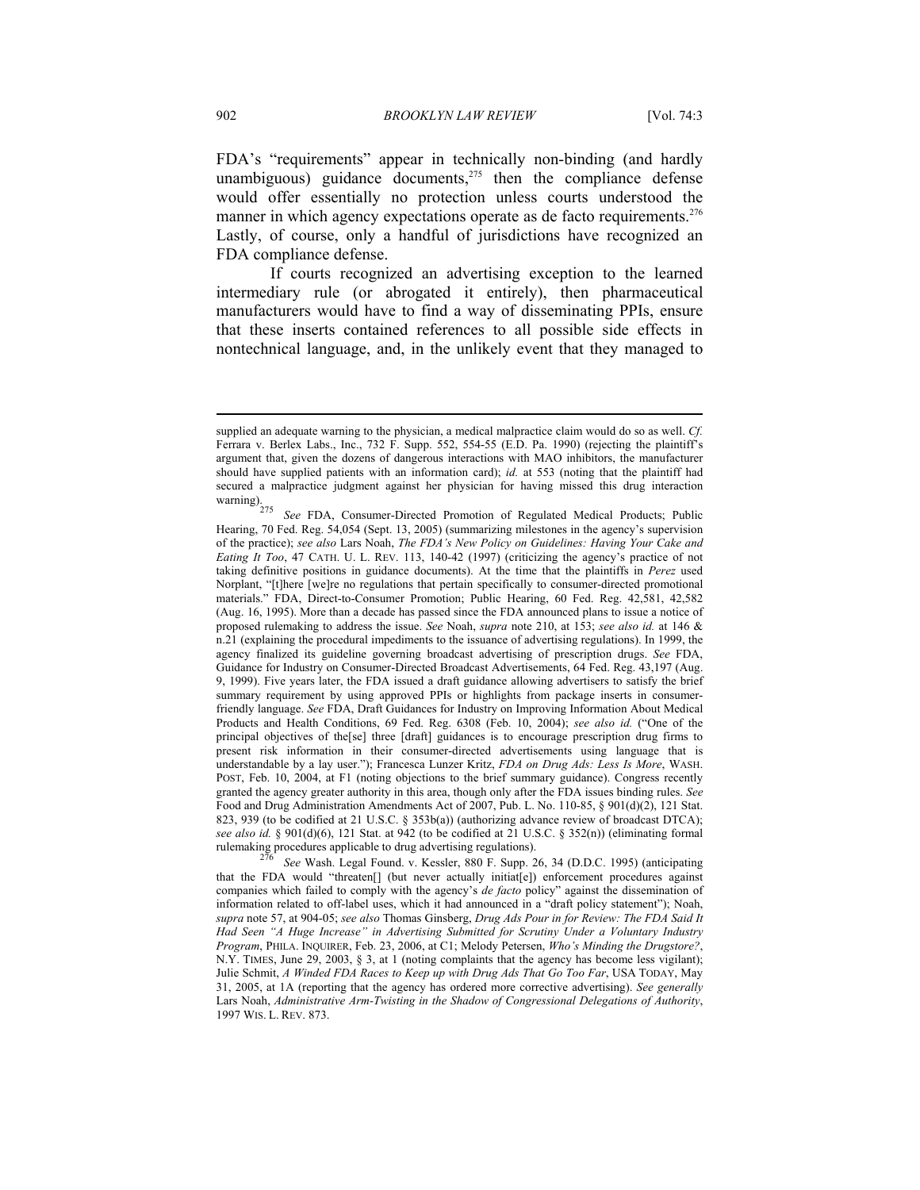FDA's "requirements" appear in technically non-binding (and hardly unambiguous) guidance documents,[275] then the compliance defense would offer essentially no protection unless courts understood the manner in which agency expectations operate as de facto requirements.[276] Lastly, of course, only a handful of jurisdictions have recognized an FDA compliance defense.

If courts recognized an advertising exception to the learned intermediary rule (or abrogated it entirely), then pharmaceutical manufacturers would have to find a way of disseminating PPIs, ensure that these inserts contained references to all possible side effects in nontechnical language, and, in the unlikely event that they managed to

---

supplied an adequate warning to the physician, a medical malpractice claim would do so as well. *Cf.* Ferrara v. Berlex Labs., Inc., 732 F. Supp. 552, 554-55 (E.D. Pa. 1990) (rejecting the plaintiff's argument that, given the dozens of dangerous interactions with MAO inhibitors, the manufacturer should have supplied patients with an information card); *id.* at 553 (noting that the plaintiff had secured a malpractice judgment against her physician for having missed this drug interaction warning).

[275] *See* FDA, Consumer-Directed Promotion of Regulated Medical Products; Public Hearing, 70 Fed. Reg. 54,054 (Sept. 13, 2005) (summarizing milestones in the agency's supervision of the practice); *see also* Lars Noah, *The FDA's New Policy on Guidelines: Having Your Cake and Eating It Too*, 47 CATH. U. L. REV. 113, 140-42 (1997) (criticizing the agency's practice of not taking definitive positions in guidance documents). At the time that the plaintiffs in *Perez* used Norplant, "[t]here [we]re no regulations that pertain specifically to consumer-directed promotional materials." FDA, Direct-to-Consumer Promotion; Public Hearing, 60 Fed. Reg. 42,581, 42,582 (Aug. 16, 1995). More than a decade has passed since the FDA announced plans to issue a notice of proposed rulemaking to address the issue. *See* Noah, *supra* note 210, at 153; *see also id.* at 146 & n.21 (explaining the procedural impediments to the issuance of advertising regulations). In 1999, the agency finalized its guideline governing broadcast advertising of prescription drugs. *See* FDA, Guidance for Industry on Consumer-Directed Broadcast Advertisements, 64 Fed. Reg. 43,197 (Aug. 9, 1999). Five years later, the FDA issued a draft guidance allowing advertisers to satisfy the brief summary requirement by using approved PPIs or highlights from package inserts in consumer-friendly language. *See* FDA, Draft Guidances for Industry on Improving Information About Medical Products and Health Conditions, 69 Fed. Reg. 6308 (Feb. 10, 2004); *see also id.* ("One of the principal objectives of the[se] three [draft] guidances is to encourage prescription drug firms to present risk information in their consumer-directed advertisements using language that is understandable by a lay user."); Francesca Lunzer Kritz, *FDA on Drug Ads: Less Is More*, WASH. POST, Feb. 10, 2004, at F1 (noting objections to the brief summary guidance). Congress recently granted the agency greater authority in this area, though only after the FDA issues binding rules. *See* Food and Drug Administration Amendments Act of 2007, Pub. L. No. 110-85, § 901(d)(2), 121 Stat. 823, 939 (to be codified at 21 U.S.C. § 353b(a)) (authorizing advance review of broadcast DTCA); *see also id.* § 901(d)(6), 121 Stat. at 942 (to be codified at 21 U.S.C. § 352(n)) (eliminating formal rulemaking procedures applicable to drug advertising regulations).

[276] *See* Wash. Legal Found. v. Kessler, 880 F. Supp. 26, 34 (D.D.C. 1995) (anticipating that the FDA would "threaten[] (but never actually initiat[e]) enforcement procedures against companies which failed to comply with the agency's *de facto* policy" against the dissemination of information related to off-label uses, which it had announced in a "draft policy statement"); Noah, *supra* note 57, at 904-05; *see also* Thomas Ginsberg, *Drug Ads Pour in for Review: The FDA Said It Had Seen "A Huge Increase" in Advertising Submitted for Scrutiny Under a Voluntary Industry Program*, PHILA. INQUIRER, Feb. 23, 2006, at C1; Melody Petersen, *Who's Minding the Drugstore?*, N.Y. TIMES, June 29, 2003, § 3, at 1 (noting complaints that the agency has become less vigilant); Julie Schmit, *A Winded FDA Races to Keep up with Drug Ads That Go Too Far*, USA TODAY, May 31, 2005, at 1A (reporting that the agency has ordered more corrective advertising). *See generally* Lars Noah, *Administrative Arm-Twisting in the Shadow of Congressional Delegations of Authority*, 1997 WIS. L. REV. 873.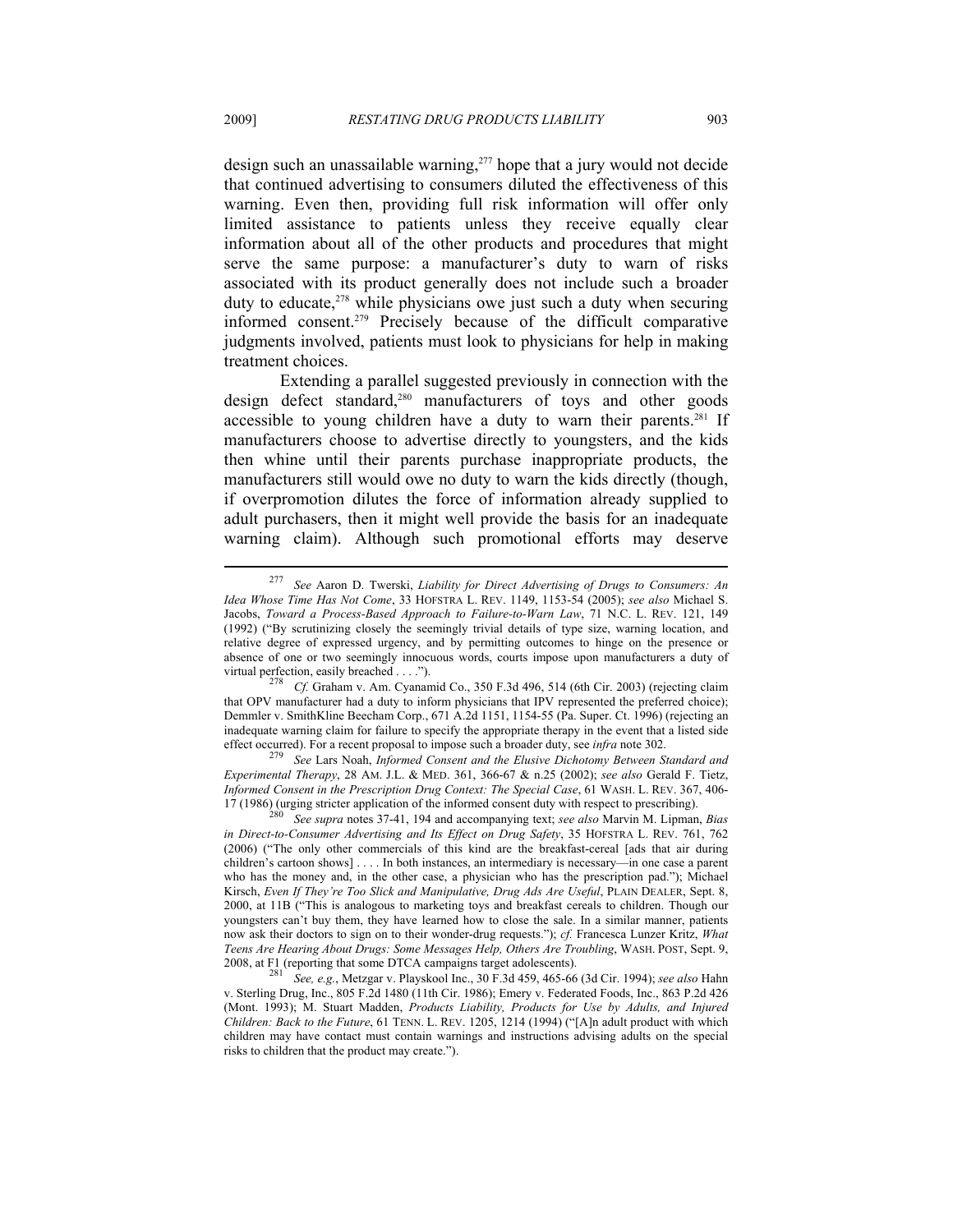design such an unassailable warning,[277] hope that a jury would not decide that continued advertising to consumers diluted the effectiveness of this warning. Even then, providing full risk information will offer only limited assistance to patients unless they receive equally clear information about all of the other products and procedures that might serve the same purpose: a manufacturer's duty to warn of risks associated with its product generally does not include such a broader duty to educate,[278] while physicians owe just such a duty when securing informed consent.[279] Precisely because of the difficult comparative judgments involved, patients must look to physicians for help in making treatment choices.

Extending a parallel suggested previously in connection with the design defect standard,[280] manufacturers of toys and other goods accessible to young children have a duty to warn their parents.[281] If manufacturers choose to advertise directly to youngsters, and the kids then whine until their parents purchase inappropriate products, the manufacturers still would owe no duty to warn the kids directly (though, if overpromotion dilutes the force of information already supplied to adult purchasers, then it might well provide the basis for an inadequate warning claim). Although such promotional efforts may deserve

---

[277] *See* Aaron D. Twerski, *Liability for Direct Advertising of Drugs to Consumers: An Idea Whose Time Has Not Come*, 33 HOFSTRA L. REV. 1149, 1153-54 (2005); *see also* Michael S. Jacobs, *Toward a Process-Based Approach to Failure-to-Warn Law*, 71 N.C. L. REV. 121, 149 (1992) ("By scrutinizing closely the seemingly trivial details of type size, warning location, and relative degree of expressed urgency, and by permitting outcomes to hinge on the presence or absence of one or two seemingly innocuous words, courts impose upon manufacturers a duty of virtual perfection, easily breached . . . .").

[278] *Cf.* Graham v. Am. Cyanamid Co., 350 F.3d 496, 514 (6th Cir. 2003) (rejecting claim that OPV manufacturer had a duty to inform physicians that IPV represented the preferred choice); Demmler v. SmithKline Beecham Corp., 671 A.2d 1151, 1154-55 (Pa. Super. Ct. 1996) (rejecting an inadequate warning claim for failure to specify the appropriate therapy in the event that a listed side effect occurred). For a recent proposal to impose such a broader duty, see *infra* note 302.

[279] *See* Lars Noah, *Informed Consent and the Elusive Dichotomy Between Standard and Experimental Therapy*, 28 AM. J.L. & MED. 361, 366-67 & n.25 (2002); *see also* Gerald F. Tietz, *Informed Consent in the Prescription Drug Context: The Special Case*, 61 WASH. L. REV. 367, 406-17 (1986) (urging stricter application of the informed consent duty with respect to prescribing).

[280] *See supra* notes 37-41, 194 and accompanying text; *see also* Marvin M. Lipman, *Bias in Direct-to-Consumer Advertising and Its Effect on Drug Safety*, 35 HOFSTRA L. REV. 761, 762 (2006) ("The only other commercials of this kind are the breakfast-cereal [ads that air during children's cartoon shows] . . . . In both instances, an intermediary is necessary—in one case a parent who has the money and, in the other case, a physician who has the prescription pad."); Michael Kirsch, *Even If They're Too Slick and Manipulative, Drug Ads Are Useful*, PLAIN DEALER, Sept. 8, 2000, at 11B ("This is analogous to marketing toys and breakfast cereals to children. Though our youngsters can't buy them, they have learned how to close the sale. In a similar manner, patients now ask their doctors to sign on to their wonder-drug requests."); *cf.* Francesca Lunzer Kritz, *What Teens Are Hearing About Drugs: Some Messages Help, Others Are Troubling*, WASH. POST, Sept. 9, 2008, at F1 (reporting that some DTCA campaigns target adolescents).

[281] *See, e.g.*, Metzgar v. Playskool Inc., 30 F.3d 459, 465-66 (3d Cir. 1994); *see also* Hahn v. Sterling Drug, Inc., 805 F.2d 1480 (11th Cir. 1986); Emery v. Federated Foods, Inc., 863 P.2d 426 (Mont. 1993); M. Stuart Madden, *Products Liability, Products for Use by Adults, and Injured Children: Back to the Future*, 61 TENN. L. REV. 1205, 1214 (1994) ("[A]n adult product with which children may have contact must contain warnings and instructions advising adults on the special risks to children that the product may create.").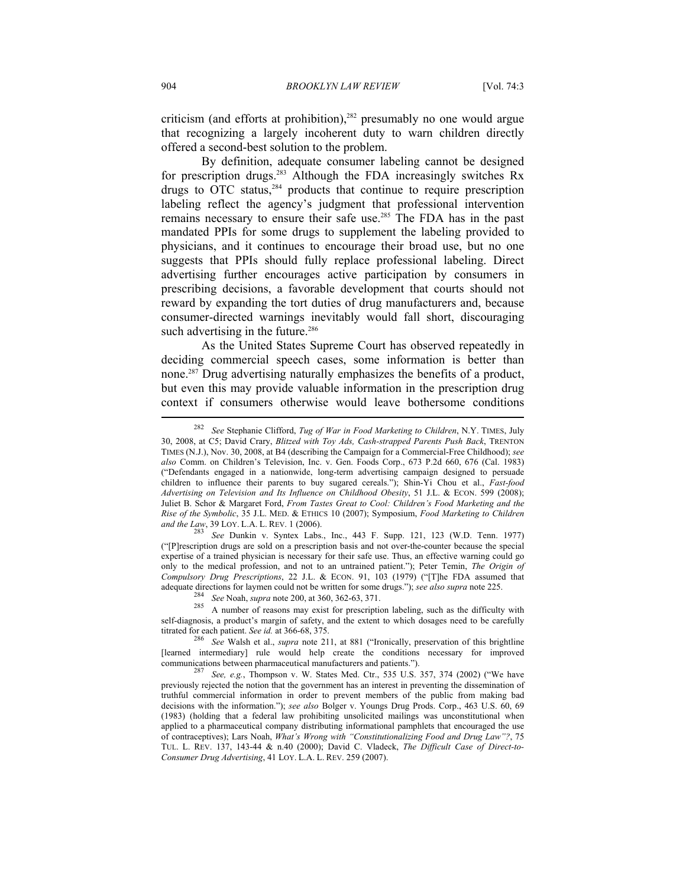criticism (and efforts at prohibition),[282] presumably no one would argue that recognizing a largely incoherent duty to warn children directly offered a second-best solution to the problem.

By definition, adequate consumer labeling cannot be designed for prescription drugs.[283] Although the FDA increasingly switches Rx drugs to OTC status,[284] products that continue to require prescription labeling reflect the agency's judgment that professional intervention remains necessary to ensure their safe use.[285] The FDA has in the past mandated PPIs for some drugs to supplement the labeling provided to physicians, and it continues to encourage their broad use, but no one suggests that PPIs should fully replace professional labeling. Direct advertising further encourages active participation by consumers in prescribing decisions, a favorable development that courts should not reward by expanding the tort duties of drug manufacturers and, because consumer-directed warnings inevitably would fall short, discouraging such advertising in the future.[286]

As the United States Supreme Court has observed repeatedly in deciding commercial speech cases, some information is better than none.[287] Drug advertising naturally emphasizes the benefits of a product, but even this may provide valuable information in the prescription drug context if consumers otherwise would leave bothersome conditions

---

[282] *See* Stephanie Clifford, *Tug of War in Food Marketing to Children*, N.Y. TIMES, July 30, 2008, at C5; David Crary, *Blitzed with Toy Ads, Cash-strapped Parents Push Back*, TRENTON TIMES (N.J.), Nov. 30, 2008, at B4 (describing the Campaign for a Commercial-Free Childhood); *see also* Comm. on Children's Television, Inc. v. Gen. Foods Corp., 673 P.2d 660, 676 (Cal. 1983) ("Defendants engaged in a nationwide, long-term advertising campaign designed to persuade children to influence their parents to buy sugared cereals."); Shin-Yi Chou et al., *Fast-food Advertising on Television and Its Influence on Childhood Obesity*, 51 J.L. & ECON. 599 (2008); Juliet B. Schor & Margaret Ford, *From Tastes Great to Cool: Children's Food Marketing and the Rise of the Symbolic*, 35 J.L. MED. & ETHICS 10 (2007); Symposium, *Food Marketing to Children and the Law*, 39 LOY. L.A. L. REV. 1 (2006).

[283] *See* Dunkin v. Syntex Labs., Inc., 443 F. Supp. 121, 123 (W.D. Tenn. 1977) ("[P]rescription drugs are sold on a prescription basis and not over-the-counter because the special expertise of a trained physician is necessary for their safe use. Thus, an effective warning could go only to the medical profession, and not to an untrained patient."); Peter Temin, *The Origin of Compulsory Drug Prescriptions*, 22 J.L. & ECON. 91, 103 (1979) ("[T]he FDA assumed that adequate directions for laymen could not be written for some drugs."); *see also supra* note 225.

[284] *See* Noah, *supra* note 200, at 360, 362-63, 371.

[285] A number of reasons may exist for prescription labeling, such as the difficulty with self-diagnosis, a product's margin of safety, and the extent to which dosages need to be carefully titrated for each patient. *See id.* at 366-68, 375.

[286] *See* Walsh et al., *supra* note 211, at 881 ("Ironically, preservation of this brightline [learned intermediary] rule would help create the conditions necessary for improved communications between pharmaceutical manufacturers and patients.").

[287] *See, e.g.*, Thompson v. W. States Med. Ctr., 535 U.S. 357, 374 (2002) ("We have previously rejected the notion that the government has an interest in preventing the dissemination of truthful commercial information in order to prevent members of the public from making bad decisions with the information."); *see also* Bolger v. Youngs Drug Prods. Corp., 463 U.S. 60, 69 (1983) (holding that a federal law prohibiting unsolicited mailings was unconstitutional when applied to a pharmaceutical company distributing informational pamphlets that encouraged the use of contraceptives); Lars Noah, *What's Wrong with "Constitutionalizing Food and Drug Law"?*, 75 TUL. L. REV. 137, 143-44 & n.40 (2000); David C. Vladeck, *The Difficult Case of Direct-to-Consumer Drug Advertising*, 41 LOY. L.A. L. REV. 259 (2007).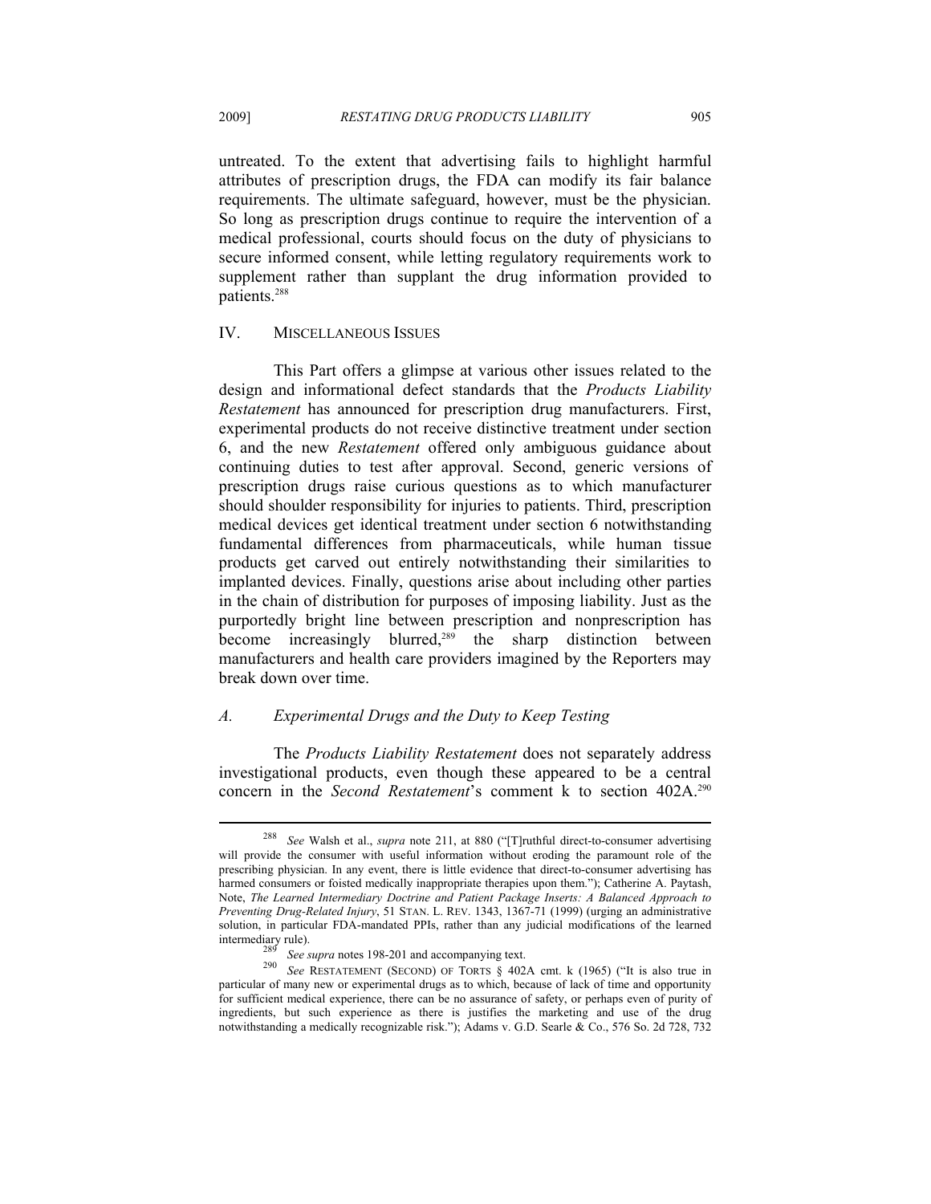untreated. To the extent that advertising fails to highlight harmful attributes of prescription drugs, the FDA can modify its fair balance requirements. The ultimate safeguard, however, must be the physician. So long as prescription drugs continue to require the intervention of a medical professional, courts should focus on the duty of physicians to secure informed consent, while letting regulatory requirements work to supplement rather than supplant the drug information provided to patients.[288]

## IV. MISCELLANEOUS ISSUES

This Part offers a glimpse at various other issues related to the design and informational defect standards that the *Products Liability Restatement* has announced for prescription drug manufacturers. First, experimental products do not receive distinctive treatment under section 6, and the new *Restatement* offered only ambiguous guidance about continuing duties to test after approval. Second, generic versions of prescription drugs raise curious questions as to which manufacturer should shoulder responsibility for injuries to patients. Third, prescription medical devices get identical treatment under section 6 notwithstanding fundamental differences from pharmaceuticals, while human tissue products get carved out entirely notwithstanding their similarities to implanted devices. Finally, questions arise about including other parties in the chain of distribution for purposes of imposing liability. Just as the purportedly bright line between prescription and nonprescription has become increasingly blurred,[289] the sharp distinction between manufacturers and health care providers imagined by the Reporters may break down over time.

### *A. Experimental Drugs and the Duty to Keep Testing*

The *Products Liability Restatement* does not separately address investigational products, even though these appeared to be a central concern in the *Second Restatement*'s comment k to section 402A.[290]

---

[288] *See* Walsh et al., *supra* note 211, at 880 ("[T]ruthful direct-to-consumer advertising will provide the consumer with useful information without eroding the paramount role of the prescribing physician. In any event, there is little evidence that direct-to-consumer advertising has harmed consumers or foisted medically inappropriate therapies upon them."); Catherine A. Paytash, Note, *The Learned Intermediary Doctrine and Patient Package Inserts: A Balanced Approach to Preventing Drug-Related Injury*, 51 STAN. L. REV. 1343, 1367-71 (1999) (urging an administrative solution, in particular FDA-mandated PPIs, rather than any judicial modifications of the learned intermediary rule).

[289] *See supra* notes 198-201 and accompanying text.

[290] *See* RESTATEMENT (SECOND) OF TORTS § 402A cmt. k (1965) ("It is also true in particular of many new or experimental drugs as to which, because of lack of time and opportunity for sufficient medical experience, there can be no assurance of safety, or perhaps even of purity of ingredients, but such experience as there is justifies the marketing and use of the drug notwithstanding a medically recognizable risk."); Adams v. G.D. Searle & Co., 576 So. 2d 728, 732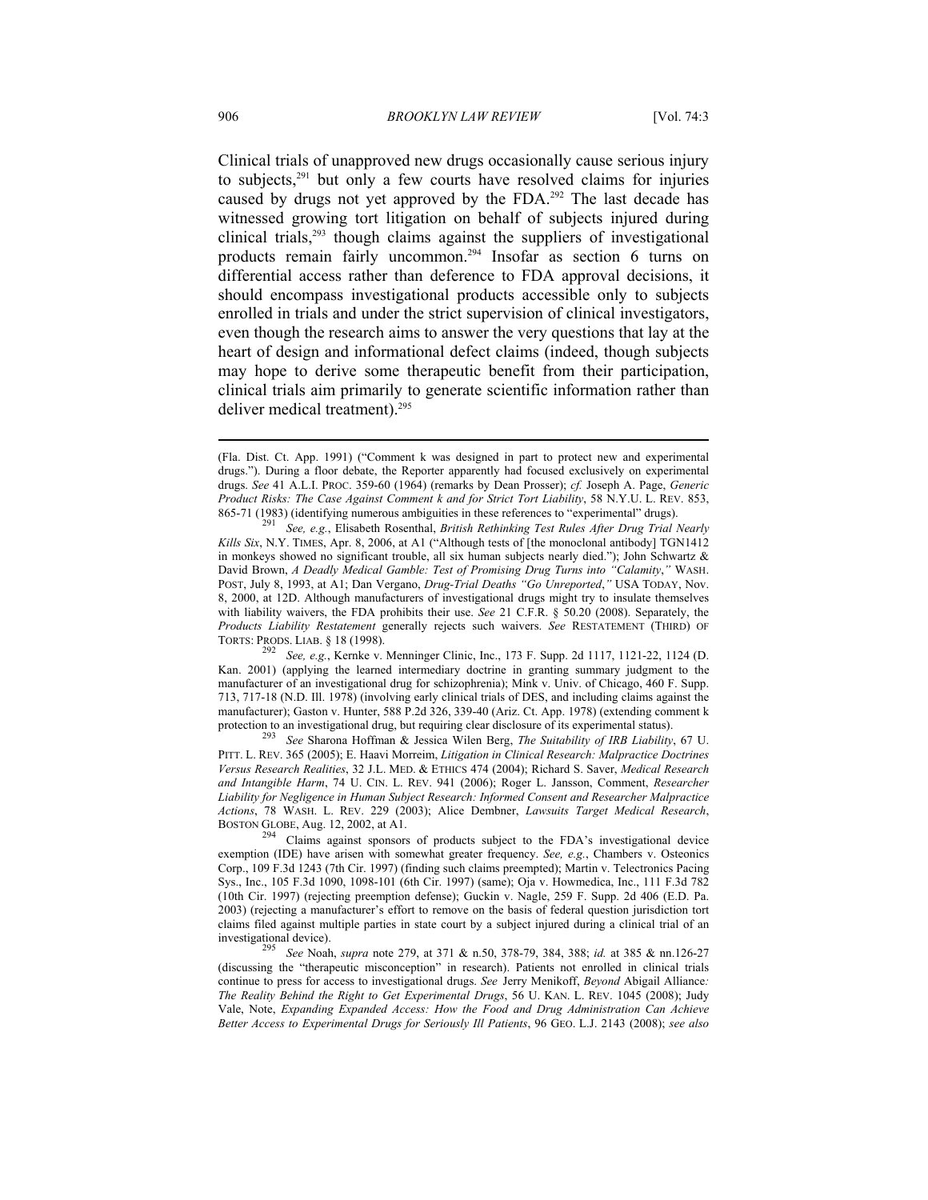Clinical trials of unapproved new drugs occasionally cause serious injury to subjects,[291] but only a few courts have resolved claims for injuries caused by drugs not yet approved by the FDA.[292] The last decade has witnessed growing tort litigation on behalf of subjects injured during clinical trials,[293] though claims against the suppliers of investigational products remain fairly uncommon.[294] Insofar as section 6 turns on differential access rather than deference to FDA approval decisions, it should encompass investigational products accessible only to subjects enrolled in trials and under the strict supervision of clinical investigators, even though the research aims to answer the very questions that lay at the heart of design and informational defect claims (indeed, though subjects may hope to derive some therapeutic benefit from their participation, clinical trials aim primarily to generate scientific information rather than deliver medical treatment).[295]

---

(Fla. Dist. Ct. App. 1991) ("Comment k was designed in part to protect new and experimental drugs."). During a floor debate, the Reporter apparently had focused exclusively on experimental drugs. *See* 41 A.L.I. PROC. 359-60 (1964) (remarks by Dean Prosser); *cf.* Joseph A. Page, *Generic Product Risks: The Case Against Comment k and for Strict Tort Liability*, 58 N.Y.U. L. REV. 853, 865-71 (1983) (identifying numerous ambiguities in these references to "experimental" drugs).

[291] *See, e.g.*, Elisabeth Rosenthal, *British Rethinking Test Rules After Drug Trial Nearly Kills Six*, N.Y. TIMES, Apr. 8, 2006, at A1 ("Although tests of [the monoclonal antibody] TGN1412 in monkeys showed no significant trouble, all six human subjects nearly died."); John Schwartz & David Brown, *A Deadly Medical Gamble: Test of Promising Drug Turns into "Calamity*,*"* WASH. POST, July 8, 1993, at A1; Dan Vergano, *Drug-Trial Deaths "Go Unreported*,*"* USA TODAY, Nov. 8, 2000, at 12D. Although manufacturers of investigational drugs might try to insulate themselves with liability waivers, the FDA prohibits their use. *See* 21 C.F.R. § 50.20 (2008). Separately, the *Products Liability Restatement* generally rejects such waivers. *See* RESTATEMENT (THIRD) OF TORTS: PRODS. LIAB. § 18 (1998).

[292] *See, e.g.*, Kernke v. Menninger Clinic, Inc., 173 F. Supp. 2d 1117, 1121-22, 1124 (D. Kan. 2001) (applying the learned intermediary doctrine in granting summary judgment to the manufacturer of an investigational drug for schizophrenia); Mink v. Univ. of Chicago, 460 F. Supp. 713, 717-18 (N.D. Ill. 1978) (involving early clinical trials of DES, and including claims against the manufacturer); Gaston v. Hunter, 588 P.2d 326, 339-40 (Ariz. Ct. App. 1978) (extending comment k protection to an investigational drug, but requiring clear disclosure of its experimental status).

[293] *See* Sharona Hoffman & Jessica Wilen Berg, *The Suitability of IRB Liability*, 67 U. PITT. L. REV. 365 (2005); E. Haavi Morreim, *Litigation in Clinical Research: Malpractice Doctrines Versus Research Realities*, 32 J.L. MED. & ETHICS 474 (2004); Richard S. Saver, *Medical Research and Intangible Harm*, 74 U. CIN. L. REV. 941 (2006); Roger L. Jansson, Comment, *Researcher Liability for Negligence in Human Subject Research: Informed Consent and Researcher Malpractice Actions*, 78 WASH. L. REV. 229 (2003); Alice Dembner, *Lawsuits Target Medical Research*, BOSTON GLOBE, Aug. 12, 2002, at A1.

[294] Claims against sponsors of products subject to the FDA's investigational device exemption (IDE) have arisen with somewhat greater frequency. *See, e.g.*, Chambers v. Osteonics Corp., 109 F.3d 1243 (7th Cir. 1997) (finding such claims preempted); Martin v. Telectronics Pacing Sys., Inc., 105 F.3d 1090, 1098-101 (6th Cir. 1997) (same); Oja v. Howmedica, Inc., 111 F.3d 782 (10th Cir. 1997) (rejecting preemption defense); Guckin v. Nagle, 259 F. Supp. 2d 406 (E.D. Pa. 2003) (rejecting a manufacturer's effort to remove on the basis of federal question jurisdiction tort claims filed against multiple parties in state court by a subject injured during a clinical trial of an investigational device).

[295] *See* Noah, *supra* note 279, at 371 & n.50, 378-79, 384, 388; *id.* at 385 & nn.126-27 (discussing the "therapeutic misconception" in research). Patients not enrolled in clinical trials continue to press for access to investigational drugs. *See* Jerry Menikoff, *Beyond* Abigail Alliance*: The Reality Behind the Right to Get Experimental Drugs*, 56 U. KAN. L. REV. 1045 (2008); Judy Vale, Note, *Expanding Expanded Access: How the Food and Drug Administration Can Achieve Better Access to Experimental Drugs for Seriously Ill Patients*, 96 GEO. L.J. 2143 (2008); *see also*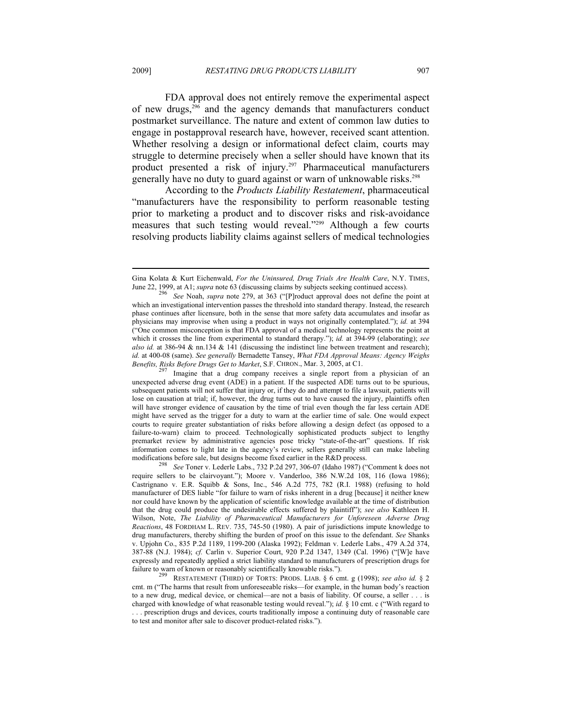FDA approval does not entirely remove the experimental aspect of new drugs,[296] and the agency demands that manufacturers conduct postmarket surveillance. The nature and extent of common law duties to engage in postapproval research have, however, received scant attention. Whether resolving a design or informational defect claim, courts may struggle to determine precisely when a seller should have known that its product presented a risk of injury.[297] Pharmaceutical manufacturers generally have no duty to guard against or warn of unknowable risks.[298]

According to the *Products Liability Restatement*, pharmaceutical "manufacturers have the responsibility to perform reasonable testing prior to marketing a product and to discover risks and risk-avoidance measures that such testing would reveal."[299] Although a few courts resolving products liability claims against sellers of medical technologies

---

Gina Kolata & Kurt Eichenwald, *For the Uninsured, Drug Trials Are Health Care*, N.Y. TIMES, June 22, 1999, at A1; *supra* note 63 (discussing claims by subjects seeking continued access).

[296] *See* Noah, *supra* note 279, at 363 ("[P]roduct approval does not define the point at which an investigational intervention passes the threshold into standard therapy. Instead, the research phase continues after licensure, both in the sense that more safety data accumulates and insofar as physicians may improvise when using a product in ways not originally contemplated."); *id.* at 394 ("One common misconception is that FDA approval of a medical technology represents the point at which it crosses the line from experimental to standard therapy."); *id.* at 394-99 (elaborating); *see also id.* at 386-94 & nn.134 & 141 (discussing the indistinct line between treatment and research); *id.* at 400-08 (same). *See generally* Bernadette Tansey, *What FDA Approval Means: Agency Weighs Benefits, Risks Before Drugs Get to Market*, S.F. CHRON., Mar. 3, 2005, at C1.

[297] Imagine that a drug company receives a single report from a physician of an unexpected adverse drug event (ADE) in a patient. If the suspected ADE turns out to be spurious, subsequent patients will not suffer that injury or, if they do and attempt to file a lawsuit, patients will lose on causation at trial; if, however, the drug turns out to have caused the injury, plaintiffs often will have stronger evidence of causation by the time of trial even though the far less certain ADE might have served as the trigger for a duty to warn at the earlier time of sale. One would expect courts to require greater substantiation of risks before allowing a design defect (as opposed to a failure-to-warn) claim to proceed. Technologically sophisticated products subject to lengthy premarket review by administrative agencies pose tricky "state-of-the-art" questions. If risk information comes to light late in the agency's review, sellers generally still can make labeling modifications before sale, but designs become fixed earlier in the R&D process.

[298] *See* Toner v. Lederle Labs., 732 P.2d 297, 306-07 (Idaho 1987) ("Comment k does not require sellers to be clairvoyant."); Moore v. Vanderloo, 386 N.W.2d 108, 116 (Iowa 1986); Castrignano v. E.R. Squibb & Sons, Inc., 546 A.2d 775, 782 (R.I. 1988) (refusing to hold manufacturer of DES liable "for failure to warn of risks inherent in a drug [because] it neither knew nor could have known by the application of scientific knowledge available at the time of distribution that the drug could produce the undesirable effects suffered by plaintiff"); *see also* Kathleen H. Wilson, Note, *The Liability of Pharmaceutical Manufacturers for Unforeseen Adverse Drug Reactions*, 48 FORDHAM L. REV. 735, 745-50 (1980). A pair of jurisdictions impute knowledge to drug manufacturers, thereby shifting the burden of proof on this issue to the defendant. *See* Shanks v. Upjohn Co., 835 P.2d 1189, 1199-200 (Alaska 1992); Feldman v. Lederle Labs., 479 A.2d 374, 387-88 (N.J. 1984); *cf.* Carlin v. Superior Court, 920 P.2d 1347, 1349 (Cal. 1996) ("[W]e have expressly and repeatedly applied a strict liability standard to manufacturers of prescription drugs for failure to warn of known or reasonably scientifically knowable risks.").

[299] RESTATEMENT (THIRD) OF TORTS: PRODS. LIAB. § 6 cmt. g (1998); *see also id.* § 2 cmt. m ("The harms that result from unforeseeable risks—for example, in the human body's reaction to a new drug, medical device, or chemical—are not a basis of liability. Of course, a seller . . . is charged with knowledge of what reasonable testing would reveal."); *id.* § 10 cmt. c ("With regard to . . . prescription drugs and devices, courts traditionally impose a continuing duty of reasonable care to test and monitor after sale to discover product-related risks.").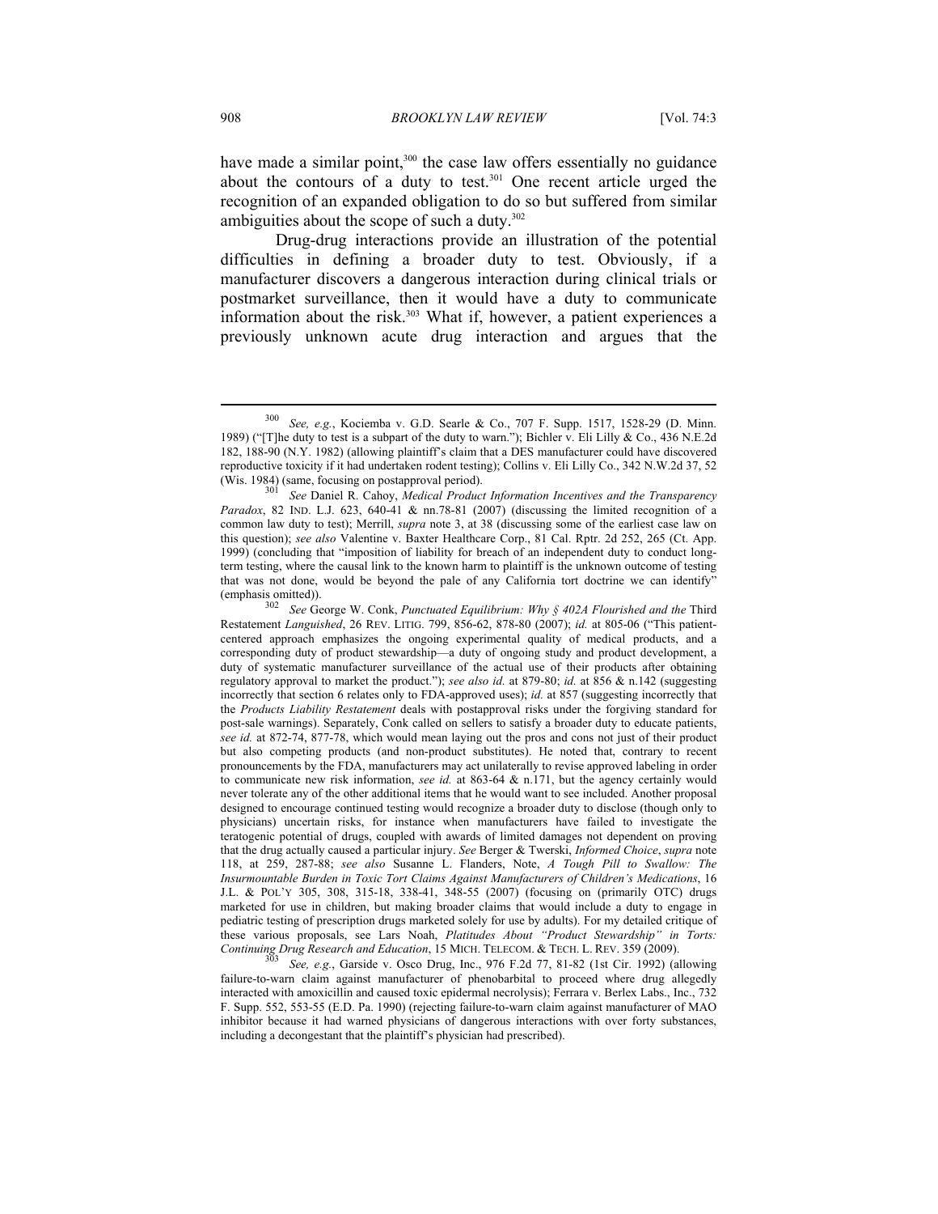have made a similar point,[300] the case law offers essentially no guidance about the contours of a duty to test.[301] One recent article urged the recognition of an expanded obligation to do so but suffered from similar ambiguities about the scope of such a duty.[302]

Drug-drug interactions provide an illustration of the potential difficulties in defining a broader duty to test. Obviously, if a manufacturer discovers a dangerous interaction during clinical trials or postmarket surveillance, then it would have a duty to communicate information about the risk.[303] What if, however, a patient experiences a previously unknown acute drug interaction and argues that the

---

[300] *See, e.g.*, Kociemba v. G.D. Searle & Co., 707 F. Supp. 1517, 1528-29 (D. Minn. 1989) ("[T]he duty to test is a subpart of the duty to warn."); Bichler v. Eli Lilly & Co., 436 N.E.2d 182, 188-90 (N.Y. 1982) (allowing plaintiff's claim that a DES manufacturer could have discovered reproductive toxicity if it had undertaken rodent testing); Collins v. Eli Lilly Co., 342 N.W.2d 37, 52 (Wis. 1984) (same, focusing on postapproval period).

[301] *See* Daniel R. Cahoy, *Medical Product Information Incentives and the Transparency Paradox*, 82 IND. L.J. 623, 640-41 & nn.78-81 (2007) (discussing the limited recognition of a common law duty to test); Merrill, *supra* note 3, at 38 (discussing some of the earliest case law on this question); *see also* Valentine v. Baxter Healthcare Corp., 81 Cal. Rptr. 2d 252, 265 (Ct. App. 1999) (concluding that "imposition of liability for breach of an independent duty to conduct long-term testing, where the causal link to the known harm to plaintiff is the unknown outcome of testing that was not done, would be beyond the pale of any California tort doctrine we can identify" (emphasis omitted)).

[302] *See* George W. Conk, *Punctuated Equilibrium: Why § 402A Flourished and the* Third Restatement *Languished*, 26 REV. LITIG. 799, 856-62, 878-80 (2007); *id.* at 805-06 ("This patient-centered approach emphasizes the ongoing experimental quality of medical products, and a corresponding duty of product stewardship—a duty of ongoing study and product development, a duty of systematic manufacturer surveillance of the actual use of their products after obtaining regulatory approval to market the product."); *see also id.* at 879-80; *id.* at 856 & n.142 (suggesting incorrectly that section 6 relates only to FDA-approved uses); *id.* at 857 (suggesting incorrectly that the *Products Liability Restatement* deals with postapproval risks under the forgiving standard for post-sale warnings). Separately, Conk called on sellers to satisfy a broader duty to educate patients, *see id.* at 872-74, 877-78, which would mean laying out the pros and cons not just of their product but also competing products (and non-product substitutes). He noted that, contrary to recent pronouncements by the FDA, manufacturers may act unilaterally to revise approved labeling in order to communicate new risk information, *see id.* at 863-64 & n.171, but the agency certainly would never tolerate any of the other additional items that he would want to see included. Another proposal designed to encourage continued testing would recognize a broader duty to disclose (though only to physicians) uncertain risks, for instance when manufacturers have failed to investigate the teratogenic potential of drugs, coupled with awards of limited damages not dependent on proving that the drug actually caused a particular injury. *See* Berger & Twerski, *Informed Choice*, *supra* note 118, at 259, 287-88; *see also* Susanne L. Flanders, Note, *A Tough Pill to Swallow: The Insurmountable Burden in Toxic Tort Claims Against Manufacturers of Children's Medications*, 16 J.L. & POL'Y 305, 308, 315-18, 338-41, 348-55 (2007) (focusing on (primarily OTC) drugs marketed for use in children, but making broader claims that would include a duty to engage in pediatric testing of prescription drugs marketed solely for use by adults). For my detailed critique of these various proposals, see Lars Noah, *Platitudes About "Product Stewardship" in Torts: Continuing Drug Research and Education*, 15 MICH. TELECOM. & TECH. L. REV. 359 (2009).

[303] *See, e.g.*, Garside v. Osco Drug, Inc., 976 F.2d 77, 81-82 (1st Cir. 1992) (allowing failure-to-warn claim against manufacturer of phenobarbital to proceed where drug allegedly interacted with amoxicillin and caused toxic epidermal necrolysis); Ferrara v. Berlex Labs., Inc., 732 F. Supp. 552, 553-55 (E.D. Pa. 1990) (rejecting failure-to-warn claim against manufacturer of MAO inhibitor because it had warned physicians of dangerous interactions with over forty substances, including a decongestant that the plaintiff's physician had prescribed).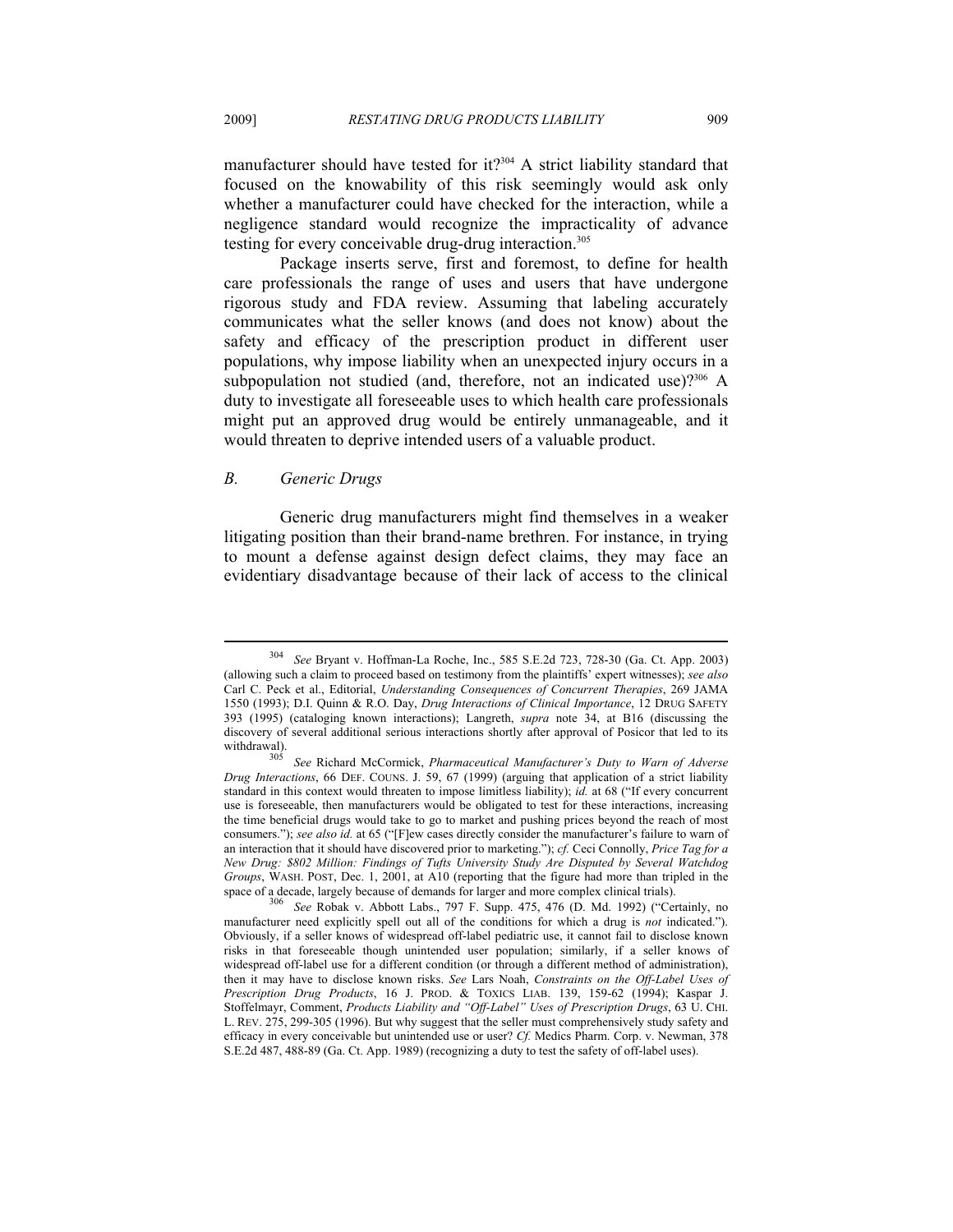manufacturer should have tested for it?[304] A strict liability standard that focused on the knowability of this risk seemingly would ask only whether a manufacturer could have checked for the interaction, while a negligence standard would recognize the impracticality of advance testing for every conceivable drug-drug interaction.[305]

Package inserts serve, first and foremost, to define for health care professionals the range of uses and users that have undergone rigorous study and FDA review. Assuming that labeling accurately communicates what the seller knows (and does not know) about the safety and efficacy of the prescription product in different user populations, why impose liability when an unexpected injury occurs in a subpopulation not studied (and, therefore, not an indicated use)?[306] A duty to investigate all foreseeable uses to which health care professionals might put an approved drug would be entirely unmanageable, and it would threaten to deprive intended users of a valuable product.

### *B. Generic Drugs*

Generic drug manufacturers might find themselves in a weaker litigating position than their brand-name brethren. For instance, in trying to mount a defense against design defect claims, they may face an evidentiary disadvantage because of their lack of access to the clinical

---

[304] *See* Bryant v. Hoffman-La Roche, Inc., 585 S.E.2d 723, 728-30 (Ga. Ct. App. 2003) (allowing such a claim to proceed based on testimony from the plaintiffs' expert witnesses); *see also* Carl C. Peck et al., Editorial, *Understanding Consequences of Concurrent Therapies*, 269 JAMA 1550 (1993); D.I. Quinn & R.O. Day, *Drug Interactions of Clinical Importance*, 12 DRUG SAFETY 393 (1995) (cataloging known interactions); Langreth, *supra* note 34, at B16 (discussing the discovery of several additional serious interactions shortly after approval of Posicor that led to its withdrawal).

[305] *See* Richard McCormick, *Pharmaceutical Manufacturer's Duty to Warn of Adverse Drug Interactions*, 66 DEF. COUNS. J. 59, 67 (1999) (arguing that application of a strict liability standard in this context would threaten to impose limitless liability); *id.* at 68 ("If every concurrent use is foreseeable, then manufacturers would be obligated to test for these interactions, increasing the time beneficial drugs would take to go to market and pushing prices beyond the reach of most consumers."); *see also id.* at 65 ("[F]ew cases directly consider the manufacturer's failure to warn of an interaction that it should have discovered prior to marketing."); *cf.* Ceci Connolly, *Price Tag for a New Drug: $802 Million: Findings of Tufts University Study Are Disputed by Several Watchdog Groups*, WASH. POST, Dec. 1, 2001, at A10 (reporting that the figure had more than tripled in the space of a decade, largely because of demands for larger and more complex clinical trials).

[306] *See* Robak v. Abbott Labs., 797 F. Supp. 475, 476 (D. Md. 1992) ("Certainly, no manufacturer need explicitly spell out all of the conditions for which a drug is *not* indicated."). Obviously, if a seller knows of widespread off-label pediatric use, it cannot fail to disclose known risks in that foreseeable though unintended user population; similarly, if a seller knows of widespread off-label use for a different condition (or through a different method of administration), then it may have to disclose known risks. *See* Lars Noah, *Constraints on the Off-Label Uses of Prescription Drug Products*, 16 J. PROD. & TOXICS LIAB. 139, 159-62 (1994); Kaspar J. Stoffelmayr, Comment, *Products Liability and "Off-Label" Uses of Prescription Drugs*, 63 U. CHI. L. REV. 275, 299-305 (1996). But why suggest that the seller must comprehensively study safety and efficacy in every conceivable but unintended use or user? *Cf.* Medics Pharm. Corp. v. Newman, 378 S.E.2d 487, 488-89 (Ga. Ct. App. 1989) (recognizing a duty to test the safety of off-label uses).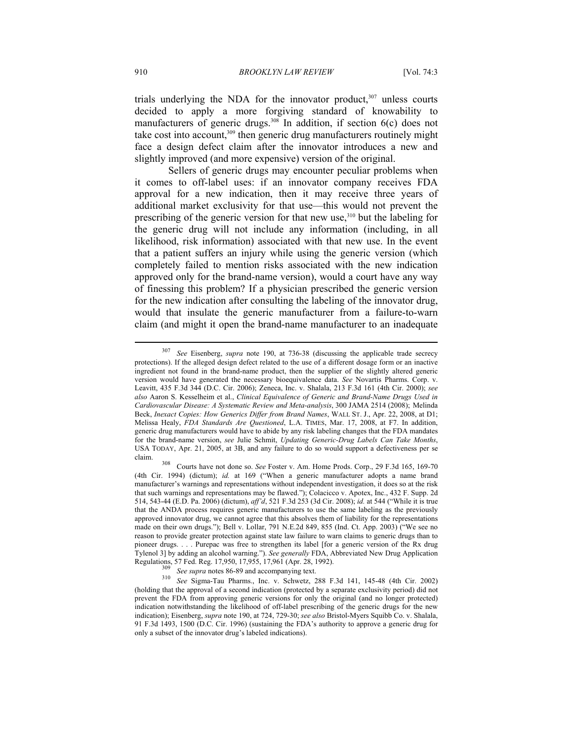trials underlying the NDA for the innovator product,[307] unless courts decided to apply a more forgiving standard of knowability to manufacturers of generic drugs.[308] In addition, if section 6(c) does not take cost into account,[309] then generic drug manufacturers routinely might face a design defect claim after the innovator introduces a new and slightly improved (and more expensive) version of the original.

Sellers of generic drugs may encounter peculiar problems when it comes to off-label uses: if an innovator company receives FDA approval for a new indication, then it may receive three years of additional market exclusivity for that use—this would not prevent the prescribing of the generic version for that new use,[310] but the labeling for the generic drug will not include any information (including, in all likelihood, risk information) associated with that new use. In the event that a patient suffers an injury while using the generic version (which completely failed to mention risks associated with the new indication approved only for the brand-name version), would a court have any way of finessing this problem? If a physician prescribed the generic version for the new indication after consulting the labeling of the innovator drug, would that insulate the generic manufacturer from a failure-to-warn claim (and might it open the brand-name manufacturer to an inadequate

---

[307] *See* Eisenberg, *supra* note 190, at 736-38 (discussing the applicable trade secrecy protections). If the alleged design defect related to the use of a different dosage form or an inactive ingredient not found in the brand-name product, then the supplier of the slightly altered generic version would have generated the necessary bioequivalence data. *See* Novartis Pharms. Corp. v. Leavitt, 435 F.3d 344 (D.C. Cir. 2006); Zeneca, Inc. v. Shalala, 213 F.3d 161 (4th Cir. 2000); *see also* Aaron S. Kesselheim et al., *Clinical Equivalence of Generic and Brand-Name Drugs Used in Cardiovascular Disease: A Systematic Review and Meta-analysis*, 300 JAMA 2514 (2008); Melinda Beck, *Inexact Copies: How Generics Differ from Brand Names*, WALL ST. J., Apr. 22, 2008, at D1; Melissa Healy, *FDA Standards Are Questioned*, L.A. TIMES, Mar. 17, 2008, at F7. In addition, generic drug manufacturers would have to abide by any risk labeling changes that the FDA mandates for the brand-name version, *see* Julie Schmit, *Updating Generic-Drug Labels Can Take Months*, USA TODAY, Apr. 21, 2005, at 3B, and any failure to do so would support a defectiveness per se claim.

[308] Courts have not done so. *See* Foster v. Am. Home Prods. Corp., 29 F.3d 165, 169-70 (4th Cir. 1994) (dictum); *id.* at 169 ("When a generic manufacturer adopts a name brand manufacturer's warnings and representations without independent investigation, it does so at the risk that such warnings and representations may be flawed."); Colacicco v. Apotex, Inc., 432 F. Supp. 2d 514, 543-44 (E.D. Pa. 2006) (dictum), *aff'd*, 521 F.3d 253 (3d Cir. 2008); *id.* at 544 ("While it is true that the ANDA process requires generic manufacturers to use the same labeling as the previously approved innovator drug, we cannot agree that this absolves them of liability for the representations made on their own drugs."); Bell v. Lollar, 791 N.E.2d 849, 855 (Ind. Ct. App. 2003) ("We see no reason to provide greater protection against state law failure to warn claims to generic drugs than to pioneer drugs. . . . Purepac was free to strengthen its label [for a generic version of the Rx drug Tylenol 3] by adding an alcohol warning."). *See generally* FDA, Abbreviated New Drug Application Regulations, 57 Fed. Reg. 17,950, 17,955, 17,961 (Apr. 28, 1992).

[309] *See supra* notes 86-89 and accompanying text.

[310] *See* Sigma-Tau Pharms., Inc. v. Schwetz, 288 F.3d 141, 145-48 (4th Cir. 2002) (holding that the approval of a second indication (protected by a separate exclusivity period) did not prevent the FDA from approving generic versions for only the original (and no longer protected) indication notwithstanding the likelihood of off-label prescribing of the generic drugs for the new indication); Eisenberg, *supra* note 190, at 724, 729-30; *see also* Bristol-Myers Squibb Co. v. Shalala, 91 F.3d 1493, 1500 (D.C. Cir. 1996) (sustaining the FDA's authority to approve a generic drug for only a subset of the innovator drug's labeled indications).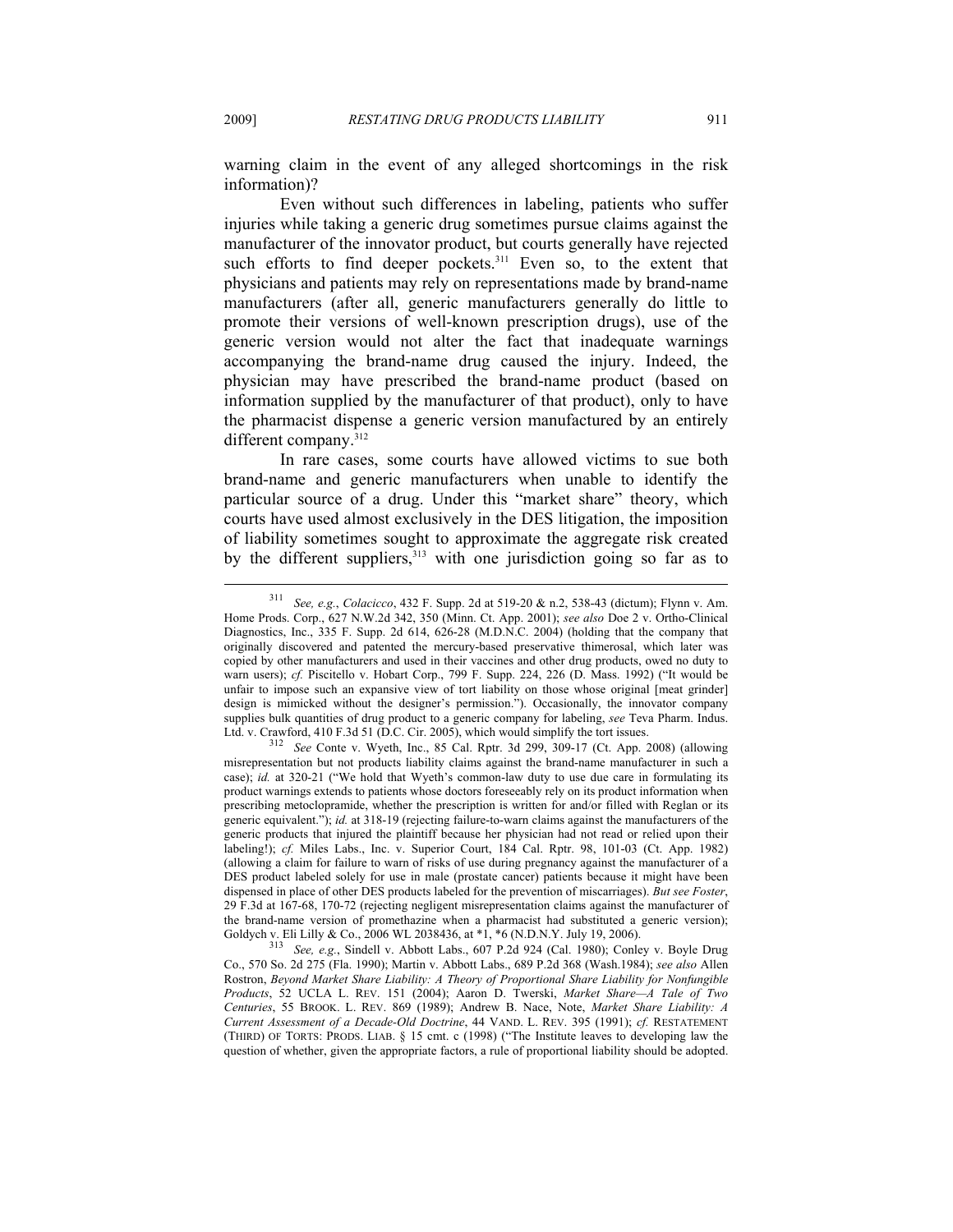warning claim in the event of any alleged shortcomings in the risk information)?

Even without such differences in labeling, patients who suffer injuries while taking a generic drug sometimes pursue claims against the manufacturer of the innovator product, but courts generally have rejected such efforts to find deeper pockets.[311] Even so, to the extent that physicians and patients may rely on representations made by brand-name manufacturers (after all, generic manufacturers generally do little to promote their versions of well-known prescription drugs), use of the generic version would not alter the fact that inadequate warnings accompanying the brand-name drug caused the injury. Indeed, the physician may have prescribed the brand-name product (based on information supplied by the manufacturer of that product), only to have the pharmacist dispense a generic version manufactured by an entirely different company.[312]

In rare cases, some courts have allowed victims to sue both brand-name and generic manufacturers when unable to identify the particular source of a drug. Under this "market share" theory, which courts have used almost exclusively in the DES litigation, the imposition of liability sometimes sought to approximate the aggregate risk created by the different suppliers,[313] with one jurisdiction going so far as to

---

[311] *See, e.g.*, *Colacicco*, 432 F. Supp. 2d at 519-20 & n.2, 538-43 (dictum); Flynn v. Am. Home Prods. Corp., 627 N.W.2d 342, 350 (Minn. Ct. App. 2001); *see also* Doe 2 v. Ortho-Clinical Diagnostics, Inc., 335 F. Supp. 2d 614, 626-28 (M.D.N.C. 2004) (holding that the company that originally discovered and patented the mercury-based preservative thimerosal, which later was copied by other manufacturers and used in their vaccines and other drug products, owed no duty to warn users); *cf.* Piscitello v. Hobart Corp., 799 F. Supp. 224, 226 (D. Mass. 1992) ("It would be unfair to impose such an expansive view of tort liability on those whose original [meat grinder] design is mimicked without the designer's permission."). Occasionally, the innovator company supplies bulk quantities of drug product to a generic company for labeling, *see* Teva Pharm. Indus. Ltd. v. Crawford, 410 F.3d 51 (D.C. Cir. 2005), which would simplify the tort issues.

[312] *See* Conte v. Wyeth, Inc., 85 Cal. Rptr. 3d 299, 309-17 (Ct. App. 2008) (allowing misrepresentation but not products liability claims against the brand-name manufacturer in such a case); *id.* at 320-21 ("We hold that Wyeth's common-law duty to use due care in formulating its product warnings extends to patients whose doctors foreseeably rely on its product information when prescribing metoclopramide, whether the prescription is written for and/or filled with Reglan or its generic equivalent."); *id.* at 318-19 (rejecting failure-to-warn claims against the manufacturers of the generic products that injured the plaintiff because her physician had not read or relied upon their labeling!); *cf.* Miles Labs., Inc. v. Superior Court, 184 Cal. Rptr. 98, 101-03 (Ct. App. 1982) (allowing a claim for failure to warn of risks of use during pregnancy against the manufacturer of a DES product labeled solely for use in male (prostate cancer) patients because it might have been dispensed in place of other DES products labeled for the prevention of miscarriages). *But see Foster*, 29 F.3d at 167-68, 170-72 (rejecting negligent misrepresentation claims against the manufacturer of the brand-name version of promethazine when a pharmacist had substituted a generic version); Goldych v. Eli Lilly & Co., 2006 WL 2038436, at *1, *6 (N.D.N.Y. July 19, 2006).

[313] *See, e.g.*, Sindell v. Abbott Labs., 607 P.2d 924 (Cal. 1980); Conley v. Boyle Drug Co., 570 So. 2d 275 (Fla. 1990); Martin v. Abbott Labs., 689 P.2d 368 (Wash.1984); *see also* Allen Rostron, *Beyond Market Share Liability: A Theory of Proportional Share Liability for Nonfungible Products*, 52 UCLA L. REV. 151 (2004); Aaron D. Twerski, *Market Share—A Tale of Two Centuries*, 55 BROOK. L. REV. 869 (1989); Andrew B. Nace, Note, *Market Share Liability: A Current Assessment of a Decade-Old Doctrine*, 44 VAND. L. REV. 395 (1991); *cf.* RESTATEMENT (THIRD) OF TORTS: PRODS. LIAB. § 15 cmt. c (1998) ("The Institute leaves to developing law the question of whether, given the appropriate factors, a rule of proportional liability should be adopted.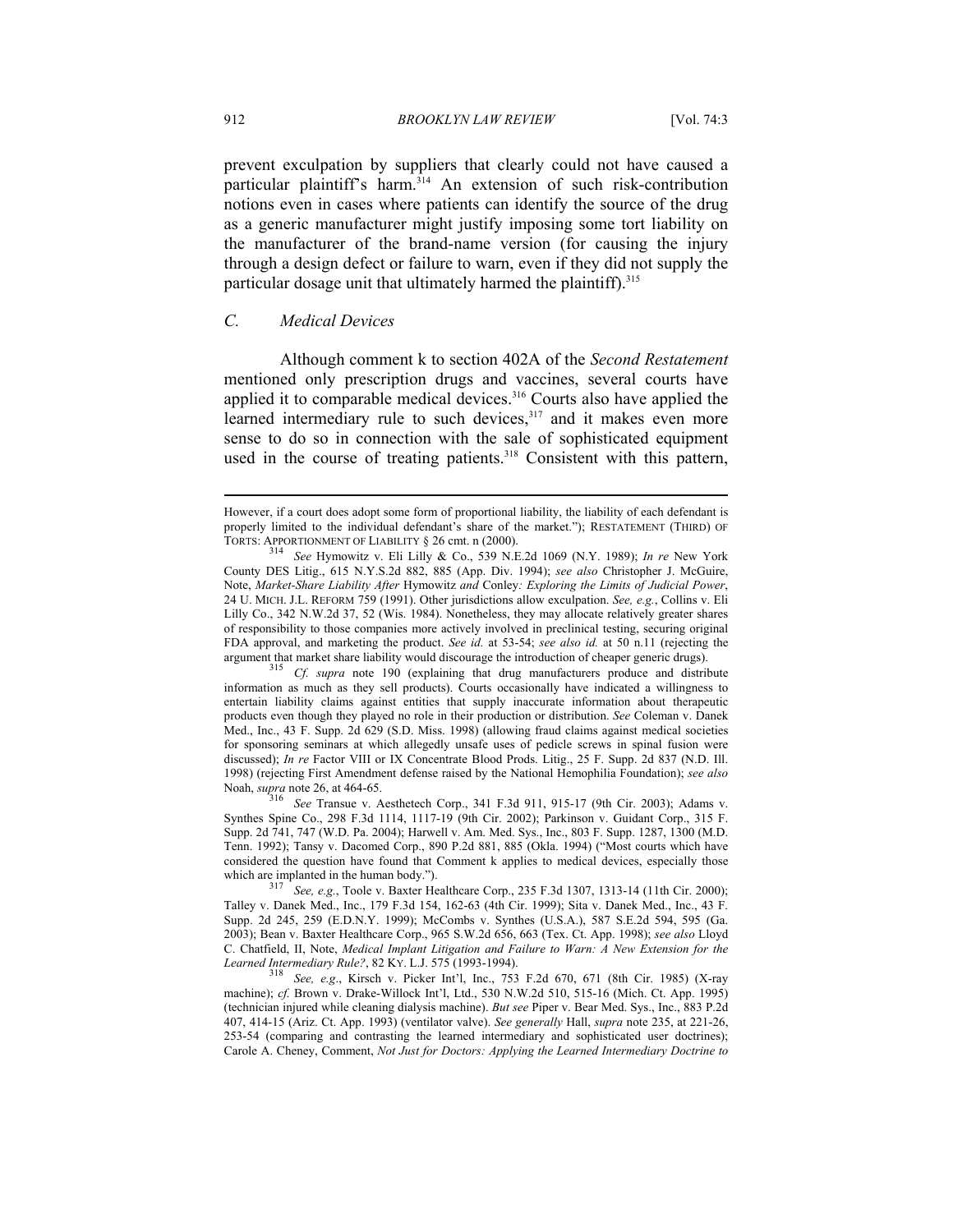prevent exculpation by suppliers that clearly could not have caused a particular plaintiff's harm.[314] An extension of such risk-contribution notions even in cases where patients can identify the source of the drug as a generic manufacturer might justify imposing some tort liability on the manufacturer of the brand-name version (for causing the injury through a design defect or failure to warn, even if they did not supply the particular dosage unit that ultimately harmed the plaintiff).[315]

### *C. Medical Devices*

Although comment k to section 402A of the *Second Restatement* mentioned only prescription drugs and vaccines, several courts have applied it to comparable medical devices.[316] Courts also have applied the learned intermediary rule to such devices,[317] and it makes even more sense to do so in connection with the sale of sophisticated equipment used in the course of treating patients.[318] Consistent with this pattern,

---

However, if a court does adopt some form of proportional liability, the liability of each defendant is properly limited to the individual defendant's share of the market."); RESTATEMENT (THIRD) OF TORTS: APPORTIONMENT OF LIABILITY § 26 cmt. n (2000).

[314] *See* Hymowitz v. Eli Lilly & Co., 539 N.E.2d 1069 (N.Y. 1989); *In re* New York County DES Litig., 615 N.Y.S.2d 882, 885 (App. Div. 1994); *see also* Christopher J. McGuire, Note, *Market-Share Liability After* Hymowitz *and* Conley*: Exploring the Limits of Judicial Power*, 24 U. MICH. J.L. REFORM 759 (1991). Other jurisdictions allow exculpation. *See, e.g.*, Collins v. Eli Lilly Co., 342 N.W.2d 37, 52 (Wis. 1984). Nonetheless, they may allocate relatively greater shares of responsibility to those companies more actively involved in preclinical testing, securing original FDA approval, and marketing the product. *See id.* at 53-54; *see also id.* at 50 n.11 (rejecting the argument that market share liability would discourage the introduction of cheaper generic drugs).

[315] *Cf. supra* note 190 (explaining that drug manufacturers produce and distribute information as much as they sell products). Courts occasionally have indicated a willingness to entertain liability claims against entities that supply inaccurate information about therapeutic products even though they played no role in their production or distribution. *See* Coleman v. Danek Med., Inc., 43 F. Supp. 2d 629 (S.D. Miss. 1998) (allowing fraud claims against medical societies for sponsoring seminars at which allegedly unsafe uses of pedicle screws in spinal fusion were discussed); *In re* Factor VIII or IX Concentrate Blood Prods. Litig., 25 F. Supp. 2d 837 (N.D. Ill. 1998) (rejecting First Amendment defense raised by the National Hemophilia Foundation); *see also* Noah, *supra* note 26, at 464-65.

[316] *See* Transue v. Aesthetech Corp., 341 F.3d 911, 915-17 (9th Cir. 2003); Adams v. Synthes Spine Co., 298 F.3d 1114, 1117-19 (9th Cir. 2002); Parkinson v. Guidant Corp., 315 F. Supp. 2d 741, 747 (W.D. Pa. 2004); Harwell v. Am. Med. Sys., Inc., 803 F. Supp. 1287, 1300 (M.D. Tenn. 1992); Tansy v. Dacomed Corp., 890 P.2d 881, 885 (Okla. 1994) ("Most courts which have considered the question have found that Comment k applies to medical devices, especially those which are implanted in the human body.").

[317] *See, e.g.*, Toole v. Baxter Healthcare Corp., 235 F.3d 1307, 1313-14 (11th Cir. 2000); Talley v. Danek Med., Inc., 179 F.3d 154, 162-63 (4th Cir. 1999); Sita v. Danek Med., Inc., 43 F. Supp. 2d 245, 259 (E.D.N.Y. 1999); McCombs v. Synthes (U.S.A.), 587 S.E.2d 594, 595 (Ga. 2003); Bean v. Baxter Healthcare Corp., 965 S.W.2d 656, 663 (Tex. Ct. App. 1998); *see also* Lloyd C. Chatfield, II, Note, *Medical Implant Litigation and Failure to Warn: A New Extension for the Learned Intermediary Rule?*, 82 KY. L.J. 575 (1993-1994).

[318] *See, e.g*., Kirsch v. Picker Int'l, Inc., 753 F.2d 670, 671 (8th Cir. 1985) (X-ray machine); *cf.* Brown v. Drake-Willock Int'l, Ltd., 530 N.W.2d 510, 515-16 (Mich. Ct. App. 1995) (technician injured while cleaning dialysis machine). *But see* Piper v. Bear Med. Sys., Inc., 883 P.2d 407, 414-15 (Ariz. Ct. App. 1993) (ventilator valve). *See generally* Hall, *supra* note 235, at 221-26, 253-54 (comparing and contrasting the learned intermediary and sophisticated user doctrines); Carole A. Cheney, Comment, *Not Just for Doctors: Applying the Learned Intermediary Doctrine to*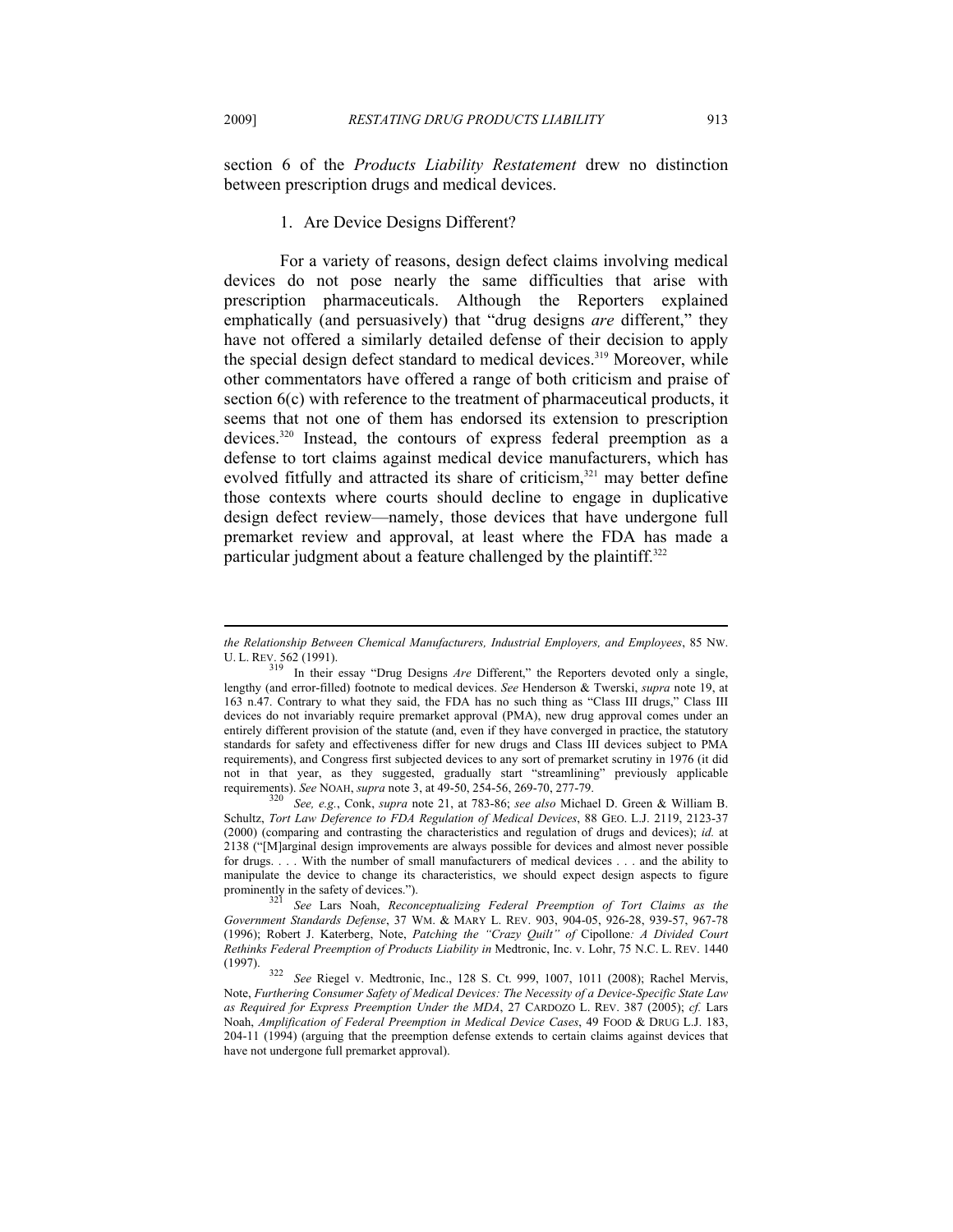section 6 of the *Products Liability Restatement* drew no distinction between prescription drugs and medical devices.

### 1. Are Device Designs Different?

For a variety of reasons, design defect claims involving medical devices do not pose nearly the same difficulties that arise with prescription pharmaceuticals. Although the Reporters explained emphatically (and persuasively) that "drug designs *are* different," they have not offered a similarly detailed defense of their decision to apply the special design defect standard to medical devices.[319] Moreover, while other commentators have offered a range of both criticism and praise of section 6(c) with reference to the treatment of pharmaceutical products, it seems that not one of them has endorsed its extension to prescription devices.[320] Instead, the contours of express federal preemption as a defense to tort claims against medical device manufacturers, which has evolved fitfully and attracted its share of criticism,[321] may better define those contexts where courts should decline to engage in duplicative design defect review—namely, those devices that have undergone full premarket review and approval, at least where the FDA has made a particular judgment about a feature challenged by the plaintiff.[322]

---

*the Relationship Between Chemical Manufacturers, Industrial Employers, and Employees*, 85 NW. U. L. REV. 562 (1991).

[319] In their essay "Drug Designs *Are* Different," the Reporters devoted only a single, lengthy (and error-filled) footnote to medical devices. *See* Henderson & Twerski, *supra* note 19, at 163 n.47. Contrary to what they said, the FDA has no such thing as "Class III drugs," Class III devices do not invariably require premarket approval (PMA), new drug approval comes under an entirely different provision of the statute (and, even if they have converged in practice, the statutory standards for safety and effectiveness differ for new drugs and Class III devices subject to PMA requirements), and Congress first subjected devices to any sort of premarket scrutiny in 1976 (it did not in that year, as they suggested, gradually start "streamlining" previously applicable requirements). *See* NOAH, *supra* note 3, at 49-50, 254-56, 269-70, 277-79.

[320] *See, e.g.*, Conk, *supra* note 21, at 783-86; *see also* Michael D. Green & William B. Schultz, *Tort Law Deference to FDA Regulation of Medical Devices*, 88 GEO. L.J. 2119, 2123-37 (2000) (comparing and contrasting the characteristics and regulation of drugs and devices); *id.* at 2138 ("[M]arginal design improvements are always possible for devices and almost never possible for drugs. . . . With the number of small manufacturers of medical devices . . . and the ability to manipulate the device to change its characteristics, we should expect design aspects to figure prominently in the safety of devices.").

[321] *See* Lars Noah, *Reconceptualizing Federal Preemption of Tort Claims as the Government Standards Defense*, 37 WM. & MARY L. REV. 903, 904-05, 926-28, 939-57, 967-78 (1996); Robert J. Katerberg, Note, *Patching the "Crazy Quilt" of* Cipollone*: A Divided Court Rethinks Federal Preemption of Products Liability in* Medtronic, Inc. v. Lohr, 75 N.C. L. REV. 1440 (1997).

[322] *See* Riegel v. Medtronic, Inc., 128 S. Ct. 999, 1007, 1011 (2008); Rachel Mervis, Note, *Furthering Consumer Safety of Medical Devices: The Necessity of a Device-Specific State Law as Required for Express Preemption Under the MDA*, 27 CARDOZO L. REV. 387 (2005); *cf.* Lars Noah, *Amplification of Federal Preemption in Medical Device Cases*, 49 FOOD & DRUG L.J. 183, 204-11 (1994) (arguing that the preemption defense extends to certain claims against devices that have not undergone full premarket approval).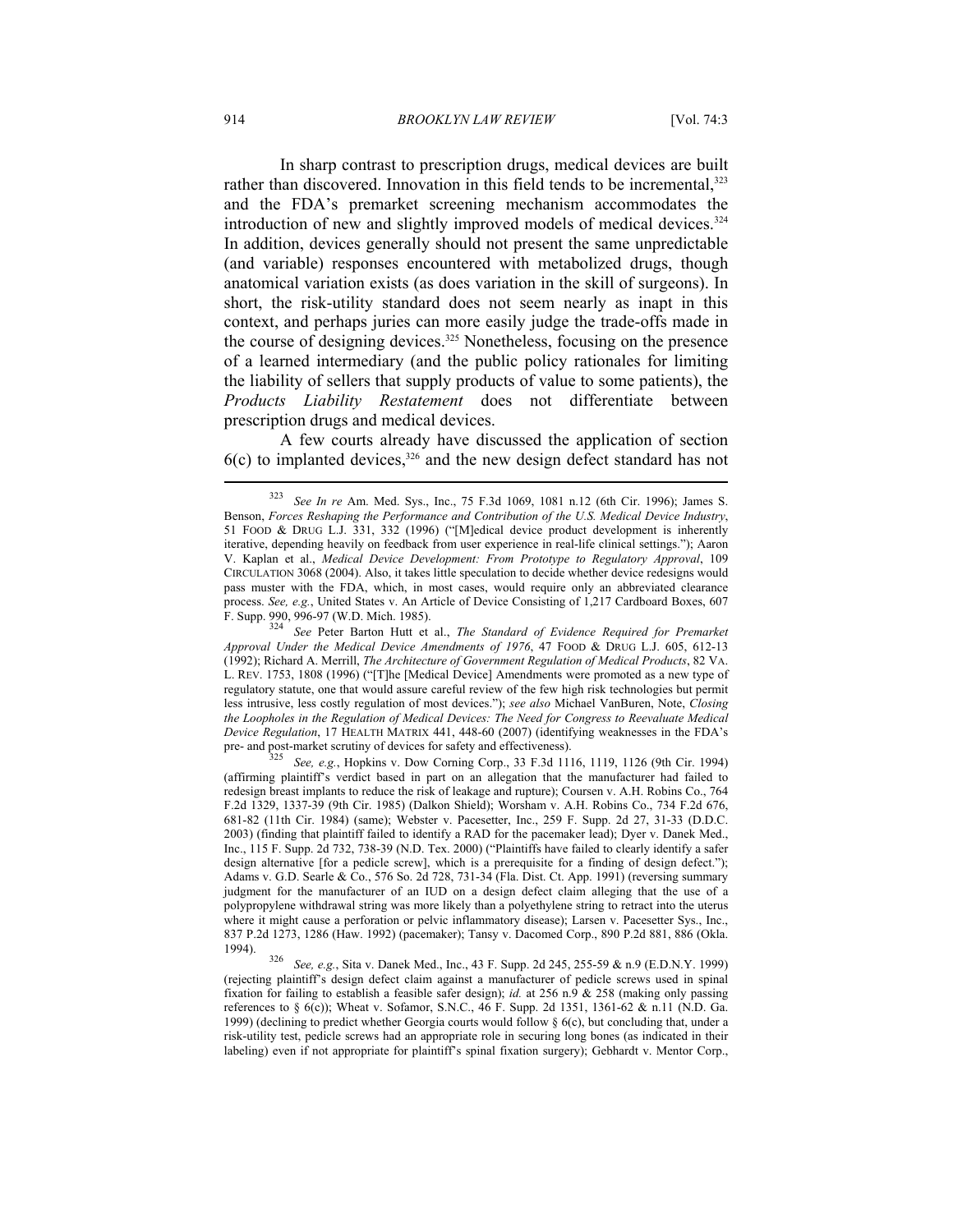In sharp contrast to prescription drugs, medical devices are built rather than discovered. Innovation in this field tends to be incremental,[323] and the FDA's premarket screening mechanism accommodates the introduction of new and slightly improved models of medical devices.[324] In addition, devices generally should not present the same unpredictable (and variable) responses encountered with metabolized drugs, though anatomical variation exists (as does variation in the skill of surgeons). In short, the risk-utility standard does not seem nearly as inapt in this context, and perhaps juries can more easily judge the trade-offs made in the course of designing devices.[325] Nonetheless, focusing on the presence of a learned intermediary (and the public policy rationales for limiting the liability of sellers that supply products of value to some patients), the *Products Liability Restatement* does not differentiate between prescription drugs and medical devices.

A few courts already have discussed the application of section 6(c) to implanted devices,[326] and the new design defect standard has not

---

[323] *See In re* Am. Med. Sys., Inc., 75 F.3d 1069, 1081 n.12 (6th Cir. 1996); James S. Benson, *Forces Reshaping the Performance and Contribution of the U.S. Medical Device Industry*, 51 FOOD & DRUG L.J. 331, 332 (1996) ("[M]edical device product development is inherently iterative, depending heavily on feedback from user experience in real-life clinical settings."); Aaron V. Kaplan et al., *Medical Device Development: From Prototype to Regulatory Approval*, 109 CIRCULATION 3068 (2004). Also, it takes little speculation to decide whether device redesigns would pass muster with the FDA, which, in most cases, would require only an abbreviated clearance process. *See, e.g.*, United States v. An Article of Device Consisting of 1,217 Cardboard Boxes, 607 F. Supp. 990, 996-97 (W.D. Mich. 1985).

[324] *See* Peter Barton Hutt et al., *The Standard of Evidence Required for Premarket Approval Under the Medical Device Amendments of 1976*, 47 FOOD & DRUG L.J. 605, 612-13 (1992); Richard A. Merrill, *The Architecture of Government Regulation of Medical Products*, 82 VA. L. REV. 1753, 1808 (1996) ("[T]he [Medical Device] Amendments were promoted as a new type of regulatory statute, one that would assure careful review of the few high risk technologies but permit less intrusive, less costly regulation of most devices."); *see also* Michael VanBuren, Note, *Closing the Loopholes in the Regulation of Medical Devices: The Need for Congress to Reevaluate Medical Device Regulation*, 17 HEALTH MATRIX 441, 448-60 (2007) (identifying weaknesses in the FDA's pre- and post-market scrutiny of devices for safety and effectiveness).

[325] *See, e.g.*, Hopkins v. Dow Corning Corp., 33 F.3d 1116, 1119, 1126 (9th Cir. 1994) (affirming plaintiff's verdict based in part on an allegation that the manufacturer had failed to redesign breast implants to reduce the risk of leakage and rupture); Coursen v. A.H. Robins Co., 764 F.2d 1329, 1337-39 (9th Cir. 1985) (Dalkon Shield); Worsham v. A.H. Robins Co., 734 F.2d 676, 681-82 (11th Cir. 1984) (same); Webster v. Pacesetter, Inc., 259 F. Supp. 2d 27, 31-33 (D.D.C. 2003) (finding that plaintiff failed to identify a RAD for the pacemaker lead); Dyer v. Danek Med., Inc., 115 F. Supp. 2d 732, 738-39 (N.D. Tex. 2000) ("Plaintiffs have failed to clearly identify a safer design alternative [for a pedicle screw], which is a prerequisite for a finding of design defect."); Adams v. G.D. Searle & Co., 576 So. 2d 728, 731-34 (Fla. Dist. Ct. App. 1991) (reversing summary judgment for the manufacturer of an IUD on a design defect claim alleging that the use of a polypropylene withdrawal string was more likely than a polyethylene string to retract into the uterus where it might cause a perforation or pelvic inflammatory disease); Larsen v. Pacesetter Sys., Inc., 837 P.2d 1273, 1286 (Haw. 1992) (pacemaker); Tansy v. Dacomed Corp., 890 P.2d 881, 886 (Okla. 1994).

[326] *See, e.g.*, Sita v. Danek Med., Inc., 43 F. Supp. 2d 245, 255-59 & n.9 (E.D.N.Y. 1999) (rejecting plaintiff's design defect claim against a manufacturer of pedicle screws used in spinal fixation for failing to establish a feasible safer design); *id.* at 256 n.9 & 258 (making only passing references to § 6(c)); Wheat v. Sofamor, S.N.C., 46 F. Supp. 2d 1351, 1361-62 & n.11 (N.D. Ga. 1999) (declining to predict whether Georgia courts would follow § 6(c), but concluding that, under a risk-utility test, pedicle screws had an appropriate role in securing long bones (as indicated in their labeling) even if not appropriate for plaintiff's spinal fixation surgery); Gebhardt v. Mentor Corp.,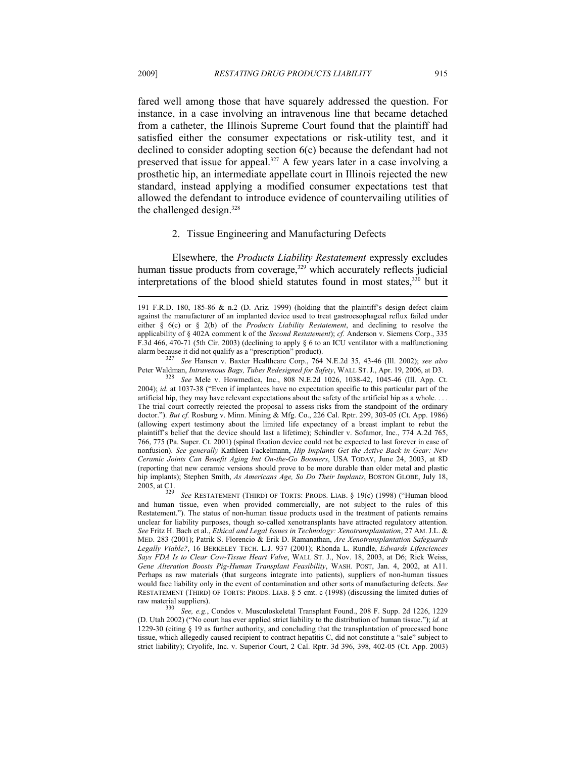fared well among those that have squarely addressed the question. For instance, in a case involving an intravenous line that became detached from a catheter, the Illinois Supreme Court found that the plaintiff had satisfied either the consumer expectations or risk-utility test, and it declined to consider adopting section 6(c) because the defendant had not preserved that issue for appeal.[327] A few years later in a case involving a prosthetic hip, an intermediate appellate court in Illinois rejected the new standard, instead applying a modified consumer expectations test that allowed the defendant to introduce evidence of countervailing utilities of the challenged design.[328]

### 2. Tissue Engineering and Manufacturing Defects

Elsewhere, the *Products Liability Restatement* expressly excludes human tissue products from coverage,[329] which accurately reflects judicial interpretations of the blood shield statutes found in most states,[330] but it

---

191 F.R.D. 180, 185-86 & n.2 (D. Ariz. 1999) (holding that the plaintiff's design defect claim against the manufacturer of an implanted device used to treat gastroesophageal reflux failed under either § 6(c) or § 2(b) of the *Products Liability Restatement*, and declining to resolve the applicability of § 402A comment k of the *Second Restatement*); *cf.* Anderson v. Siemens Corp., 335 F.3d 466, 470-71 (5th Cir. 2003) (declining to apply § 6 to an ICU ventilator with a malfunctioning alarm because it did not qualify as a "prescription" product).

[327] *See* Hansen v. Baxter Healthcare Corp., 764 N.E.2d 35, 43-46 (Ill. 2002); *see also* Peter Waldman, *Intravenous Bags, Tubes Redesigned for Safety*, WALL ST. J., Apr. 19, 2006, at D3.

[328] *See* Mele v. Howmedica, Inc., 808 N.E.2d 1026, 1038-42, 1045-46 (Ill. App. Ct. 2004); *id.* at 1037-38 ("Even if implantees have no expectation specific to this particular part of the artificial hip, they may have relevant expectations about the safety of the artificial hip as a whole. . . . The trial court correctly rejected the proposal to assess risks from the standpoint of the ordinary doctor."). *But cf.* Rosburg v. Minn. Mining & Mfg. Co., 226 Cal. Rptr. 299, 303-05 (Ct. App. 1986) (allowing expert testimony about the limited life expectancy of a breast implant to rebut the plaintiff's belief that the device should last a lifetime); Schindler v. Sofamor, Inc., 774 A.2d 765, 766, 775 (Pa. Super. Ct. 2001) (spinal fixation device could not be expected to last forever in case of nonfusion). *See generally* Kathleen Fackelmann, *Hip Implants Get the Active Back in Gear: New Ceramic Joints Can Benefit Aging but On-the-Go Boomers*, USA TODAY, June 24, 2003, at 8D (reporting that new ceramic versions should prove to be more durable than older metal and plastic hip implants); Stephen Smith, *As Americans Age, So Do Their Implants*, BOSTON GLOBE, July 18, 2005, at C1.

[329] *See* RESTATEMENT (THIRD) OF TORTS: PRODS. LIAB. § 19(c) (1998) ("Human blood and human tissue, even when provided commercially, are not subject to the rules of this Restatement."). The status of non-human tissue products used in the treatment of patients remains unclear for liability purposes, though so-called xenotransplants have attracted regulatory attention. *See* Fritz H. Bach et al., *Ethical and Legal Issues in Technology: Xenotransplantation*, 27 AM. J.L. & MED. 283 (2001); Patrik S. Florencio & Erik D. Ramanathan, *Are Xenotransplantation Safeguards Legally Viable?*, 16 BERKELEY TECH. L.J. 937 (2001); Rhonda L. Rundle, *Edwards Lifesciences Says FDA Is to Clear Cow-Tissue Heart Valve*, WALL ST. J., Nov. 18, 2003, at D6; Rick Weiss, *Gene Alteration Boosts Pig-Human Transplant Feasibility*, WASH. POST, Jan. 4, 2002, at A11. Perhaps as raw materials (that surgeons integrate into patients), suppliers of non-human tissues would face liability only in the event of contamination and other sorts of manufacturing defects. *See* RESTATEMENT (THIRD) OF TORTS: PRODS. LIAB. § 5 cmt. c (1998) (discussing the limited duties of raw material suppliers).

[330] *See, e.g.*, Condos v. Musculoskeletal Transplant Found., 208 F. Supp. 2d 1226, 1229 (D. Utah 2002) ("No court has ever applied strict liability to the distribution of human tissue."); *id.* at 1229-30 (citing § 19 as further authority, and concluding that the transplantation of processed bone tissue, which allegedly caused recipient to contract hepatitis C, did not constitute a "sale" subject to strict liability); Cryolife, Inc. v. Superior Court, 2 Cal. Rptr. 3d 396, 398, 402-05 (Ct. App. 2003)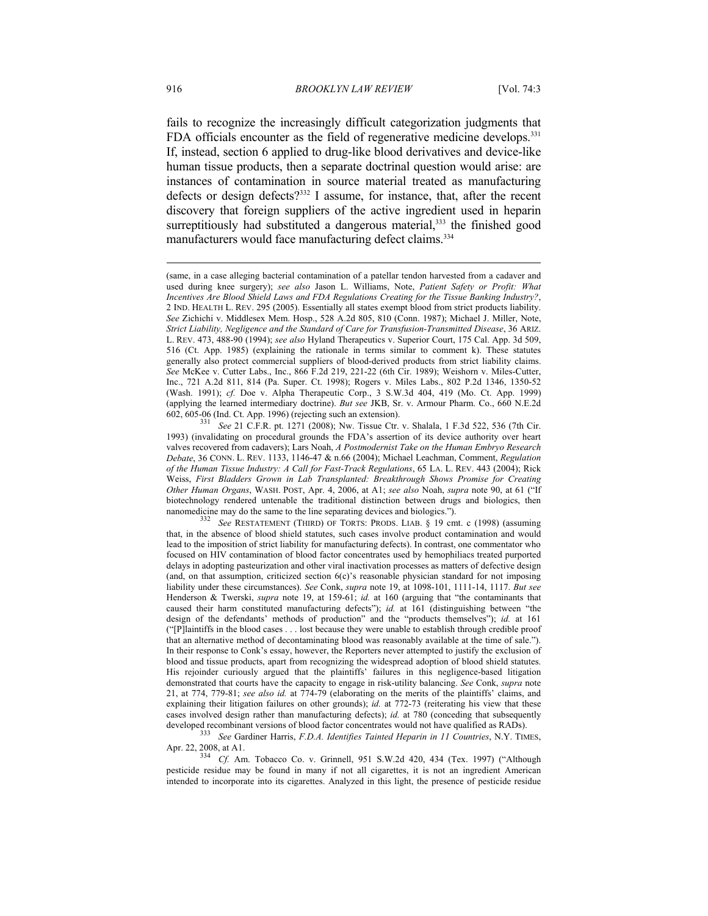fails to recognize the increasingly difficult categorization judgments that FDA officials encounter as the field of regenerative medicine develops.[331] If, instead, section 6 applied to drug-like blood derivatives and device-like human tissue products, then a separate doctrinal question would arise: are instances of contamination in source material treated as manufacturing defects or design defects?[332] I assume, for instance, that, after the recent discovery that foreign suppliers of the active ingredient used in heparin surreptitiously had substituted a dangerous material,[333] the finished good manufacturers would face manufacturing defect claims.[334]

---

(same, in a case alleging bacterial contamination of a patellar tendon harvested from a cadaver and used during knee surgery); *see also* Jason L. Williams, Note, *Patient Safety or Profit: What Incentives Are Blood Shield Laws and FDA Regulations Creating for the Tissue Banking Industry?*, 2 IND. HEALTH L. REV. 295 (2005). Essentially all states exempt blood from strict products liability. *See* Zichichi v. Middlesex Mem. Hosp., 528 A.2d 805, 810 (Conn. 1987); Michael J. Miller, Note, *Strict Liability, Negligence and the Standard of Care for Transfusion-Transmitted Disease*, 36 ARIZ. L. REV. 473, 488-90 (1994); *see also* Hyland Therapeutics v. Superior Court, 175 Cal. App. 3d 509, 516 (Ct. App. 1985) (explaining the rationale in terms similar to comment k). These statutes generally also protect commercial suppliers of blood-derived products from strict liability claims. *See* McKee v. Cutter Labs., Inc., 866 F.2d 219, 221-22 (6th Cir. 1989); Weishorn v. Miles-Cutter, Inc., 721 A.2d 811, 814 (Pa. Super. Ct. 1998); Rogers v. Miles Labs., 802 P.2d 1346, 1350-52 (Wash. 1991); *cf.* Doe v. Alpha Therapeutic Corp., 3 S.W.3d 404, 419 (Mo. Ct. App. 1999) (applying the learned intermediary doctrine). *But see* JKB, Sr. v. Armour Pharm. Co., 660 N.E.2d 602, 605-06 (Ind. Ct. App. 1996) (rejecting such an extension).

[331] *See* 21 C.F.R. pt. 1271 (2008); Nw. Tissue Ctr. v. Shalala, 1 F.3d 522, 536 (7th Cir. 1993) (invalidating on procedural grounds the FDA's assertion of its device authority over heart valves recovered from cadavers); Lars Noah, *A Postmodernist Take on the Human Embryo Research Debate*, 36 CONN. L. REV. 1133, 1146-47 & n.66 (2004); Michael Leachman, Comment, *Regulation of the Human Tissue Industry: A Call for Fast-Track Regulations*, 65 LA. L. REV. 443 (2004); Rick Weiss, *First Bladders Grown in Lab Transplanted: Breakthrough Shows Promise for Creating Other Human Organs*, WASH. POST, Apr. 4, 2006, at A1; *see also* Noah, *supra* note 90, at 61 ("If biotechnology rendered untenable the traditional distinction between drugs and biologics, then nanomedicine may do the same to the line separating devices and biologics.").

[332] *See* RESTATEMENT (THIRD) OF TORTS: PRODS. LIAB. § 19 cmt. c (1998) (assuming that, in the absence of blood shield statutes, such cases involve product contamination and would lead to the imposition of strict liability for manufacturing defects). In contrast, one commentator who focused on HIV contamination of blood factor concentrates used by hemophiliacs treated purported delays in adopting pasteurization and other viral inactivation processes as matters of defective design (and, on that assumption, criticized section 6(c)'s reasonable physician standard for not imposing liability under these circumstances). *See* Conk, *supra* note 19, at 1098-101, 1111-14, 1117. *But see* Henderson & Twerski, *supra* note 19, at 159-61; *id.* at 160 (arguing that "the contaminants that caused their harm constituted manufacturing defects"); *id.* at 161 (distinguishing between "the design of the defendants' methods of production" and the "products themselves"); *id.* at 161 ("[P]laintiffs in the blood cases . . . lost because they were unable to establish through credible proof that an alternative method of decontaminating blood was reasonably available at the time of sale."). In their response to Conk's essay, however, the Reporters never attempted to justify the exclusion of blood and tissue products, apart from recognizing the widespread adoption of blood shield statutes. His rejoinder curiously argued that the plaintiffs' failures in this negligence-based litigation demonstrated that courts have the capacity to engage in risk-utility balancing. *See* Conk, *supra* note 21, at 774, 779-81; *see also id.* at 774-79 (elaborating on the merits of the plaintiffs' claims, and explaining their litigation failures on other grounds); *id.* at 772-73 (reiterating his view that these cases involved design rather than manufacturing defects); *id.* at 780 (conceding that subsequently developed recombinant versions of blood factor concentrates would not have qualified as RADs).

[333] *See* Gardiner Harris, *F.D.A. Identifies Tainted Heparin in 11 Countries*, N.Y. TIMES, Apr. 22, 2008, at A1.

[334] *Cf.* Am. Tobacco Co. v. Grinnell, 951 S.W.2d 420, 434 (Tex. 1997) ("Although pesticide residue may be found in many if not all cigarettes, it is not an ingredient American intended to incorporate into its cigarettes. Analyzed in this light, the presence of pesticide residue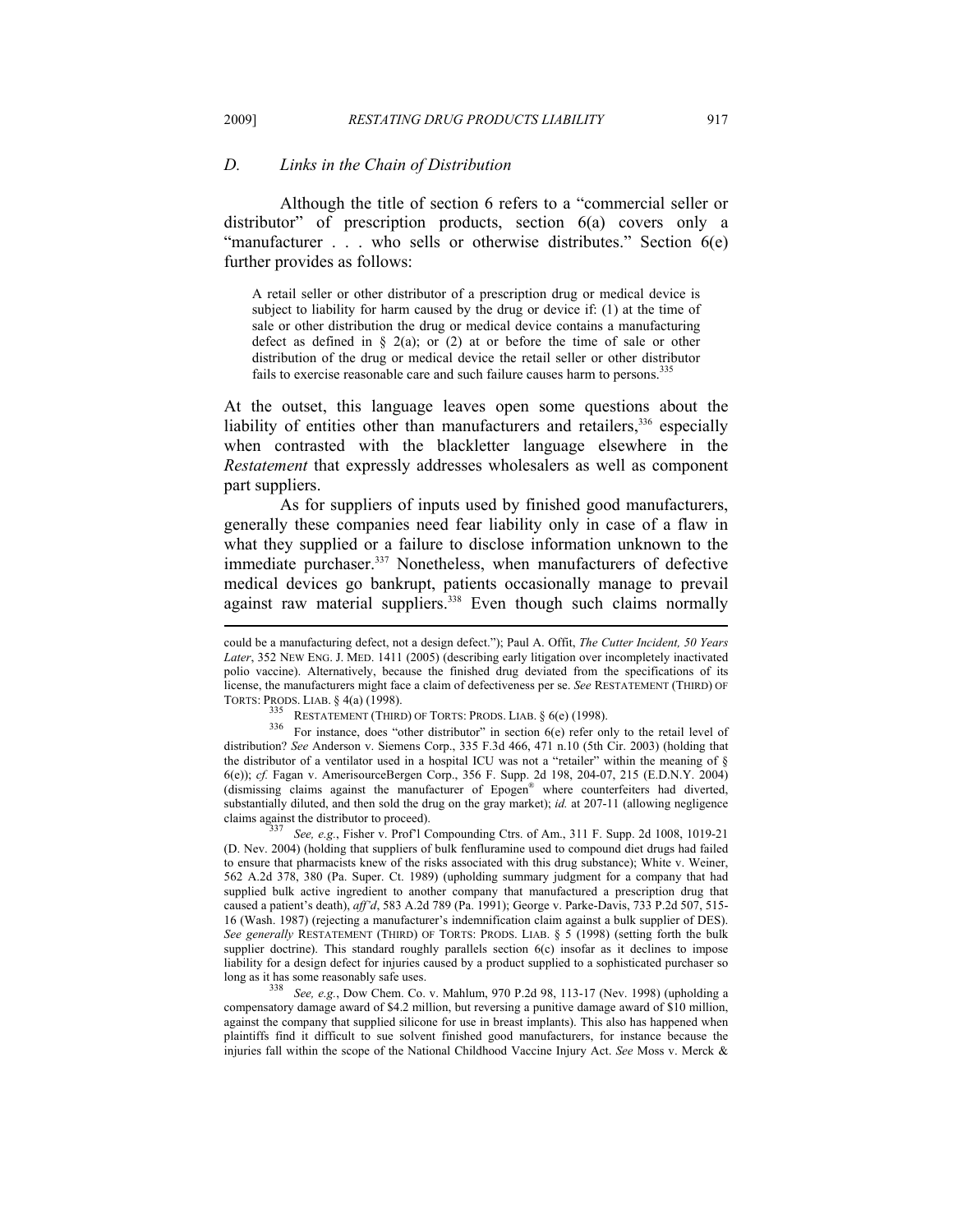### D. Links in the Chain of Distribution

Although the title of section 6 refers to a "commercial seller or distributor" of prescription products, section 6(a) covers only a "manufacturer . . . who sells or otherwise distributes." Section 6(e) further provides as follows:

> A retail seller or other distributor of a prescription drug or medical device is subject to liability for harm caused by the drug or device if: (1) at the time of sale or other distribution the drug or medical device contains a manufacturing defect as defined in § 2(a); or (2) at or before the time of sale or other distribution of the drug or medical device the retail seller or other distributor fails to exercise reasonable care and such failure causes harm to persons.[335]

At the outset, this language leaves open some questions about the liability of entities other than manufacturers and retailers,[336] especially when contrasted with the blackletter language elsewhere in the *Restatement* that expressly addresses wholesalers as well as component part suppliers.

As for suppliers of inputs used by finished good manufacturers, generally these companies need fear liability only in case of a flaw in what they supplied or a failure to disclose information unknown to the immediate purchaser.[337] Nonetheless, when manufacturers of defective medical devices go bankrupt, patients occasionally manage to prevail against raw material suppliers.[338] Even though such claims normally

---

could be a manufacturing defect, not a design defect."); Paul A. Offit, *The Cutter Incident, 50 Years Later*, 352 NEW ENG. J. MED. 1411 (2005) (describing early litigation over incompletely inactivated polio vaccine). Alternatively, because the finished drug deviated from the specifications of its license, the manufacturers might face a claim of defectiveness per se. *See* RESTATEMENT (THIRD) OF TORTS: PRODS. LIAB. § 4(a) (1998).

[335] RESTATEMENT (THIRD) OF TORTS: PRODS. LIAB. § 6(e) (1998).

[336] For instance, does "other distributor" in section 6(e) refer only to the retail level of distribution? *See* Anderson v. Siemens Corp., 335 F.3d 466, 471 n.10 (5th Cir. 2003) (holding that the distributor of a ventilator used in a hospital ICU was not a "retailer" within the meaning of § 6(e)); *cf.* Fagan v. AmerisourceBergen Corp., 356 F. Supp. 2d 198, 204-07, 215 (E.D.N.Y. 2004) (dismissing claims against the manufacturer of Epogen® where counterfeiters had diverted, substantially diluted, and then sold the drug on the gray market); *id.* at 207-11 (allowing negligence claims against the distributor to proceed).

[337] *See, e.g.*, Fisher v. Prof'l Compounding Ctrs. of Am., 311 F. Supp. 2d 1008, 1019-21 (D. Nev. 2004) (holding that suppliers of bulk fenfluramine used to compound diet drugs had failed to ensure that pharmacists knew of the risks associated with this drug substance); White v. Weiner, 562 A.2d 378, 380 (Pa. Super. Ct. 1989) (upholding summary judgment for a company that had supplied bulk active ingredient to another company that manufactured a prescription drug that caused a patient's death), *aff'd*, 583 A.2d 789 (Pa. 1991); George v. Parke-Davis, 733 P.2d 507, 515-16 (Wash. 1987) (rejecting a manufacturer's indemnification claim against a bulk supplier of DES). *See generally* RESTATEMENT (THIRD) OF TORTS: PRODS. LIAB. § 5 (1998) (setting forth the bulk supplier doctrine). This standard roughly parallels section 6(c) insofar as it declines to impose liability for a design defect for injuries caused by a product supplied to a sophisticated purchaser so long as it has some reasonably safe uses.

[338] *See, e.g.*, Dow Chem. Co. v. Mahlum, 970 P.2d 98, 113-17 (Nev. 1998) (upholding a compensatory damage award of $4.2 million, but reversing a punitive damage award of $10 million, against the company that supplied silicone for use in breast implants). This also has happened when plaintiffs find it difficult to sue solvent finished good manufacturers, for instance because the injuries fall within the scope of the National Childhood Vaccine Injury Act. *See* Moss v. Merck &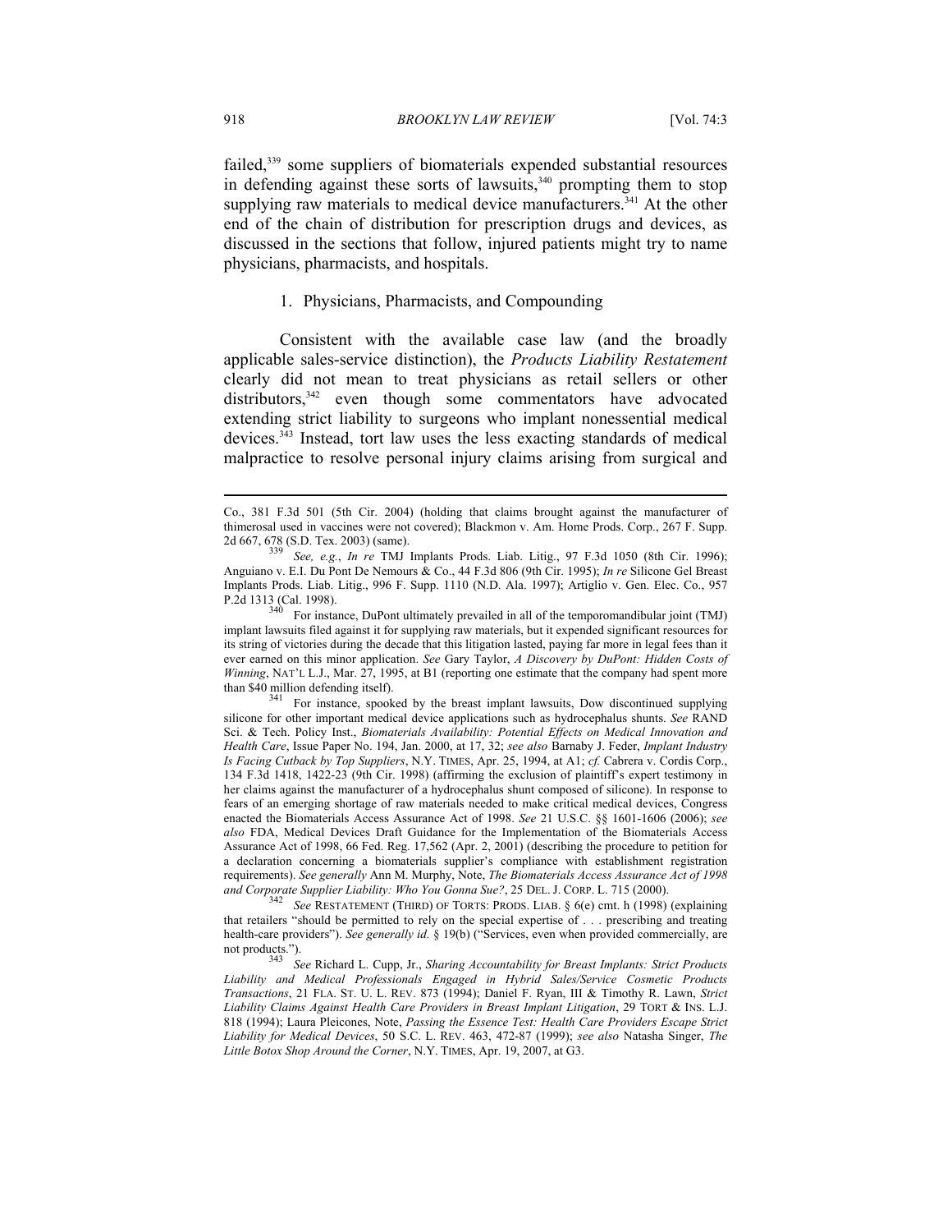failed,[339] some suppliers of biomaterials expended substantial resources in defending against these sorts of lawsuits,[340] prompting them to stop supplying raw materials to medical device manufacturers.[341] At the other end of the chain of distribution for prescription drugs and devices, as discussed in the sections that follow, injured patients might try to name physicians, pharmacists, and hospitals.

### 1. Physicians, Pharmacists, and Compounding

Consistent with the available case law (and the broadly applicable sales-service distinction), the *Products Liability Restatement* clearly did not mean to treat physicians as retail sellers or other distributors,[342] even though some commentators have advocated extending strict liability to surgeons who implant nonessential medical devices.[343] Instead, tort law uses the less exacting standards of medical malpractice to resolve personal injury claims arising from surgical and

---

Co., 381 F.3d 501 (5th Cir. 2004) (holding that claims brought against the manufacturer of thimerosal used in vaccines were not covered); Blackmon v. Am. Home Prods. Corp., 267 F. Supp. 2d 667, 678 (S.D. Tex. 2003) (same).

[339] *See, e.g.*, *In re* TMJ Implants Prods. Liab. Litig., 97 F.3d 1050 (8th Cir. 1996); Anguiano v. E.I. Du Pont De Nemours & Co., 44 F.3d 806 (9th Cir. 1995); *In re* Silicone Gel Breast Implants Prods. Liab. Litig., 996 F. Supp. 1110 (N.D. Ala. 1997); Artiglio v. Gen. Elec. Co., 957 P.2d 1313 (Cal. 1998).

[340] For instance, DuPont ultimately prevailed in all of the temporomandibular joint (TMJ) implant lawsuits filed against it for supplying raw materials, but it expended significant resources for its string of victories during the decade that this litigation lasted, paying far more in legal fees than it ever earned on this minor application. *See* Gary Taylor, *A Discovery by DuPont: Hidden Costs of Winning*, NAT'L L.J., Mar. 27, 1995, at B1 (reporting one estimate that the company had spent more than $40 million defending itself).

[341] For instance, spooked by the breast implant lawsuits, Dow discontinued supplying silicone for other important medical device applications such as hydrocephalus shunts. *See* RAND Sci. & Tech. Policy Inst., *Biomaterials Availability: Potential Effects on Medical Innovation and Health Care*, Issue Paper No. 194, Jan. 2000, at 17, 32; *see also* Barnaby J. Feder, *Implant Industry Is Facing Cutback by Top Suppliers*, N.Y. TIMES, Apr. 25, 1994, at A1; *cf.* Cabrera v. Cordis Corp., 134 F.3d 1418, 1422-23 (9th Cir. 1998) (affirming the exclusion of plaintiff's expert testimony in her claims against the manufacturer of a hydrocephalus shunt composed of silicone). In response to fears of an emerging shortage of raw materials needed to make critical medical devices, Congress enacted the Biomaterials Access Assurance Act of 1998. *See* 21 U.S.C. §§ 1601-1606 (2006); *see also* FDA, Medical Devices Draft Guidance for the Implementation of the Biomaterials Access Assurance Act of 1998, 66 Fed. Reg. 17,562 (Apr. 2, 2001) (describing the procedure to petition for a declaration concerning a biomaterials supplier's compliance with establishment registration requirements). *See generally* Ann M. Murphy, Note, *The Biomaterials Access Assurance Act of 1998 and Corporate Supplier Liability: Who You Gonna Sue?*, 25 DEL. J. CORP. L. 715 (2000).

[342] *See* RESTATEMENT (THIRD) OF TORTS: PRODS. LIAB. § 6(e) cmt. h (1998) (explaining that retailers "should be permitted to rely on the special expertise of . . . prescribing and treating health-care providers"). *See generally id.* § 19(b) ("Services, even when provided commercially, are not products.").

[343] *See* Richard L. Cupp, Jr., *Sharing Accountability for Breast Implants: Strict Products Liability and Medical Professionals Engaged in Hybrid Sales/Service Cosmetic Products Transactions*, 21 FLA. ST. U. L. REV. 873 (1994); Daniel F. Ryan, III & Timothy R. Lawn, *Strict Liability Claims Against Health Care Providers in Breast Implant Litigation*, 29 TORT & INS. L.J. 818 (1994); Laura Pleicones, Note, *Passing the Essence Test: Health Care Providers Escape Strict Liability for Medical Devices*, 50 S.C. L. REV. 463, 472-87 (1999); *see also* Natasha Singer, *The Little Botox Shop Around the Corner*, N.Y. TIMES, Apr. 19, 2007, at G3.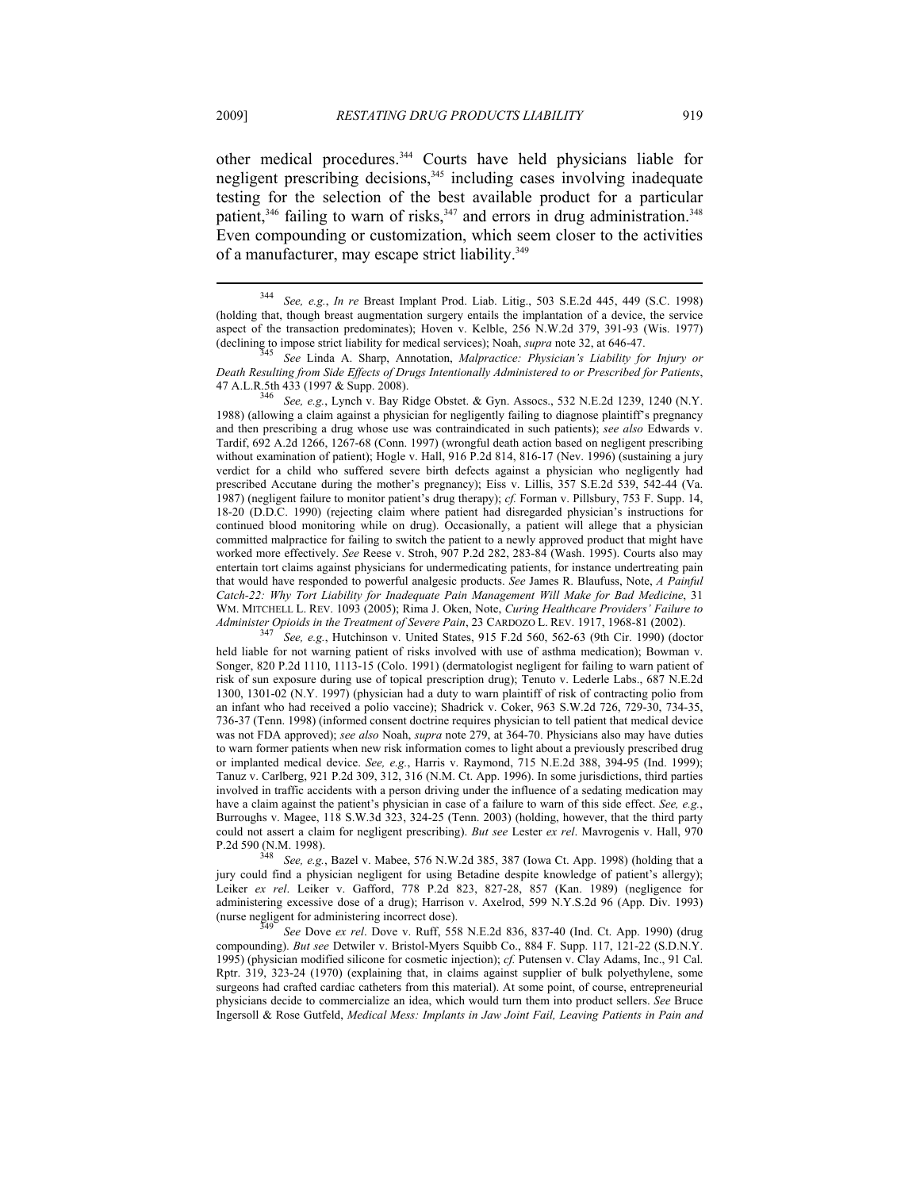other medical procedures.[344] Courts have held physicians liable for negligent prescribing decisions,[345] including cases involving inadequate testing for the selection of the best available product for a particular patient,[346] failing to warn of risks,[347] and errors in drug administration.[348] Even compounding or customization, which seem closer to the activities of a manufacturer, may escape strict liability.[349]

---

[344] *See, e.g.*, *In re* Breast Implant Prod. Liab. Litig., 503 S.E.2d 445, 449 (S.C. 1998) (holding that, though breast augmentation surgery entails the implantation of a device, the service aspect of the transaction predominates); Hoven v. Kelble, 256 N.W.2d 379, 391-93 (Wis. 1977) (declining to impose strict liability for medical services); Noah, *supra* note 32, at 646-47.

[345] *See* Linda A. Sharp, Annotation, *Malpractice: Physician's Liability for Injury or Death Resulting from Side Effects of Drugs Intentionally Administered to or Prescribed for Patients*, 47 A.L.R.5th 433 (1997 & Supp. 2008).

[346] *See, e.g.*, Lynch v. Bay Ridge Obstet. & Gyn. Assocs., 532 N.E.2d 1239, 1240 (N.Y. 1988) (allowing a claim against a physician for negligently failing to diagnose plaintiff's pregnancy and then prescribing a drug whose use was contraindicated in such patients); *see also* Edwards v. Tardif, 692 A.2d 1266, 1267-68 (Conn. 1997) (wrongful death action based on negligent prescribing without examination of patient); Hogle v. Hall, 916 P.2d 814, 816-17 (Nev. 1996) (sustaining a jury verdict for a child who suffered severe birth defects against a physician who negligently had prescribed Accutane during the mother's pregnancy); Eiss v. Lillis, 357 S.E.2d 539, 542-44 (Va. 1987) (negligent failure to monitor patient's drug therapy); *cf.* Forman v. Pillsbury, 753 F. Supp. 14, 18-20 (D.D.C. 1990) (rejecting claim where patient had disregarded physician's instructions for continued blood monitoring while on drug). Occasionally, a patient will allege that a physician committed malpractice for failing to switch the patient to a newly approved product that might have worked more effectively. *See* Reese v. Stroh, 907 P.2d 282, 283-84 (Wash. 1995). Courts also may entertain tort claims against physicians for undermedicating patients, for instance undertreating pain that would have responded to powerful analgesic products. *See* James R. Blaufuss, Note, *A Painful Catch-22: Why Tort Liability for Inadequate Pain Management Will Make for Bad Medicine*, 31 WM. MITCHELL L. REV. 1093 (2005); Rima J. Oken, Note, *Curing Healthcare Providers' Failure to Administer Opioids in the Treatment of Severe Pain*, 23 CARDOZO L. REV. 1917, 1968-81 (2002).

[347] *See, e.g.*, Hutchinson v. United States, 915 F.2d 560, 562-63 (9th Cir. 1990) (doctor held liable for not warning patient of risks involved with use of asthma medication); Bowman v. Songer, 820 P.2d 1110, 1113-15 (Colo. 1991) (dermatologist negligent for failing to warn patient of risk of sun exposure during use of topical prescription drug); Tenuto v. Lederle Labs., 687 N.E.2d 1300, 1301-02 (N.Y. 1997) (physician had a duty to warn plaintiff of risk of contracting polio from an infant who had received a polio vaccine); Shadrick v. Coker, 963 S.W.2d 726, 729-30, 734-35, 736-37 (Tenn. 1998) (informed consent doctrine requires physician to tell patient that medical device was not FDA approved); *see also* Noah, *supra* note 279, at 364-70. Physicians also may have duties to warn former patients when new risk information comes to light about a previously prescribed drug or implanted medical device. *See, e.g.*, Harris v. Raymond, 715 N.E.2d 388, 394-95 (Ind. 1999); Tanuz v. Carlberg, 921 P.2d 309, 312, 316 (N.M. Ct. App. 1996). In some jurisdictions, third parties involved in traffic accidents with a person driving under the influence of a sedating medication may have a claim against the patient's physician in case of a failure to warn of this side effect. *See, e.g.*, Burroughs v. Magee, 118 S.W.3d 323, 324-25 (Tenn. 2003) (holding, however, that the third party could not assert a claim for negligent prescribing). *But see* Lester *ex rel*. Mavrogenis v. Hall, 970 P.2d 590 (N.M. 1998).

[348] *See, e.g.*, Bazel v. Mabee, 576 N.W.2d 385, 387 (Iowa Ct. App. 1998) (holding that a jury could find a physician negligent for using Betadine despite knowledge of patient's allergy); Leiker *ex rel*. Leiker v. Gafford, 778 P.2d 823, 827-28, 857 (Kan. 1989) (negligence for administering excessive dose of a drug); Harrison v. Axelrod, 599 N.Y.S.2d 96 (App. Div. 1993) (nurse negligent for administering incorrect dose).

[349] *See* Dove *ex rel*. Dove v. Ruff, 558 N.E.2d 836, 837-40 (Ind. Ct. App. 1990) (drug compounding). *But see* Detwiler v. Bristol-Myers Squibb Co., 884 F. Supp. 117, 121-22 (S.D.N.Y. 1995) (physician modified silicone for cosmetic injection); *cf.* Putensen v. Clay Adams, Inc., 91 Cal. Rptr. 319, 323-24 (1970) (explaining that, in claims against supplier of bulk polyethylene, some surgeons had crafted cardiac catheters from this material). At some point, of course, entrepreneurial physicians decide to commercialize an idea, which would turn them into product sellers. *See* Bruce Ingersoll & Rose Gutfeld, *Medical Mess: Implants in Jaw Joint Fail, Leaving Patients in Pain and*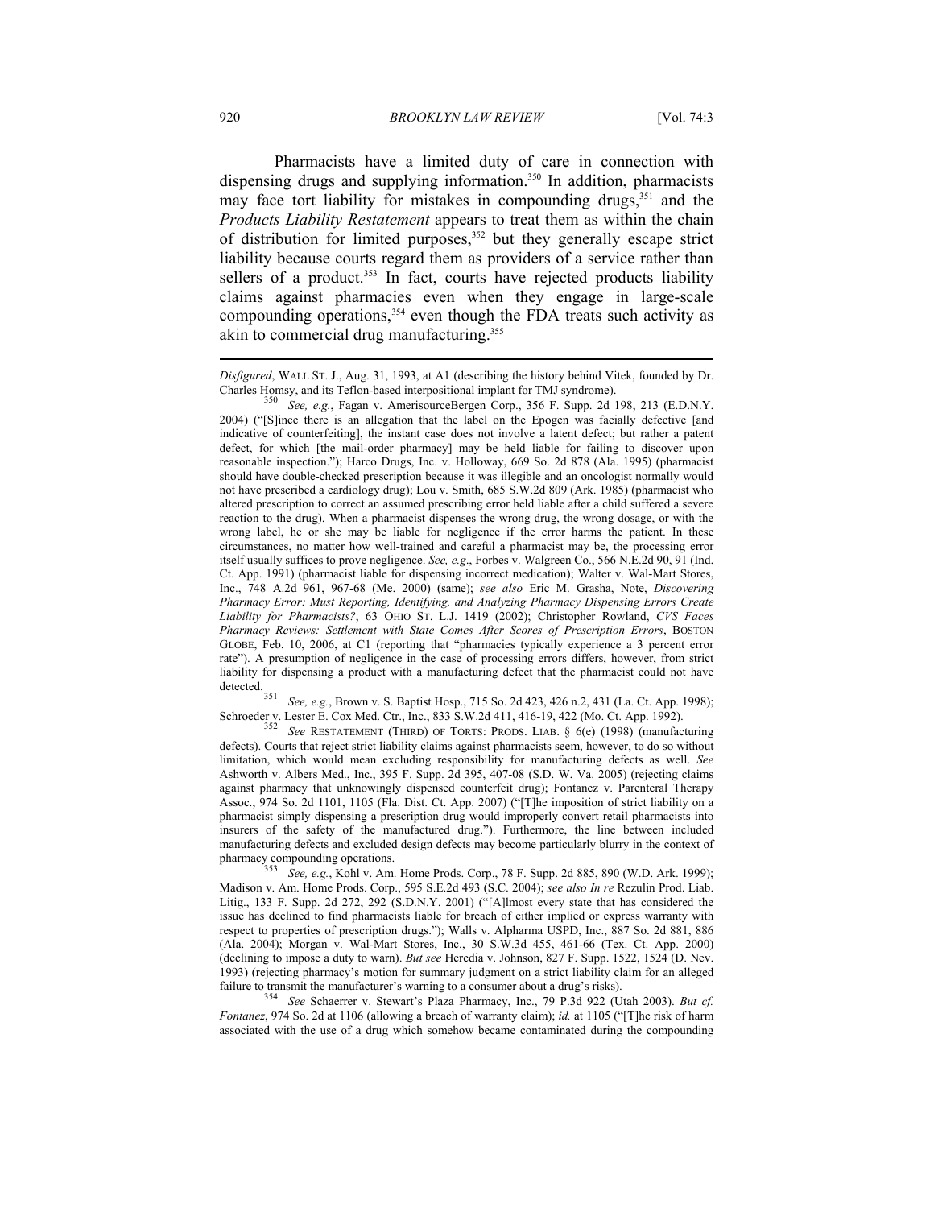Pharmacists have a limited duty of care in connection with dispensing drugs and supplying information.[350] In addition, pharmacists may face tort liability for mistakes in compounding drugs,[351] and the *Products Liability Restatement* appears to treat them as within the chain of distribution for limited purposes,[352] but they generally escape strict liability because courts regard them as providers of a service rather than sellers of a product.[353] In fact, courts have rejected products liability claims against pharmacies even when they engage in large-scale compounding operations,[354] even though the FDA treats such activity as akin to commercial drug manufacturing.[355]

---

*Disfigured*, WALL ST. J., Aug. 31, 1993, at A1 (describing the history behind Vitek, founded by Dr. Charles Homsy, and its Teflon-based interpositional implant for TMJ syndrome).

[350] *See, e.g.*, Fagan v. AmerisourceBergen Corp., 356 F. Supp. 2d 198, 213 (E.D.N.Y. 2004) ("[S]ince there is an allegation that the label on the Epogen was facially defective [and indicative of counterfeiting], the instant case does not involve a latent defect; but rather a patent defect, for which [the mail-order pharmacy] may be held liable for failing to discover upon reasonable inspection."); Harco Drugs, Inc. v. Holloway, 669 So. 2d 878 (Ala. 1995) (pharmacist should have double-checked prescription because it was illegible and an oncologist normally would not have prescribed a cardiology drug); Lou v. Smith, 685 S.W.2d 809 (Ark. 1985) (pharmacist who altered prescription to correct an assumed prescribing error held liable after a child suffered a severe reaction to the drug). When a pharmacist dispenses the wrong drug, the wrong dosage, or with the wrong label, he or she may be liable for negligence if the error harms the patient. In these circumstances, no matter how well-trained and careful a pharmacist may be, the processing error itself usually suffices to prove negligence. *See, e.g.*, Forbes v. Walgreen Co., 566 N.E.2d 90, 91 (Ind. Ct. App. 1991) (pharmacist liable for dispensing incorrect medication); Walter v. Wal-Mart Stores, Inc., 748 A.2d 961, 967-68 (Me. 2000) (same); *see also* Eric M. Grasha, Note, *Discovering Pharmacy Error: Must Reporting, Identifying, and Analyzing Pharmacy Dispensing Errors Create Liability for Pharmacists?*, 63 OHIO ST. L.J. 1419 (2002); Christopher Rowland, *CVS Faces Pharmacy Reviews: Settlement with State Comes After Scores of Prescription Errors*, BOSTON GLOBE, Feb. 10, 2006, at C1 (reporting that "pharmacies typically experience a 3 percent error rate"). A presumption of negligence in the case of processing errors differs, however, from strict liability for dispensing a product with a manufacturing defect that the pharmacist could not have detected.

[351] *See, e.g.*, Brown v. S. Baptist Hosp., 715 So. 2d 423, 426 n.2, 431 (La. Ct. App. 1998); Schroeder v. Lester E. Cox Med. Ctr., Inc., 833 S.W.2d 411, 416-19, 422 (Mo. Ct. App. 1992).

[352] *See* RESTATEMENT (THIRD) OF TORTS: PRODS. LIAB. § 6(e) (1998) (manufacturing defects). Courts that reject strict liability claims against pharmacists seem, however, to do so without limitation, which would mean excluding responsibility for manufacturing defects as well. *See* Ashworth v. Albers Med., Inc., 395 F. Supp. 2d 395, 407-08 (S.D. W. Va. 2005) (rejecting claims against pharmacy that unknowingly dispensed counterfeit drug); Fontanez v. Parenteral Therapy Assoc., 974 So. 2d 1101, 1105 (Fla. Dist. Ct. App. 2007) ("[T]he imposition of strict liability on a pharmacist simply dispensing a prescription drug would improperly convert retail pharmacists into insurers of the safety of the manufactured drug."). Furthermore, the line between included manufacturing defects and excluded design defects may become particularly blurry in the context of pharmacy compounding operations.

[353] *See, e.g.*, Kohl v. Am. Home Prods. Corp., 78 F. Supp. 2d 885, 890 (W.D. Ark. 1999); Madison v. Am. Home Prods. Corp., 595 S.E.2d 493 (S.C. 2004); *see also In re* Rezulin Prod. Liab. Litig., 133 F. Supp. 2d 272, 292 (S.D.N.Y. 2001) ("[A]lmost every state that has considered the issue has declined to find pharmacists liable for breach of either implied or express warranty with respect to properties of prescription drugs."); Walls v. Alpharma USPD, Inc., 887 So. 2d 881, 886 (Ala. 2004); Morgan v. Wal-Mart Stores, Inc., 30 S.W.3d 455, 461-66 (Tex. Ct. App. 2000) (declining to impose a duty to warn). *But see* Heredia v. Johnson, 827 F. Supp. 1522, 1524 (D. Nev. 1993) (rejecting pharmacy's motion for summary judgment on a strict liability claim for an alleged failure to transmit the manufacturer's warning to a consumer about a drug's risks).

[354] *See* Schaerrer v. Stewart's Plaza Pharmacy, Inc., 79 P.3d 922 (Utah 2003). *But cf. Fontanez*, 974 So. 2d at 1106 (allowing a breach of warranty claim); *id.* at 1105 ("[T]he risk of harm associated with the use of a drug which somehow became contaminated during the compounding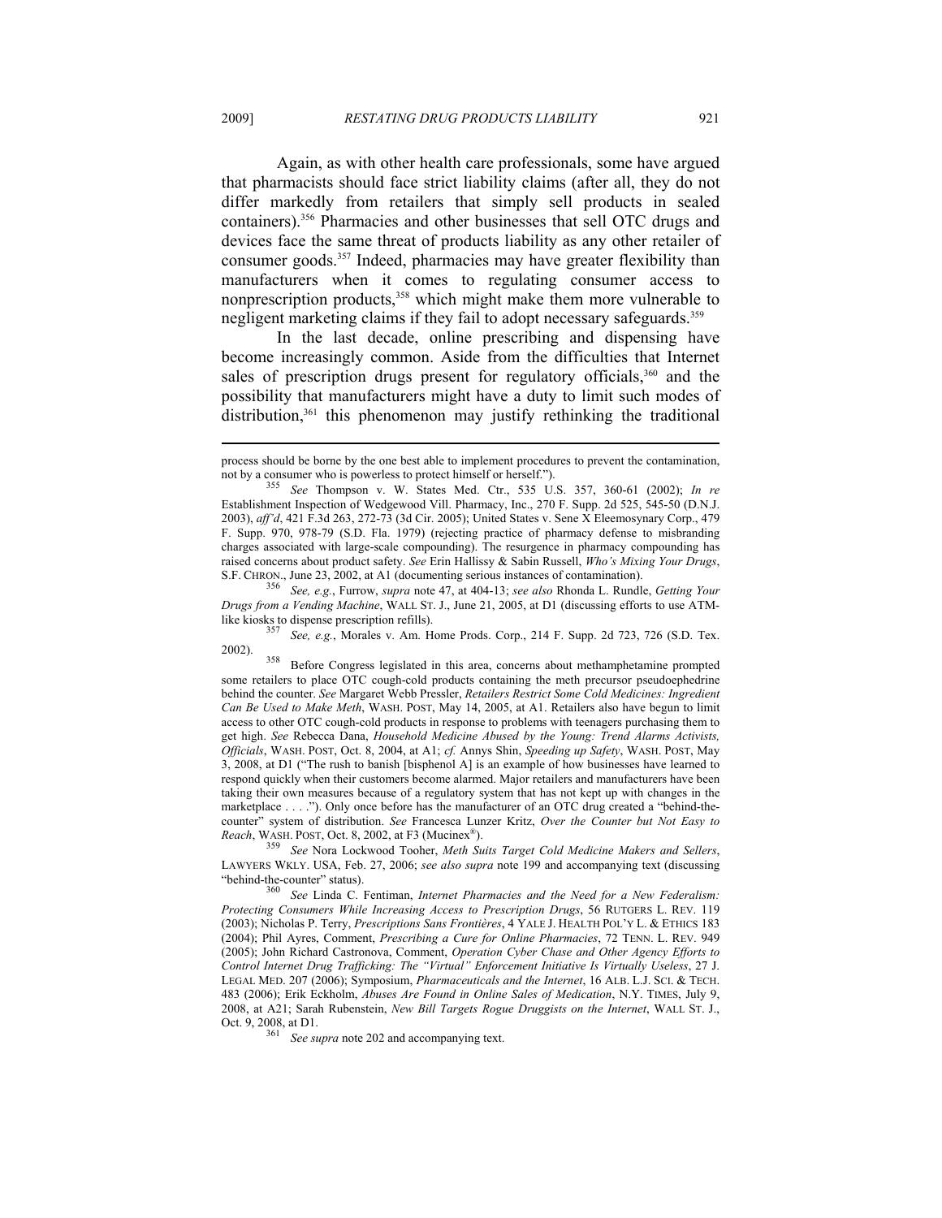Again, as with other health care professionals, some have argued that pharmacists should face strict liability claims (after all, they do not differ markedly from retailers that simply sell products in sealed containers).[356] Pharmacies and other businesses that sell OTC drugs and devices face the same threat of products liability as any other retailer of consumer goods.[357] Indeed, pharmacies may have greater flexibility than manufacturers when it comes to regulating consumer access to nonprescription products,[358] which might make them more vulnerable to negligent marketing claims if they fail to adopt necessary safeguards.[359]

In the last decade, online prescribing and dispensing have become increasingly common. Aside from the difficulties that Internet sales of prescription drugs present for regulatory officials,[360] and the possibility that manufacturers might have a duty to limit such modes of distribution,[361] this phenomenon may justify rethinking the traditional

---

process should be borne by the one best able to implement procedures to prevent the contamination, not by a consumer who is powerless to protect himself or herself.").

[355] *See* Thompson v. W. States Med. Ctr., 535 U.S. 357, 360-61 (2002); *In re* Establishment Inspection of Wedgewood Vill. Pharmacy, Inc., 270 F. Supp. 2d 525, 545-50 (D.N.J. 2003), *aff'd*, 421 F.3d 263, 272-73 (3d Cir. 2005); United States v. Sene X Eleemosynary Corp., 479 F. Supp. 970, 978-79 (S.D. Fla. 1979) (rejecting practice of pharmacy defense to misbranding charges associated with large-scale compounding). The resurgence in pharmacy compounding has raised concerns about product safety. *See* Erin Hallissy & Sabin Russell, *Who's Mixing Your Drugs*, S.F. CHRON., June 23, 2002, at A1 (documenting serious instances of contamination).

[356] *See, e.g.*, Furrow, *supra* note 47, at 404-13; *see also* Rhonda L. Rundle, *Getting Your Drugs from a Vending Machine*, WALL ST. J., June 21, 2005, at D1 (discussing efforts to use ATM-like kiosks to dispense prescription refills).

[357] *See, e.g.*, Morales v. Am. Home Prods. Corp., 214 F. Supp. 2d 723, 726 (S.D. Tex. 2002).

[358] Before Congress legislated in this area, concerns about methamphetamine prompted some retailers to place OTC cough-cold products containing the meth precursor pseudoephedrine behind the counter. *See* Margaret Webb Pressler, *Retailers Restrict Some Cold Medicines: Ingredient Can Be Used to Make Meth*, WASH. POST, May 14, 2005, at A1. Retailers also have begun to limit access to other OTC cough-cold products in response to problems with teenagers purchasing them to get high. *See* Rebecca Dana, *Household Medicine Abused by the Young: Trend Alarms Activists, Officials*, WASH. POST, Oct. 8, 2004, at A1; *cf.* Annys Shin, *Speeding up Safety*, WASH. POST, May 3, 2008, at D1 ("The rush to banish [bisphenol A] is an example of how businesses have learned to respond quickly when their customers become alarmed. Major retailers and manufacturers have been taking their own measures because of a regulatory system that has not kept up with changes in the marketplace . . . ."). Only once before has the manufacturer of an OTC drug created a "behind-the-counter" system of distribution. *See* Francesca Lunzer Kritz, *Over the Counter but Not Easy to Reach*, WASH. POST, Oct. 8, 2002, at F3 (Mucinex®).

[359] *See* Nora Lockwood Tooher, *Meth Suits Target Cold Medicine Makers and Sellers*, LAWYERS WKLY. USA, Feb. 27, 2006; *see also supra* note 199 and accompanying text (discussing "behind-the-counter" status).

[360] *See* Linda C. Fentiman, *Internet Pharmacies and the Need for a New Federalism: Protecting Consumers While Increasing Access to Prescription Drugs*, 56 RUTGERS L. REV. 119 (2003); Nicholas P. Terry, *Prescriptions Sans Frontières*, 4 YALE J. HEALTH POL'Y L. & ETHICS 183 (2004); Phil Ayres, Comment, *Prescribing a Cure for Online Pharmacies*, 72 TENN. L. REV. 949 (2005); John Richard Castronova, Comment, *Operation Cyber Chase and Other Agency Efforts to Control Internet Drug Trafficking: The "Virtual" Enforcement Initiative Is Virtually Useless*, 27 J. LEGAL MED. 207 (2006); Symposium, *Pharmaceuticals and the Internet*, 16 ALB. L.J. SCI. & TECH. 483 (2006); Erik Eckholm, *Abuses Are Found in Online Sales of Medication*, N.Y. TIMES, July 9, 2008, at A21; Sarah Rubenstein, *New Bill Targets Rogue Druggists on the Internet*, WALL ST. J., Oct. 9, 2008, at D1.

[361] *See supra* note 202 and accompanying text.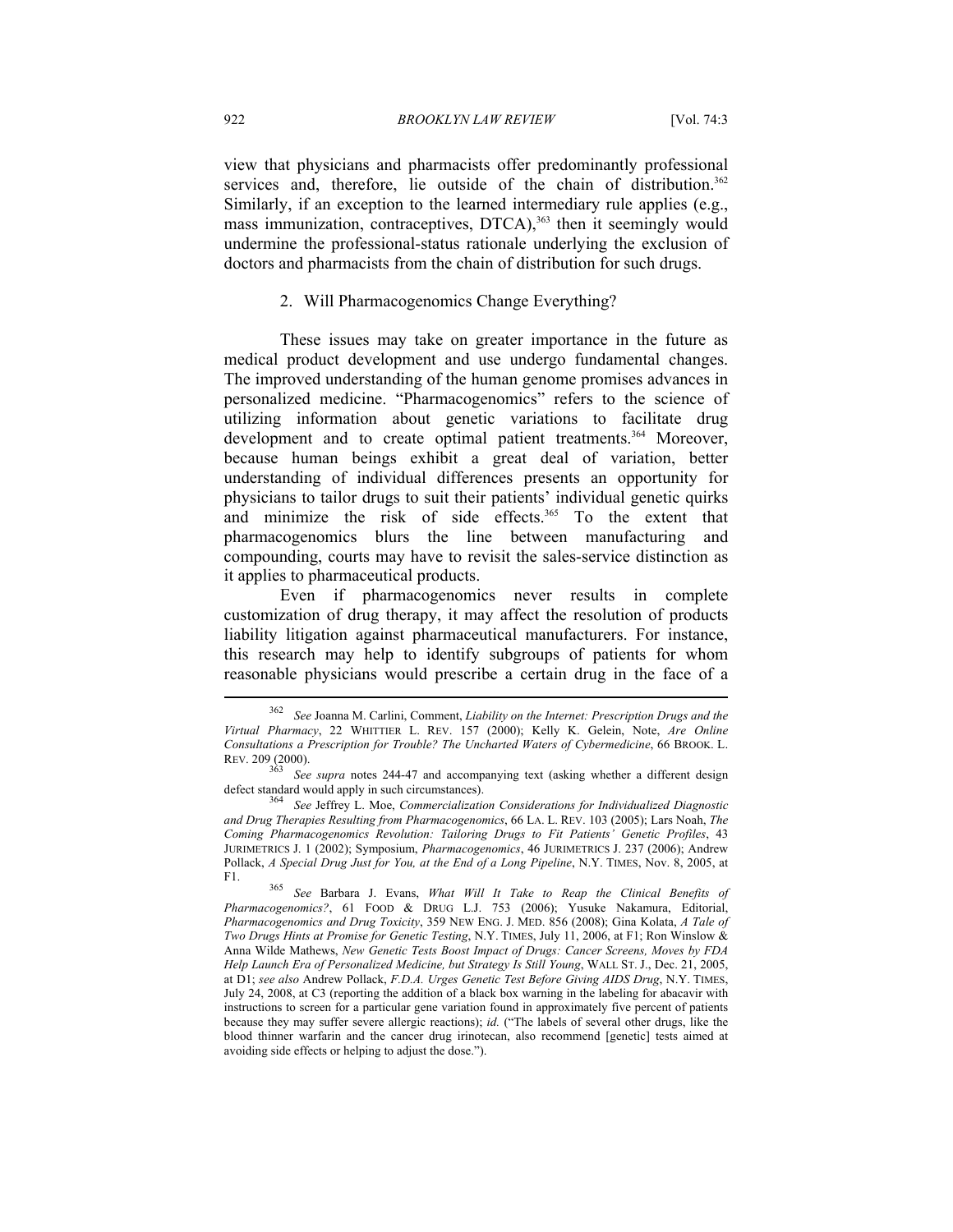view that physicians and pharmacists offer predominantly professional services and, therefore, lie outside of the chain of distribution.[362] Similarly, if an exception to the learned intermediary rule applies (e.g., mass immunization, contraceptives, DTCA),[363] then it seemingly would undermine the professional-status rationale underlying the exclusion of doctors and pharmacists from the chain of distribution for such drugs.

### 2. Will Pharmacogenomics Change Everything?

These issues may take on greater importance in the future as medical product development and use undergo fundamental changes. The improved understanding of the human genome promises advances in personalized medicine. "Pharmacogenomics" refers to the science of utilizing information about genetic variations to facilitate drug development and to create optimal patient treatments.[364] Moreover, because human beings exhibit a great deal of variation, better understanding of individual differences presents an opportunity for physicians to tailor drugs to suit their patients' individual genetic quirks and minimize the risk of side effects.[365] To the extent that pharmacogenomics blurs the line between manufacturing and compounding, courts may have to revisit the sales-service distinction as it applies to pharmaceutical products.

Even if pharmacogenomics never results in complete customization of drug therapy, it may affect the resolution of products liability litigation against pharmaceutical manufacturers. For instance, this research may help to identify subgroups of patients for whom reasonable physicians would prescribe a certain drug in the face of a

---

[362] *See* Joanna M. Carlini, Comment, *Liability on the Internet: Prescription Drugs and the Virtual Pharmacy*, 22 WHITTIER L. REV. 157 (2000); Kelly K. Gelein, Note, *Are Online Consultations a Prescription for Trouble? The Uncharted Waters of Cybermedicine*, 66 BROOK. L. REV. 209 (2000).

[363] *See supra* notes 244-47 and accompanying text (asking whether a different design defect standard would apply in such circumstances).

[364] *See* Jeffrey L. Moe, *Commercialization Considerations for Individualized Diagnostic and Drug Therapies Resulting from Pharmacogenomics*, 66 LA. L. REV. 103 (2005); Lars Noah, *The Coming Pharmacogenomics Revolution: Tailoring Drugs to Fit Patients' Genetic Profiles*, 43 JURIMETRICS J. 1 (2002); Symposium, *Pharmacogenomics*, 46 JURIMETRICS J. 237 (2006); Andrew Pollack, *A Special Drug Just for You, at the End of a Long Pipeline*, N.Y. TIMES, Nov. 8, 2005, at F1.

[365] *See* Barbara J. Evans, *What Will It Take to Reap the Clinical Benefits of Pharmacogenomics?*, 61 FOOD & DRUG L.J. 753 (2006); Yusuke Nakamura, Editorial, *Pharmacogenomics and Drug Toxicity*, 359 NEW ENG. J. MED. 856 (2008); Gina Kolata, *A Tale of Two Drugs Hints at Promise for Genetic Testing*, N.Y. TIMES, July 11, 2006, at F1; Ron Winslow & Anna Wilde Mathews, *New Genetic Tests Boost Impact of Drugs: Cancer Screens, Moves by FDA Help Launch Era of Personalized Medicine, but Strategy Is Still Young*, WALL ST. J., Dec. 21, 2005, at D1; *see also* Andrew Pollack, *F.D.A. Urges Genetic Test Before Giving AIDS Drug*, N.Y. TIMES, July 24, 2008, at C3 (reporting the addition of a black box warning in the labeling for abacavir with instructions to screen for a particular gene variation found in approximately five percent of patients because they may suffer severe allergic reactions); *id.* ("The labels of several other drugs, like the blood thinner warfarin and the cancer drug irinotecan, also recommend [genetic] tests aimed at avoiding side effects or helping to adjust the dose.").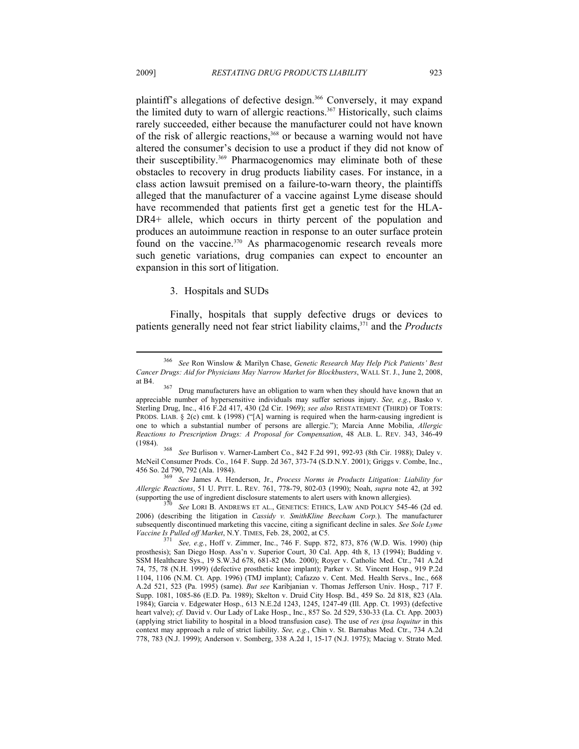plaintiff's allegations of defective design.[366] Conversely, it may expand the limited duty to warn of allergic reactions.[367] Historically, such claims rarely succeeded, either because the manufacturer could not have known of the risk of allergic reactions,[368] or because a warning would not have altered the consumer's decision to use a product if they did not know of their susceptibility.[369] Pharmacogenomics may eliminate both of these obstacles to recovery in drug products liability cases. For instance, in a class action lawsuit premised on a failure-to-warn theory, the plaintiffs alleged that the manufacturer of a vaccine against Lyme disease should have recommended that patients first get a genetic test for the HLA-DR4+ allele, which occurs in thirty percent of the population and produces an autoimmune reaction in response to an outer surface protein found on the vaccine.[370] As pharmacogenomic research reveals more such genetic variations, drug companies can expect to encounter an expansion in this sort of litigation.

### 3. Hospitals and SUDs

Finally, hospitals that supply defective drugs or devices to patients generally need not fear strict liability claims,[371] and the *Products*

---

[366] *See* Ron Winslow & Marilyn Chase, *Genetic Research May Help Pick Patients' Best Cancer Drugs: Aid for Physicians May Narrow Market for Blockbusters*, WALL ST. J., June 2, 2008, at B4.

[367] Drug manufacturers have an obligation to warn when they should have known that an appreciable number of hypersensitive individuals may suffer serious injury. *See, e.g.*, Basko v. Sterling Drug, Inc., 416 F.2d 417, 430 (2d Cir. 1969); *see also* RESTATEMENT (THIRD) OF TORTS: PRODS. LIAB. § 2(c) cmt. k (1998) ("[A] warning is required when the harm-causing ingredient is one to which a substantial number of persons are allergic."); Marcia Anne Mobilia, *Allergic Reactions to Prescription Drugs: A Proposal for Compensation*, 48 ALB. L. REV. 343, 346-49 (1984).

[368] *See* Burlison v. Warner-Lambert Co., 842 F.2d 991, 992-93 (8th Cir. 1988); Daley v. McNeil Consumer Prods. Co., 164 F. Supp. 2d 367, 373-74 (S.D.N.Y. 2001); Griggs v. Combe, Inc., 456 So. 2d 790, 792 (Ala. 1984).

[369] *See* James A. Henderson, Jr., *Process Norms in Products Litigation: Liability for Allergic Reactions*, 51 U. PITT. L. REV. 761, 778-79, 802-03 (1990); Noah, *supra* note 42, at 392 (supporting the use of ingredient disclosure statements to alert users with known allergies).

[370] *See* LORI B. ANDREWS ET AL., GENETICS: ETHICS, LAW AND POLICY 545-46 (2d ed. 2006) (describing the litigation in *Cassidy v. SmithKline Beecham Corp.*). The manufacturer subsequently discontinued marketing this vaccine, citing a significant decline in sales. *See Sole Lyme Vaccine Is Pulled off Market*, N.Y. TIMES, Feb. 28, 2002, at C5.

[371] *See, e.g.*, Hoff v. Zimmer, Inc., 746 F. Supp. 872, 873, 876 (W.D. Wis. 1990) (hip prosthesis); San Diego Hosp. Ass'n v. Superior Court, 30 Cal. App. 4th 8, 13 (1994); Budding v. SSM Healthcare Sys., 19 S.W.3d 678, 681-82 (Mo. 2000); Royer v. Catholic Med. Ctr., 741 A.2d 74, 75, 78 (N.H. 1999) (defective prosthetic knee implant); Parker v. St. Vincent Hosp., 919 P.2d 1104, 1106 (N.M. Ct. App. 1996) (TMJ implant); Cafazzo v. Cent. Med. Health Servs., Inc., 668 A.2d 521, 523 (Pa. 1995) (same). *But see* Karibjanian v. Thomas Jefferson Univ. Hosp., 717 F. Supp. 1081, 1085-86 (E.D. Pa. 1989); Skelton v. Druid City Hosp. Bd., 459 So. 2d 818, 823 (Ala. 1984); Garcia v. Edgewater Hosp., 613 N.E.2d 1243, 1245, 1247-49 (Ill. App. Ct. 1993) (defective heart valve); *cf.* David v. Our Lady of Lake Hosp., Inc., 857 So. 2d 529, 530-33 (La. Ct. App. 2003) (applying strict liability to hospital in a blood transfusion case). The use of *res ipsa loquitur* in this context may approach a rule of strict liability. *See, e.g.*, Chin v. St. Barnabas Med. Ctr., 734 A.2d 778, 783 (N.J. 1999); Anderson v. Somberg, 338 A.2d 1, 15-17 (N.J. 1975); Maciag v. Strato Med.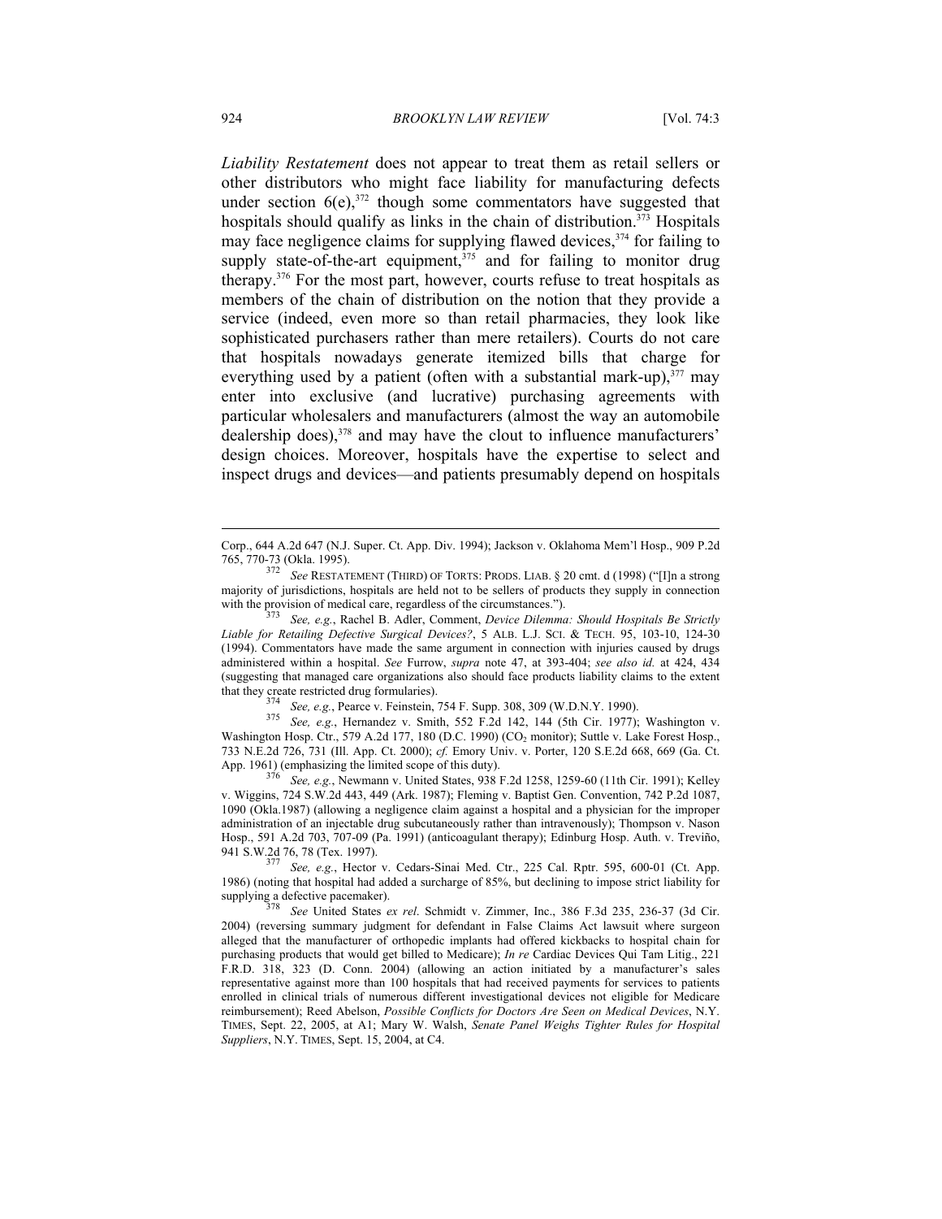*Liability Restatement* does not appear to treat them as retail sellers or other distributors who might face liability for manufacturing defects under section 6(e),[372] though some commentators have suggested that hospitals should qualify as links in the chain of distribution.[373] Hospitals may face negligence claims for supplying flawed devices,[374] for failing to supply state-of-the-art equipment,[375] and for failing to monitor drug therapy.[376] For the most part, however, courts refuse to treat hospitals as members of the chain of distribution on the notion that they provide a service (indeed, even more so than retail pharmacies, they look like sophisticated purchasers rather than mere retailers). Courts do not care that hospitals nowadays generate itemized bills that charge for everything used by a patient (often with a substantial mark-up),[377] may enter into exclusive (and lucrative) purchasing agreements with particular wholesalers and manufacturers (almost the way an automobile dealership does),[378] and may have the clout to influence manufacturers' design choices. Moreover, hospitals have the expertise to select and inspect drugs and devices—and patients presumably depend on hospitals

---

Corp., 644 A.2d 647 (N.J. Super. Ct. App. Div. 1994); Jackson v. Oklahoma Mem'l Hosp., 909 P.2d 765, 770-73 (Okla. 1995).

[372] *See* RESTATEMENT (THIRD) OF TORTS: PRODS. LIAB. § 20 cmt. d (1998) ("[I]n a strong majority of jurisdictions, hospitals are held not to be sellers of products they supply in connection with the provision of medical care, regardless of the circumstances.").

[373] *See, e.g.*, Rachel B. Adler, Comment, *Device Dilemma: Should Hospitals Be Strictly Liable for Retailing Defective Surgical Devices?*, 5 ALB. L.J. SCI. & TECH. 95, 103-10, 124-30 (1994). Commentators have made the same argument in connection with injuries caused by drugs administered within a hospital. *See* Furrow, *supra* note 47, at 393-404; *see also id.* at 424, 434 (suggesting that managed care organizations also should face products liability claims to the extent that they create restricted drug formularies).

[374] *See, e.g.*, Pearce v. Feinstein, 754 F. Supp. 308, 309 (W.D.N.Y. 1990).

[375] *See, e.g.*, Hernandez v. Smith, 552 F.2d 142, 144 (5th Cir. 1977); Washington v. Washington Hosp. Ctr., 579 A.2d 177, 180 (D.C. 1990) ($CO_2$ monitor); Suttle v. Lake Forest Hosp., 733 N.E.2d 726, 731 (Ill. App. Ct. 2000); *cf.* Emory Univ. v. Porter, 120 S.E.2d 668, 669 (Ga. Ct. App. 1961) (emphasizing the limited scope of this duty).

[376] *See, e.g.*, Newmann v. United States, 938 F.2d 1258, 1259-60 (11th Cir. 1991); Kelley v. Wiggins, 724 S.W.2d 443, 449 (Ark. 1987); Fleming v. Baptist Gen. Convention, 742 P.2d 1087, 1090 (Okla.1987) (allowing a negligence claim against a hospital and a physician for the improper administration of an injectable drug subcutaneously rather than intravenously); Thompson v. Nason Hosp., 591 A.2d 703, 707-09 (Pa. 1991) (anticoagulant therapy); Edinburg Hosp. Auth. v. Treviño, 941 S.W.2d 76, 78 (Tex. 1997).

[377] *See, e.g.*, Hector v. Cedars-Sinai Med. Ctr., 225 Cal. Rptr. 595, 600-01 (Ct. App. 1986) (noting that hospital had added a surcharge of 85%, but declining to impose strict liability for supplying a defective pacemaker).

[378] *See* United States *ex rel*. Schmidt v. Zimmer, Inc., 386 F.3d 235, 236-37 (3d Cir. 2004) (reversing summary judgment for defendant in False Claims Act lawsuit where surgeon alleged that the manufacturer of orthopedic implants had offered kickbacks to hospital chain for purchasing products that would get billed to Medicare); *In re* Cardiac Devices Qui Tam Litig., 221 F.R.D. 318, 323 (D. Conn. 2004) (allowing an action initiated by a manufacturer's sales representative against more than 100 hospitals that had received payments for services to patients enrolled in clinical trials of numerous different investigational devices not eligible for Medicare reimbursement); Reed Abelson, *Possible Conflicts for Doctors Are Seen on Medical Devices*, N.Y. TIMES, Sept. 22, 2005, at A1; Mary W. Walsh, *Senate Panel Weighs Tighter Rules for Hospital Suppliers*, N.Y. TIMES, Sept. 15, 2004, at C4.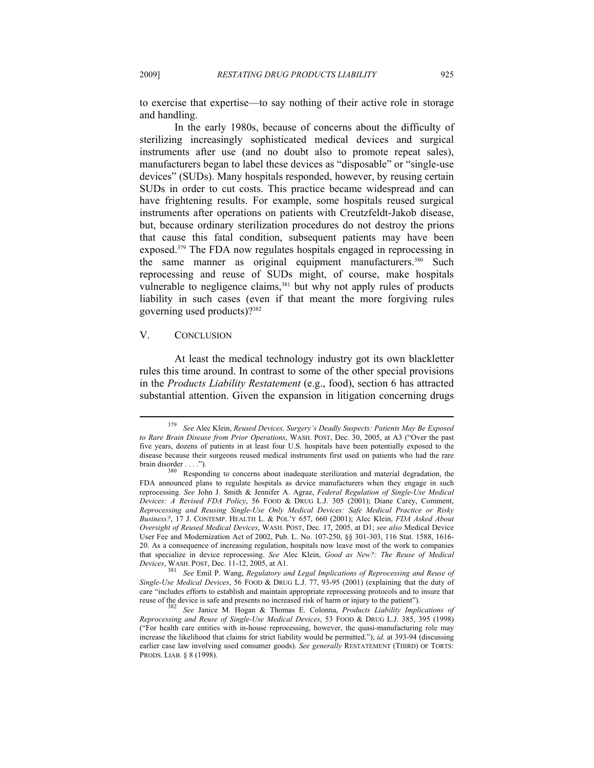to exercise that expertise—to say nothing of their active role in storage and handling.

In the early 1980s, because of concerns about the difficulty of sterilizing increasingly sophisticated medical devices and surgical instruments after use (and no doubt also to promote repeat sales), manufacturers began to label these devices as "disposable" or "single-use devices" (SUDs). Many hospitals responded, however, by reusing certain SUDs in order to cut costs. This practice became widespread and can have frightening results. For example, some hospitals reused surgical instruments after operations on patients with Creutzfeldt-Jakob disease, but, because ordinary sterilization procedures do not destroy the prions that cause this fatal condition, subsequent patients may have been exposed.[379] The FDA now regulates hospitals engaged in reprocessing in the same manner as original equipment manufacturers.[380] Such reprocessing and reuse of SUDs might, of course, make hospitals vulnerable to negligence claims,[381] but why not apply rules of products liability in such cases (even if that meant the more forgiving rules governing used products)?[382]

## V. CONCLUSION

At least the medical technology industry got its own blackletter rules this time around. In contrast to some of the other special provisions in the *Products Liability Restatement* (e.g., food), section 6 has attracted substantial attention. Given the expansion in litigation concerning drugs

---

[379] *See* Alec Klein, *Reused Devices, Surgery's Deadly Suspects: Patients May Be Exposed to Rare Brain Disease from Prior Operations*, WASH. POST, Dec. 30, 2005, at A3 ("Over the past five years, dozens of patients in at least four U.S. hospitals have been potentially exposed to the disease because their surgeons reused medical instruments first used on patients who had the rare brain disorder . . . .").

[380] Responding to concerns about inadequate sterilization and material degradation, the FDA announced plans to regulate hospitals as device manufacturers when they engage in such reprocessing. *See* John J. Smith & Jennifer A. Agraz, *Federal Regulation of Single-Use Medical Devices: A Revised FDA Policy*, 56 FOOD & DRUG L.J. 305 (2001); Diane Carey, Comment, *Reprocessing and Reusing Single-Use Only Medical Devices: Safe Medical Practice or Risky Business?*, 17 J. CONTEMP. HEALTH L. & POL'Y 657, 660 (2001); Alec Klein, *FDA Asked About Oversight of Reused Medical Devices*, WASH. POST, Dec. 17, 2005, at D1; *see also* Medical Device User Fee and Modernization Act of 2002, Pub. L. No. 107-250, §§ 301-303, 116 Stat. 1588, 1616-20. As a consequence of increasing regulation, hospitals now leave most of the work to companies that specialize in device reprocessing. *See* Alec Klein, *Good as New?: The Reuse of Medical Devices*, WASH. POST, Dec. 11-12, 2005, at A1.

[381] *See* Emil P. Wang, *Regulatory and Legal Implications of Reprocessing and Reuse of Single-Use Medical Devices*, 56 FOOD & DRUG L.J. 77, 93-95 (2001) (explaining that the duty of care "includes efforts to establish and maintain appropriate reprocessing protocols and to insure that reuse of the device is safe and presents no increased risk of harm or injury to the patient").

[382] *See* Janice M. Hogan & Thomas E. Colonna, *Products Liability Implications of Reprocessing and Reuse of Single-Use Medical Devices*, 53 FOOD & DRUG L.J. 385, 395 (1998) ("For health care entities with in-house reprocessing, however, the quasi-manufacturing role may increase the likelihood that claims for strict liability would be permitted."); *id.* at 393-94 (discussing earlier case law involving used consumer goods). *See generally* RESTATEMENT (THIRD) OF TORTS: PRODS. LIAB. § 8 (1998).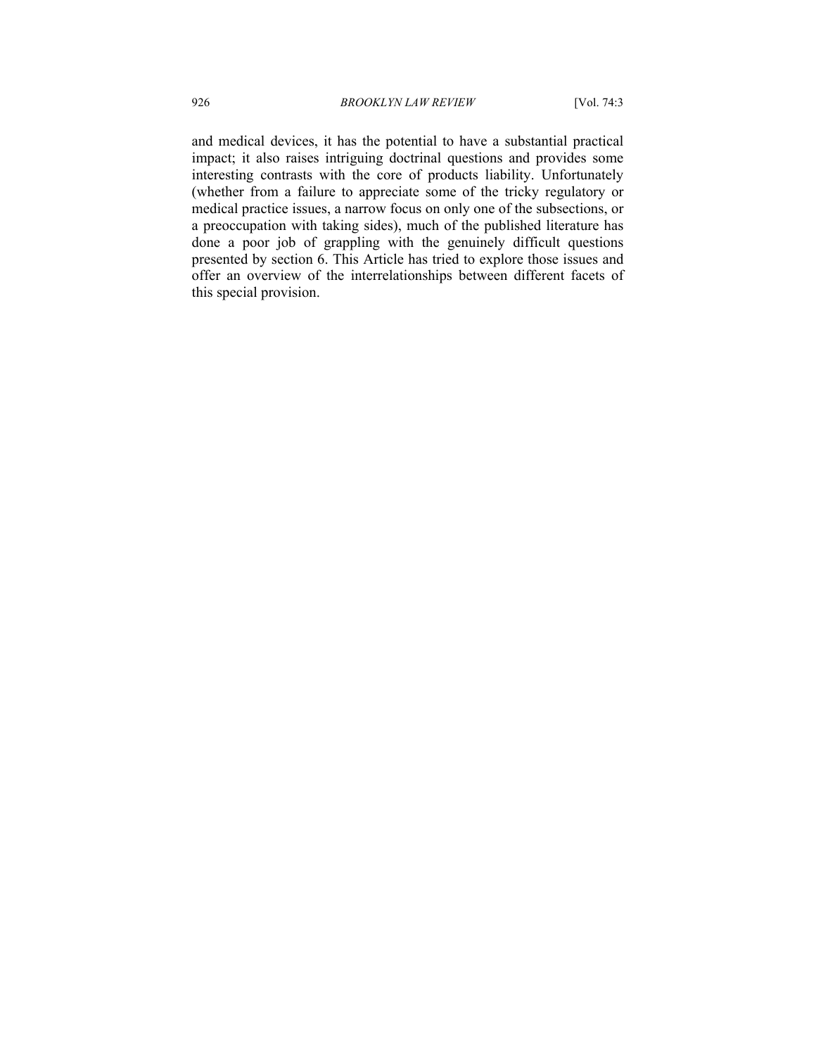and medical devices, it has the potential to have a substantial practical impact; it also raises intriguing doctrinal questions and provides some interesting contrasts with the core of products liability. Unfortunately (whether from a failure to appreciate some of the tricky regulatory or medical practice issues, a narrow focus on only one of the subsections, or a preoccupation with taking sides), much of the published literature has done a poor job of grappling with the genuinely difficult questions presented by section 6. This Article has tried to explore those issues and offer an overview of the interrelationships between different facets of this special provision.